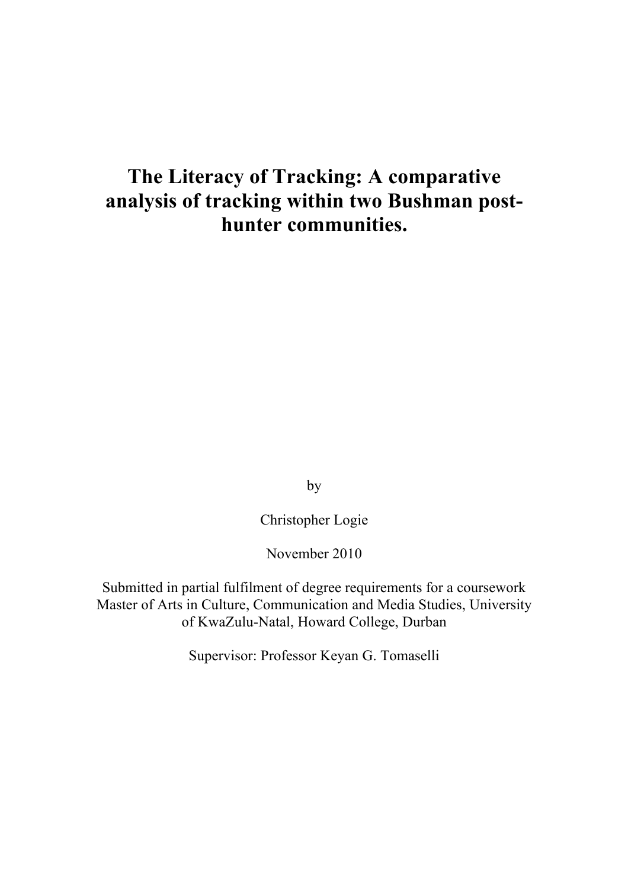# The Literacy of Tracking: A comparative analysis of tracking within two Bushman post-hunter communities.

by

Christopher Logie

November 2010

Submitted in partial fulfilment of degree requirements for a coursework Master of Arts in Culture, Communication and Media Studies, University of KwaZulu-Natal, Howard College, Durban

Supervisor: Professor Keyan G. Tomaselli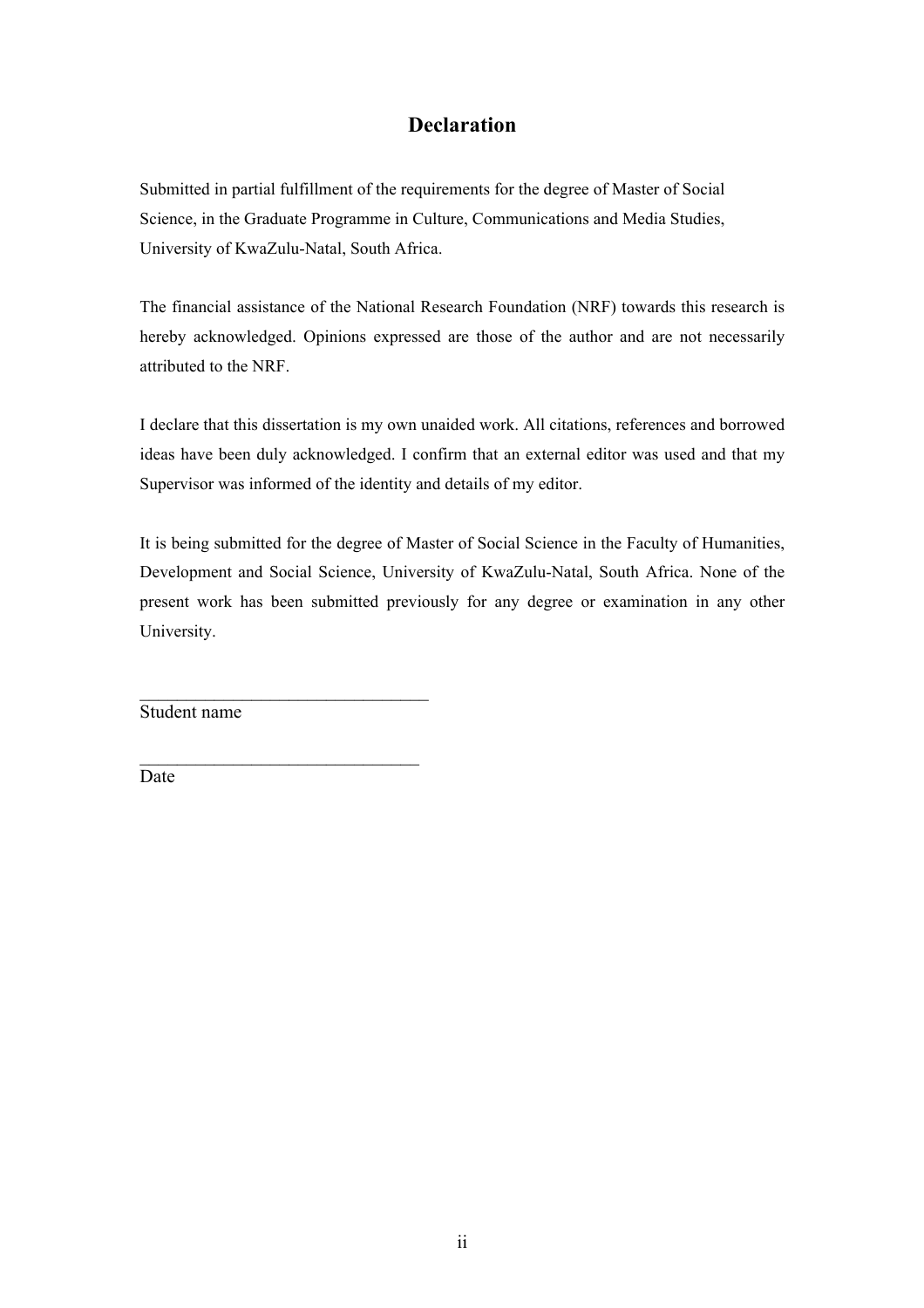# Declaration

Submitted in partial fulfillment of the requirements for the degree of Master of Social Science, in the Graduate Programme in Culture, Communications and Media Studies, University of KwaZulu-Natal, South Africa.

The financial assistance of the National Research Foundation (NRF) towards this research is hereby acknowledged. Opinions expressed are those of the author and are not necessarily attributed to the NRF.

I declare that this dissertation is my own unaided work. All citations, references and borrowed ideas have been duly acknowledged. I confirm that an external editor was used and that my Supervisor was informed of the identity and details of my editor.

It is being submitted for the degree of Master of Social Science in the Faculty of Humanities, Development and Social Science, University of KwaZulu-Natal, South Africa. None of the present work has been submitted previously for any degree or examination in any other University.

_______________________________
Student name

_______________________________
Date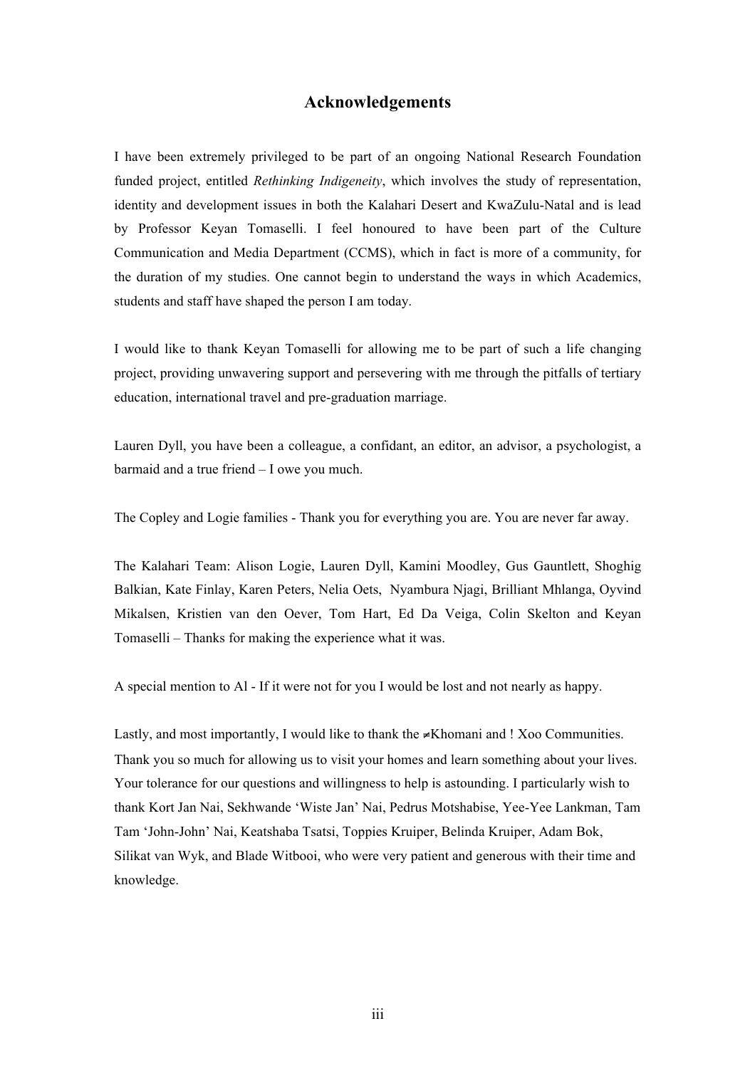# Acknowledgements

I have been extremely privileged to be part of an ongoing National Research Foundation funded project, entitled *Rethinking Indigeneity*, which involves the study of representation, identity and development issues in both the Kalahari Desert and KwaZulu-Natal and is lead by Professor Keyan Tomaselli. I feel honoured to have been part of the Culture Communication and Media Department (CCMS), which in fact is more of a community, for the duration of my studies. One cannot begin to understand the ways in which Academics, students and staff have shaped the person I am today.

I would like to thank Keyan Tomaselli for allowing me to be part of such a life changing project, providing unwavering support and persevering with me through the pitfalls of tertiary education, international travel and pre-graduation marriage.

Lauren Dyll, you have been a colleague, a confidant, an editor, an advisor, a psychologist, a barmaid and a true friend – I owe you much.

The Copley and Logie families - Thank you for everything you are. You are never far away.

The Kalahari Team: Alison Logie, Lauren Dyll, Kamini Moodley, Gus Gauntlett, Shoghig Balkian, Kate Finlay, Karen Peters, Nelia Oets, Nyambura Njagi, Brilliant Mhlanga, Oyvind Mikalsen, Kristien van den Oever, Tom Hart, Ed Da Veiga, Colin Skelton and Keyan Tomaselli – Thanks for making the experience what it was.

A special mention to Al - If it were not for you I would be lost and not nearly as happy.

Lastly, and most importantly, I would like to thank the ≠Khomani and ! Xoo Communities. Thank you so much for allowing us to visit your homes and learn something about your lives. Your tolerance for our questions and willingness to help is astounding. I particularly wish to thank Kort Jan Nai, Sekhwande 'Wiste Jan' Nai, Pedrus Motshabise, Yee-Yee Lankman, Tam Tam 'John-John' Nai, Keatshaba Tsatsi, Toppies Kruiper, Belinda Kruiper, Adam Bok, Silikat van Wyk, and Blade Witbooi, who were very patient and generous with their time and knowledge.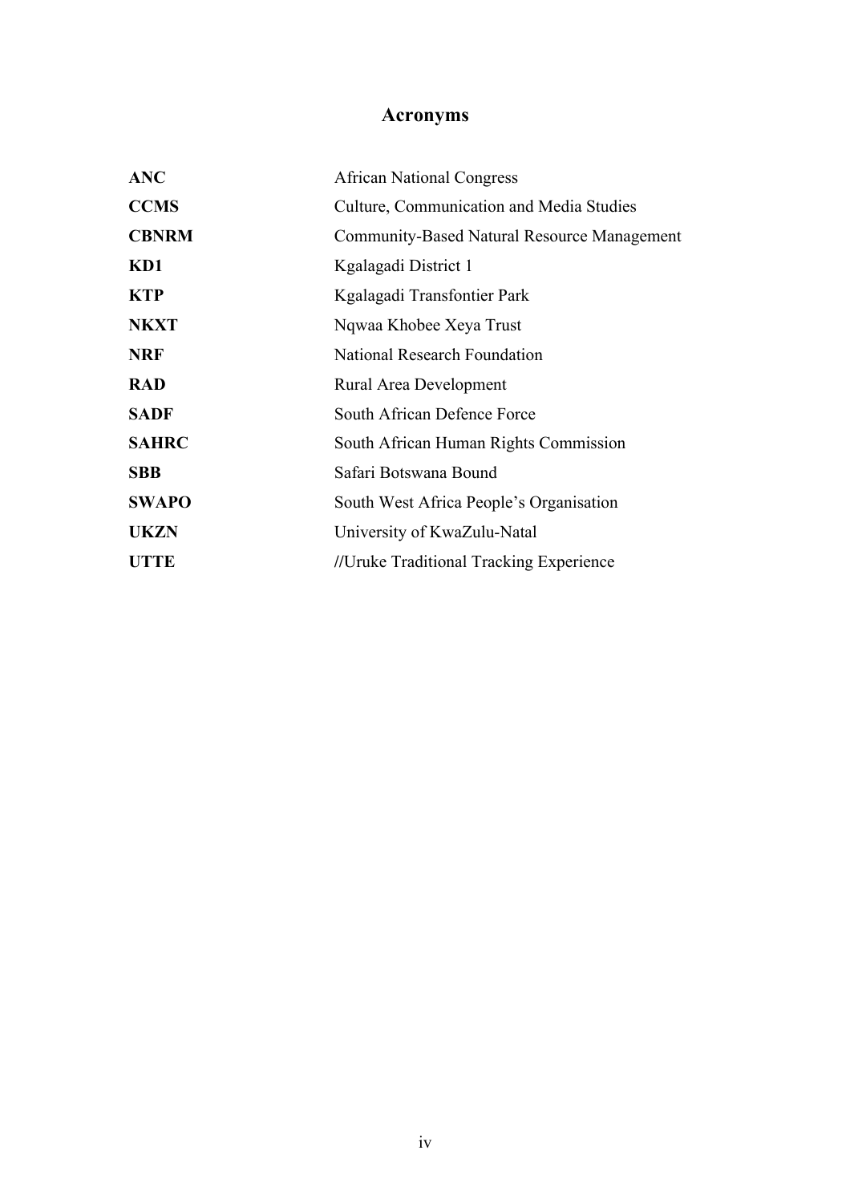# Acronyms

| | |
|---|---|
| **ANC** | African National Congress |
| **CCMS** | Culture, Communication and Media Studies |
| **CBNRM** | Community-Based Natural Resource Management |
| **KD1** | Kgalagadi District 1 |
| **KTP** | Kgalagadi Transfontier Park |
| **NKXT** | Nqwaa Khobee Xeya Trust |
| **NRF** | National Research Foundation |
| **RAD** | Rural Area Development |
| **SADF** | South African Defence Force |
| **SAHRC** | South African Human Rights Commission |
| **SBB** | Safari Botswana Bound |
| **SWAPO** | South West Africa People's Organisation |
| **UKZN** | University of KwaZulu-Natal |
| **UTTE** | //Uruke Traditional Tracking Experience |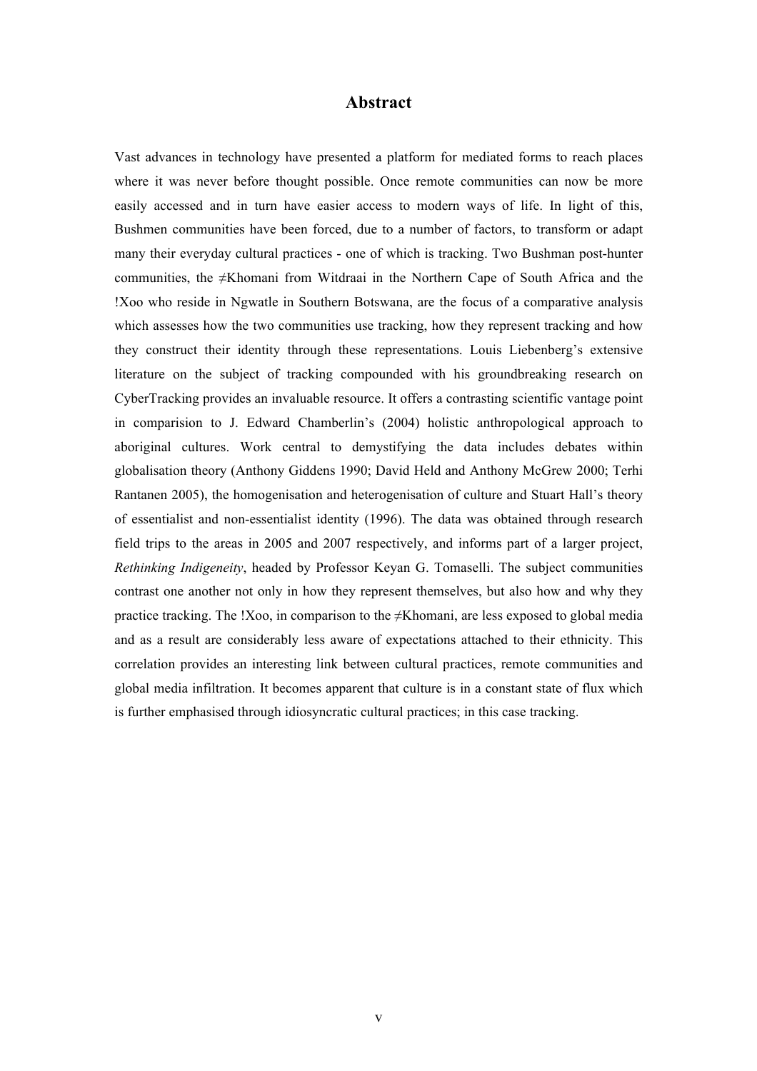# Abstract

Vast advances in technology have presented a platform for mediated forms to reach places where it was never before thought possible. Once remote communities can now be more easily accessed and in turn have easier access to modern ways of life. In light of this, Bushmen communities have been forced, due to a number of factors, to transform or adapt many their everyday cultural practices - one of which is tracking. Two Bushman post-hunter communities, the ≠Khomani from Witdraai in the Northern Cape of South Africa and the !Xoo who reside in Ngwatle in Southern Botswana, are the focus of a comparative analysis which assesses how the two communities use tracking, how they represent tracking and how they construct their identity through these representations. Louis Liebenberg's extensive literature on the subject of tracking compounded with his groundbreaking research on CyberTracking provides an invaluable resource. It offers a contrasting scientific vantage point in comparision to J. Edward Chamberlin's (2004) holistic anthropological approach to aboriginal cultures. Work central to demystifying the data includes debates within globalisation theory (Anthony Giddens 1990; David Held and Anthony McGrew 2000; Terhi Rantanen 2005), the homogenisation and heterogenisation of culture and Stuart Hall's theory of essentialist and non-essentialist identity (1996). The data was obtained through research field trips to the areas in 2005 and 2007 respectively, and informs part of a larger project, *Rethinking Indigeneity*, headed by Professor Keyan G. Tomaselli. The subject communities contrast one another not only in how they represent themselves, but also how and why they practice tracking. The !Xoo, in comparison to the ≠Khomani, are less exposed to global media and as a result are considerably less aware of expectations attached to their ethnicity. This correlation provides an interesting link between cultural practices, remote communities and global media infiltration. It becomes apparent that culture is in a constant state of flux which is further emphasised through idiosyncratic cultural practices; in this case tracking.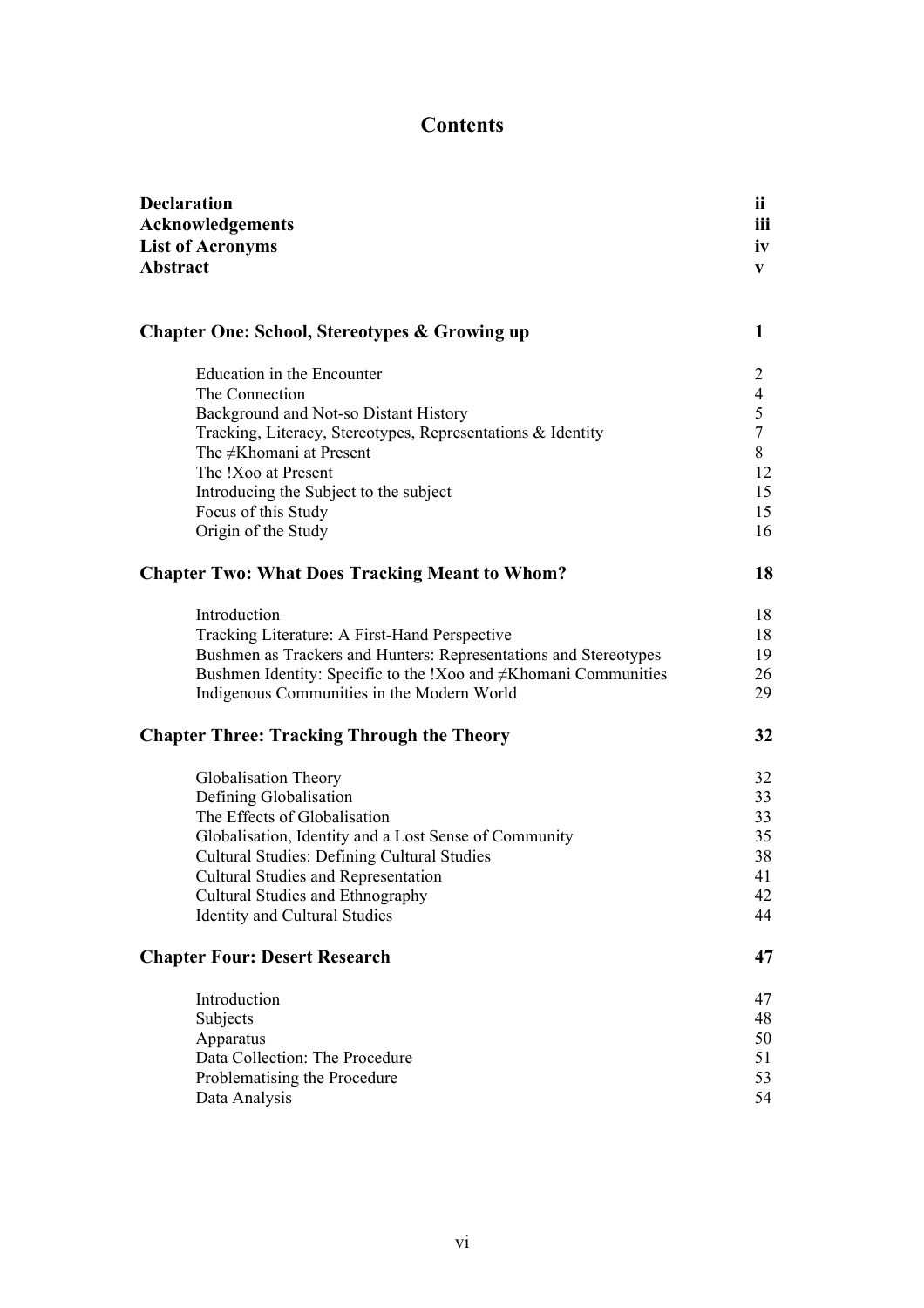# Contents

| | |
|---|---|
| **Declaration** | **ii** |
| **Acknowledgements** | **iii** |
| **List of Acronyms** | **iv** |
| **Abstract** | **v** |
| | |
| **Chapter One: School, Stereotypes & Growing up** | **1** |
| Education in the Encounter | 2 |
| The Connection | 4 |
| Background and Not-so Distant History | 5 |
| Tracking, Literacy, Stereotypes, Representations & Identity | 7 |
| The ≠Khomani at Present | 8 |
| The !Xoo at Present | 12 |
| Introducing the Subject to the subject | 15 |
| Focus of this Study | 15 |
| Origin of the Study | 16 |
| | |
| **Chapter Two: What Does Tracking Meant to Whom?** | **18** |
| Introduction | 18 |
| Tracking Literature: A First-Hand Perspective | 18 |
| Bushmen as Trackers and Hunters: Representations and Stereotypes | 19 |
| Bushmen Identity: Specific to the !Xoo and ≠Khomani Communities | 26 |
| Indigenous Communities in the Modern World | 29 |
| | |
| **Chapter Three: Tracking Through the Theory** | **32** |
| Globalisation Theory | 32 |
| Defining Globalisation | 33 |
| The Effects of Globalisation | 33 |
| Globalisation, Identity and a Lost Sense of Community | 35 |
| Cultural Studies: Defining Cultural Studies | 38 |
| Cultural Studies and Representation | 41 |
| Cultural Studies and Ethnography | 42 |
| Identity and Cultural Studies | 44 |
| | |
| **Chapter Four: Desert Research** | **47** |
| Introduction | 47 |
| Subjects | 48 |
| Apparatus | 50 |
| Data Collection: The Procedure | 51 |
| Problematising the Procedure | 53 |
| Data Analysis | 54 |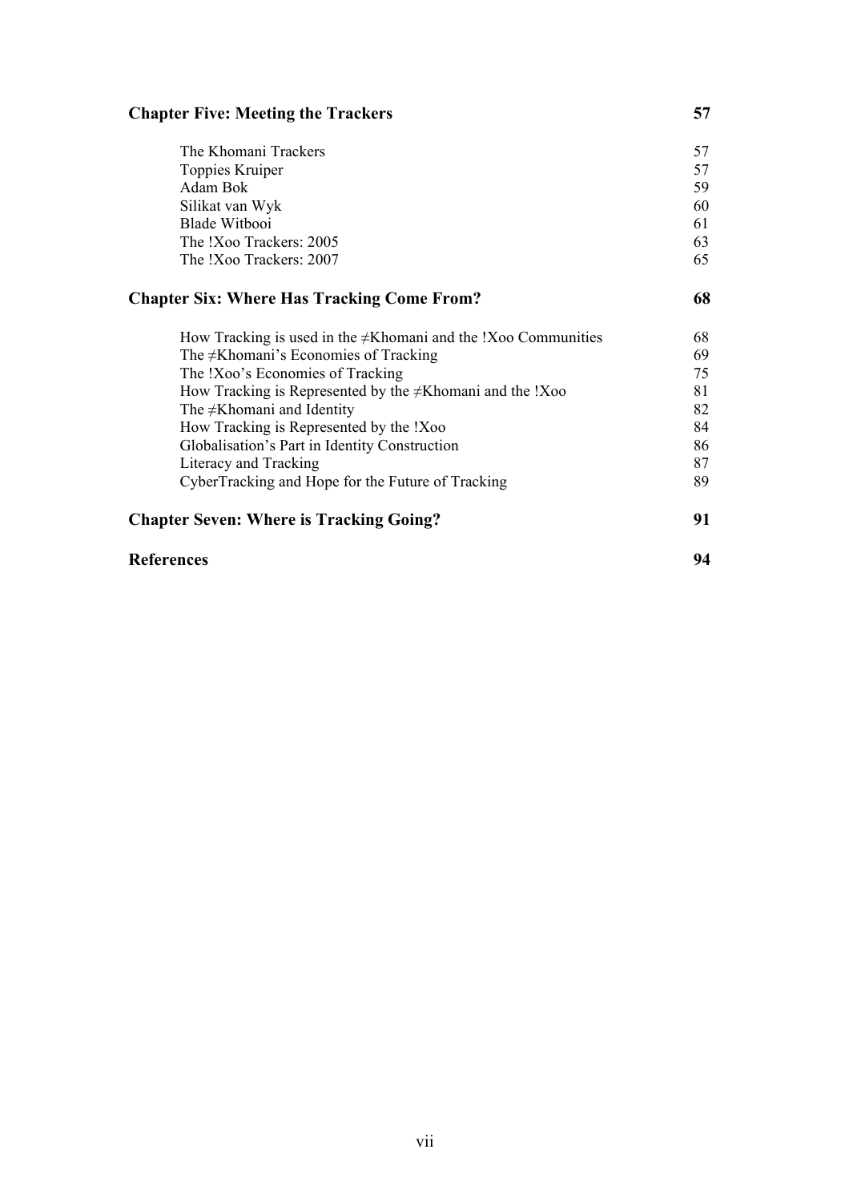| | |
|---|---|
| **Chapter Five: Meeting the Trackers** | **57** |
| The Khomani Trackers | 57 |
| Toppies Kruiper | 57 |
| Adam Bok | 59 |
| Silikat van Wyk | 60 |
| Blade Witbooi | 61 |
| The !Xoo Trackers: 2005 | 63 |
| The !Xoo Trackers: 2007 | 65 |
| **Chapter Six: Where Has Tracking Come From?** | **68** |
| How Tracking is used in the ≠Khomani and the !Xoo Communities | 68 |
| The ≠Khomani's Economies of Tracking | 69 |
| The !Xoo's Economies of Tracking | 75 |
| How Tracking is Represented by the ≠Khomani and the !Xoo | 81 |
| The ≠Khomani and Identity | 82 |
| How Tracking is Represented by the !Xoo | 84 |
| Globalisation's Part in Identity Construction | 86 |
| Literacy and Tracking | 87 |
| CyberTracking and Hope for the Future of Tracking | 89 |
| **Chapter Seven: Where is Tracking Going?** | **91** |
| **References** | **94** |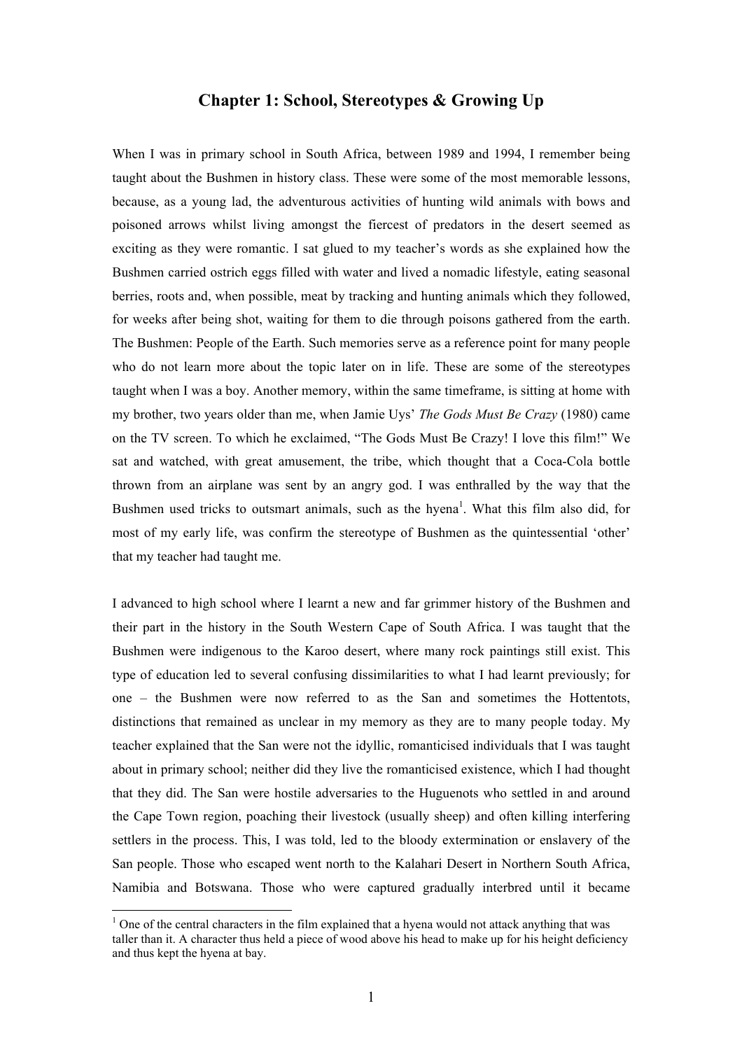# Chapter 1: School, Stereotypes & Growing Up

When I was in primary school in South Africa, between 1989 and 1994, I remember being taught about the Bushmen in history class. These were some of the most memorable lessons, because, as a young lad, the adventurous activities of hunting wild animals with bows and poisoned arrows whilst living amongst the fiercest of predators in the desert seemed as exciting as they were romantic. I sat glued to my teacher's words as she explained how the Bushmen carried ostrich eggs filled with water and lived a nomadic lifestyle, eating seasonal berries, roots and, when possible, meat by tracking and hunting animals which they followed, for weeks after being shot, waiting for them to die through poisons gathered from the earth. The Bushmen: People of the Earth. Such memories serve as a reference point for many people who do not learn more about the topic later on in life. These are some of the stereotypes taught when I was a boy. Another memory, within the same timeframe, is sitting at home with my brother, two years older than me, when Jamie Uys' *The Gods Must Be Crazy* (1980) came on the TV screen. To which he exclaimed, "The Gods Must Be Crazy! I love this film!" We sat and watched, with great amusement, the tribe, which thought that a Coca-Cola bottle thrown from an airplane was sent by an angry god. I was enthralled by the way that the Bushmen used tricks to outsmart animals, such as the hyena[1]. What this film also did, for most of my early life, was confirm the stereotype of Bushmen as the quintessential 'other' that my teacher had taught me.

I advanced to high school where I learnt a new and far grimmer history of the Bushmen and their part in the history in the South Western Cape of South Africa. I was taught that the Bushmen were indigenous to the Karoo desert, where many rock paintings still exist. This type of education led to several confusing dissimilarities to what I had learnt previously; for one – the Bushmen were now referred to as the San and sometimes the Hottentots, distinctions that remained as unclear in my memory as they are to many people today. My teacher explained that the San were not the idyllic, romanticised individuals that I was taught about in primary school; neither did they live the romanticised existence, which I had thought that they did. The San were hostile adversaries to the Huguenots who settled in and around the Cape Town region, poaching their livestock (usually sheep) and often killing interfering settlers in the process. This, I was told, led to the bloody extermination or enslavery of the San people. Those who escaped went north to the Kalahari Desert in Northern South Africa, Namibia and Botswana. Those who were captured gradually interbred until it became

[1] One of the central characters in the film explained that a hyena would not attack anything that was taller than it. A character thus held a piece of wood above his head to make up for his height deficiency and thus kept the hyena at bay.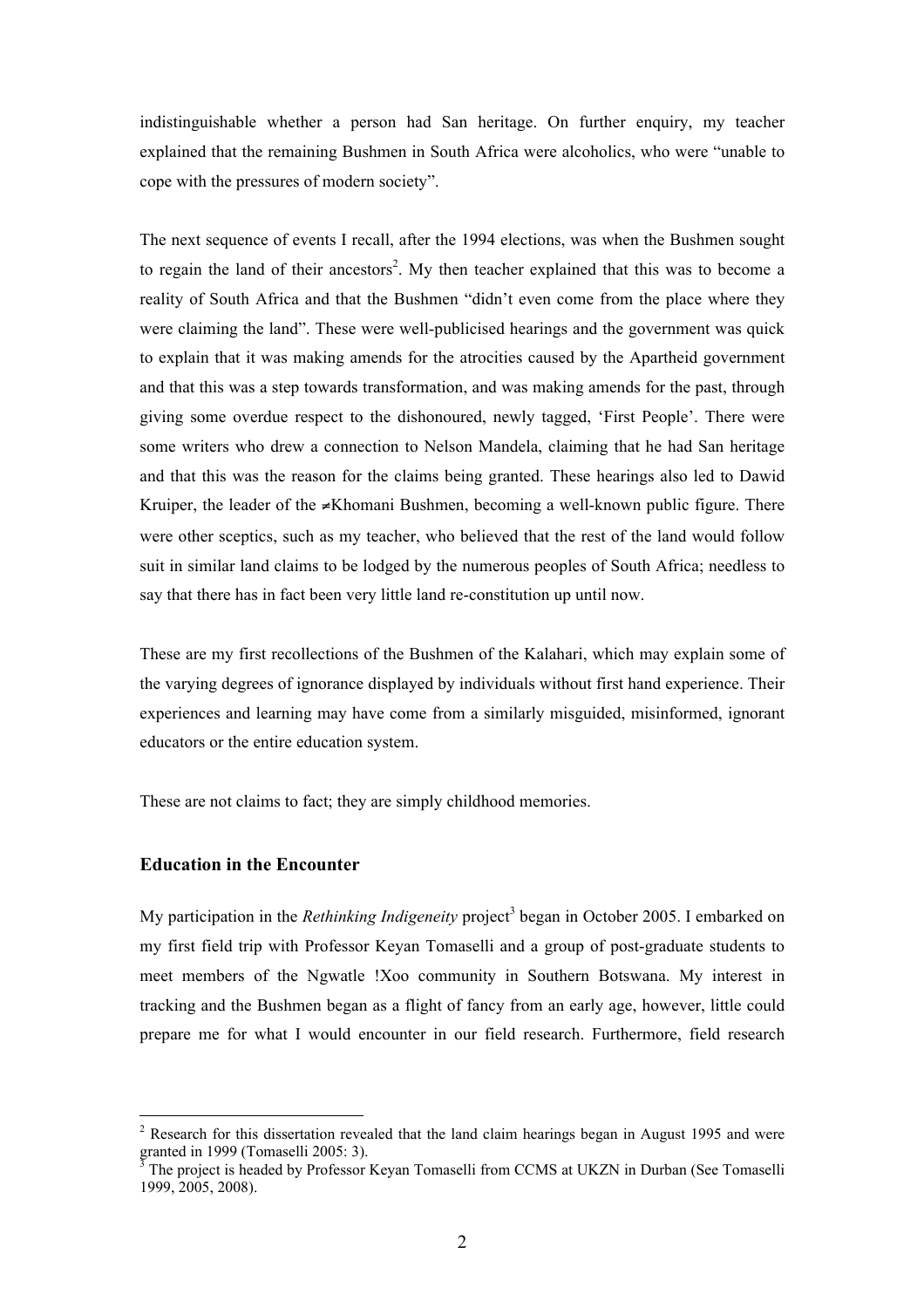indistinguishable whether a person had San heritage. On further enquiry, my teacher explained that the remaining Bushmen in South Africa were alcoholics, who were "unable to cope with the pressures of modern society".

The next sequence of events I recall, after the 1994 elections, was when the Bushmen sought to regain the land of their ancestors[2]. My then teacher explained that this was to become a reality of South Africa and that the Bushmen "didn't even come from the place where they were claiming the land". These were well-publicised hearings and the government was quick to explain that it was making amends for the atrocities caused by the Apartheid government and that this was a step towards transformation, and was making amends for the past, through giving some overdue respect to the dishonoured, newly tagged, 'First People'. There were some writers who drew a connection to Nelson Mandela, claiming that he had San heritage and that this was the reason for the claims being granted. These hearings also led to Dawid Kruiper, the leader of the ≠Khomani Bushmen, becoming a well-known public figure. There were other sceptics, such as my teacher, who believed that the rest of the land would follow suit in similar land claims to be lodged by the numerous peoples of South Africa; needless to say that there has in fact been very little land re-constitution up until now.

These are my first recollections of the Bushmen of the Kalahari, which may explain some of the varying degrees of ignorance displayed by individuals without first hand experience. Their experiences and learning may have come from a similarly misguided, misinformed, ignorant educators or the entire education system.

These are not claims to fact; they are simply childhood memories.

### Education in the Encounter

My participation in the *Rethinking Indigeneity* project[3] began in October 2005. I embarked on my first field trip with Professor Keyan Tomaselli and a group of post-graduate students to meet members of the Ngwatle !Xoo community in Southern Botswana. My interest in tracking and the Bushmen began as a flight of fancy from an early age, however, little could prepare me for what I would encounter in our field research. Furthermore, field research

[2] Research for this dissertation revealed that the land claim hearings began in August 1995 and were granted in 1999 (Tomaselli 2005: 3).

[3] The project is headed by Professor Keyan Tomaselli from CCMS at UKZN in Durban (See Tomaselli 1999, 2005, 2008).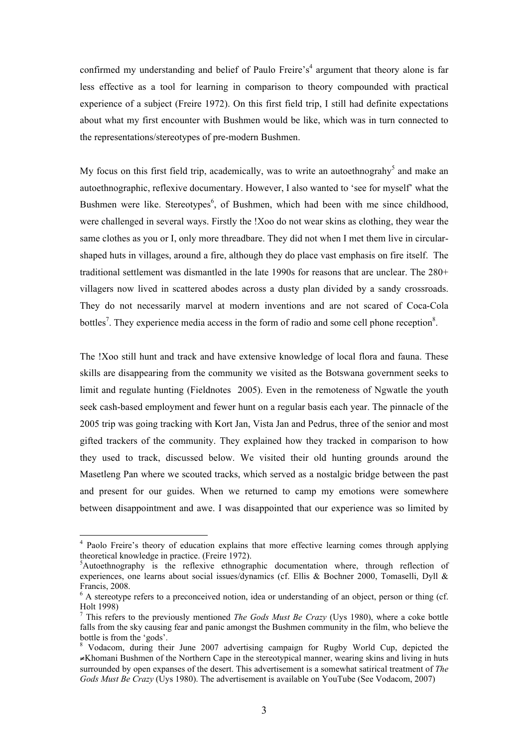confirmed my understanding and belief of Paulo Freire's[4] argument that theory alone is far less effective as a tool for learning in comparison to theory compounded with practical experience of a subject (Freire 1972). On this first field trip, I still had definite expectations about what my first encounter with Bushmen would be like, which was in turn connected to the representations/stereotypes of pre-modern Bushmen.

My focus on this first field trip, academically, was to write an autoethnograhy[5] and make an autoethnographic, reflexive documentary. However, I also wanted to 'see for myself' what the Bushmen were like. Stereotypes[6], of Bushmen, which had been with me since childhood, were challenged in several ways. Firstly the !Xoo do not wear skins as clothing, they wear the same clothes as you or I, only more threadbare. They did not when I met them live in circular-shaped huts in villages, around a fire, although they do place vast emphasis on fire itself. The traditional settlement was dismantled in the late 1990s for reasons that are unclear. The 280+ villagers now lived in scattered abodes across a dusty plan divided by a sandy crossroads. They do not necessarily marvel at modern inventions and are not scared of Coca-Cola bottles[7]. They experience media access in the form of radio and some cell phone reception[8].

The !Xoo still hunt and track and have extensive knowledge of local flora and fauna. These skills are disappearing from the community we visited as the Botswana government seeks to limit and regulate hunting (Fieldnotes 2005). Even in the remoteness of Ngwatle the youth seek cash-based employment and fewer hunt on a regular basis each year. The pinnacle of the 2005 trip was going tracking with Kort Jan, Vista Jan and Pedrus, three of the senior and most gifted trackers of the community. They explained how they tracked in comparison to how they used to track, discussed below. We visited their old hunting grounds around the Masetleng Pan where we scouted tracks, which served as a nostalgic bridge between the past and present for our guides. When we returned to camp my emotions were somewhere between disappointment and awe. I was disappointed that our experience was so limited by

---

[4] Paolo Freire's theory of education explains that more effective learning comes through applying theoretical knowledge in practice. (Freire 1972).

[5] Autoethnography is the reflexive ethnographic documentation where, through reflection of experiences, one learns about social issues/dynamics (cf. Ellis & Bochner 2000, Tomaselli, Dyll & Francis, 2008.

[6] A stereotype refers to a preconceived notion, idea or understanding of an object, person or thing (cf. Holt 1998)

[7] This refers to the previously mentioned *The Gods Must Be Crazy* (Uys 1980), where a coke bottle falls from the sky causing fear and panic amongst the Bushmen community in the film, who believe the bottle is from the 'gods'.

[8] Vodacom, during their June 2007 advertising campaign for Rugby World Cup, depicted the ≠Khomani Bushmen of the Northern Cape in the stereotypical manner, wearing skins and living in huts surrounded by open expanses of the desert. This advertisement is a somewhat satirical treatment of *The Gods Must Be Crazy* (Uys 1980). The advertisement is available on YouTube (See Vodacom, 2007)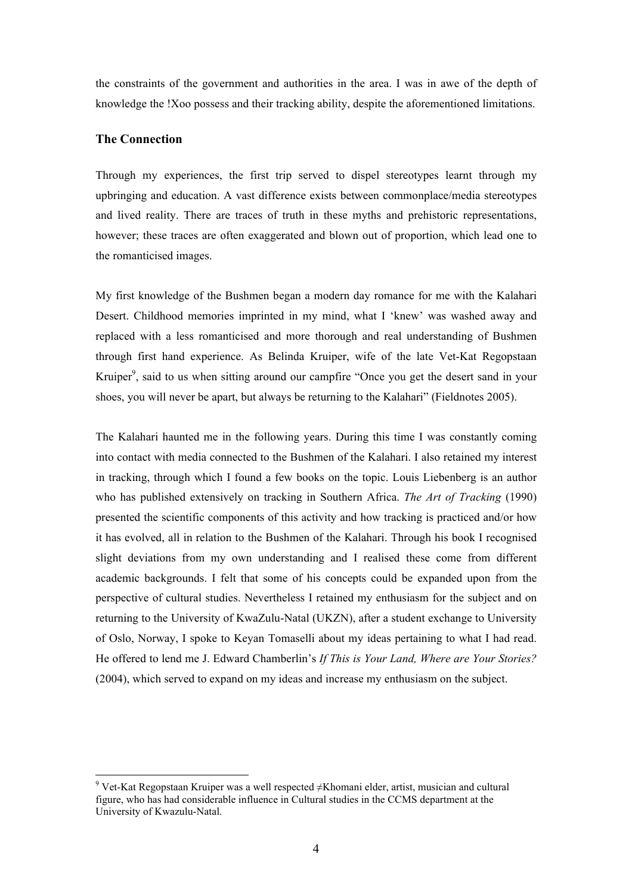the constraints of the government and authorities in the area. I was in awe of the depth of knowledge the !Xoo possess and their tracking ability, despite the aforementioned limitations.

### The Connection

Through my experiences, the first trip served to dispel stereotypes learnt through my upbringing and education. A vast difference exists between commonplace/media stereotypes and lived reality. There are traces of truth in these myths and prehistoric representations, however; these traces are often exaggerated and blown out of proportion, which lead one to the romanticised images.

My first knowledge of the Bushmen began a modern day romance for me with the Kalahari Desert. Childhood memories imprinted in my mind, what I 'knew' was washed away and replaced with a less romanticised and more thorough and real understanding of Bushmen through first hand experience. As Belinda Kruiper, wife of the late Vet-Kat Regopstaan Kruiper[9], said to us when sitting around our campfire "Once you get the desert sand in your shoes, you will never be apart, but always be returning to the Kalahari" (Fieldnotes 2005).

The Kalahari haunted me in the following years. During this time I was constantly coming into contact with media connected to the Bushmen of the Kalahari. I also retained my interest in tracking, through which I found a few books on the topic. Louis Liebenberg is an author who has published extensively on tracking in Southern Africa. *The Art of Tracking* (1990) presented the scientific components of this activity and how tracking is practiced and/or how it has evolved, all in relation to the Bushmen of the Kalahari. Through his book I recognised slight deviations from my own understanding and I realised these come from different academic backgrounds. I felt that some of his concepts could be expanded upon from the perspective of cultural studies. Nevertheless I retained my enthusiasm for the subject and on returning to the University of KwaZulu-Natal (UKZN), after a student exchange to University of Oslo, Norway, I spoke to Keyan Tomaselli about my ideas pertaining to what I had read. He offered to lend me J. Edward Chamberlin's *If This is Your Land, Where are Your Stories?* (2004), which served to expand on my ideas and increase my enthusiasm on the subject.

---

[9] Vet-Kat Regopstaan Kruiper was a well respected ≠Khomani elder, artist, musician and cultural figure, who has had considerable influence in Cultural studies in the CCMS department at the University of Kwazulu-Natal.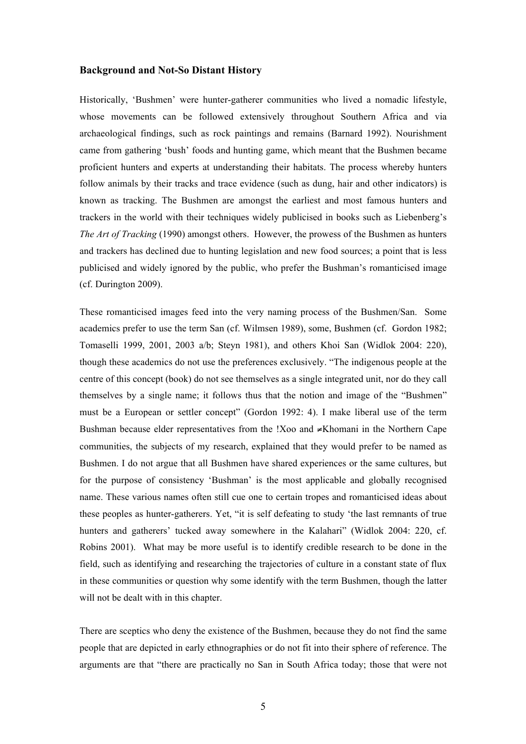### Background and Not-So Distant History

Historically, 'Bushmen' were hunter-gatherer communities who lived a nomadic lifestyle, whose movements can be followed extensively throughout Southern Africa and via archaeological findings, such as rock paintings and remains (Barnard 1992). Nourishment came from gathering 'bush' foods and hunting game, which meant that the Bushmen became proficient hunters and experts at understanding their habitats. The process whereby hunters follow animals by their tracks and trace evidence (such as dung, hair and other indicators) is known as tracking. The Bushmen are amongst the earliest and most famous hunters and trackers in the world with their techniques widely publicised in books such as Liebenberg's *The Art of Tracking* (1990) amongst others. However, the prowess of the Bushmen as hunters and trackers has declined due to hunting legislation and new food sources; a point that is less publicised and widely ignored by the public, who prefer the Bushman's romanticised image (cf. Durington 2009).

These romanticised images feed into the very naming process of the Bushmen/San. Some academics prefer to use the term San (cf. Wilmsen 1989), some, Bushmen (cf. Gordon 1982; Tomaselli 1999, 2001, 2003 a/b; Steyn 1981), and others Khoi San (Widlok 2004: 220), though these academics do not use the preferences exclusively. "The indigenous people at the centre of this concept (book) do not see themselves as a single integrated unit, nor do they call themselves by a single name; it follows thus that the notion and image of the "Bushmen" must be a European or settler concept" (Gordon 1992: 4). I make liberal use of the term Bushman because elder representatives from the !Xoo and ≠Khomani in the Northern Cape communities, the subjects of my research, explained that they would prefer to be named as Bushmen. I do not argue that all Bushmen have shared experiences or the same cultures, but for the purpose of consistency 'Bushman' is the most applicable and globally recognised name. These various names often still cue one to certain tropes and romanticised ideas about these peoples as hunter-gatherers. Yet, "it is self defeating to study 'the last remnants of true hunters and gatherers' tucked away somewhere in the Kalahari" (Widlok 2004: 220, cf. Robins 2001). What may be more useful is to identify credible research to be done in the field, such as identifying and researching the trajectories of culture in a constant state of flux in these communities or question why some identify with the term Bushmen, though the latter will not be dealt with in this chapter.

There are sceptics who deny the existence of the Bushmen, because they do not find the same people that are depicted in early ethnographies or do not fit into their sphere of reference. The arguments are that "there are practically no San in South Africa today; those that were not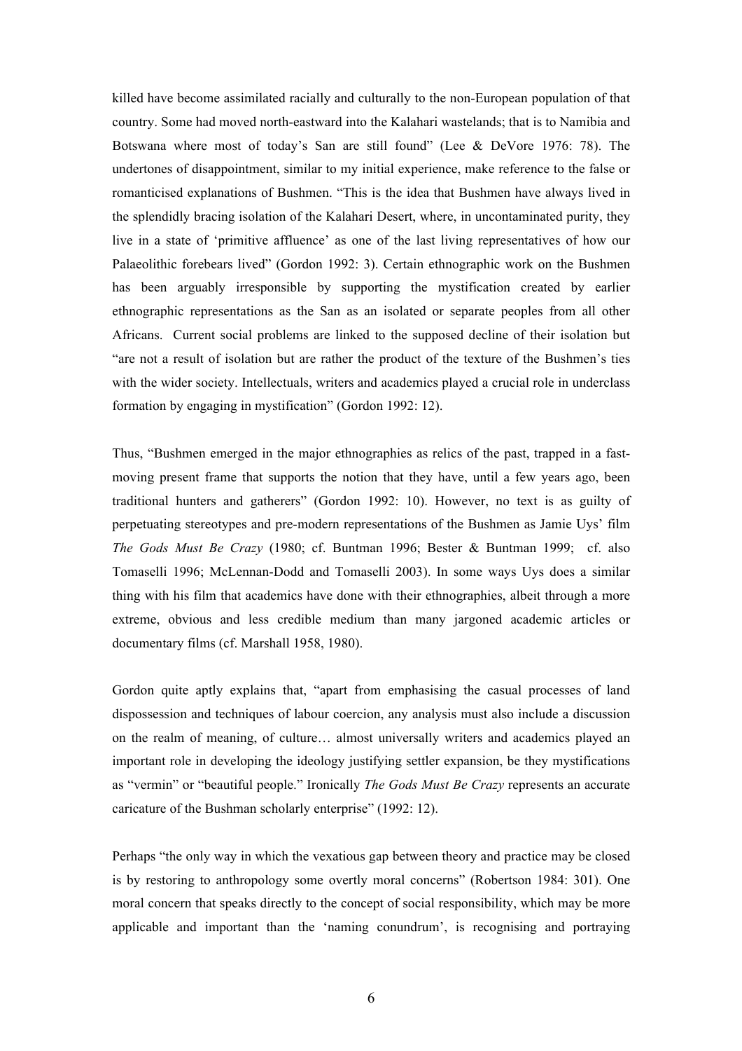killed have become assimilated racially and culturally to the non-European population of that country. Some had moved north-eastward into the Kalahari wastelands; that is to Namibia and Botswana where most of today's San are still found" (Lee & DeVore 1976: 78). The undertones of disappointment, similar to my initial experience, make reference to the false or romanticised explanations of Bushmen. "This is the idea that Bushmen have always lived in the splendidly bracing isolation of the Kalahari Desert, where, in uncontaminated purity, they live in a state of 'primitive affluence' as one of the last living representatives of how our Palaeolithic forebears lived" (Gordon 1992: 3). Certain ethnographic work on the Bushmen has been arguably irresponsible by supporting the mystification created by earlier ethnographic representations as the San as an isolated or separate peoples from all other Africans. Current social problems are linked to the supposed decline of their isolation but "are not a result of isolation but are rather the product of the texture of the Bushmen's ties with the wider society. Intellectuals, writers and academics played a crucial role in underclass formation by engaging in mystification" (Gordon 1992: 12).

Thus, "Bushmen emerged in the major ethnographies as relics of the past, trapped in a fast-moving present frame that supports the notion that they have, until a few years ago, been traditional hunters and gatherers" (Gordon 1992: 10). However, no text is as guilty of perpetuating stereotypes and pre-modern representations of the Bushmen as Jamie Uys' film *The Gods Must Be Crazy* (1980; cf. Buntman 1996; Bester & Buntman 1999; cf. also Tomaselli 1996; McLennan-Dodd and Tomaselli 2003). In some ways Uys does a similar thing with his film that academics have done with their ethnographies, albeit through a more extreme, obvious and less credible medium than many jargoned academic articles or documentary films (cf. Marshall 1958, 1980).

Gordon quite aptly explains that, "apart from emphasising the casual processes of land dispossession and techniques of labour coercion, any analysis must also include a discussion on the realm of meaning, of culture… almost universally writers and academics played an important role in developing the ideology justifying settler expansion, be they mystifications as "vermin" or "beautiful people." Ironically *The Gods Must Be Crazy* represents an accurate caricature of the Bushman scholarly enterprise" (1992: 12).

Perhaps "the only way in which the vexatious gap between theory and practice may be closed is by restoring to anthropology some overtly moral concerns" (Robertson 1984: 301). One moral concern that speaks directly to the concept of social responsibility, which may be more applicable and important than the 'naming conundrum', is recognising and portraying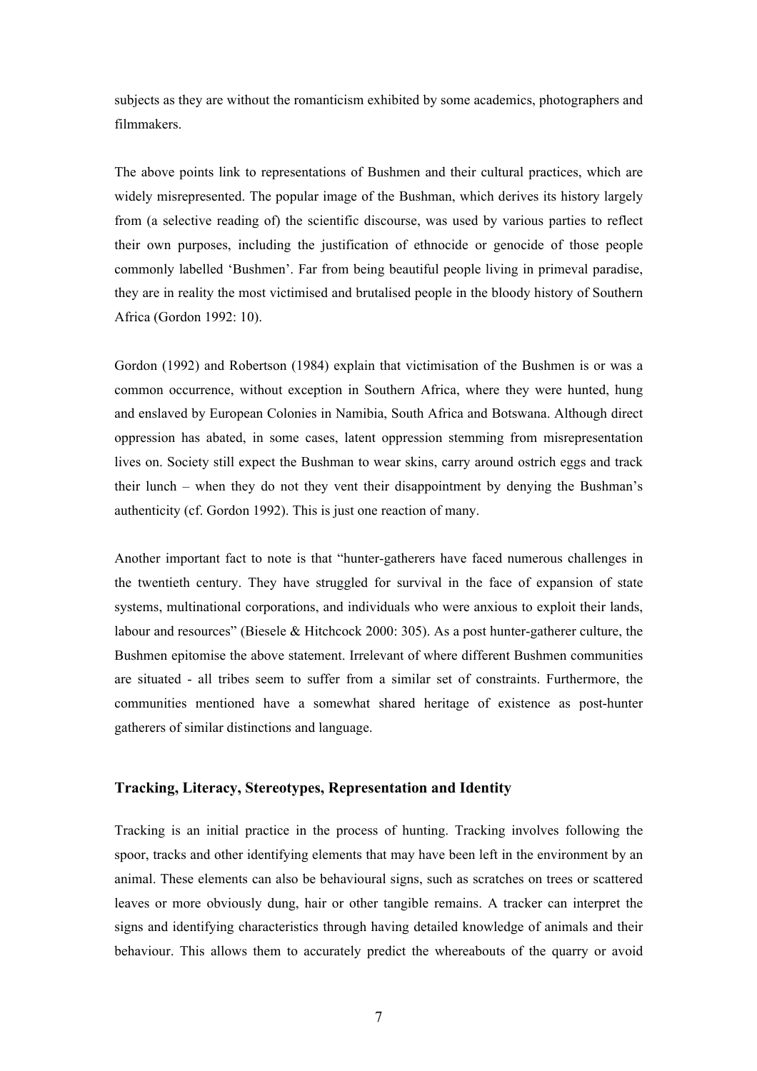subjects as they are without the romanticism exhibited by some academics, photographers and filmmakers.

The above points link to representations of Bushmen and their cultural practices, which are widely misrepresented. The popular image of the Bushman, which derives its history largely from (a selective reading of) the scientific discourse, was used by various parties to reflect their own purposes, including the justification of ethnocide or genocide of those people commonly labelled 'Bushmen'. Far from being beautiful people living in primeval paradise, they are in reality the most victimised and brutalised people in the bloody history of Southern Africa (Gordon 1992: 10).

Gordon (1992) and Robertson (1984) explain that victimisation of the Bushmen is or was a common occurrence, without exception in Southern Africa, where they were hunted, hung and enslaved by European Colonies in Namibia, South Africa and Botswana. Although direct oppression has abated, in some cases, latent oppression stemming from misrepresentation lives on. Society still expect the Bushman to wear skins, carry around ostrich eggs and track their lunch – when they do not they vent their disappointment by denying the Bushman's authenticity (cf. Gordon 1992). This is just one reaction of many.

Another important fact to note is that "hunter-gatherers have faced numerous challenges in the twentieth century. They have struggled for survival in the face of expansion of state systems, multinational corporations, and individuals who were anxious to exploit their lands, labour and resources" (Biesele & Hitchcock 2000: 305). As a post hunter-gatherer culture, the Bushmen epitomise the above statement. Irrelevant of where different Bushmen communities are situated - all tribes seem to suffer from a similar set of constraints. Furthermore, the communities mentioned have a somewhat shared heritage of existence as post-hunter gatherers of similar distinctions and language.

### Tracking, Literacy, Stereotypes, Representation and Identity

Tracking is an initial practice in the process of hunting. Tracking involves following the spoor, tracks and other identifying elements that may have been left in the environment by an animal. These elements can also be behavioural signs, such as scratches on trees or scattered leaves or more obviously dung, hair or other tangible remains. A tracker can interpret the signs and identifying characteristics through having detailed knowledge of animals and their behaviour. This allows them to accurately predict the whereabouts of the quarry or avoid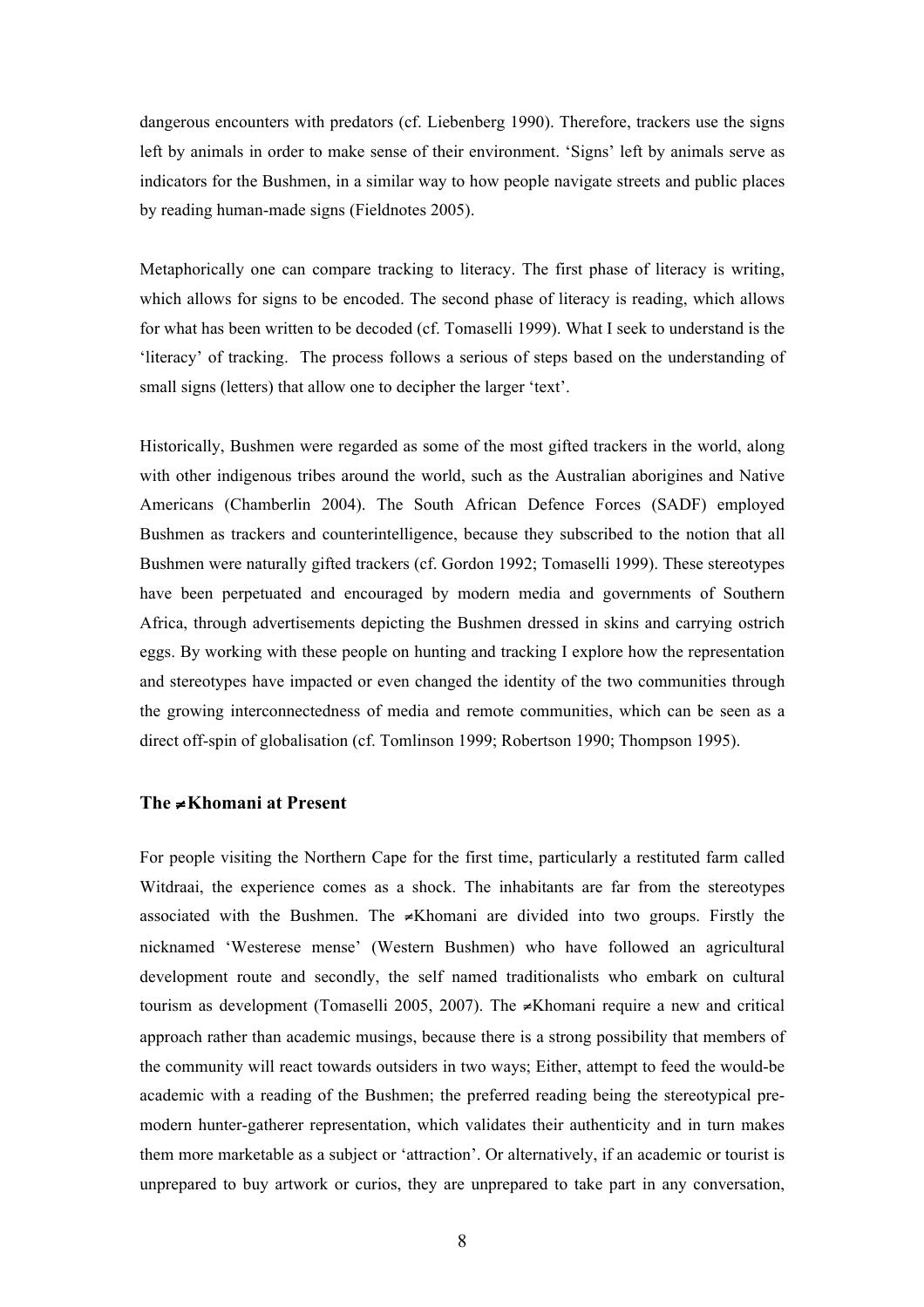dangerous encounters with predators (cf. Liebenberg 1990). Therefore, trackers use the signs left by animals in order to make sense of their environment. 'Signs' left by animals serve as indicators for the Bushmen, in a similar way to how people navigate streets and public places by reading human-made signs (Fieldnotes 2005).

Metaphorically one can compare tracking to literacy. The first phase of literacy is writing, which allows for signs to be encoded. The second phase of literacy is reading, which allows for what has been written to be decoded (cf. Tomaselli 1999). What I seek to understand is the 'literacy' of tracking. The process follows a serious of steps based on the understanding of small signs (letters) that allow one to decipher the larger 'text'.

Historically, Bushmen were regarded as some of the most gifted trackers in the world, along with other indigenous tribes around the world, such as the Australian aborigines and Native Americans (Chamberlin 2004). The South African Defence Forces (SADF) employed Bushmen as trackers and counterintelligence, because they subscribed to the notion that all Bushmen were naturally gifted trackers (cf. Gordon 1992; Tomaselli 1999). These stereotypes have been perpetuated and encouraged by modern media and governments of Southern Africa, through advertisements depicting the Bushmen dressed in skins and carrying ostrich eggs. By working with these people on hunting and tracking I explore how the representation and stereotypes have impacted or even changed the identity of the two communities through the growing interconnectedness of media and remote communities, which can be seen as a direct off-spin of globalisation (cf. Tomlinson 1999; Robertson 1990; Thompson 1995).

## The ≠Khomani at Present

For people visiting the Northern Cape for the first time, particularly a restituted farm called Witdraai, the experience comes as a shock. The inhabitants are far from the stereotypes associated with the Bushmen. The ≠Khomani are divided into two groups. Firstly the nicknamed 'Westerese mense' (Western Bushmen) who have followed an agricultural development route and secondly, the self named traditionalists who embark on cultural tourism as development (Tomaselli 2005, 2007). The ≠Khomani require a new and critical approach rather than academic musings, because there is a strong possibility that members of the community will react towards outsiders in two ways; Either, attempt to feed the would-be academic with a reading of the Bushmen; the preferred reading being the stereotypical pre-modern hunter-gatherer representation, which validates their authenticity and in turn makes them more marketable as a subject or 'attraction'. Or alternatively, if an academic or tourist is unprepared to buy artwork or curios, they are unprepared to take part in any conversation,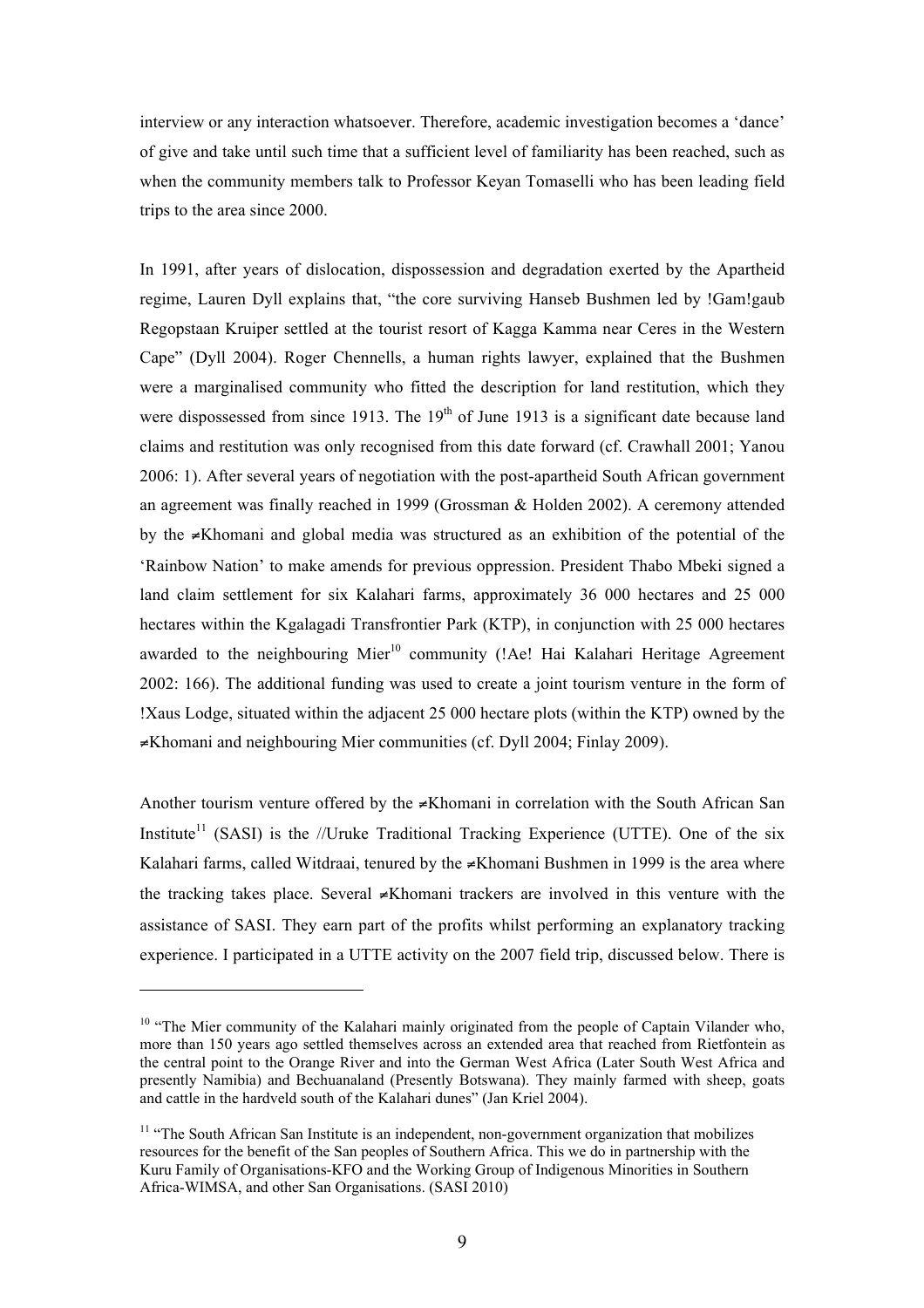interview or any interaction whatsoever. Therefore, academic investigation becomes a 'dance' of give and take until such time that a sufficient level of familiarity has been reached, such as when the community members talk to Professor Keyan Tomaselli who has been leading field trips to the area since 2000.

In 1991, after years of dislocation, dispossession and degradation exerted by the Apartheid regime, Lauren Dyll explains that, "the core surviving Hanseb Bushmen led by !Gam!gaub Regopstaan Kruiper settled at the tourist resort of Kagga Kamma near Ceres in the Western Cape" (Dyll 2004). Roger Chennells, a human rights lawyer, explained that the Bushmen were a marginalised community who fitted the description for land restitution, which they were dispossessed from since 1913. The 19th of June 1913 is a significant date because land claims and restitution was only recognised from this date forward (cf. Crawhall 2001; Yanou 2006: 1). After several years of negotiation with the post-apartheid South African government an agreement was finally reached in 1999 (Grossman & Holden 2002). A ceremony attended by the ≠Khomani and global media was structured as an exhibition of the potential of the 'Rainbow Nation' to make amends for previous oppression. President Thabo Mbeki signed a land claim settlement for six Kalahari farms, approximately 36 000 hectares and 25 000 hectares within the Kgalagadi Transfrontier Park (KTP), in conjunction with 25 000 hectares awarded to the neighbouring Mier[10] community (!Ae! Hai Kalahari Heritage Agreement 2002: 166). The additional funding was used to create a joint tourism venture in the form of !Xaus Lodge, situated within the adjacent 25 000 hectare plots (within the KTP) owned by the ≠Khomani and neighbouring Mier communities (cf. Dyll 2004; Finlay 2009).

Another tourism venture offered by the ≠Khomani in correlation with the South African San Institute[11] (SASI) is the //Uruke Traditional Tracking Experience (UTTE). One of the six Kalahari farms, called Witdraai, tenured by the ≠Khomani Bushmen in 1999 is the area where the tracking takes place. Several ≠Khomani trackers are involved in this venture with the assistance of SASI. They earn part of the profits whilst performing an explanatory tracking experience. I participated in a UTTE activity on the 2007 field trip, discussed below. There is

---

[10] "The Mier community of the Kalahari mainly originated from the people of Captain Vilander who, more than 150 years ago settled themselves across an extended area that reached from Rietfontein as the central point to the Orange River and into the German West Africa (Later South West Africa and presently Namibia) and Bechuanaland (Presently Botswana). They mainly farmed with sheep, goats and cattle in the hardveld south of the Kalahari dunes" (Jan Kriel 2004).

[11] "The South African San Institute is an independent, non-government organization that mobilizes resources for the benefit of the San peoples of Southern Africa. This we do in partnership with the Kuru Family of Organisations-KFO and the Working Group of Indigenous Minorities in Southern Africa-WIMSA, and other San Organisations. (SASI 2010)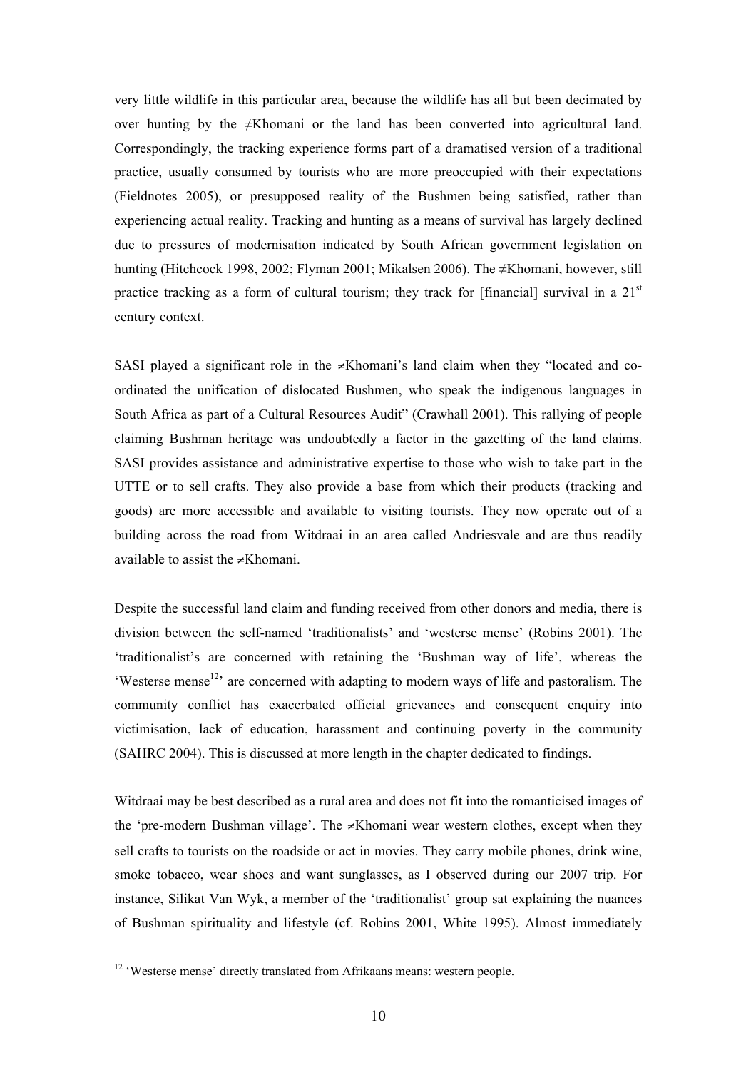very little wildlife in this particular area, because the wildlife has all but been decimated by over hunting by the ≠Khomani or the land has been converted into agricultural land. Correspondingly, the tracking experience forms part of a dramatised version of a traditional practice, usually consumed by tourists who are more preoccupied with their expectations (Fieldnotes 2005), or presupposed reality of the Bushmen being satisfied, rather than experiencing actual reality. Tracking and hunting as a means of survival has largely declined due to pressures of modernisation indicated by South African government legislation on hunting (Hitchcock 1998, 2002; Flyman 2001; Mikalsen 2006). The ≠Khomani, however, still practice tracking as a form of cultural tourism; they track for [financial] survival in a 21st century context.

SASI played a significant role in the ≠Khomani's land claim when they "located and co-ordinated the unification of dislocated Bushmen, who speak the indigenous languages in South Africa as part of a Cultural Resources Audit" (Crawhall 2001). This rallying of people claiming Bushman heritage was undoubtedly a factor in the gazetting of the land claims. SASI provides assistance and administrative expertise to those who wish to take part in the UTTE or to sell crafts. They also provide a base from which their products (tracking and goods) are more accessible and available to visiting tourists. They now operate out of a building across the road from Witdraai in an area called Andriesvale and are thus readily available to assist the ≠Khomani.

Despite the successful land claim and funding received from other donors and media, there is division between the self-named 'traditionalists' and 'westerse mense' (Robins 2001). The 'traditionalist's are concerned with retaining the 'Bushman way of life', whereas the 'Westerse mense[12]' are concerned with adapting to modern ways of life and pastoralism. The community conflict has exacerbated official grievances and consequent enquiry into victimisation, lack of education, harassment and continuing poverty in the community (SAHRC 2004). This is discussed at more length in the chapter dedicated to findings.

Witdraai may be best described as a rural area and does not fit into the romanticised images of the 'pre-modern Bushman village'. The ≠Khomani wear western clothes, except when they sell crafts to tourists on the roadside or act in movies. They carry mobile phones, drink wine, smoke tobacco, wear shoes and want sunglasses, as I observed during our 2007 trip. For instance, Silikat Van Wyk, a member of the 'traditionalist' group sat explaining the nuances of Bushman spirituality and lifestyle (cf. Robins 2001, White 1995). Almost immediately

[12] 'Westerse mense' directly translated from Afrikaans means: western people.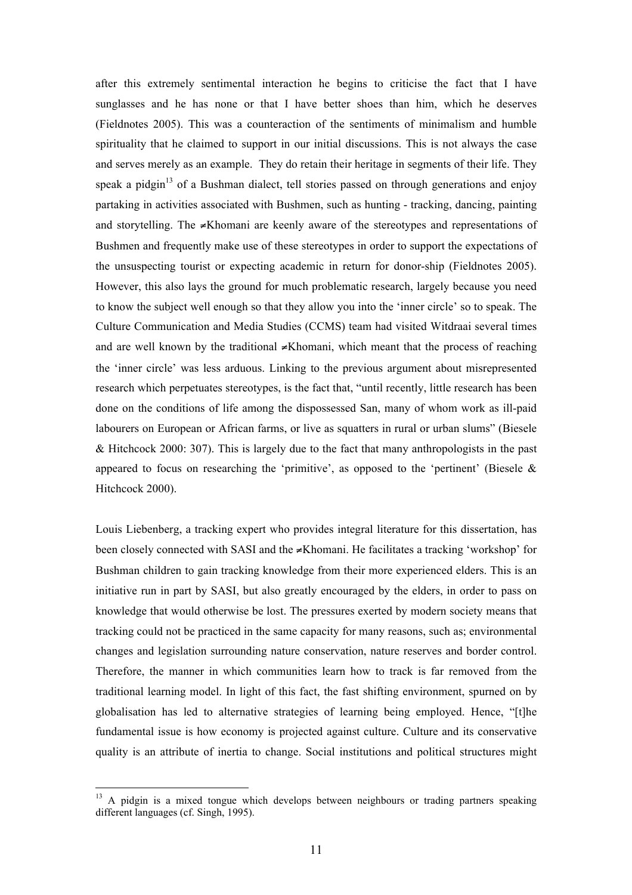after this extremely sentimental interaction he begins to criticise the fact that I have sunglasses and he has none or that I have better shoes than him, which he deserves (Fieldnotes 2005). This was a counteraction of the sentiments of minimalism and humble spirituality that he claimed to support in our initial discussions. This is not always the case and serves merely as an example. They do retain their heritage in segments of their life. They speak a pidgin[13] of a Bushman dialect, tell stories passed on through generations and enjoy partaking in activities associated with Bushmen, such as hunting - tracking, dancing, painting and storytelling. The ≠Khomani are keenly aware of the stereotypes and representations of Bushmen and frequently make use of these stereotypes in order to support the expectations of the unsuspecting tourist or expecting academic in return for donor-ship (Fieldnotes 2005). However, this also lays the ground for much problematic research, largely because you need to know the subject well enough so that they allow you into the 'inner circle' so to speak. The Culture Communication and Media Studies (CCMS) team had visited Witdraai several times and are well known by the traditional ≠Khomani, which meant that the process of reaching the 'inner circle' was less arduous. Linking to the previous argument about misrepresented research which perpetuates stereotypes, is the fact that, "until recently, little research has been done on the conditions of life among the dispossessed San, many of whom work as ill-paid labourers on European or African farms, or live as squatters in rural or urban slums" (Biesele & Hitchcock 2000: 307). This is largely due to the fact that many anthropologists in the past appeared to focus on researching the 'primitive', as opposed to the 'pertinent' (Biesele & Hitchcock 2000).

Louis Liebenberg, a tracking expert who provides integral literature for this dissertation, has been closely connected with SASI and the ≠Khomani. He facilitates a tracking 'workshop' for Bushman children to gain tracking knowledge from their more experienced elders. This is an initiative run in part by SASI, but also greatly encouraged by the elders, in order to pass on knowledge that would otherwise be lost. The pressures exerted by modern society means that tracking could not be practiced in the same capacity for many reasons, such as; environmental changes and legislation surrounding nature conservation, nature reserves and border control. Therefore, the manner in which communities learn how to track is far removed from the traditional learning model. In light of this fact, the fast shifting environment, spurned on by globalisation has led to alternative strategies of learning being employed. Hence, "[t]he fundamental issue is how economy is projected against culture. Culture and its conservative quality is an attribute of inertia to change. Social institutions and political structures might

[13] A pidgin is a mixed tongue which develops between neighbours or trading partners speaking different languages (cf. Singh, 1995).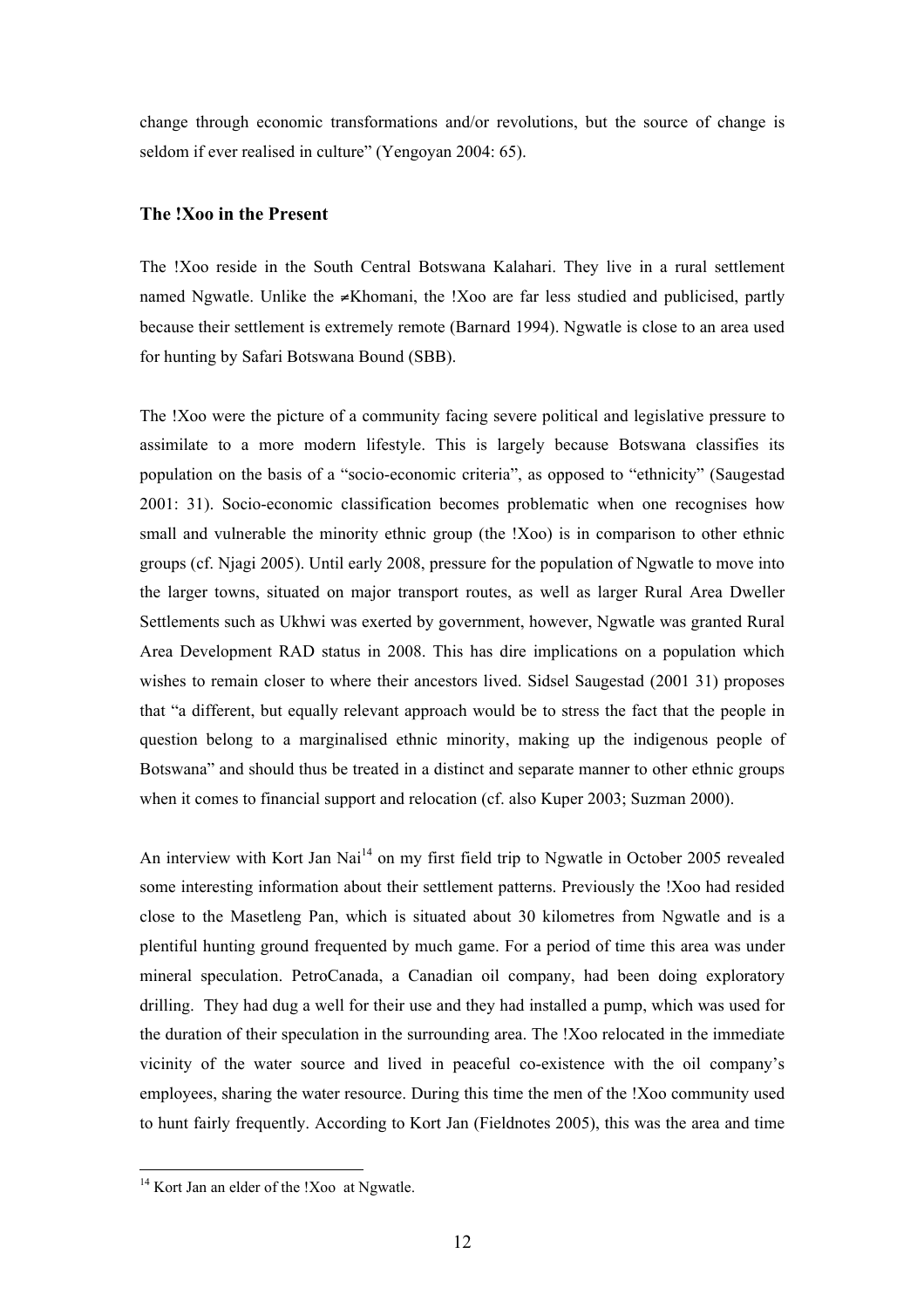change through economic transformations and/or revolutions, but the source of change is seldom if ever realised in culture" (Yengoyan 2004: 65).

### The !Xoo in the Present

The !Xoo reside in the South Central Botswana Kalahari. They live in a rural settlement named Ngwatle. Unlike the ≠Khomani, the !Xoo are far less studied and publicised, partly because their settlement is extremely remote (Barnard 1994). Ngwatle is close to an area used for hunting by Safari Botswana Bound (SBB).

The !Xoo were the picture of a community facing severe political and legislative pressure to assimilate to a more modern lifestyle. This is largely because Botswana classifies its population on the basis of a "socio-economic criteria", as opposed to "ethnicity" (Saugestad 2001: 31). Socio-economic classification becomes problematic when one recognises how small and vulnerable the minority ethnic group (the !Xoo) is in comparison to other ethnic groups (cf. Njagi 2005). Until early 2008, pressure for the population of Ngwatle to move into the larger towns, situated on major transport routes, as well as larger Rural Area Dweller Settlements such as Ukhwi was exerted by government, however, Ngwatle was granted Rural Area Development RAD status in 2008. This has dire implications on a population which wishes to remain closer to where their ancestors lived. Sidsel Saugestad (2001 31) proposes that "a different, but equally relevant approach would be to stress the fact that the people in question belong to a marginalised ethnic minority, making up the indigenous people of Botswana" and should thus be treated in a distinct and separate manner to other ethnic groups when it comes to financial support and relocation (cf. also Kuper 2003; Suzman 2000).

An interview with Kort Jan Nai[14] on my first field trip to Ngwatle in October 2005 revealed some interesting information about their settlement patterns. Previously the !Xoo had resided close to the Masetleng Pan, which is situated about 30 kilometres from Ngwatle and is a plentiful hunting ground frequented by much game. For a period of time this area was under mineral speculation. PetroCanada, a Canadian oil company, had been doing exploratory drilling. They had dug a well for their use and they had installed a pump, which was used for the duration of their speculation in the surrounding area. The !Xoo relocated in the immediate vicinity of the water source and lived in peaceful co-existence with the oil company's employees, sharing the water resource. During this time the men of the !Xoo community used to hunt fairly frequently. According to Kort Jan (Fieldnotes 2005), this was the area and time

[14] Kort Jan an elder of the !Xoo at Ngwatle.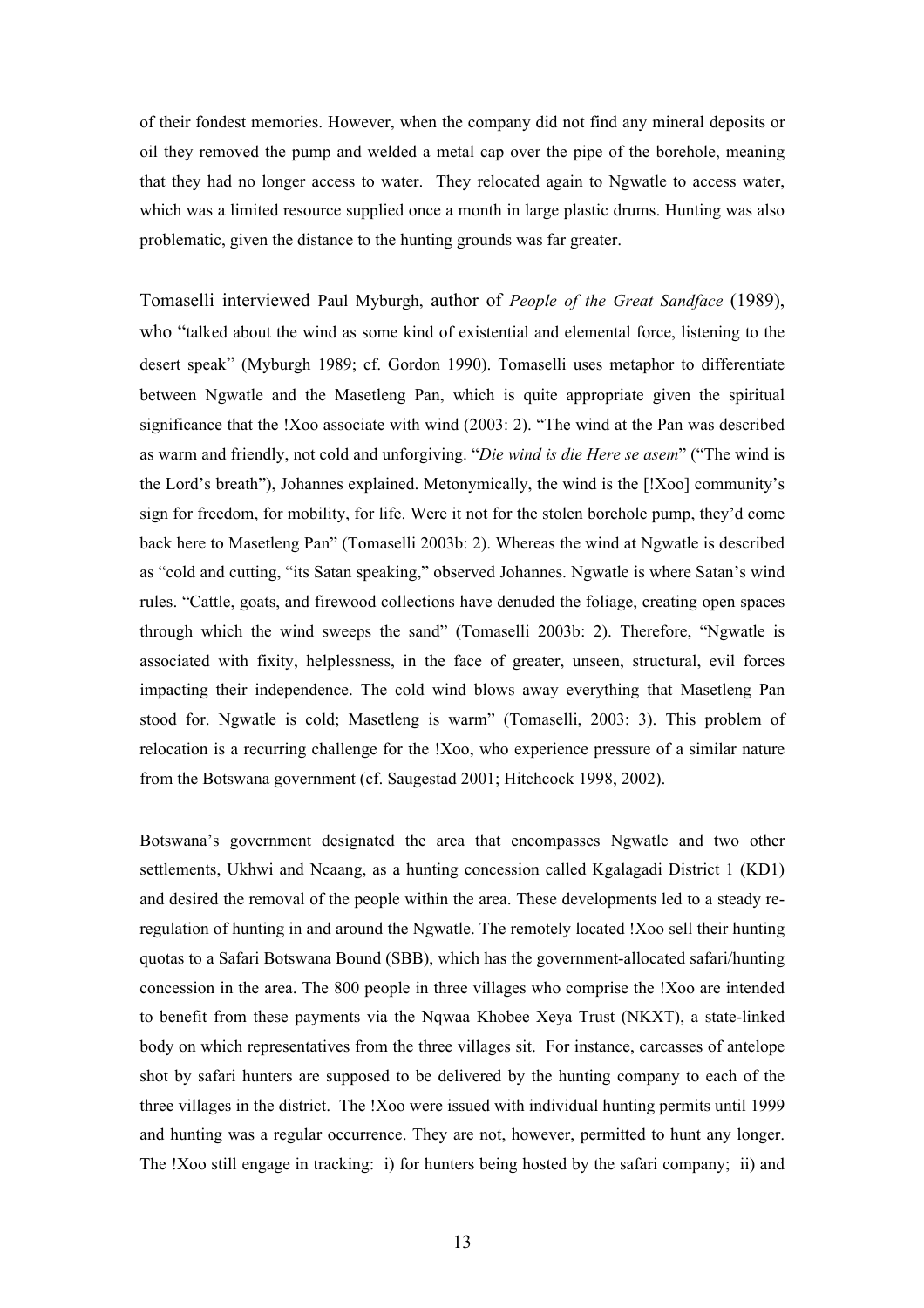of their fondest memories. However, when the company did not find any mineral deposits or oil they removed the pump and welded a metal cap over the pipe of the borehole, meaning that they had no longer access to water. They relocated again to Ngwatle to access water, which was a limited resource supplied once a month in large plastic drums. Hunting was also problematic, given the distance to the hunting grounds was far greater.

Tomaselli interviewed Paul Myburgh, author of *People of the Great Sandface* (1989), who "talked about the wind as some kind of existential and elemental force, listening to the desert speak" (Myburgh 1989; cf. Gordon 1990). Tomaselli uses metaphor to differentiate between Ngwatle and the Masetleng Pan, which is quite appropriate given the spiritual significance that the !Xoo associate with wind (2003: 2). "The wind at the Pan was described as warm and friendly, not cold and unforgiving. "*Die wind is die Here se asem*" ("The wind is the Lord's breath"), Johannes explained. Metonymically, the wind is the [!Xoo] community's sign for freedom, for mobility, for life. Were it not for the stolen borehole pump, they'd come back here to Masetleng Pan" (Tomaselli 2003b: 2). Whereas the wind at Ngwatle is described as "cold and cutting, "its Satan speaking," observed Johannes. Ngwatle is where Satan's wind rules. "Cattle, goats, and firewood collections have denuded the foliage, creating open spaces through which the wind sweeps the sand" (Tomaselli 2003b: 2). Therefore, "Ngwatle is associated with fixity, helplessness, in the face of greater, unseen, structural, evil forces impacting their independence. The cold wind blows away everything that Masetleng Pan stood for. Ngwatle is cold; Masetleng is warm" (Tomaselli, 2003: 3). This problem of relocation is a recurring challenge for the !Xoo, who experience pressure of a similar nature from the Botswana government (cf. Saugestad 2001; Hitchcock 1998, 2002).

Botswana's government designated the area that encompasses Ngwatle and two other settlements, Ukhwi and Ncaang, as a hunting concession called Kgalagadi District 1 (KD1) and desired the removal of the people within the area. These developments led to a steady re-regulation of hunting in and around the Ngwatle. The remotely located !Xoo sell their hunting quotas to a Safari Botswana Bound (SBB), which has the government-allocated safari/hunting concession in the area. The 800 people in three villages who comprise the !Xoo are intended to benefit from these payments via the Nqwaa Khobee Xeya Trust (NKXT), a state-linked body on which representatives from the three villages sit. For instance, carcasses of antelope shot by safari hunters are supposed to be delivered by the hunting company to each of the three villages in the district. The !Xoo were issued with individual hunting permits until 1999 and hunting was a regular occurrence. They are not, however, permitted to hunt any longer. The !Xoo still engage in tracking: i) for hunters being hosted by the safari company; ii) and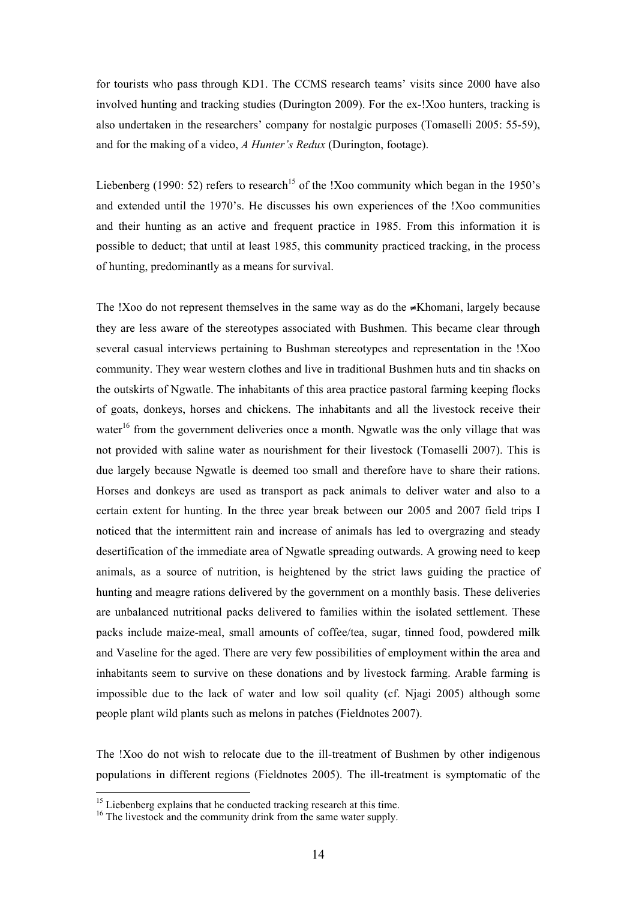for tourists who pass through KD1. The CCMS research teams' visits since 2000 have also involved hunting and tracking studies (Durington 2009). For the ex-!Xoo hunters, tracking is also undertaken in the researchers' company for nostalgic purposes (Tomaselli 2005: 55-59), and for the making of a video, *A Hunter's Redux* (Durington, footage).

Liebenberg (1990: 52) refers to research[15] of the !Xoo community which began in the 1950's and extended until the 1970's. He discusses his own experiences of the !Xoo communities and their hunting as an active and frequent practice in 1985. From this information it is possible to deduct; that until at least 1985, this community practiced tracking, in the process of hunting, predominantly as a means for survival.

The !Xoo do not represent themselves in the same way as do the ≠Khomani, largely because they are less aware of the stereotypes associated with Bushmen. This became clear through several casual interviews pertaining to Bushman stereotypes and representation in the !Xoo community. They wear western clothes and live in traditional Bushmen huts and tin shacks on the outskirts of Ngwatle. The inhabitants of this area practice pastoral farming keeping flocks of goats, donkeys, horses and chickens. The inhabitants and all the livestock receive their water[16] from the government deliveries once a month. Ngwatle was the only village that was not provided with saline water as nourishment for their livestock (Tomaselli 2007). This is due largely because Ngwatle is deemed too small and therefore have to share their rations. Horses and donkeys are used as transport as pack animals to deliver water and also to a certain extent for hunting. In the three year break between our 2005 and 2007 field trips I noticed that the intermittent rain and increase of animals has led to overgrazing and steady desertification of the immediate area of Ngwatle spreading outwards. A growing need to keep animals, as a source of nutrition, is heightened by the strict laws guiding the practice of hunting and meagre rations delivered by the government on a monthly basis. These deliveries are unbalanced nutritional packs delivered to families within the isolated settlement. These packs include maize-meal, small amounts of coffee/tea, sugar, tinned food, powdered milk and Vaseline for the aged. There are very few possibilities of employment within the area and inhabitants seem to survive on these donations and by livestock farming. Arable farming is impossible due to the lack of water and low soil quality (cf. Njagi 2005) although some people plant wild plants such as melons in patches (Fieldnotes 2007).

The !Xoo do not wish to relocate due to the ill-treatment of Bushmen by other indigenous populations in different regions (Fieldnotes 2005). The ill-treatment is symptomatic of the

[15] Liebenberg explains that he conducted tracking research at this time.

[16] The livestock and the community drink from the same water supply.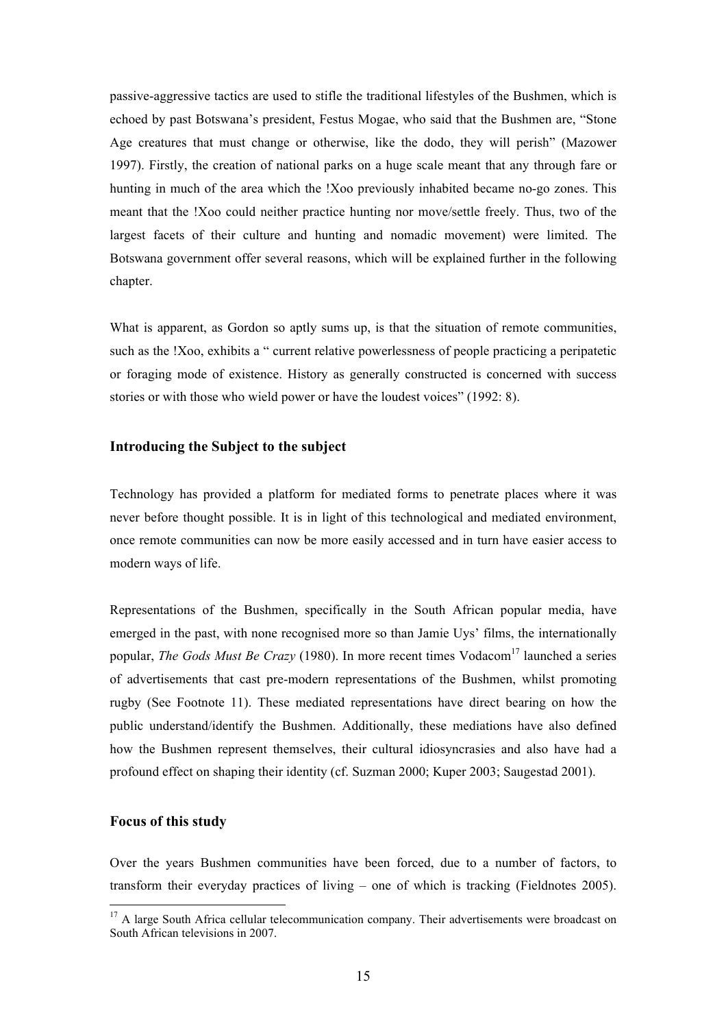passive-aggressive tactics are used to stifle the traditional lifestyles of the Bushmen, which is echoed by past Botswana's president, Festus Mogae, who said that the Bushmen are, "Stone Age creatures that must change or otherwise, like the dodo, they will perish" (Mazower 1997). Firstly, the creation of national parks on a huge scale meant that any through fare or hunting in much of the area which the !Xoo previously inhabited became no-go zones. This meant that the !Xoo could neither practice hunting nor move/settle freely. Thus, two of the largest facets of their culture and hunting and nomadic movement) were limited. The Botswana government offer several reasons, which will be explained further in the following chapter.

What is apparent, as Gordon so aptly sums up, is that the situation of remote communities, such as the !Xoo, exhibits a " current relative powerlessness of people practicing a peripatetic or foraging mode of existence. History as generally constructed is concerned with success stories or with those who wield power or have the loudest voices" (1992: 8).

### Introducing the Subject to the subject

Technology has provided a platform for mediated forms to penetrate places where it was never before thought possible. It is in light of this technological and mediated environment, once remote communities can now be more easily accessed and in turn have easier access to modern ways of life.

Representations of the Bushmen, specifically in the South African popular media, have emerged in the past, with none recognised more so than Jamie Uys' films, the internationally popular, *The Gods Must Be Crazy* (1980). In more recent times Vodacom[17] launched a series of advertisements that cast pre-modern representations of the Bushmen, whilst promoting rugby (See Footnote 11). These mediated representations have direct bearing on how the public understand/identify the Bushmen. Additionally, these mediations have also defined how the Bushmen represent themselves, their cultural idiosyncrasies and also have had a profound effect on shaping their identity (cf. Suzman 2000; Kuper 2003; Saugestad 2001).

### Focus of this study

Over the years Bushmen communities have been forced, due to a number of factors, to transform their everyday practices of living – one of which is tracking (Fieldnotes 2005).

[17] A large South Africa cellular telecommunication company. Their advertisements were broadcast on South African televisions in 2007.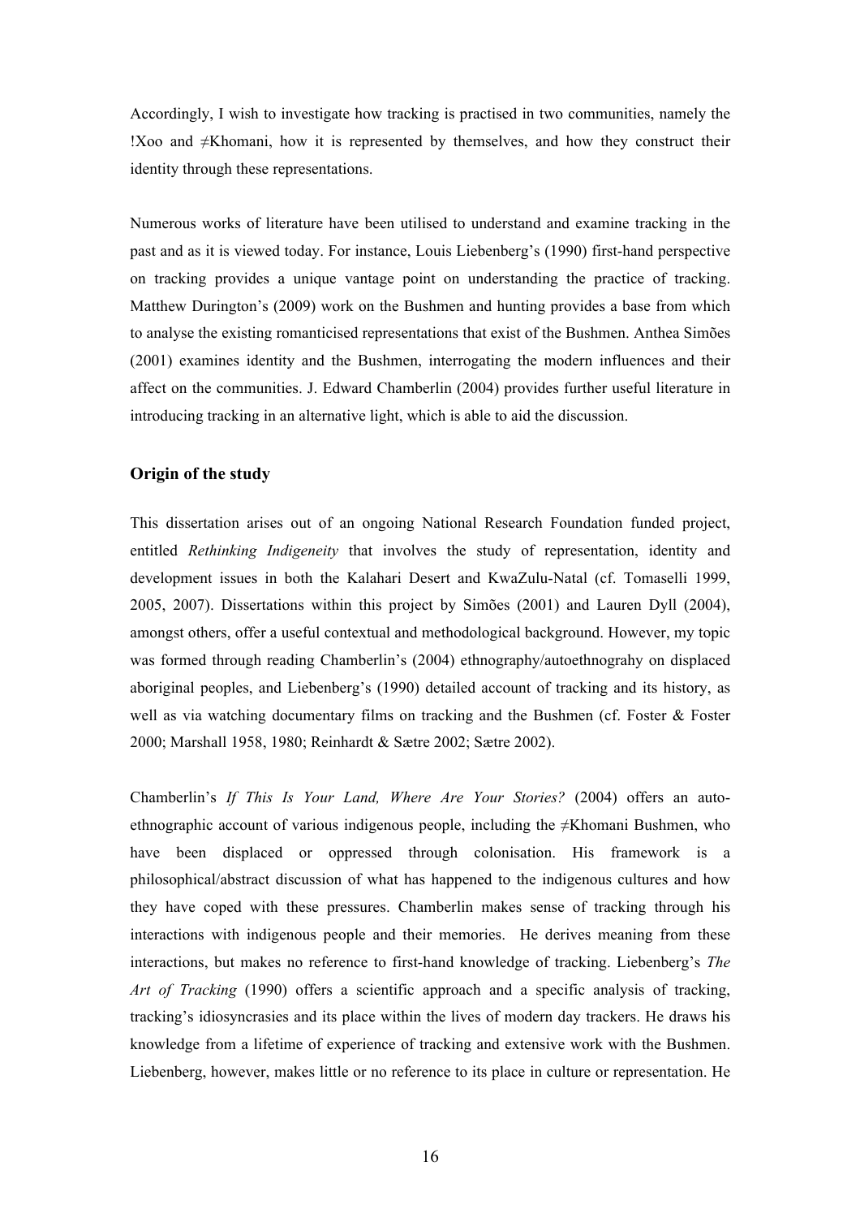Accordingly, I wish to investigate how tracking is practised in two communities, namely the !Xoo and ≠Khomani, how it is represented by themselves, and how they construct their identity through these representations.

Numerous works of literature have been utilised to understand and examine tracking in the past and as it is viewed today. For instance, Louis Liebenberg's (1990) first-hand perspective on tracking provides a unique vantage point on understanding the practice of tracking. Matthew Durington's (2009) work on the Bushmen and hunting provides a base from which to analyse the existing romanticised representations that exist of the Bushmen. Anthea Simões (2001) examines identity and the Bushmen, interrogating the modern influences and their affect on the communities. J. Edward Chamberlin (2004) provides further useful literature in introducing tracking in an alternative light, which is able to aid the discussion.

### Origin of the study

This dissertation arises out of an ongoing National Research Foundation funded project, entitled *Rethinking Indigeneity* that involves the study of representation, identity and development issues in both the Kalahari Desert and KwaZulu-Natal (cf. Tomaselli 1999, 2005, 2007). Dissertations within this project by Simões (2001) and Lauren Dyll (2004), amongst others, offer a useful contextual and methodological background. However, my topic was formed through reading Chamberlin's (2004) ethnography/autoethnograhy on displaced aboriginal peoples, and Liebenberg's (1990) detailed account of tracking and its history, as well as via watching documentary films on tracking and the Bushmen (cf. Foster & Foster 2000; Marshall 1958, 1980; Reinhardt & Sætre 2002; Sætre 2002).

Chamberlin's *If This Is Your Land, Where Are Your Stories?* (2004) offers an auto-ethnographic account of various indigenous people, including the ≠Khomani Bushmen, who have been displaced or oppressed through colonisation. His framework is a philosophical/abstract discussion of what has happened to the indigenous cultures and how they have coped with these pressures. Chamberlin makes sense of tracking through his interactions with indigenous people and their memories. He derives meaning from these interactions, but makes no reference to first-hand knowledge of tracking. Liebenberg's *The Art of Tracking* (1990) offers a scientific approach and a specific analysis of tracking, tracking's idiosyncrasies and its place within the lives of modern day trackers. He draws his knowledge from a lifetime of experience of tracking and extensive work with the Bushmen. Liebenberg, however, makes little or no reference to its place in culture or representation. He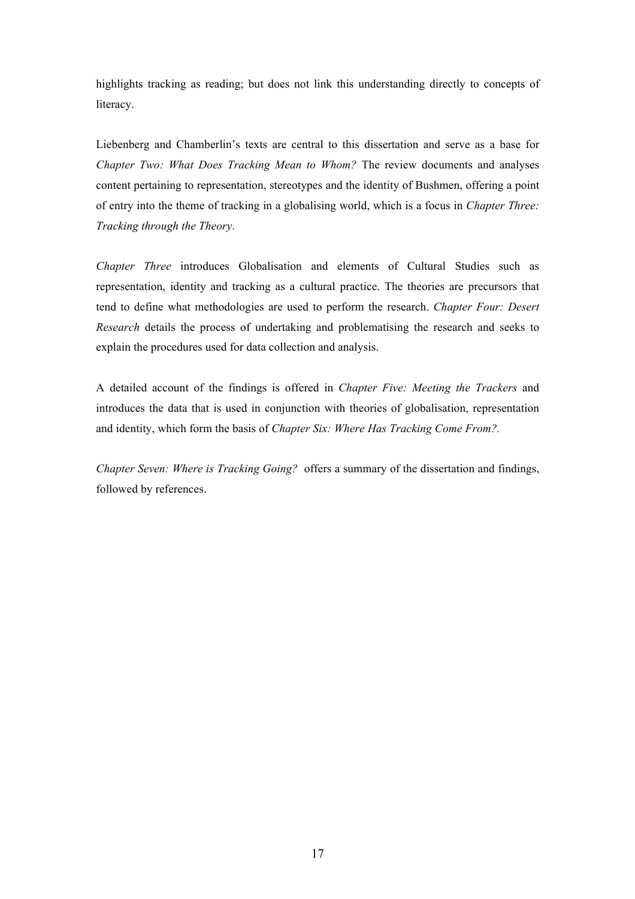highlights tracking as reading; but does not link this understanding directly to concepts of literacy.

Liebenberg and Chamberlin's texts are central to this dissertation and serve as a base for *Chapter Two: What Does Tracking Mean to Whom?* The review documents and analyses content pertaining to representation, stereotypes and the identity of Bushmen, offering a point of entry into the theme of tracking in a globalising world, which is a focus in *Chapter Three: Tracking through the Theory*.

*Chapter Three* introduces Globalisation and elements of Cultural Studies such as representation, identity and tracking as a cultural practice. The theories are precursors that tend to define what methodologies are used to perform the research. *Chapter Four: Desert Research* details the process of undertaking and problematising the research and seeks to explain the procedures used for data collection and analysis.

A detailed account of the findings is offered in *Chapter Five: Meeting the Trackers* and introduces the data that is used in conjunction with theories of globalisation, representation and identity, which form the basis of *Chapter Six: Where Has Tracking Come From?.*

*Chapter Seven: Where is Tracking Going?* offers a summary of the dissertation and findings, followed by references.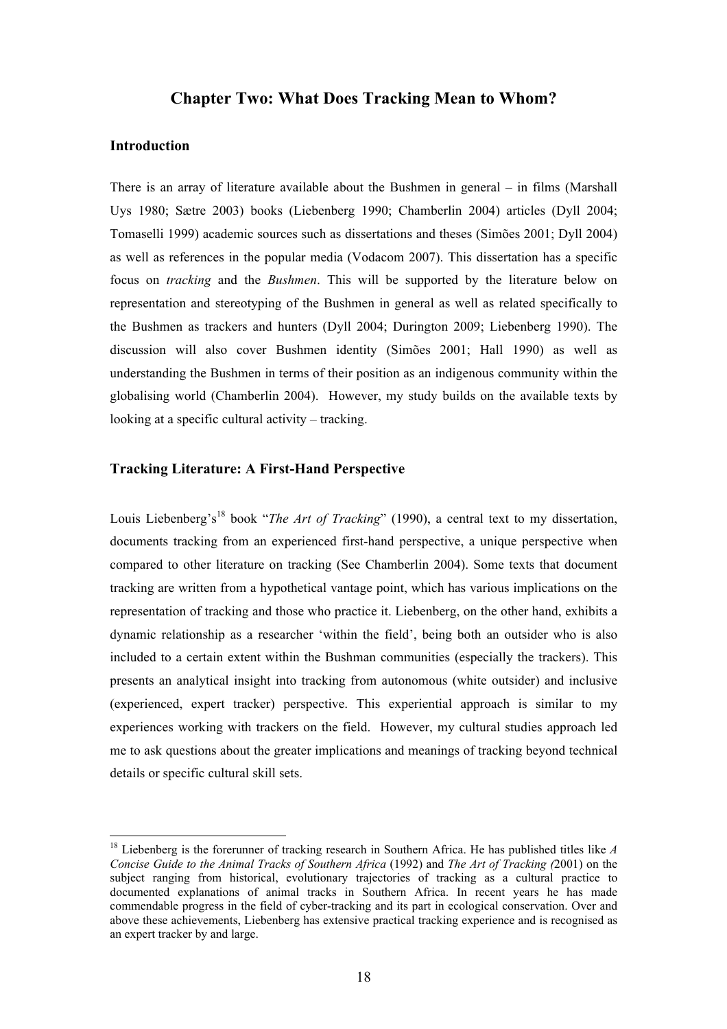## Chapter Two: What Does Tracking Mean to Whom?

### Introduction

There is an array of literature available about the Bushmen in general – in films (Marshall Uys 1980; Sætre 2003) books (Liebenberg 1990; Chamberlin 2004) articles (Dyll 2004; Tomaselli 1999) academic sources such as dissertations and theses (Simões 2001; Dyll 2004) as well as references in the popular media (Vodacom 2007). This dissertation has a specific focus on *tracking* and the *Bushmen*. This will be supported by the literature below on representation and stereotyping of the Bushmen in general as well as related specifically to the Bushmen as trackers and hunters (Dyll 2004; Durington 2009; Liebenberg 1990). The discussion will also cover Bushmen identity (Simões 2001; Hall 1990) as well as understanding the Bushmen in terms of their position as an indigenous community within the globalising world (Chamberlin 2004). However, my study builds on the available texts by looking at a specific cultural activity – tracking.

### Tracking Literature: A First-Hand Perspective

Louis Liebenberg's[18] book "*The Art of Tracking*" (1990), a central text to my dissertation, documents tracking from an experienced first-hand perspective, a unique perspective when compared to other literature on tracking (See Chamberlin 2004). Some texts that document tracking are written from a hypothetical vantage point, which has various implications on the representation of tracking and those who practice it. Liebenberg, on the other hand, exhibits a dynamic relationship as a researcher 'within the field', being both an outsider who is also included to a certain extent within the Bushman communities (especially the trackers). This presents an analytical insight into tracking from autonomous (white outsider) and inclusive (experienced, expert tracker) perspective. This experiential approach is similar to my experiences working with trackers on the field. However, my cultural studies approach led me to ask questions about the greater implications and meanings of tracking beyond technical details or specific cultural skill sets.

---

[18] Liebenberg is the forerunner of tracking research in Southern Africa. He has published titles like *A Concise Guide to the Animal Tracks of Southern Africa* (1992) and *The Art of Tracking (*2001) on the subject ranging from historical, evolutionary trajectories of tracking as a cultural practice to documented explanations of animal tracks in Southern Africa. In recent years he has made commendable progress in the field of cyber-tracking and its part in ecological conservation. Over and above these achievements, Liebenberg has extensive practical tracking experience and is recognised as an expert tracker by and large.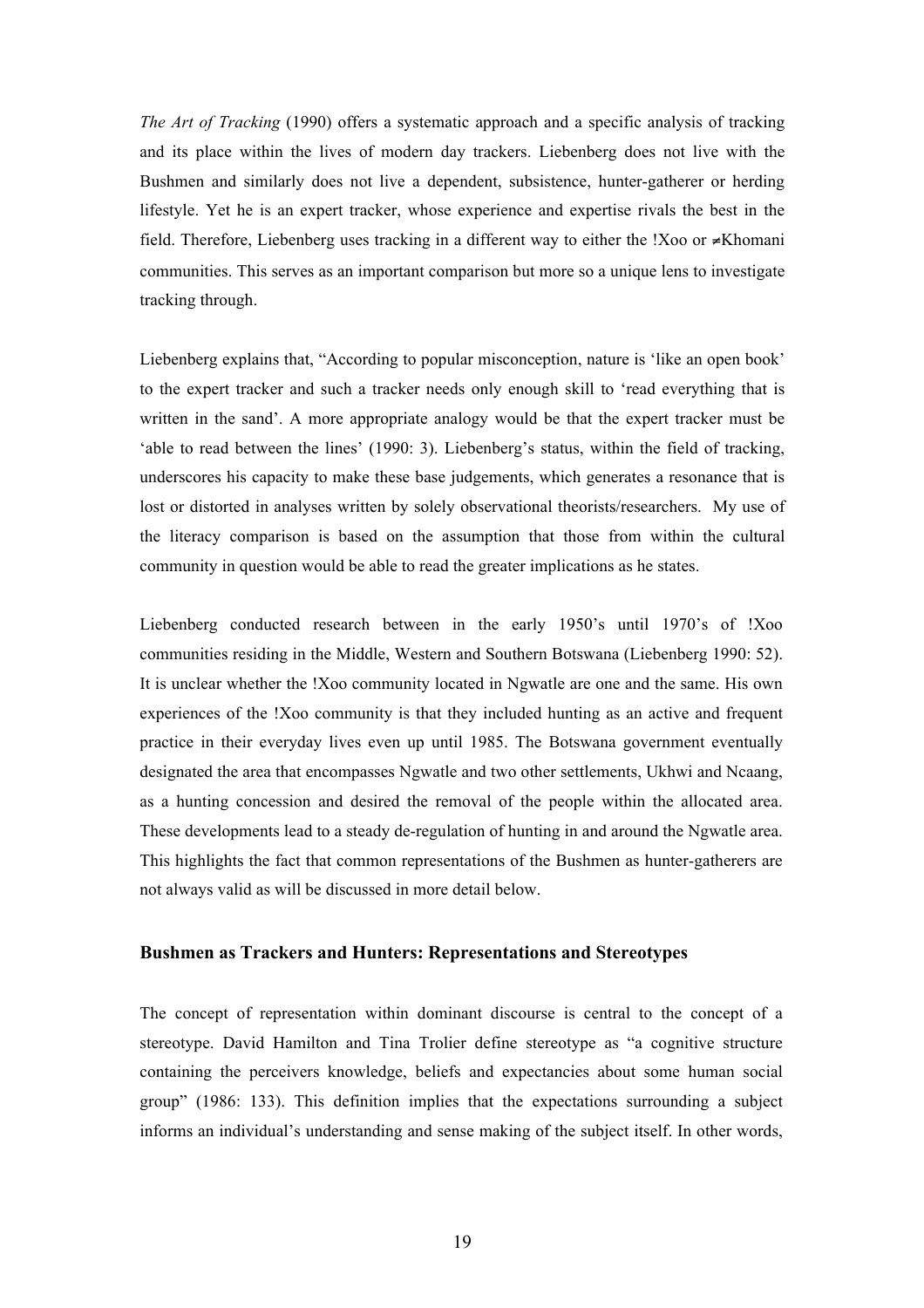*The Art of Tracking* (1990) offers a systematic approach and a specific analysis of tracking and its place within the lives of modern day trackers. Liebenberg does not live with the Bushmen and similarly does not live a dependent, subsistence, hunter-gatherer or herding lifestyle. Yet he is an expert tracker, whose experience and expertise rivals the best in the field. Therefore, Liebenberg uses tracking in a different way to either the !Xoo or ≠Khomani communities. This serves as an important comparison but more so a unique lens to investigate tracking through.

Liebenberg explains that, "According to popular misconception, nature is 'like an open book' to the expert tracker and such a tracker needs only enough skill to 'read everything that is written in the sand'. A more appropriate analogy would be that the expert tracker must be 'able to read between the lines' (1990: 3). Liebenberg's status, within the field of tracking, underscores his capacity to make these base judgements, which generates a resonance that is lost or distorted in analyses written by solely observational theorists/researchers. My use of the literacy comparison is based on the assumption that those from within the cultural community in question would be able to read the greater implications as he states.

Liebenberg conducted research between in the early 1950's until 1970's of !Xoo communities residing in the Middle, Western and Southern Botswana (Liebenberg 1990: 52). It is unclear whether the !Xoo community located in Ngwatle are one and the same. His own experiences of the !Xoo community is that they included hunting as an active and frequent practice in their everyday lives even up until 1985. The Botswana government eventually designated the area that encompasses Ngwatle and two other settlements, Ukhwi and Ncaang, as a hunting concession and desired the removal of the people within the allocated area. These developments lead to a steady de-regulation of hunting in and around the Ngwatle area. This highlights the fact that common representations of the Bushmen as hunter-gatherers are not always valid as will be discussed in more detail below.

### Bushmen as Trackers and Hunters: Representations and Stereotypes

The concept of representation within dominant discourse is central to the concept of a stereotype. David Hamilton and Tina Trolier define stereotype as "a cognitive structure containing the perceivers knowledge, beliefs and expectancies about some human social group" (1986: 133). This definition implies that the expectations surrounding a subject informs an individual's understanding and sense making of the subject itself. In other words,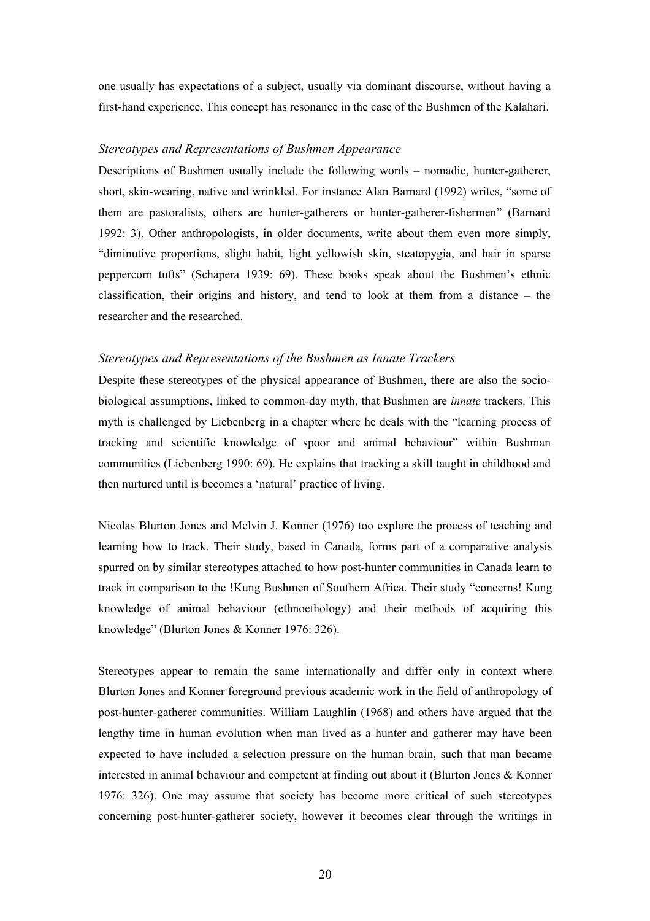one usually has expectations of a subject, usually via dominant discourse, without having a first-hand experience. This concept has resonance in the case of the Bushmen of the Kalahari.

### *Stereotypes and Representations of Bushmen Appearance*

Descriptions of Bushmen usually include the following words – nomadic, hunter-gatherer, short, skin-wearing, native and wrinkled. For instance Alan Barnard (1992) writes, "some of them are pastoralists, others are hunter-gatherers or hunter-gatherer-fishermen" (Barnard 1992: 3). Other anthropologists, in older documents, write about them even more simply, "diminutive proportions, slight habit, light yellowish skin, steatopygia, and hair in sparse peppercorn tufts" (Schapera 1939: 69). These books speak about the Bushmen's ethnic classification, their origins and history, and tend to look at them from a distance – the researcher and the researched.

### *Stereotypes and Representations of the Bushmen as Innate Trackers*

Despite these stereotypes of the physical appearance of Bushmen, there are also the socio-biological assumptions, linked to common-day myth, that Bushmen are *innate* trackers. This myth is challenged by Liebenberg in a chapter where he deals with the "learning process of tracking and scientific knowledge of spoor and animal behaviour" within Bushman communities (Liebenberg 1990: 69). He explains that tracking a skill taught in childhood and then nurtured until is becomes a 'natural' practice of living.

Nicolas Blurton Jones and Melvin J. Konner (1976) too explore the process of teaching and learning how to track. Their study, based in Canada, forms part of a comparative analysis spurred on by similar stereotypes attached to how post-hunter communities in Canada learn to track in comparison to the !Kung Bushmen of Southern Africa. Their study "concerns! Kung knowledge of animal behaviour (ethnoethology) and their methods of acquiring this knowledge" (Blurton Jones & Konner 1976: 326).

Stereotypes appear to remain the same internationally and differ only in context where Blurton Jones and Konner foreground previous academic work in the field of anthropology of post-hunter-gatherer communities. William Laughlin (1968) and others have argued that the lengthy time in human evolution when man lived as a hunter and gatherer may have been expected to have included a selection pressure on the human brain, such that man became interested in animal behaviour and competent at finding out about it (Blurton Jones & Konner 1976: 326). One may assume that society has become more critical of such stereotypes concerning post-hunter-gatherer society, however it becomes clear through the writings in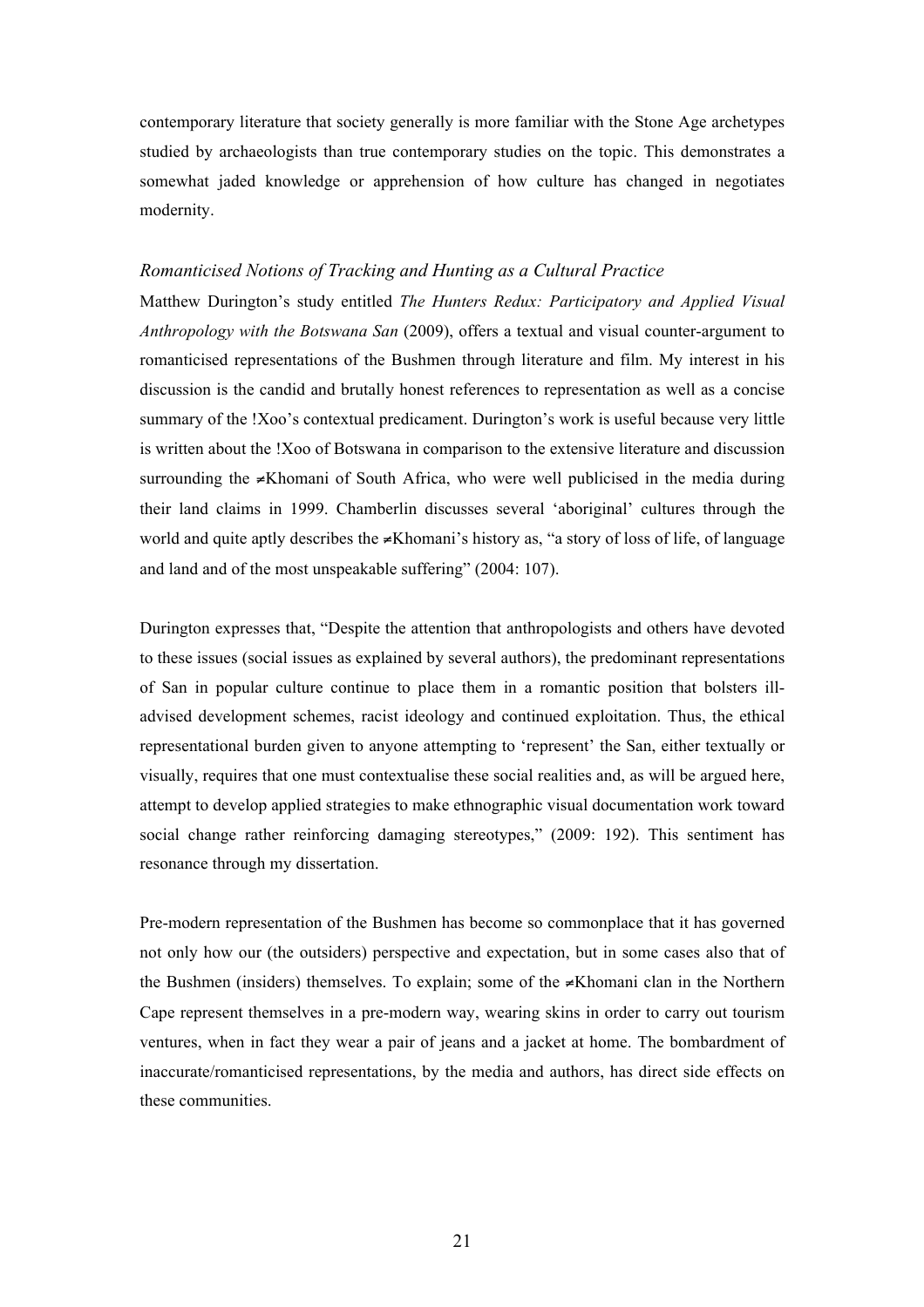contemporary literature that society generally is more familiar with the Stone Age archetypes studied by archaeologists than true contemporary studies on the topic. This demonstrates a somewhat jaded knowledge or apprehension of how culture has changed in negotiates modernity.

### *Romanticised Notions of Tracking and Hunting as a Cultural Practice*

Matthew Durington's study entitled *The Hunters Redux: Participatory and Applied Visual Anthropology with the Botswana San* (2009), offers a textual and visual counter-argument to romanticised representations of the Bushmen through literature and film. My interest in his discussion is the candid and brutally honest references to representation as well as a concise summary of the !Xoo's contextual predicament. Durington's work is useful because very little is written about the !Xoo of Botswana in comparison to the extensive literature and discussion surrounding the ≠Khomani of South Africa, who were well publicised in the media during their land claims in 1999. Chamberlin discusses several 'aboriginal' cultures through the world and quite aptly describes the ≠Khomani's history as, "a story of loss of life, of language and land and of the most unspeakable suffering" (2004: 107).

Durington expresses that, "Despite the attention that anthropologists and others have devoted to these issues (social issues as explained by several authors), the predominant representations of San in popular culture continue to place them in a romantic position that bolsters ill-advised development schemes, racist ideology and continued exploitation. Thus, the ethical representational burden given to anyone attempting to 'represent' the San, either textually or visually, requires that one must contextualise these social realities and, as will be argued here, attempt to develop applied strategies to make ethnographic visual documentation work toward social change rather reinforcing damaging stereotypes," (2009: 192). This sentiment has resonance through my dissertation.

Pre-modern representation of the Bushmen has become so commonplace that it has governed not only how our (the outsiders) perspective and expectation, but in some cases also that of the Bushmen (insiders) themselves. To explain; some of the ≠Khomani clan in the Northern Cape represent themselves in a pre-modern way, wearing skins in order to carry out tourism ventures, when in fact they wear a pair of jeans and a jacket at home. The bombardment of inaccurate/romanticised representations, by the media and authors, has direct side effects on these communities.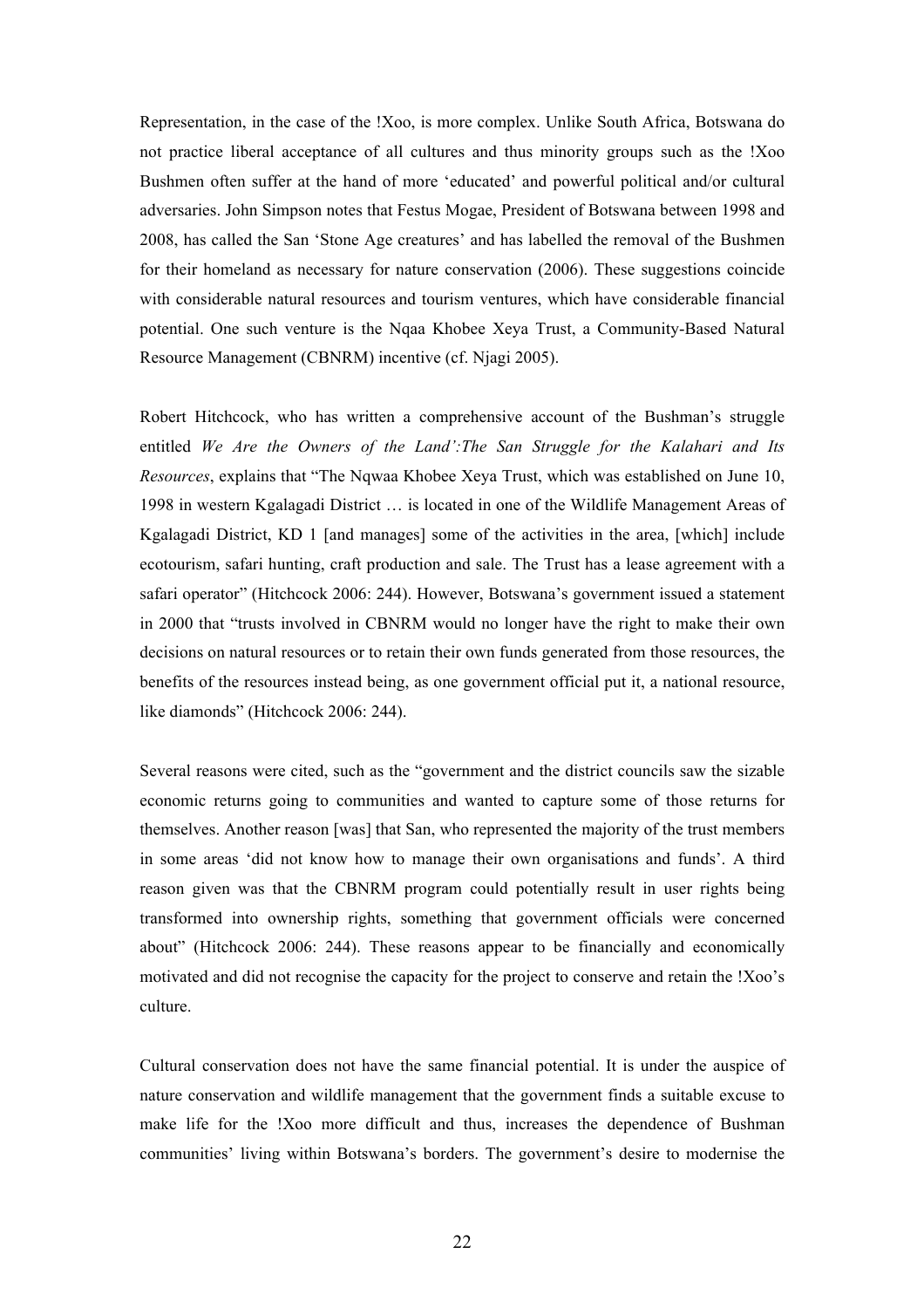Representation, in the case of the !Xoo, is more complex. Unlike South Africa, Botswana do not practice liberal acceptance of all cultures and thus minority groups such as the !Xoo Bushmen often suffer at the hand of more 'educated' and powerful political and/or cultural adversaries. John Simpson notes that Festus Mogae, President of Botswana between 1998 and 2008, has called the San 'Stone Age creatures' and has labelled the removal of the Bushmen for their homeland as necessary for nature conservation (2006). These suggestions coincide with considerable natural resources and tourism ventures, which have considerable financial potential. One such venture is the Nqaa Khobee Xeya Trust, a Community-Based Natural Resource Management (CBNRM) incentive (cf. Njagi 2005).

Robert Hitchcock, who has written a comprehensive account of the Bushman's struggle entitled *We Are the Owners of the Land':The San Struggle for the Kalahari and Its Resources*, explains that "The Nqwaa Khobee Xeya Trust, which was established on June 10, 1998 in western Kgalagadi District … is located in one of the Wildlife Management Areas of Kgalagadi District, KD 1 [and manages] some of the activities in the area, [which] include ecotourism, safari hunting, craft production and sale. The Trust has a lease agreement with a safari operator" (Hitchcock 2006: 244). However, Botswana's government issued a statement in 2000 that "trusts involved in CBNRM would no longer have the right to make their own decisions on natural resources or to retain their own funds generated from those resources, the benefits of the resources instead being, as one government official put it, a national resource, like diamonds" (Hitchcock 2006: 244).

Several reasons were cited, such as the "government and the district councils saw the sizable economic returns going to communities and wanted to capture some of those returns for themselves. Another reason [was] that San, who represented the majority of the trust members in some areas 'did not know how to manage their own organisations and funds'. A third reason given was that the CBNRM program could potentially result in user rights being transformed into ownership rights, something that government officials were concerned about" (Hitchcock 2006: 244). These reasons appear to be financially and economically motivated and did not recognise the capacity for the project to conserve and retain the !Xoo's culture.

Cultural conservation does not have the same financial potential. It is under the auspice of nature conservation and wildlife management that the government finds a suitable excuse to make life for the !Xoo more difficult and thus, increases the dependence of Bushman communities' living within Botswana's borders. The government's desire to modernise the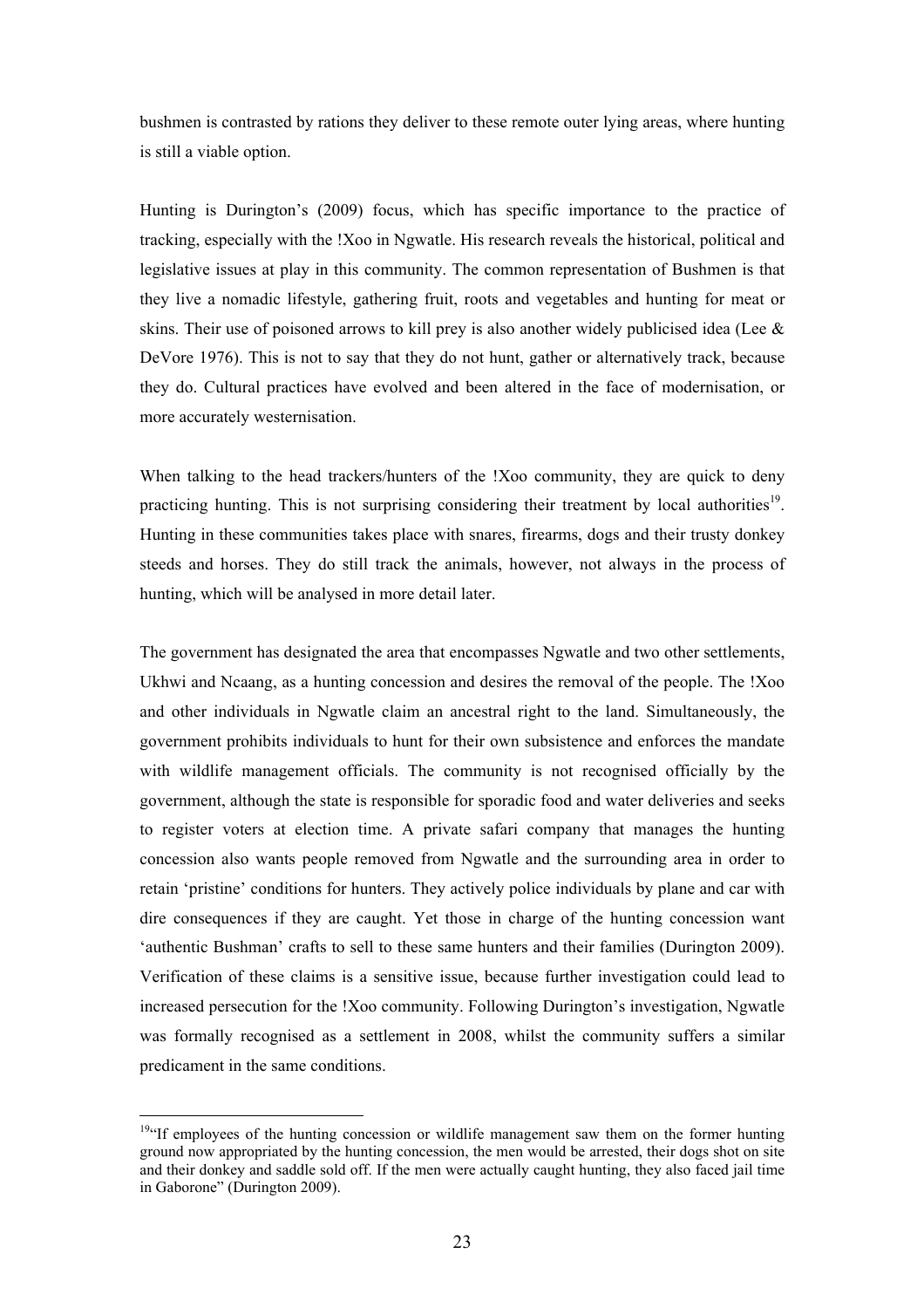bushmen is contrasted by rations they deliver to these remote outer lying areas, where hunting is still a viable option.

Hunting is Durington's (2009) focus, which has specific importance to the practice of tracking, especially with the !Xoo in Ngwatle. His research reveals the historical, political and legislative issues at play in this community. The common representation of Bushmen is that they live a nomadic lifestyle, gathering fruit, roots and vegetables and hunting for meat or skins. Their use of poisoned arrows to kill prey is also another widely publicised idea (Lee & DeVore 1976). This is not to say that they do not hunt, gather or alternatively track, because they do. Cultural practices have evolved and been altered in the face of modernisation, or more accurately westernisation.

When talking to the head trackers/hunters of the !Xoo community, they are quick to deny practicing hunting. This is not surprising considering their treatment by local authorities[19]. Hunting in these communities takes place with snares, firearms, dogs and their trusty donkey steeds and horses. They do still track the animals, however, not always in the process of hunting, which will be analysed in more detail later.

The government has designated the area that encompasses Ngwatle and two other settlements, Ukhwi and Ncaang, as a hunting concession and desires the removal of the people. The !Xoo and other individuals in Ngwatle claim an ancestral right to the land. Simultaneously, the government prohibits individuals to hunt for their own subsistence and enforces the mandate with wildlife management officials. The community is not recognised officially by the government, although the state is responsible for sporadic food and water deliveries and seeks to register voters at election time. A private safari company that manages the hunting concession also wants people removed from Ngwatle and the surrounding area in order to retain 'pristine' conditions for hunters. They actively police individuals by plane and car with dire consequences if they are caught. Yet those in charge of the hunting concession want 'authentic Bushman' crafts to sell to these same hunters and their families (Durington 2009). Verification of these claims is a sensitive issue, because further investigation could lead to increased persecution for the !Xoo community. Following Durington's investigation, Ngwatle was formally recognised as a settlement in 2008, whilst the community suffers a similar predicament in the same conditions.

[19] "If employees of the hunting concession or wildlife management saw them on the former hunting ground now appropriated by the hunting concession, the men would be arrested, their dogs shot on site and their donkey and saddle sold off. If the men were actually caught hunting, they also faced jail time in Gaborone" (Durington 2009).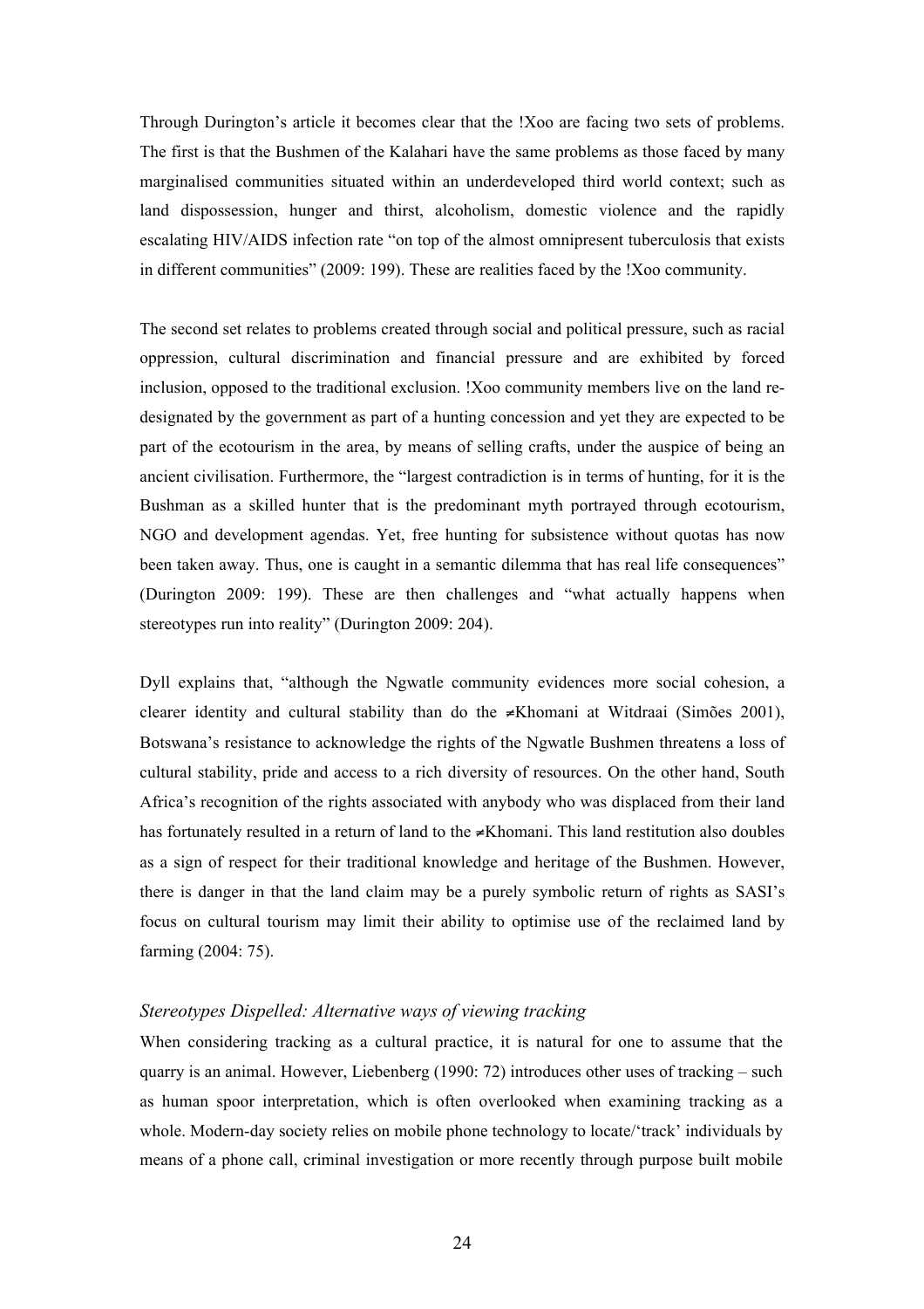Through Durington's article it becomes clear that the !Xoo are facing two sets of problems. The first is that the Bushmen of the Kalahari have the same problems as those faced by many marginalised communities situated within an underdeveloped third world context; such as land dispossession, hunger and thirst, alcoholism, domestic violence and the rapidly escalating HIV/AIDS infection rate "on top of the almost omnipresent tuberculosis that exists in different communities" (2009: 199). These are realities faced by the !Xoo community.

The second set relates to problems created through social and political pressure, such as racial oppression, cultural discrimination and financial pressure and are exhibited by forced inclusion, opposed to the traditional exclusion. !Xoo community members live on the land re-designated by the government as part of a hunting concession and yet they are expected to be part of the ecotourism in the area, by means of selling crafts, under the auspice of being an ancient civilisation. Furthermore, the "largest contradiction is in terms of hunting, for it is the Bushman as a skilled hunter that is the predominant myth portrayed through ecotourism, NGO and development agendas. Yet, free hunting for subsistence without quotas has now been taken away. Thus, one is caught in a semantic dilemma that has real life consequences" (Durington 2009: 199). These are then challenges and "what actually happens when stereotypes run into reality" (Durington 2009: 204).

Dyll explains that, "although the Ngwatle community evidences more social cohesion, a clearer identity and cultural stability than do the ≠Khomani at Witdraai (Simões 2001), Botswana's resistance to acknowledge the rights of the Ngwatle Bushmen threatens a loss of cultural stability, pride and access to a rich diversity of resources. On the other hand, South Africa's recognition of the rights associated with anybody who was displaced from their land has fortunately resulted in a return of land to the ≠Khomani. This land restitution also doubles as a sign of respect for their traditional knowledge and heritage of the Bushmen. However, there is danger in that the land claim may be a purely symbolic return of rights as SASI's focus on cultural tourism may limit their ability to optimise use of the reclaimed land by farming (2004: 75).

### *Stereotypes Dispelled: Alternative ways of viewing tracking*

When considering tracking as a cultural practice, it is natural for one to assume that the quarry is an animal. However, Liebenberg (1990: 72) introduces other uses of tracking – such as human spoor interpretation, which is often overlooked when examining tracking as a whole. Modern-day society relies on mobile phone technology to locate/'track' individuals by means of a phone call, criminal investigation or more recently through purpose built mobile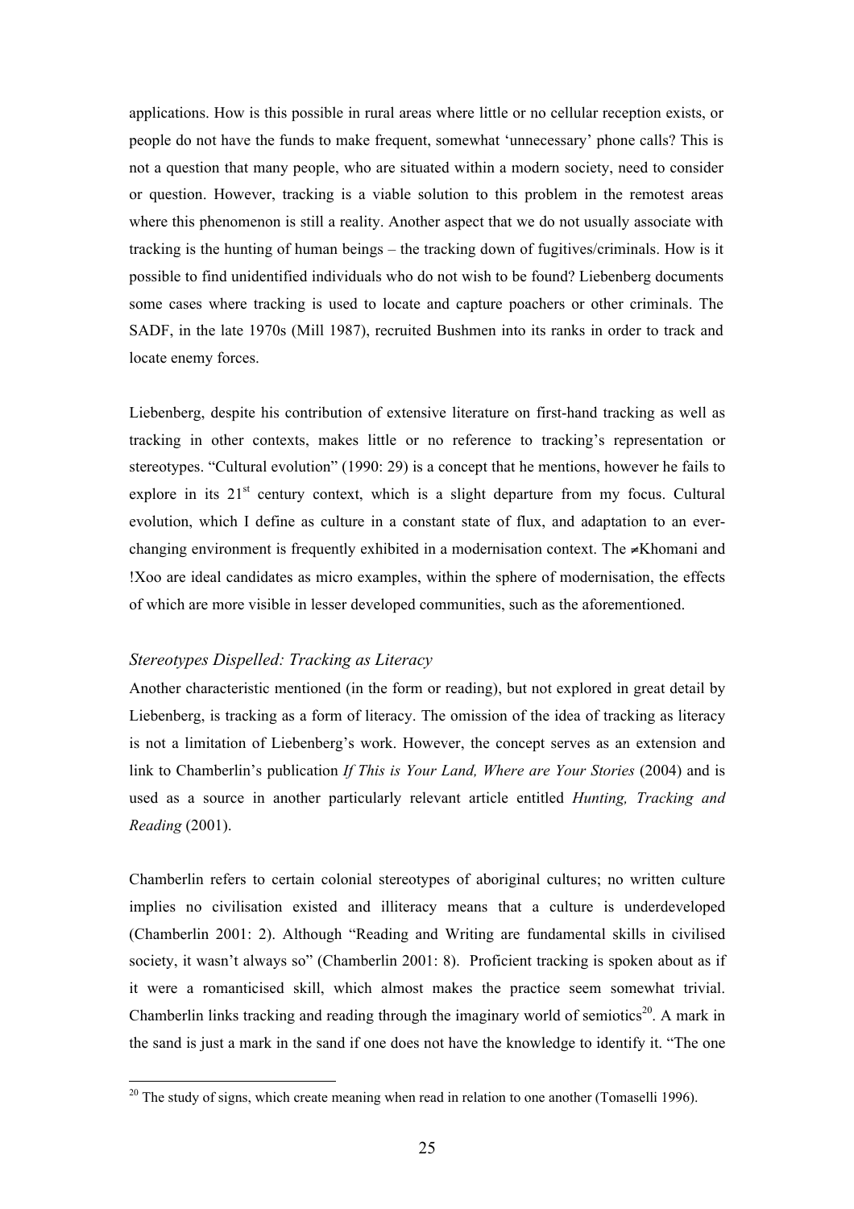applications. How is this possible in rural areas where little or no cellular reception exists, or people do not have the funds to make frequent, somewhat 'unnecessary' phone calls? This is not a question that many people, who are situated within a modern society, need to consider or question. However, tracking is a viable solution to this problem in the remotest areas where this phenomenon is still a reality. Another aspect that we do not usually associate with tracking is the hunting of human beings – the tracking down of fugitives/criminals. How is it possible to find unidentified individuals who do not wish to be found? Liebenberg documents some cases where tracking is used to locate and capture poachers or other criminals. The SADF, in the late 1970s (Mill 1987), recruited Bushmen into its ranks in order to track and locate enemy forces.

Liebenberg, despite his contribution of extensive literature on first-hand tracking as well as tracking in other contexts, makes little or no reference to tracking's representation or stereotypes. "Cultural evolution" (1990: 29) is a concept that he mentions, however he fails to explore in its 21st century context, which is a slight departure from my focus. Cultural evolution, which I define as culture in a constant state of flux, and adaptation to an ever-changing environment is frequently exhibited in a modernisation context. The ≠Khomani and !Xoo are ideal candidates as micro examples, within the sphere of modernisation, the effects of which are more visible in lesser developed communities, such as the aforementioned.

### *Stereotypes Dispelled: Tracking as Literacy*

Another characteristic mentioned (in the form or reading), but not explored in great detail by Liebenberg, is tracking as a form of literacy. The omission of the idea of tracking as literacy is not a limitation of Liebenberg's work. However, the concept serves as an extension and link to Chamberlin's publication *If This is Your Land, Where are Your Stories* (2004) and is used as a source in another particularly relevant article entitled *Hunting, Tracking and Reading* (2001).

Chamberlin refers to certain colonial stereotypes of aboriginal cultures; no written culture implies no civilisation existed and illiteracy means that a culture is underdeveloped (Chamberlin 2001: 2). Although "Reading and Writing are fundamental skills in civilised society, it wasn't always so" (Chamberlin 2001: 8). Proficient tracking is spoken about as if it were a romanticised skill, which almost makes the practice seem somewhat trivial. Chamberlin links tracking and reading through the imaginary world of semiotics[20]. A mark in the sand is just a mark in the sand if one does not have the knowledge to identify it. "The one

[20] The study of signs, which create meaning when read in relation to one another (Tomaselli 1996).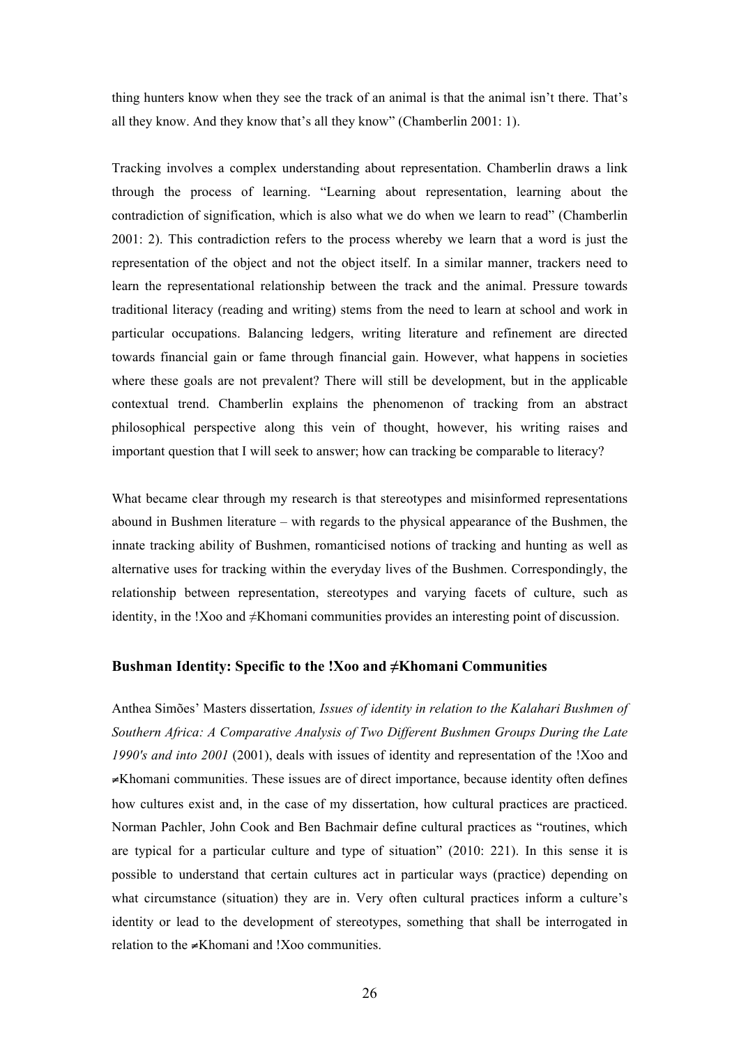thing hunters know when they see the track of an animal is that the animal isn't there. That's all they know. And they know that's all they know" (Chamberlin 2001: 1).

Tracking involves a complex understanding about representation. Chamberlin draws a link through the process of learning. "Learning about representation, learning about the contradiction of signification, which is also what we do when we learn to read" (Chamberlin 2001: 2). This contradiction refers to the process whereby we learn that a word is just the representation of the object and not the object itself. In a similar manner, trackers need to learn the representational relationship between the track and the animal. Pressure towards traditional literacy (reading and writing) stems from the need to learn at school and work in particular occupations. Balancing ledgers, writing literature and refinement are directed towards financial gain or fame through financial gain. However, what happens in societies where these goals are not prevalent? There will still be development, but in the applicable contextual trend. Chamberlin explains the phenomenon of tracking from an abstract philosophical perspective along this vein of thought, however, his writing raises and important question that I will seek to answer; how can tracking be comparable to literacy?

What became clear through my research is that stereotypes and misinformed representations abound in Bushmen literature – with regards to the physical appearance of the Bushmen, the innate tracking ability of Bushmen, romanticised notions of tracking and hunting as well as alternative uses for tracking within the everyday lives of the Bushmen. Correspondingly, the relationship between representation, stereotypes and varying facets of culture, such as identity, in the !Xoo and ≠Khomani communities provides an interesting point of discussion.

### Bushman Identity: Specific to the !Xoo and ≠Khomani Communities

Anthea Simões' Masters dissertation*, Issues of identity in relation to the Kalahari Bushmen of Southern Africa: A Comparative Analysis of Two Different Bushmen Groups During the Late 1990's and into 2001* (2001), deals with issues of identity and representation of the !Xoo and ≠Khomani communities. These issues are of direct importance, because identity often defines how cultures exist and, in the case of my dissertation, how cultural practices are practiced. Norman Pachler, John Cook and Ben Bachmair define cultural practices as "routines, which are typical for a particular culture and type of situation" (2010: 221). In this sense it is possible to understand that certain cultures act in particular ways (practice) depending on what circumstance (situation) they are in. Very often cultural practices inform a culture's identity or lead to the development of stereotypes, something that shall be interrogated in relation to the ≠Khomani and !Xoo communities.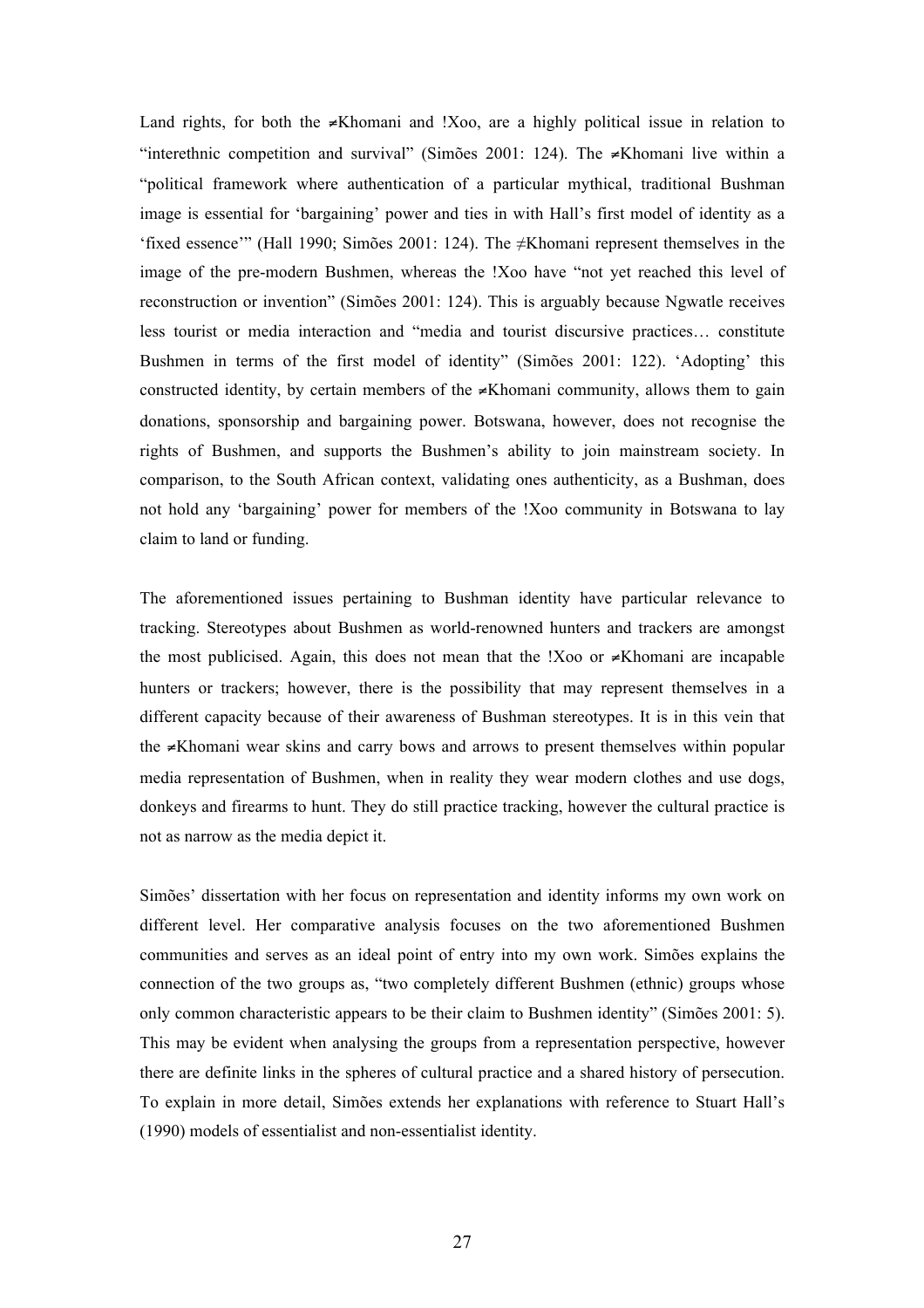Land rights, for both the ≠Khomani and !Xoo, are a highly political issue in relation to "interethnic competition and survival" (Simões 2001: 124). The ≠Khomani live within a "political framework where authentication of a particular mythical, traditional Bushman image is essential for 'bargaining' power and ties in with Hall's first model of identity as a 'fixed essence'" (Hall 1990; Simões 2001: 124). The ≠Khomani represent themselves in the image of the pre-modern Bushmen, whereas the !Xoo have "not yet reached this level of reconstruction or invention" (Simões 2001: 124). This is arguably because Ngwatle receives less tourist or media interaction and "media and tourist discursive practices… constitute Bushmen in terms of the first model of identity" (Simões 2001: 122). 'Adopting' this constructed identity, by certain members of the ≠Khomani community, allows them to gain donations, sponsorship and bargaining power. Botswana, however, does not recognise the rights of Bushmen, and supports the Bushmen's ability to join mainstream society. In comparison, to the South African context, validating ones authenticity, as a Bushman, does not hold any 'bargaining' power for members of the !Xoo community in Botswana to lay claim to land or funding.

The aforementioned issues pertaining to Bushman identity have particular relevance to tracking. Stereotypes about Bushmen as world-renowned hunters and trackers are amongst the most publicised. Again, this does not mean that the !Xoo or ≠Khomani are incapable hunters or trackers; however, there is the possibility that may represent themselves in a different capacity because of their awareness of Bushman stereotypes. It is in this vein that the ≠Khomani wear skins and carry bows and arrows to present themselves within popular media representation of Bushmen, when in reality they wear modern clothes and use dogs, donkeys and firearms to hunt. They do still practice tracking, however the cultural practice is not as narrow as the media depict it.

Simões' dissertation with her focus on representation and identity informs my own work on different level. Her comparative analysis focuses on the two aforementioned Bushmen communities and serves as an ideal point of entry into my own work. Simões explains the connection of the two groups as, "two completely different Bushmen (ethnic) groups whose only common characteristic appears to be their claim to Bushmen identity" (Simões 2001: 5). This may be evident when analysing the groups from a representation perspective, however there are definite links in the spheres of cultural practice and a shared history of persecution. To explain in more detail, Simões extends her explanations with reference to Stuart Hall's (1990) models of essentialist and non-essentialist identity.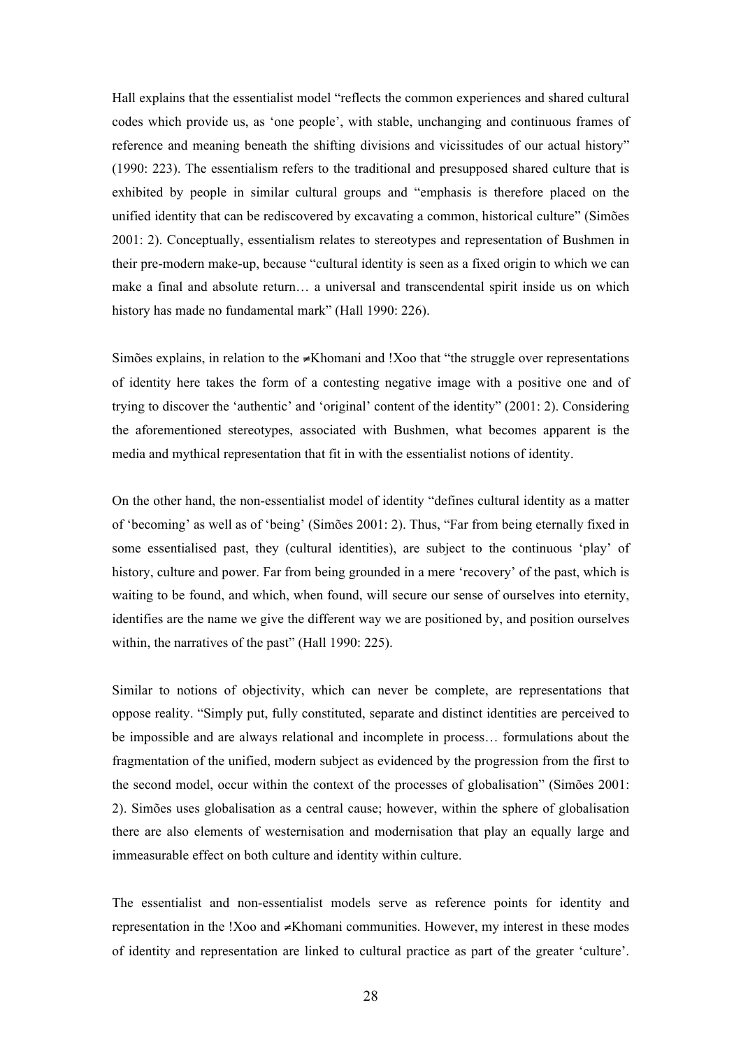Hall explains that the essentialist model "reflects the common experiences and shared cultural codes which provide us, as 'one people', with stable, unchanging and continuous frames of reference and meaning beneath the shifting divisions and vicissitudes of our actual history" (1990: 223). The essentialism refers to the traditional and presupposed shared culture that is exhibited by people in similar cultural groups and "emphasis is therefore placed on the unified identity that can be rediscovered by excavating a common, historical culture" (Simões 2001: 2). Conceptually, essentialism relates to stereotypes and representation of Bushmen in their pre-modern make-up, because "cultural identity is seen as a fixed origin to which we can make a final and absolute return… a universal and transcendental spirit inside us on which history has made no fundamental mark" (Hall 1990: 226).

Simões explains, in relation to the ≠Khomani and !Xoo that "the struggle over representations of identity here takes the form of a contesting negative image with a positive one and of trying to discover the 'authentic' and 'original' content of the identity" (2001: 2). Considering the aforementioned stereotypes, associated with Bushmen, what becomes apparent is the media and mythical representation that fit in with the essentialist notions of identity.

On the other hand, the non-essentialist model of identity "defines cultural identity as a matter of 'becoming' as well as of 'being' (Simões 2001: 2). Thus, "Far from being eternally fixed in some essentialised past, they (cultural identities), are subject to the continuous 'play' of history, culture and power. Far from being grounded in a mere 'recovery' of the past, which is waiting to be found, and which, when found, will secure our sense of ourselves into eternity, identifies are the name we give the different way we are positioned by, and position ourselves within, the narratives of the past" (Hall 1990: 225).

Similar to notions of objectivity, which can never be complete, are representations that oppose reality. "Simply put, fully constituted, separate and distinct identities are perceived to be impossible and are always relational and incomplete in process… formulations about the fragmentation of the unified, modern subject as evidenced by the progression from the first to the second model, occur within the context of the processes of globalisation" (Simões 2001: 2). Simões uses globalisation as a central cause; however, within the sphere of globalisation there are also elements of westernisation and modernisation that play an equally large and immeasurable effect on both culture and identity within culture.

The essentialist and non-essentialist models serve as reference points for identity and representation in the !Xoo and ≠Khomani communities. However, my interest in these modes of identity and representation are linked to cultural practice as part of the greater 'culture'.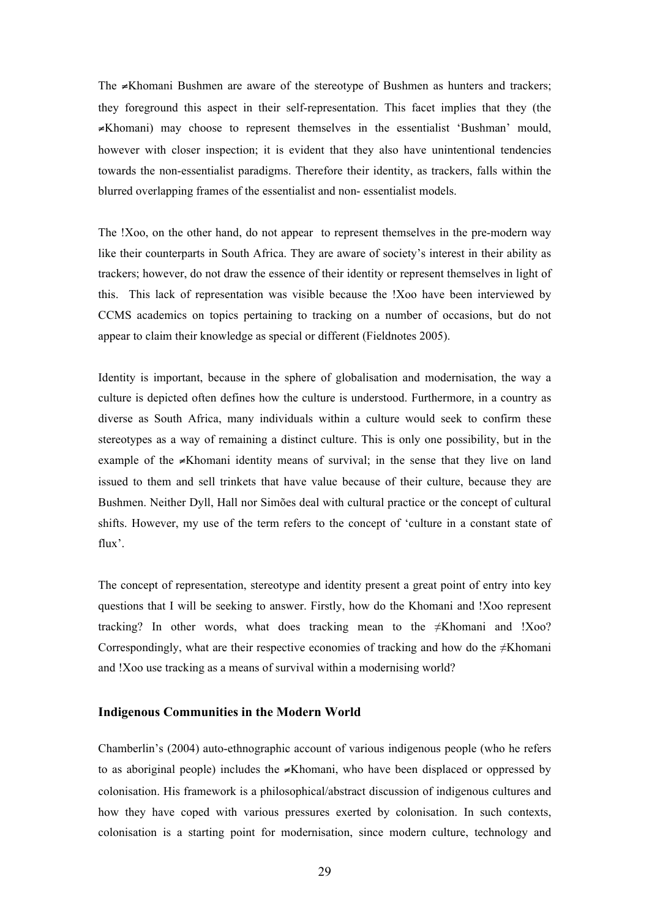The ≠Khomani Bushmen are aware of the stereotype of Bushmen as hunters and trackers; they foreground this aspect in their self-representation. This facet implies that they (the ≠Khomani) may choose to represent themselves in the essentialist 'Bushman' mould, however with closer inspection; it is evident that they also have unintentional tendencies towards the non-essentialist paradigms. Therefore their identity, as trackers, falls within the blurred overlapping frames of the essentialist and non- essentialist models.

The !Xoo, on the other hand, do not appear to represent themselves in the pre-modern way like their counterparts in South Africa. They are aware of society's interest in their ability as trackers; however, do not draw the essence of their identity or represent themselves in light of this. This lack of representation was visible because the !Xoo have been interviewed by CCMS academics on topics pertaining to tracking on a number of occasions, but do not appear to claim their knowledge as special or different (Fieldnotes 2005).

Identity is important, because in the sphere of globalisation and modernisation, the way a culture is depicted often defines how the culture is understood. Furthermore, in a country as diverse as South Africa, many individuals within a culture would seek to confirm these stereotypes as a way of remaining a distinct culture. This is only one possibility, but in the example of the ≠Khomani identity means of survival; in the sense that they live on land issued to them and sell trinkets that have value because of their culture, because they are Bushmen. Neither Dyll, Hall nor Simões deal with cultural practice or the concept of cultural shifts. However, my use of the term refers to the concept of 'culture in a constant state of flux'.

The concept of representation, stereotype and identity present a great point of entry into key questions that I will be seeking to answer. Firstly, how do the Khomani and !Xoo represent tracking? In other words, what does tracking mean to the ≠Khomani and !Xoo? Correspondingly, what are their respective economies of tracking and how do the ≠Khomani and !Xoo use tracking as a means of survival within a modernising world?

### Indigenous Communities in the Modern World

Chamberlin's (2004) auto-ethnographic account of various indigenous people (who he refers to as aboriginal people) includes the ≠Khomani, who have been displaced or oppressed by colonisation. His framework is a philosophical/abstract discussion of indigenous cultures and how they have coped with various pressures exerted by colonisation. In such contexts, colonisation is a starting point for modernisation, since modern culture, technology and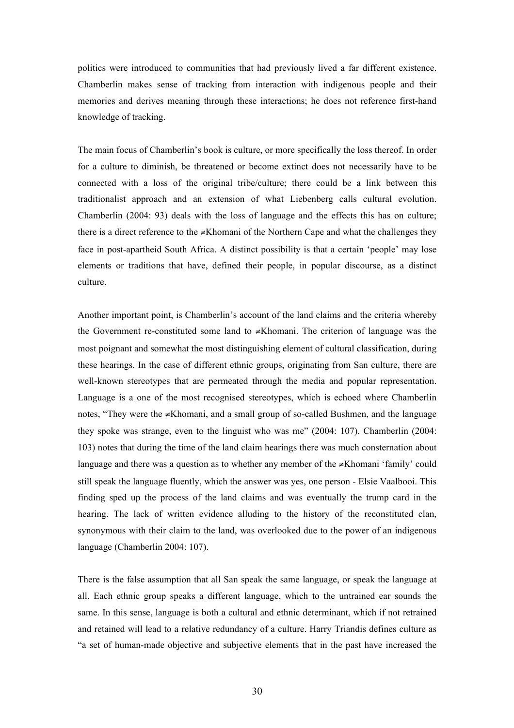politics were introduced to communities that had previously lived a far different existence. Chamberlin makes sense of tracking from interaction with indigenous people and their memories and derives meaning through these interactions; he does not reference first-hand knowledge of tracking.

The main focus of Chamberlin's book is culture, or more specifically the loss thereof. In order for a culture to diminish, be threatened or become extinct does not necessarily have to be connected with a loss of the original tribe/culture; there could be a link between this traditionalist approach and an extension of what Liebenberg calls cultural evolution. Chamberlin (2004: 93) deals with the loss of language and the effects this has on culture; there is a direct reference to the ≠Khomani of the Northern Cape and what the challenges they face in post-apartheid South Africa. A distinct possibility is that a certain 'people' may lose elements or traditions that have, defined their people, in popular discourse, as a distinct culture.

Another important point, is Chamberlin's account of the land claims and the criteria whereby the Government re-constituted some land to ≠Khomani. The criterion of language was the most poignant and somewhat the most distinguishing element of cultural classification, during these hearings. In the case of different ethnic groups, originating from San culture, there are well-known stereotypes that are permeated through the media and popular representation. Language is a one of the most recognised stereotypes, which is echoed where Chamberlin notes, "They were the ≠Khomani, and a small group of so-called Bushmen, and the language they spoke was strange, even to the linguist who was me" (2004: 107). Chamberlin (2004: 103) notes that during the time of the land claim hearings there was much consternation about language and there was a question as to whether any member of the ≠Khomani 'family' could still speak the language fluently, which the answer was yes, one person - Elsie Vaalbooi. This finding sped up the process of the land claims and was eventually the trump card in the hearing. The lack of written evidence alluding to the history of the reconstituted clan, synonymous with their claim to the land, was overlooked due to the power of an indigenous language (Chamberlin 2004: 107).

There is the false assumption that all San speak the same language, or speak the language at all. Each ethnic group speaks a different language, which to the untrained ear sounds the same. In this sense, language is both a cultural and ethnic determinant, which if not retrained and retained will lead to a relative redundancy of a culture. Harry Triandis defines culture as "a set of human-made objective and subjective elements that in the past have increased the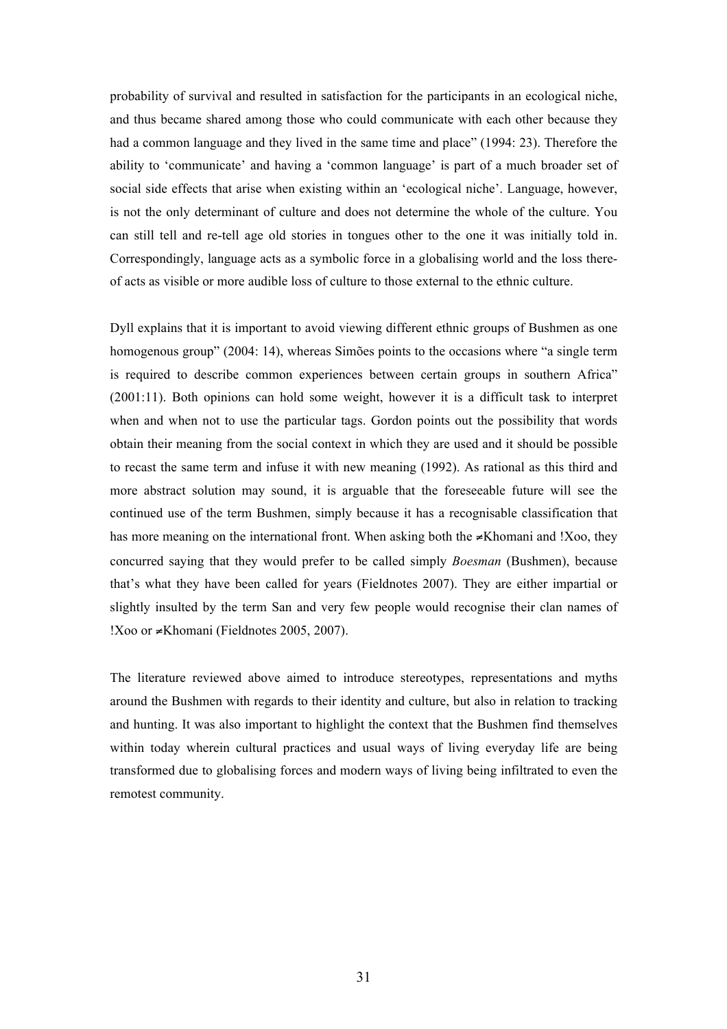probability of survival and resulted in satisfaction for the participants in an ecological niche, and thus became shared among those who could communicate with each other because they had a common language and they lived in the same time and place" (1994: 23). Therefore the ability to 'communicate' and having a 'common language' is part of a much broader set of social side effects that arise when existing within an 'ecological niche'. Language, however, is not the only determinant of culture and does not determine the whole of the culture. You can still tell and re-tell age old stories in tongues other to the one it was initially told in. Correspondingly, language acts as a symbolic force in a globalising world and the loss there-of acts as visible or more audible loss of culture to those external to the ethnic culture.

Dyll explains that it is important to avoid viewing different ethnic groups of Bushmen as one homogenous group" (2004: 14), whereas Simões points to the occasions where "a single term is required to describe common experiences between certain groups in southern Africa" (2001:11). Both opinions can hold some weight, however it is a difficult task to interpret when and when not to use the particular tags. Gordon points out the possibility that words obtain their meaning from the social context in which they are used and it should be possible to recast the same term and infuse it with new meaning (1992). As rational as this third and more abstract solution may sound, it is arguable that the foreseeable future will see the continued use of the term Bushmen, simply because it has a recognisable classification that has more meaning on the international front. When asking both the ≠Khomani and !Xoo, they concurred saying that they would prefer to be called simply *Boesman* (Bushmen), because that's what they have been called for years (Fieldnotes 2007). They are either impartial or slightly insulted by the term San and very few people would recognise their clan names of !Xoo or ≠Khomani (Fieldnotes 2005, 2007).

The literature reviewed above aimed to introduce stereotypes, representations and myths around the Bushmen with regards to their identity and culture, but also in relation to tracking and hunting. It was also important to highlight the context that the Bushmen find themselves within today wherein cultural practices and usual ways of living everyday life are being transformed due to globalising forces and modern ways of living being infiltrated to even the remotest community.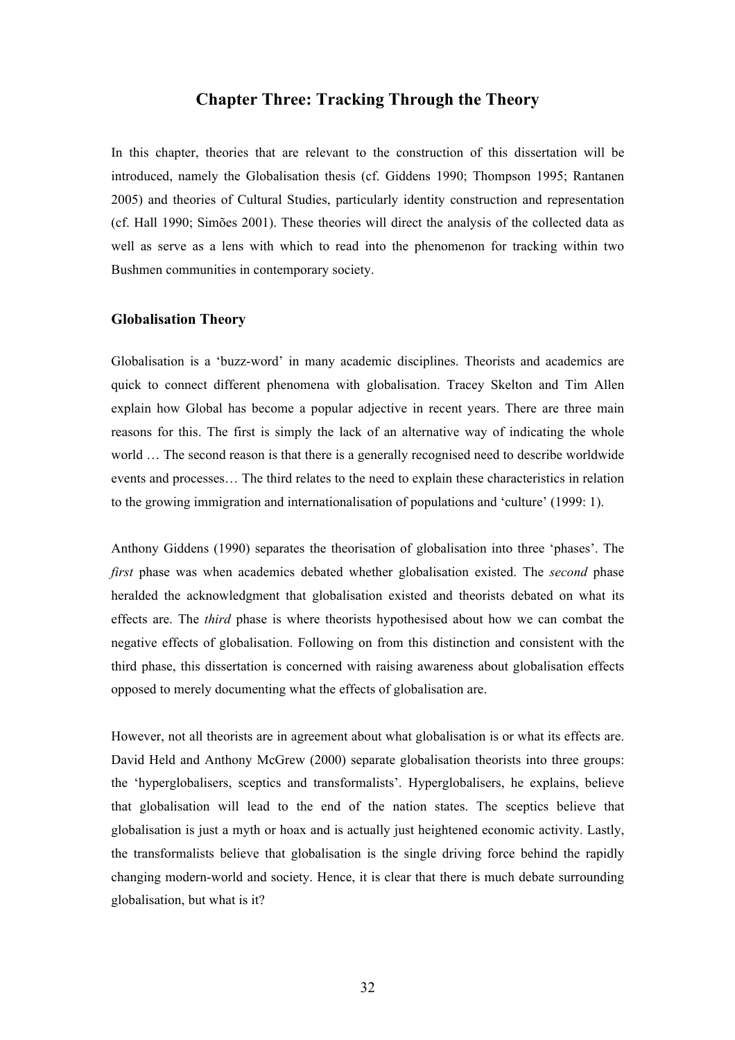## Chapter Three: Tracking Through the Theory

In this chapter, theories that are relevant to the construction of this dissertation will be introduced, namely the Globalisation thesis (cf. Giddens 1990; Thompson 1995; Rantanen 2005) and theories of Cultural Studies, particularly identity construction and representation (cf. Hall 1990; Simões 2001). These theories will direct the analysis of the collected data as well as serve as a lens with which to read into the phenomenon for tracking within two Bushmen communities in contemporary society.

### Globalisation Theory

Globalisation is a 'buzz-word' in many academic disciplines. Theorists and academics are quick to connect different phenomena with globalisation. Tracey Skelton and Tim Allen explain how Global has become a popular adjective in recent years. There are three main reasons for this. The first is simply the lack of an alternative way of indicating the whole world … The second reason is that there is a generally recognised need to describe worldwide events and processes… The third relates to the need to explain these characteristics in relation to the growing immigration and internationalisation of populations and 'culture' (1999: 1).

Anthony Giddens (1990) separates the theorisation of globalisation into three 'phases'. The *first* phase was when academics debated whether globalisation existed. The *second* phase heralded the acknowledgment that globalisation existed and theorists debated on what its effects are. The *third* phase is where theorists hypothesised about how we can combat the negative effects of globalisation. Following on from this distinction and consistent with the third phase, this dissertation is concerned with raising awareness about globalisation effects opposed to merely documenting what the effects of globalisation are.

However, not all theorists are in agreement about what globalisation is or what its effects are. David Held and Anthony McGrew (2000) separate globalisation theorists into three groups: the 'hyperglobalisers, sceptics and transformalists'. Hyperglobalisers, he explains, believe that globalisation will lead to the end of the nation states. The sceptics believe that globalisation is just a myth or hoax and is actually just heightened economic activity. Lastly, the transformalists believe that globalisation is the single driving force behind the rapidly changing modern-world and society. Hence, it is clear that there is much debate surrounding globalisation, but what is it?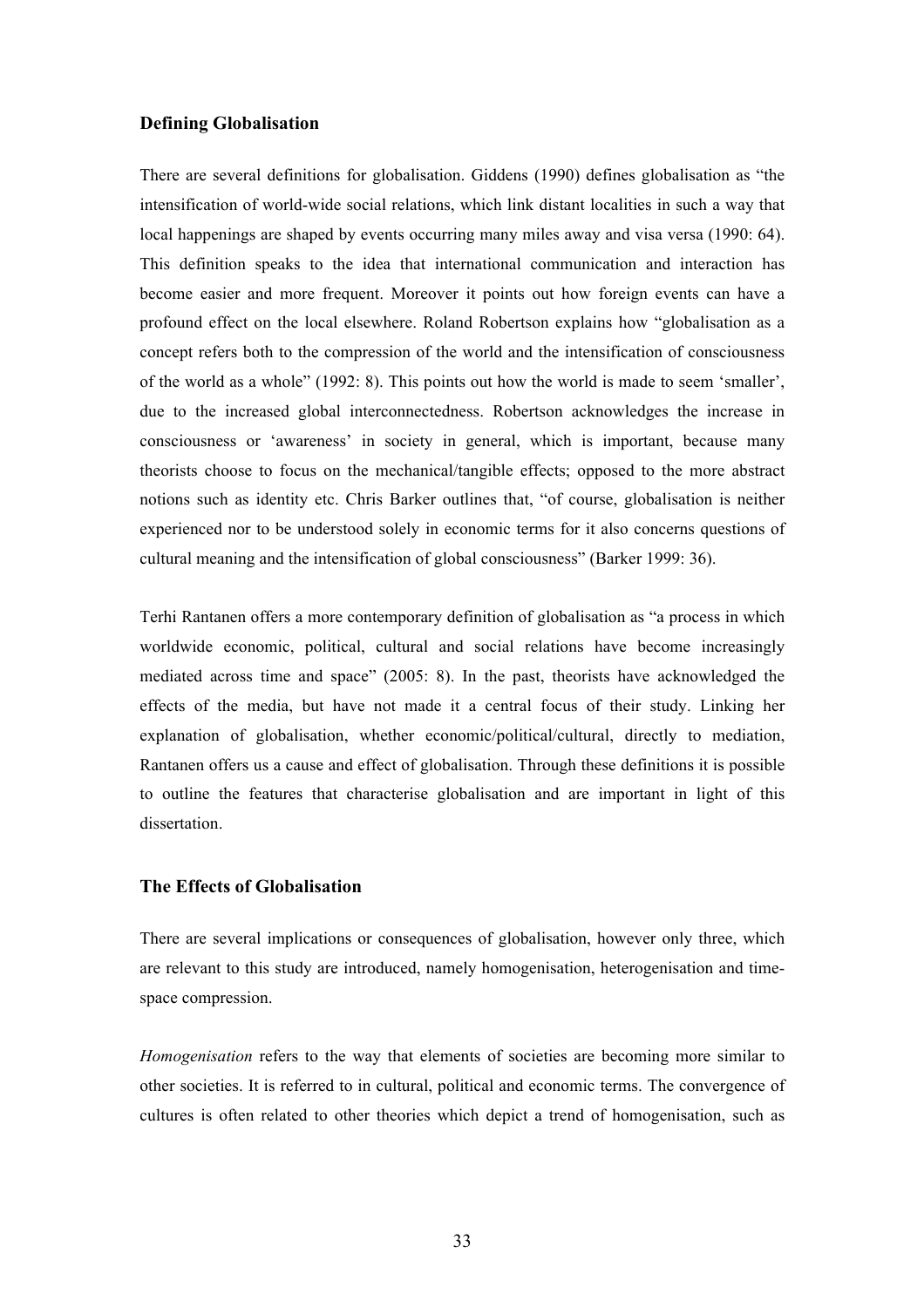### Defining Globalisation

There are several definitions for globalisation. Giddens (1990) defines globalisation as "the intensification of world-wide social relations, which link distant localities in such a way that local happenings are shaped by events occurring many miles away and visa versa (1990: 64). This definition speaks to the idea that international communication and interaction has become easier and more frequent. Moreover it points out how foreign events can have a profound effect on the local elsewhere. Roland Robertson explains how "globalisation as a concept refers both to the compression of the world and the intensification of consciousness of the world as a whole" (1992: 8). This points out how the world is made to seem 'smaller', due to the increased global interconnectedness. Robertson acknowledges the increase in consciousness or 'awareness' in society in general, which is important, because many theorists choose to focus on the mechanical/tangible effects; opposed to the more abstract notions such as identity etc. Chris Barker outlines that, "of course, globalisation is neither experienced nor to be understood solely in economic terms for it also concerns questions of cultural meaning and the intensification of global consciousness" (Barker 1999: 36).

Terhi Rantanen offers a more contemporary definition of globalisation as "a process in which worldwide economic, political, cultural and social relations have become increasingly mediated across time and space" (2005: 8). In the past, theorists have acknowledged the effects of the media, but have not made it a central focus of their study. Linking her explanation of globalisation, whether economic/political/cultural, directly to mediation, Rantanen offers us a cause and effect of globalisation. Through these definitions it is possible to outline the features that characterise globalisation and are important in light of this dissertation.

### The Effects of Globalisation

There are several implications or consequences of globalisation, however only three, which are relevant to this study are introduced, namely homogenisation, heterogenisation and time-space compression.

*Homogenisation* refers to the way that elements of societies are becoming more similar to other societies. It is referred to in cultural, political and economic terms. The convergence of cultures is often related to other theories which depict a trend of homogenisation, such as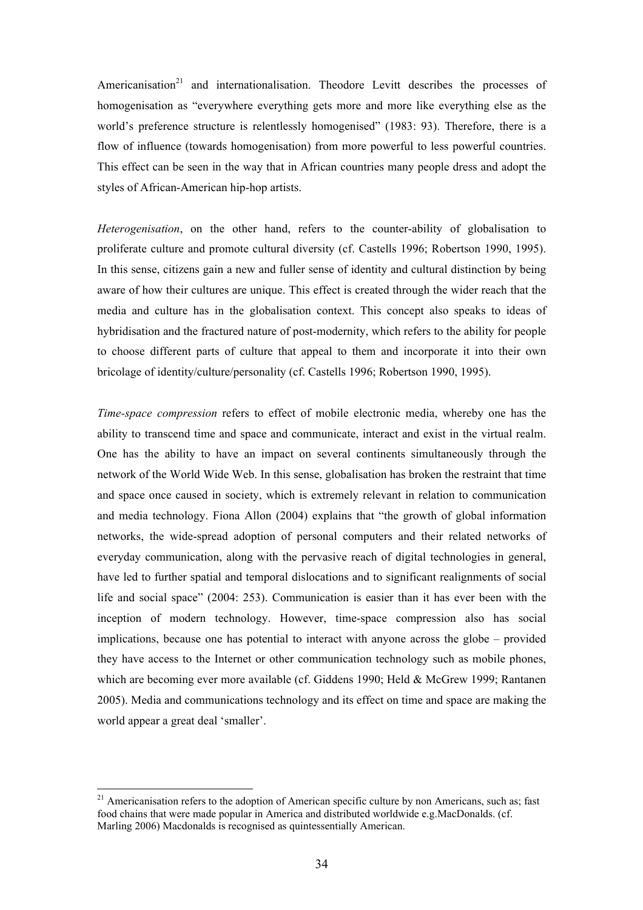Americanisation[21] and internationalisation. Theodore Levitt describes the processes of homogenisation as "everywhere everything gets more and more like everything else as the world's preference structure is relentlessly homogenised" (1983: 93). Therefore, there is a flow of influence (towards homogenisation) from more powerful to less powerful countries. This effect can be seen in the way that in African countries many people dress and adopt the styles of African-American hip-hop artists.

*Heterogenisation*, on the other hand, refers to the counter-ability of globalisation to proliferate culture and promote cultural diversity (cf. Castells 1996; Robertson 1990, 1995). In this sense, citizens gain a new and fuller sense of identity and cultural distinction by being aware of how their cultures are unique. This effect is created through the wider reach that the media and culture has in the globalisation context. This concept also speaks to ideas of hybridisation and the fractured nature of post-modernity, which refers to the ability for people to choose different parts of culture that appeal to them and incorporate it into their own bricolage of identity/culture/personality (cf. Castells 1996; Robertson 1990, 1995).

*Time-space compression* refers to effect of mobile electronic media, whereby one has the ability to transcend time and space and communicate, interact and exist in the virtual realm. One has the ability to have an impact on several continents simultaneously through the network of the World Wide Web. In this sense, globalisation has broken the restraint that time and space once caused in society, which is extremely relevant in relation to communication and media technology. Fiona Allon (2004) explains that "the growth of global information networks, the wide-spread adoption of personal computers and their related networks of everyday communication, along with the pervasive reach of digital technologies in general, have led to further spatial and temporal dislocations and to significant realignments of social life and social space" (2004: 253). Communication is easier than it has ever been with the inception of modern technology. However, time-space compression also has social implications, because one has potential to interact with anyone across the globe – provided they have access to the Internet or other communication technology such as mobile phones, which are becoming ever more available (cf. Giddens 1990; Held & McGrew 1999; Rantanen 2005). Media and communications technology and its effect on time and space are making the world appear a great deal 'smaller'.

---

[21] Americanisation refers to the adoption of American specific culture by non Americans, such as; fast food chains that were made popular in America and distributed worldwide e.g.MacDonalds. (cf. Marling 2006) Macdonalds is recognised as quintessentially American.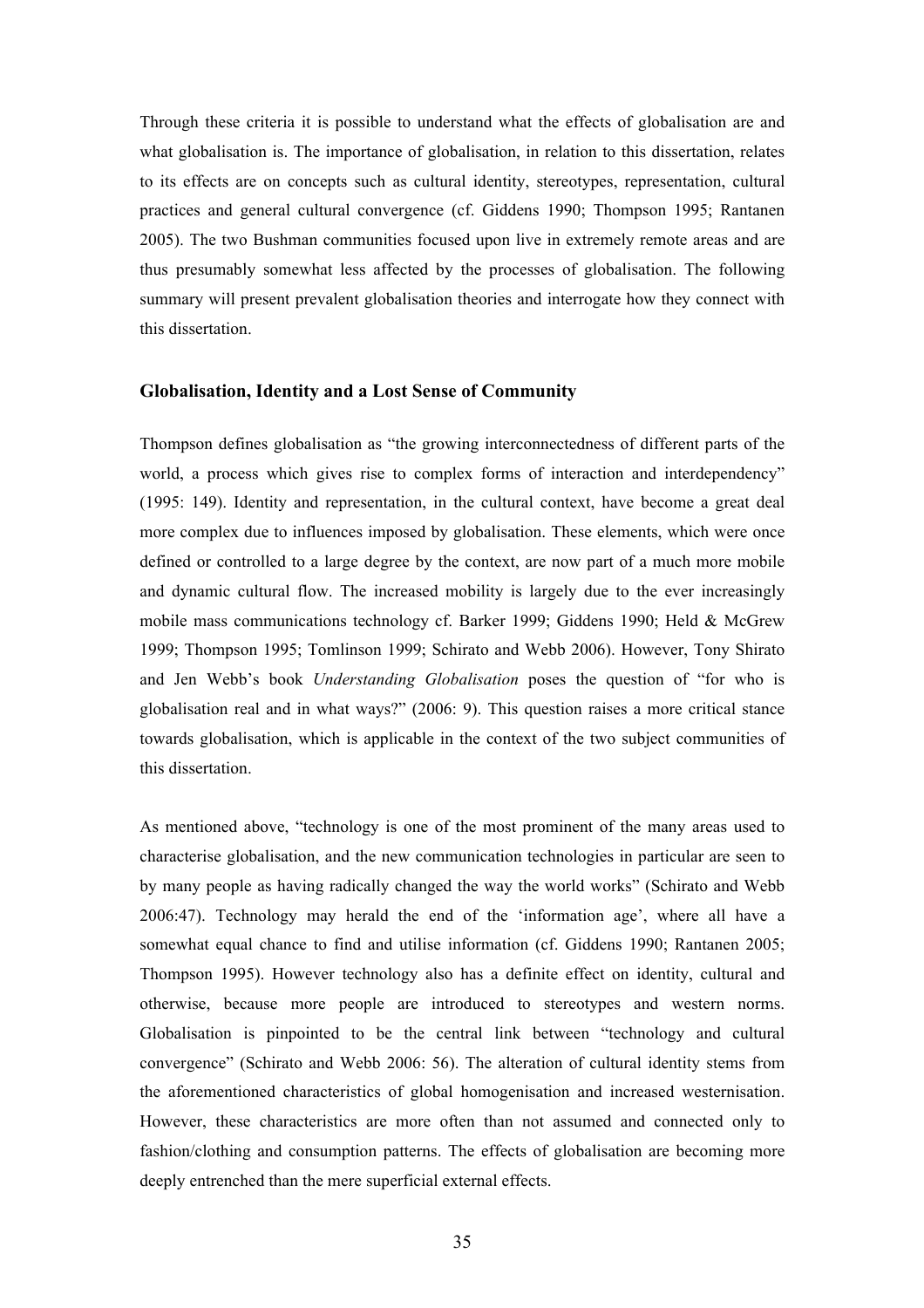Through these criteria it is possible to understand what the effects of globalisation are and what globalisation is. The importance of globalisation, in relation to this dissertation, relates to its effects are on concepts such as cultural identity, stereotypes, representation, cultural practices and general cultural convergence (cf. Giddens 1990; Thompson 1995; Rantanen 2005). The two Bushman communities focused upon live in extremely remote areas and are thus presumably somewhat less affected by the processes of globalisation. The following summary will present prevalent globalisation theories and interrogate how they connect with this dissertation.

### Globalisation, Identity and a Lost Sense of Community

Thompson defines globalisation as "the growing interconnectedness of different parts of the world, a process which gives rise to complex forms of interaction and interdependency" (1995: 149). Identity and representation, in the cultural context, have become a great deal more complex due to influences imposed by globalisation. These elements, which were once defined or controlled to a large degree by the context, are now part of a much more mobile and dynamic cultural flow. The increased mobility is largely due to the ever increasingly mobile mass communications technology cf. Barker 1999; Giddens 1990; Held & McGrew 1999; Thompson 1995; Tomlinson 1999; Schirato and Webb 2006). However, Tony Shirato and Jen Webb's book *Understanding Globalisation* poses the question of "for who is globalisation real and in what ways?" (2006: 9). This question raises a more critical stance towards globalisation, which is applicable in the context of the two subject communities of this dissertation.

As mentioned above, "technology is one of the most prominent of the many areas used to characterise globalisation, and the new communication technologies in particular are seen to by many people as having radically changed the way the world works" (Schirato and Webb 2006:47). Technology may herald the end of the 'information age', where all have a somewhat equal chance to find and utilise information (cf. Giddens 1990; Rantanen 2005; Thompson 1995). However technology also has a definite effect on identity, cultural and otherwise, because more people are introduced to stereotypes and western norms. Globalisation is pinpointed to be the central link between "technology and cultural convergence" (Schirato and Webb 2006: 56). The alteration of cultural identity stems from the aforementioned characteristics of global homogenisation and increased westernisation. However, these characteristics are more often than not assumed and connected only to fashion/clothing and consumption patterns. The effects of globalisation are becoming more deeply entrenched than the mere superficial external effects.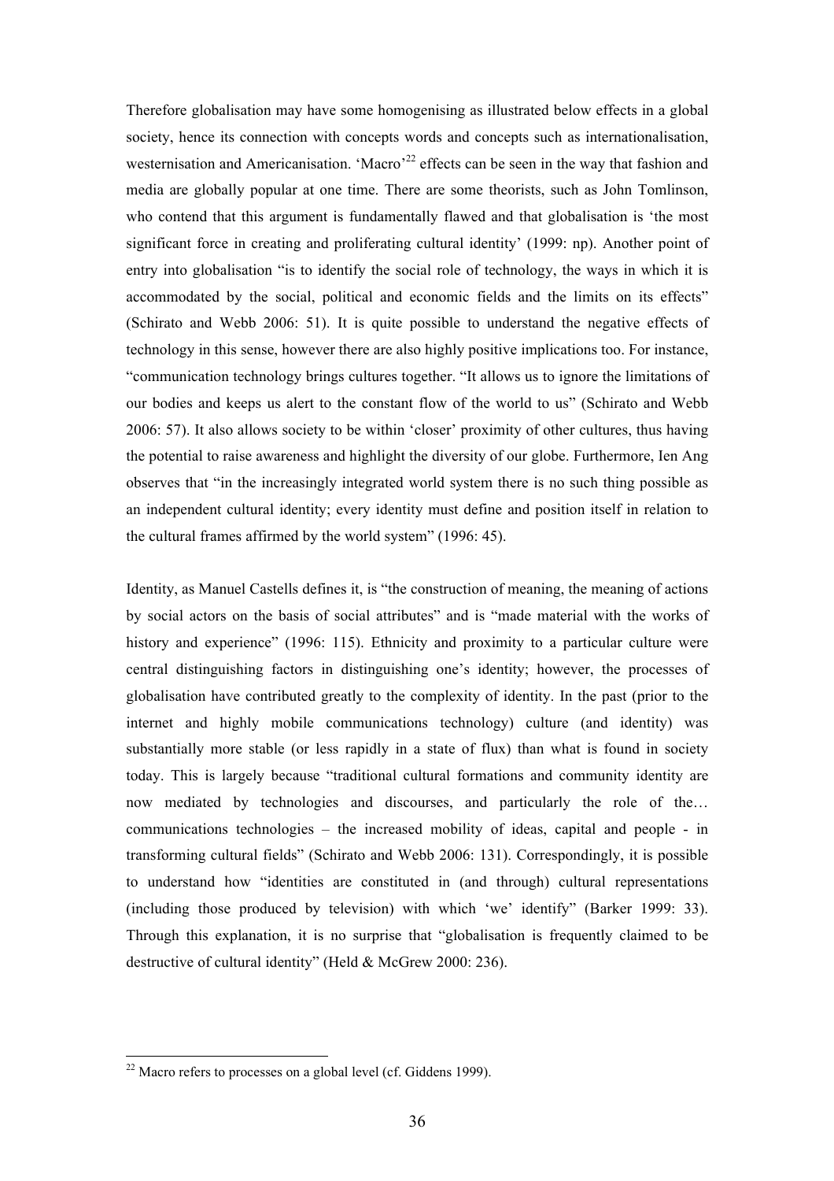Therefore globalisation may have some homogenising as illustrated below effects in a global society, hence its connection with concepts words and concepts such as internationalisation, westernisation and Americanisation. 'Macro'[22] effects can be seen in the way that fashion and media are globally popular at one time. There are some theorists, such as John Tomlinson, who contend that this argument is fundamentally flawed and that globalisation is 'the most significant force in creating and proliferating cultural identity' (1999: np). Another point of entry into globalisation "is to identify the social role of technology, the ways in which it is accommodated by the social, political and economic fields and the limits on its effects" (Schirato and Webb 2006: 51). It is quite possible to understand the negative effects of technology in this sense, however there are also highly positive implications too. For instance, "communication technology brings cultures together. "It allows us to ignore the limitations of our bodies and keeps us alert to the constant flow of the world to us" (Schirato and Webb 2006: 57). It also allows society to be within 'closer' proximity of other cultures, thus having the potential to raise awareness and highlight the diversity of our globe. Furthermore, Ien Ang observes that "in the increasingly integrated world system there is no such thing possible as an independent cultural identity; every identity must define and position itself in relation to the cultural frames affirmed by the world system" (1996: 45).

Identity, as Manuel Castells defines it, is "the construction of meaning, the meaning of actions by social actors on the basis of social attributes" and is "made material with the works of history and experience" (1996: 115). Ethnicity and proximity to a particular culture were central distinguishing factors in distinguishing one's identity; however, the processes of globalisation have contributed greatly to the complexity of identity. In the past (prior to the internet and highly mobile communications technology) culture (and identity) was substantially more stable (or less rapidly in a state of flux) than what is found in society today. This is largely because "traditional cultural formations and community identity are now mediated by technologies and discourses, and particularly the role of the… communications technologies – the increased mobility of ideas, capital and people - in transforming cultural fields" (Schirato and Webb 2006: 131). Correspondingly, it is possible to understand how "identities are constituted in (and through) cultural representations (including those produced by television) with which 'we' identify" (Barker 1999: 33). Through this explanation, it is no surprise that "globalisation is frequently claimed to be destructive of cultural identity" (Held & McGrew 2000: 236).

[22] Macro refers to processes on a global level (cf. Giddens 1999).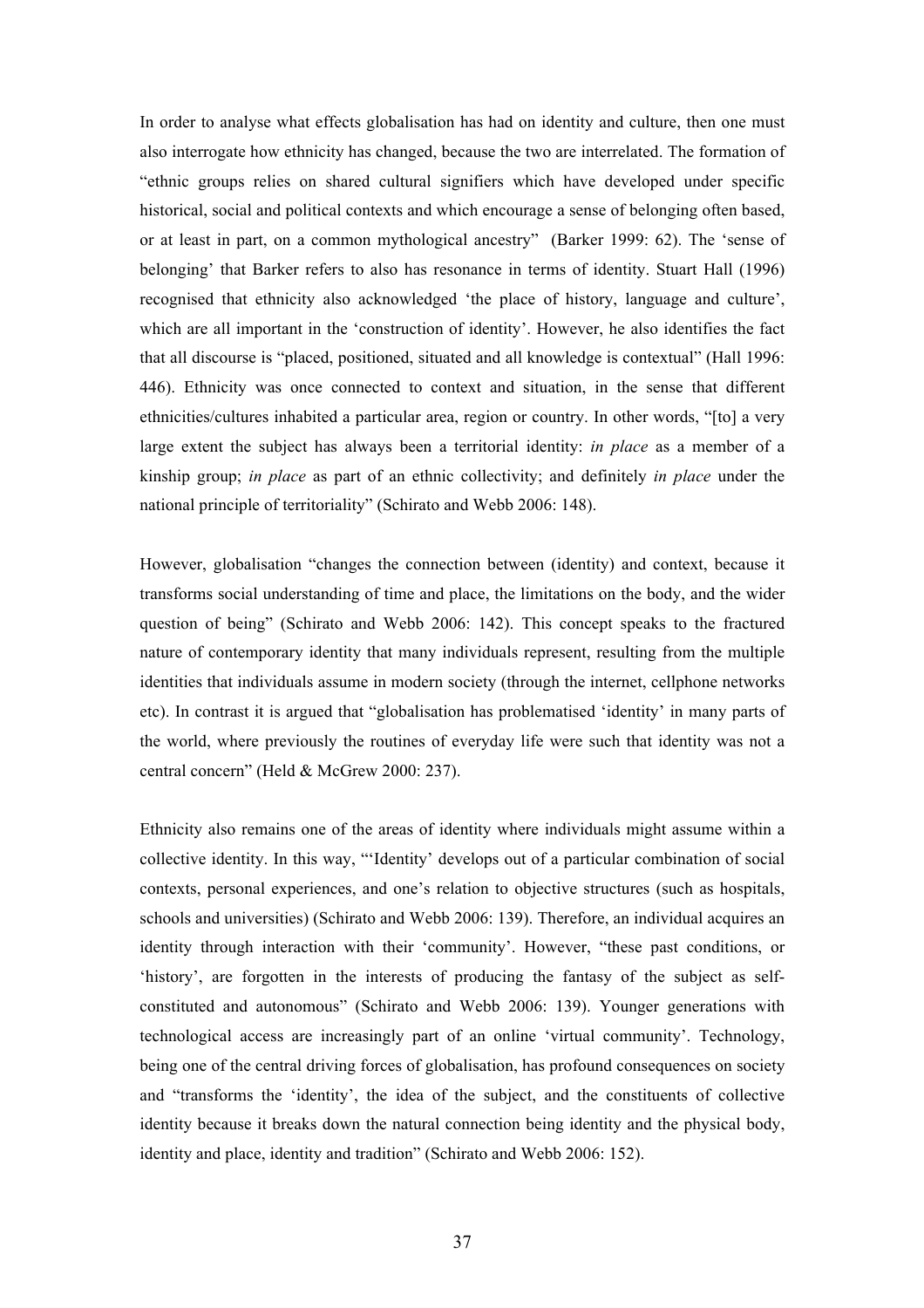In order to analyse what effects globalisation has had on identity and culture, then one must also interrogate how ethnicity has changed, because the two are interrelated. The formation of "ethnic groups relies on shared cultural signifiers which have developed under specific historical, social and political contexts and which encourage a sense of belonging often based, or at least in part, on a common mythological ancestry" (Barker 1999: 62). The 'sense of belonging' that Barker refers to also has resonance in terms of identity. Stuart Hall (1996) recognised that ethnicity also acknowledged 'the place of history, language and culture', which are all important in the 'construction of identity'. However, he also identifies the fact that all discourse is "placed, positioned, situated and all knowledge is contextual" (Hall 1996: 446). Ethnicity was once connected to context and situation, in the sense that different ethnicities/cultures inhabited a particular area, region or country. In other words, "[to] a very large extent the subject has always been a territorial identity: *in place* as a member of a kinship group; *in place* as part of an ethnic collectivity; and definitely *in place* under the national principle of territoriality" (Schirato and Webb 2006: 148).

However, globalisation "changes the connection between (identity) and context, because it transforms social understanding of time and place, the limitations on the body, and the wider question of being" (Schirato and Webb 2006: 142). This concept speaks to the fractured nature of contemporary identity that many individuals represent, resulting from the multiple identities that individuals assume in modern society (through the internet, cellphone networks etc). In contrast it is argued that "globalisation has problematised 'identity' in many parts of the world, where previously the routines of everyday life were such that identity was not a central concern" (Held & McGrew 2000: 237).

Ethnicity also remains one of the areas of identity where individuals might assume within a collective identity. In this way, "'Identity' develops out of a particular combination of social contexts, personal experiences, and one's relation to objective structures (such as hospitals, schools and universities) (Schirato and Webb 2006: 139). Therefore, an individual acquires an identity through interaction with their 'community'. However, "these past conditions, or 'history', are forgotten in the interests of producing the fantasy of the subject as self-constituted and autonomous" (Schirato and Webb 2006: 139). Younger generations with technological access are increasingly part of an online 'virtual community'. Technology, being one of the central driving forces of globalisation, has profound consequences on society and "transforms the 'identity', the idea of the subject, and the constituents of collective identity because it breaks down the natural connection being identity and the physical body, identity and place, identity and tradition" (Schirato and Webb 2006: 152).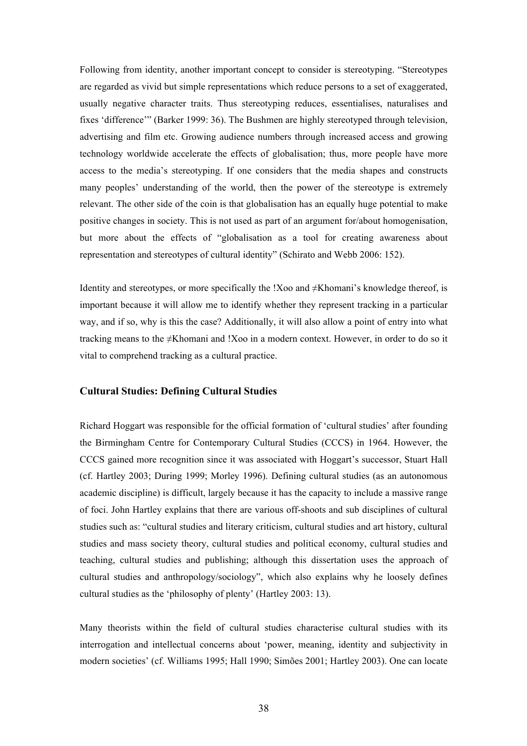Following from identity, another important concept to consider is stereotyping. "Stereotypes are regarded as vivid but simple representations which reduce persons to a set of exaggerated, usually negative character traits. Thus stereotyping reduces, essentialises, naturalises and fixes 'difference'" (Barker 1999: 36). The Bushmen are highly stereotyped through television, advertising and film etc. Growing audience numbers through increased access and growing technology worldwide accelerate the effects of globalisation; thus, more people have more access to the media's stereotyping. If one considers that the media shapes and constructs many peoples' understanding of the world, then the power of the stereotype is extremely relevant. The other side of the coin is that globalisation has an equally huge potential to make positive changes in society. This is not used as part of an argument for/about homogenisation, but more about the effects of "globalisation as a tool for creating awareness about representation and stereotypes of cultural identity" (Schirato and Webb 2006: 152).

Identity and stereotypes, or more specifically the !Xoo and ≠Khomani's knowledge thereof, is important because it will allow me to identify whether they represent tracking in a particular way, and if so, why is this the case? Additionally, it will also allow a point of entry into what tracking means to the ≠Khomani and !Xoo in a modern context. However, in order to do so it vital to comprehend tracking as a cultural practice.

### Cultural Studies: Defining Cultural Studies

Richard Hoggart was responsible for the official formation of 'cultural studies' after founding the Birmingham Centre for Contemporary Cultural Studies (CCCS) in 1964. However, the CCCS gained more recognition since it was associated with Hoggart's successor, Stuart Hall (cf. Hartley 2003; During 1999; Morley 1996). Defining cultural studies (as an autonomous academic discipline) is difficult, largely because it has the capacity to include a massive range of foci. John Hartley explains that there are various off-shoots and sub disciplines of cultural studies such as: "cultural studies and literary criticism, cultural studies and art history, cultural studies and mass society theory, cultural studies and political economy, cultural studies and teaching, cultural studies and publishing; although this dissertation uses the approach of cultural studies and anthropology/sociology", which also explains why he loosely defines cultural studies as the 'philosophy of plenty' (Hartley 2003: 13).

Many theorists within the field of cultural studies characterise cultural studies with its interrogation and intellectual concerns about 'power, meaning, identity and subjectivity in modern societies' (cf. Williams 1995; Hall 1990; Simões 2001; Hartley 2003). One can locate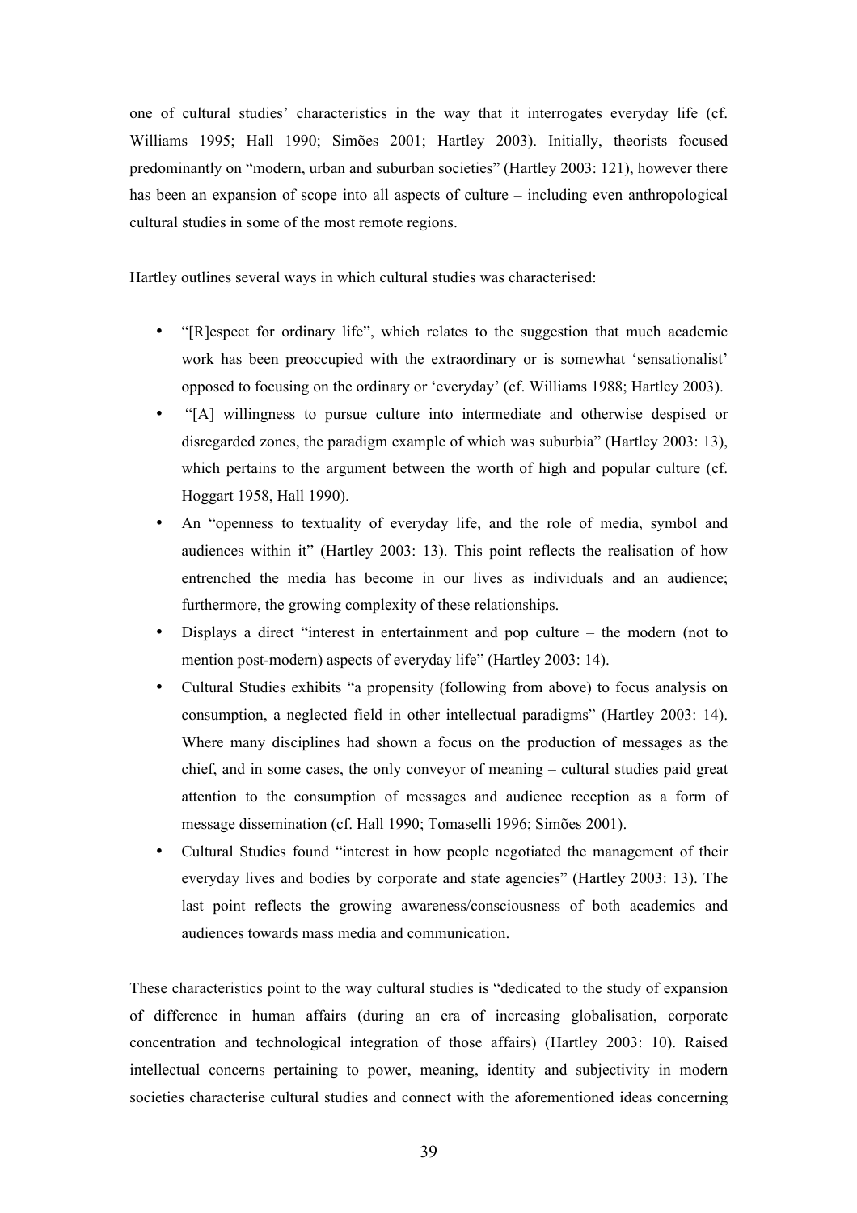one of cultural studies' characteristics in the way that it interrogates everyday life (cf. Williams 1995; Hall 1990; Simões 2001; Hartley 2003). Initially, theorists focused predominantly on "modern, urban and suburban societies" (Hartley 2003: 121), however there has been an expansion of scope into all aspects of culture – including even anthropological cultural studies in some of the most remote regions.

Hartley outlines several ways in which cultural studies was characterised:

- "[R]espect for ordinary life", which relates to the suggestion that much academic work has been preoccupied with the extraordinary or is somewhat 'sensationalist' opposed to focusing on the ordinary or 'everyday' (cf. Williams 1988; Hartley 2003).
- "[A] willingness to pursue culture into intermediate and otherwise despised or disregarded zones, the paradigm example of which was suburbia" (Hartley 2003: 13), which pertains to the argument between the worth of high and popular culture (cf. Hoggart 1958, Hall 1990).
- An "openness to textuality of everyday life, and the role of media, symbol and audiences within it" (Hartley 2003: 13). This point reflects the realisation of how entrenched the media has become in our lives as individuals and an audience; furthermore, the growing complexity of these relationships.
- Displays a direct "interest in entertainment and pop culture – the modern (not to mention post-modern) aspects of everyday life" (Hartley 2003: 14).
- Cultural Studies exhibits "a propensity (following from above) to focus analysis on consumption, a neglected field in other intellectual paradigms" (Hartley 2003: 14). Where many disciplines had shown a focus on the production of messages as the chief, and in some cases, the only conveyor of meaning – cultural studies paid great attention to the consumption of messages and audience reception as a form of message dissemination (cf. Hall 1990; Tomaselli 1996; Simões 2001).
- Cultural Studies found "interest in how people negotiated the management of their everyday lives and bodies by corporate and state agencies" (Hartley 2003: 13). The last point reflects the growing awareness/consciousness of both academics and audiences towards mass media and communication.

These characteristics point to the way cultural studies is "dedicated to the study of expansion of difference in human affairs (during an era of increasing globalisation, corporate concentration and technological integration of those affairs) (Hartley 2003: 10). Raised intellectual concerns pertaining to power, meaning, identity and subjectivity in modern societies characterise cultural studies and connect with the aforementioned ideas concerning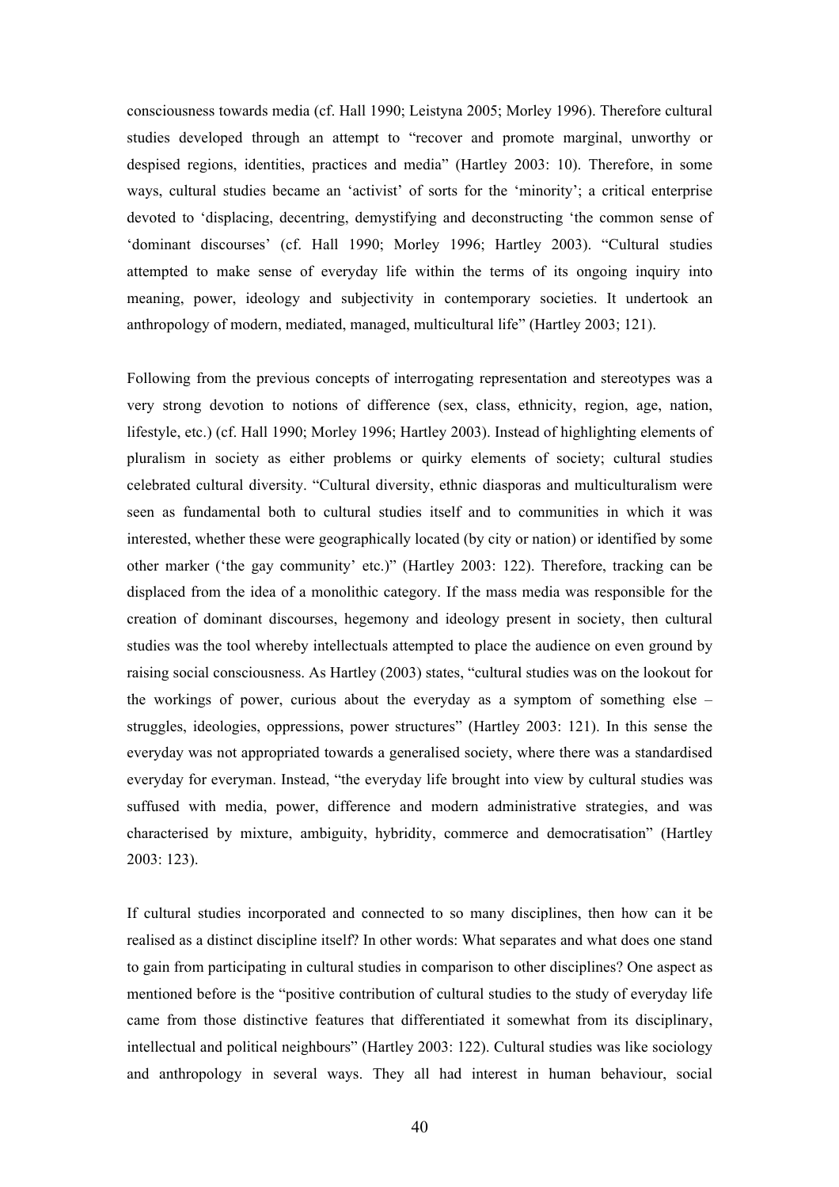consciousness towards media (cf. Hall 1990; Leistyna 2005; Morley 1996). Therefore cultural studies developed through an attempt to "recover and promote marginal, unworthy or despised regions, identities, practices and media" (Hartley 2003: 10). Therefore, in some ways, cultural studies became an 'activist' of sorts for the 'minority'; a critical enterprise devoted to 'displacing, decentring, demystifying and deconstructing 'the common sense of 'dominant discourses' (cf. Hall 1990; Morley 1996; Hartley 2003). "Cultural studies attempted to make sense of everyday life within the terms of its ongoing inquiry into meaning, power, ideology and subjectivity in contemporary societies. It undertook an anthropology of modern, mediated, managed, multicultural life" (Hartley 2003; 121).

Following from the previous concepts of interrogating representation and stereotypes was a very strong devotion to notions of difference (sex, class, ethnicity, region, age, nation, lifestyle, etc.) (cf. Hall 1990; Morley 1996; Hartley 2003). Instead of highlighting elements of pluralism in society as either problems or quirky elements of society; cultural studies celebrated cultural diversity. "Cultural diversity, ethnic diasporas and multiculturalism were seen as fundamental both to cultural studies itself and to communities in which it was interested, whether these were geographically located (by city or nation) or identified by some other marker ('the gay community' etc.)" (Hartley 2003: 122). Therefore, tracking can be displaced from the idea of a monolithic category. If the mass media was responsible for the creation of dominant discourses, hegemony and ideology present in society, then cultural studies was the tool whereby intellectuals attempted to place the audience on even ground by raising social consciousness. As Hartley (2003) states, "cultural studies was on the lookout for the workings of power, curious about the everyday as a symptom of something else – struggles, ideologies, oppressions, power structures" (Hartley 2003: 121). In this sense the everyday was not appropriated towards a generalised society, where there was a standardised everyday for everyman. Instead, "the everyday life brought into view by cultural studies was suffused with media, power, difference and modern administrative strategies, and was characterised by mixture, ambiguity, hybridity, commerce and democratisation" (Hartley 2003: 123).

If cultural studies incorporated and connected to so many disciplines, then how can it be realised as a distinct discipline itself? In other words: What separates and what does one stand to gain from participating in cultural studies in comparison to other disciplines? One aspect as mentioned before is the "positive contribution of cultural studies to the study of everyday life came from those distinctive features that differentiated it somewhat from its disciplinary, intellectual and political neighbours" (Hartley 2003: 122). Cultural studies was like sociology and anthropology in several ways. They all had interest in human behaviour, social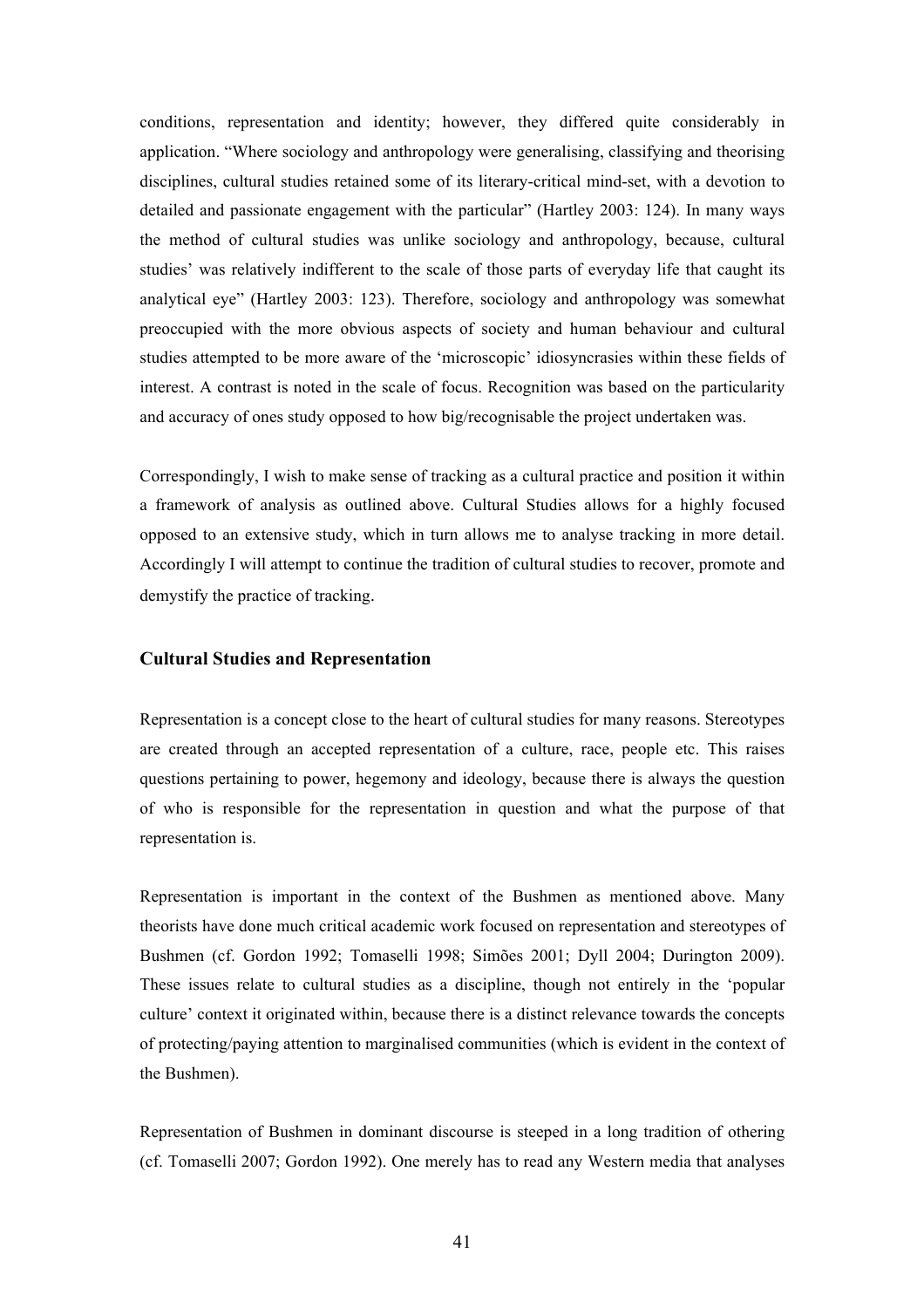conditions, representation and identity; however, they differed quite considerably in application. "Where sociology and anthropology were generalising, classifying and theorising disciplines, cultural studies retained some of its literary-critical mind-set, with a devotion to detailed and passionate engagement with the particular" (Hartley 2003: 124). In many ways the method of cultural studies was unlike sociology and anthropology, because, cultural studies' was relatively indifferent to the scale of those parts of everyday life that caught its analytical eye" (Hartley 2003: 123). Therefore, sociology and anthropology was somewhat preoccupied with the more obvious aspects of society and human behaviour and cultural studies attempted to be more aware of the 'microscopic' idiosyncrasies within these fields of interest. A contrast is noted in the scale of focus. Recognition was based on the particularity and accuracy of ones study opposed to how big/recognisable the project undertaken was.

Correspondingly, I wish to make sense of tracking as a cultural practice and position it within a framework of analysis as outlined above. Cultural Studies allows for a highly focused opposed to an extensive study, which in turn allows me to analyse tracking in more detail. Accordingly I will attempt to continue the tradition of cultural studies to recover, promote and demystify the practice of tracking.

### Cultural Studies and Representation

Representation is a concept close to the heart of cultural studies for many reasons. Stereotypes are created through an accepted representation of a culture, race, people etc. This raises questions pertaining to power, hegemony and ideology, because there is always the question of who is responsible for the representation in question and what the purpose of that representation is.

Representation is important in the context of the Bushmen as mentioned above. Many theorists have done much critical academic work focused on representation and stereotypes of Bushmen (cf. Gordon 1992; Tomaselli 1998; Simões 2001; Dyll 2004; Durington 2009). These issues relate to cultural studies as a discipline, though not entirely in the 'popular culture' context it originated within, because there is a distinct relevance towards the concepts of protecting/paying attention to marginalised communities (which is evident in the context of the Bushmen).

Representation of Bushmen in dominant discourse is steeped in a long tradition of othering (cf. Tomaselli 2007; Gordon 1992). One merely has to read any Western media that analyses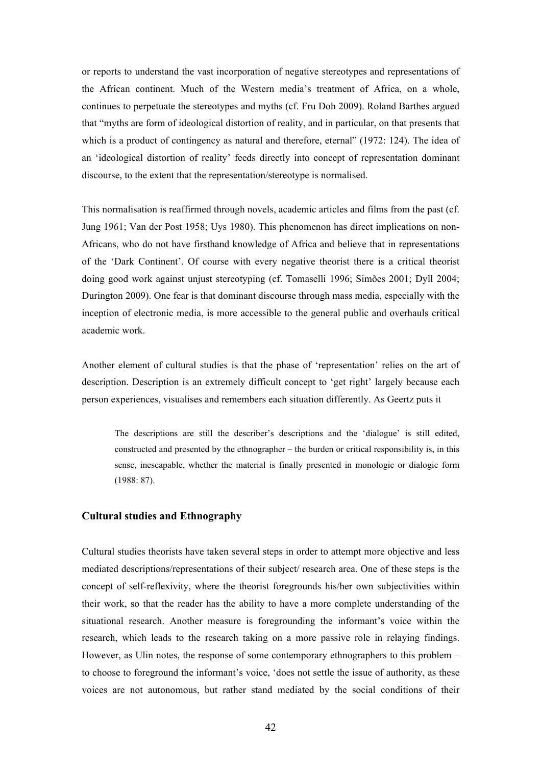or reports to understand the vast incorporation of negative stereotypes and representations of the African continent. Much of the Western media's treatment of Africa, on a whole, continues to perpetuate the stereotypes and myths (cf. Fru Doh 2009). Roland Barthes argued that "myths are form of ideological distortion of reality, and in particular, on that presents that which is a product of contingency as natural and therefore, eternal" (1972: 124). The idea of an 'ideological distortion of reality' feeds directly into concept of representation dominant discourse, to the extent that the representation/stereotype is normalised.

This normalisation is reaffirmed through novels, academic articles and films from the past (cf. Jung 1961; Van der Post 1958; Uys 1980). This phenomenon has direct implications on non-Africans, who do not have firsthand knowledge of Africa and believe that in representations of the 'Dark Continent'. Of course with every negative theorist there is a critical theorist doing good work against unjust stereotyping (cf. Tomaselli 1996; Simões 2001; Dyll 2004; Durington 2009). One fear is that dominant discourse through mass media, especially with the inception of electronic media, is more accessible to the general public and overhauls critical academic work.

Another element of cultural studies is that the phase of 'representation' relies on the art of description. Description is an extremely difficult concept to 'get right' largely because each person experiences, visualises and remembers each situation differently. As Geertz puts it

> The descriptions are still the describer's descriptions and the 'dialogue' is still edited, constructed and presented by the ethnographer – the burden or critical responsibility is, in this sense, inescapable, whether the material is finally presented in monologic or dialogic form (1988: 87).

### Cultural studies and Ethnography

Cultural studies theorists have taken several steps in order to attempt more objective and less mediated descriptions/representations of their subject/ research area. One of these steps is the concept of self-reflexivity, where the theorist foregrounds his/her own subjectivities within their work, so that the reader has the ability to have a more complete understanding of the situational research. Another measure is foregrounding the informant's voice within the research, which leads to the research taking on a more passive role in relaying findings. However, as Ulin notes, the response of some contemporary ethnographers to this problem – to choose to foreground the informant's voice, 'does not settle the issue of authority, as these voices are not autonomous, but rather stand mediated by the social conditions of their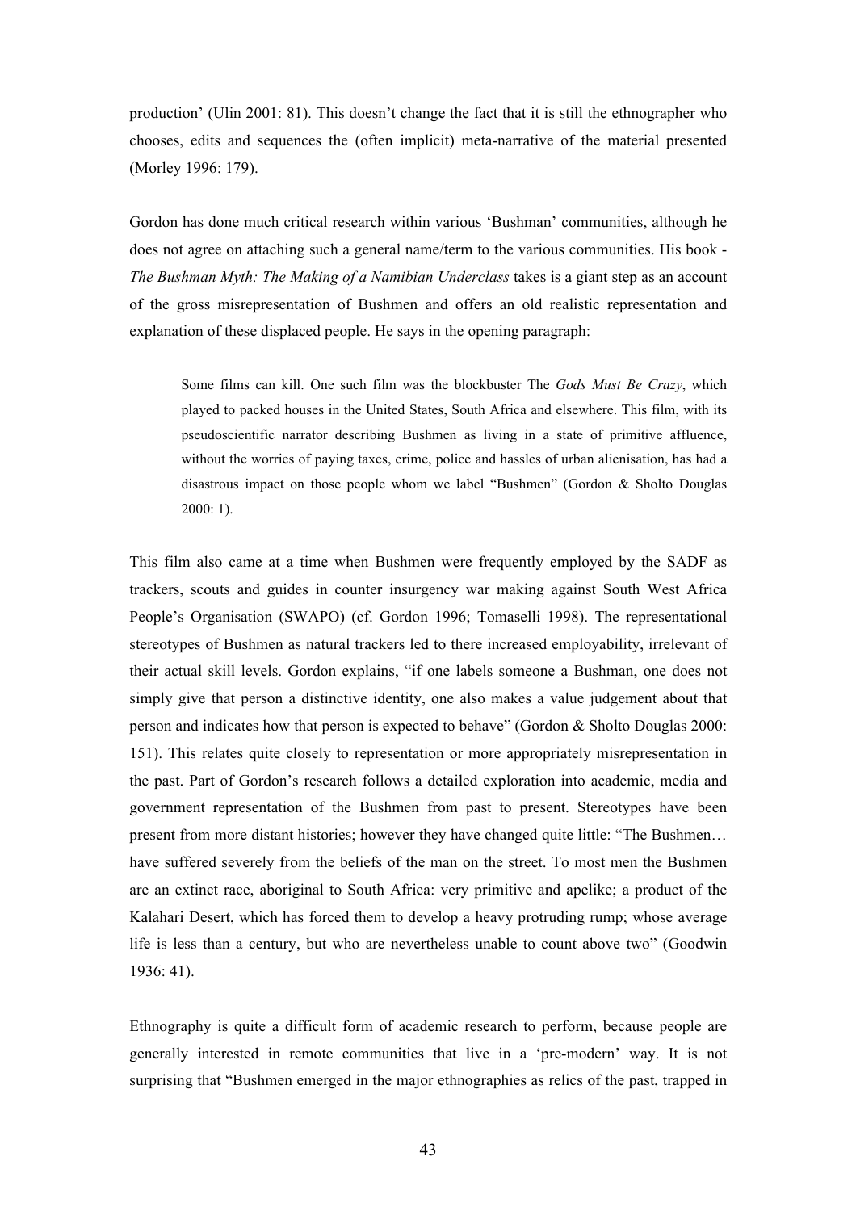production' (Ulin 2001: 81). This doesn't change the fact that it is still the ethnographer who chooses, edits and sequences the (often implicit) meta-narrative of the material presented (Morley 1996: 179).

Gordon has done much critical research within various 'Bushman' communities, although he does not agree on attaching such a general name/term to the various communities. His book - *The Bushman Myth: The Making of a Namibian Underclass* takes is a giant step as an account of the gross misrepresentation of Bushmen and offers an old realistic representation and explanation of these displaced people. He says in the opening paragraph:

> Some films can kill. One such film was the blockbuster The *Gods Must Be Crazy*, which played to packed houses in the United States, South Africa and elsewhere. This film, with its pseudoscientific narrator describing Bushmen as living in a state of primitive affluence, without the worries of paying taxes, crime, police and hassles of urban alienisation, has had a disastrous impact on those people whom we label "Bushmen" (Gordon & Sholto Douglas 2000: 1).

This film also came at a time when Bushmen were frequently employed by the SADF as trackers, scouts and guides in counter insurgency war making against South West Africa People's Organisation (SWAPO) (cf. Gordon 1996; Tomaselli 1998). The representational stereotypes of Bushmen as natural trackers led to there increased employability, irrelevant of their actual skill levels. Gordon explains, "if one labels someone a Bushman, one does not simply give that person a distinctive identity, one also makes a value judgement about that person and indicates how that person is expected to behave" (Gordon & Sholto Douglas 2000: 151). This relates quite closely to representation or more appropriately misrepresentation in the past. Part of Gordon's research follows a detailed exploration into academic, media and government representation of the Bushmen from past to present. Stereotypes have been present from more distant histories; however they have changed quite little: "The Bushmen… have suffered severely from the beliefs of the man on the street. To most men the Bushmen are an extinct race, aboriginal to South Africa: very primitive and apelike; a product of the Kalahari Desert, which has forced them to develop a heavy protruding rump; whose average life is less than a century, but who are nevertheless unable to count above two" (Goodwin 1936: 41).

Ethnography is quite a difficult form of academic research to perform, because people are generally interested in remote communities that live in a 'pre-modern' way. It is not surprising that "Bushmen emerged in the major ethnographies as relics of the past, trapped in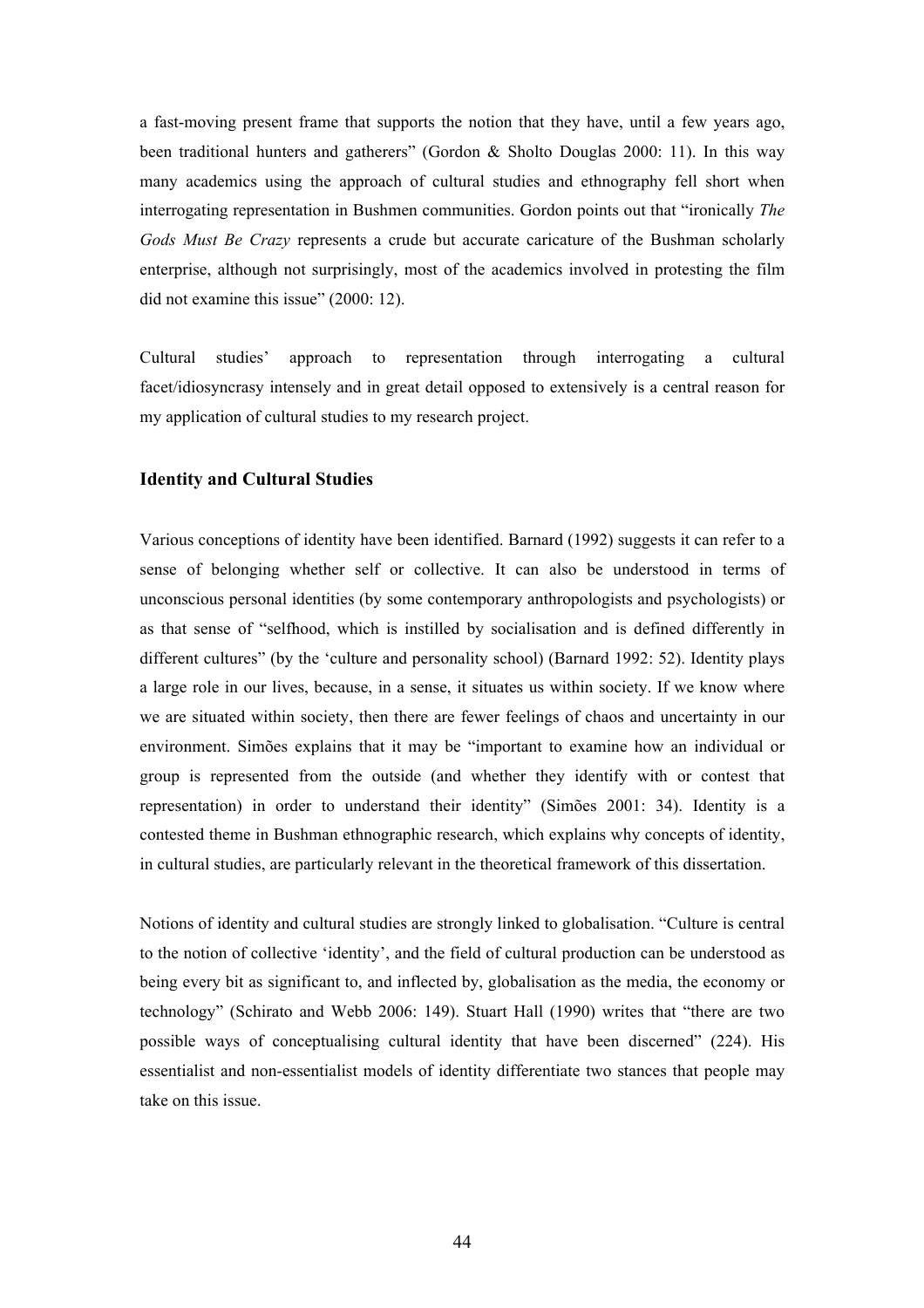a fast-moving present frame that supports the notion that they have, until a few years ago, been traditional hunters and gatherers" (Gordon & Sholto Douglas 2000: 11). In this way many academics using the approach of cultural studies and ethnography fell short when interrogating representation in Bushmen communities. Gordon points out that "ironically *The Gods Must Be Crazy* represents a crude but accurate caricature of the Bushman scholarly enterprise, although not surprisingly, most of the academics involved in protesting the film did not examine this issue" (2000: 12).

Cultural studies' approach to representation through interrogating a cultural facet/idiosyncrasy intensely and in great detail opposed to extensively is a central reason for my application of cultural studies to my research project.

### Identity and Cultural Studies

Various conceptions of identity have been identified. Barnard (1992) suggests it can refer to a sense of belonging whether self or collective. It can also be understood in terms of unconscious personal identities (by some contemporary anthropologists and psychologists) or as that sense of "selfhood, which is instilled by socialisation and is defined differently in different cultures" (by the 'culture and personality school) (Barnard 1992: 52). Identity plays a large role in our lives, because, in a sense, it situates us within society. If we know where we are situated within society, then there are fewer feelings of chaos and uncertainty in our environment. Simões explains that it may be "important to examine how an individual or group is represented from the outside (and whether they identify with or contest that representation) in order to understand their identity" (Simões 2001: 34). Identity is a contested theme in Bushman ethnographic research, which explains why concepts of identity, in cultural studies, are particularly relevant in the theoretical framework of this dissertation.

Notions of identity and cultural studies are strongly linked to globalisation. "Culture is central to the notion of collective 'identity', and the field of cultural production can be understood as being every bit as significant to, and inflected by, globalisation as the media, the economy or technology" (Schirato and Webb 2006: 149). Stuart Hall (1990) writes that "there are two possible ways of conceptualising cultural identity that have been discerned" (224). His essentialist and non-essentialist models of identity differentiate two stances that people may take on this issue.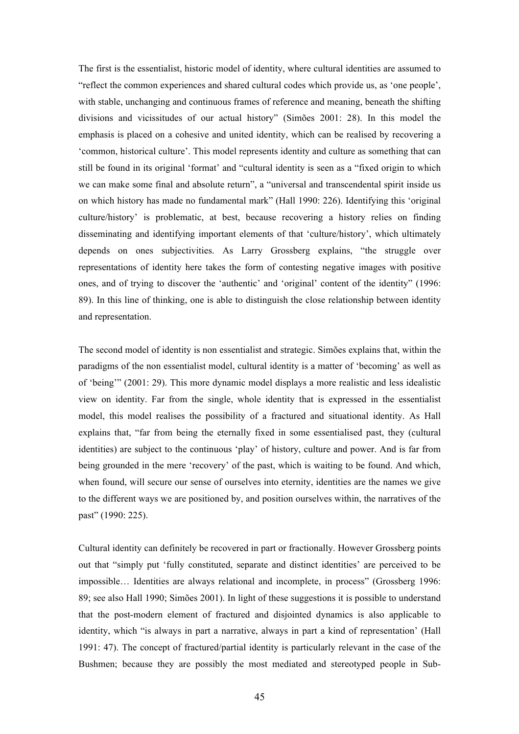The first is the essentialist, historic model of identity, where cultural identities are assumed to "reflect the common experiences and shared cultural codes which provide us, as 'one people', with stable, unchanging and continuous frames of reference and meaning, beneath the shifting divisions and vicissitudes of our actual history" (Simões 2001: 28). In this model the emphasis is placed on a cohesive and united identity, which can be realised by recovering a 'common, historical culture'. This model represents identity and culture as something that can still be found in its original 'format' and "cultural identity is seen as a "fixed origin to which we can make some final and absolute return", a "universal and transcendental spirit inside us on which history has made no fundamental mark" (Hall 1990: 226). Identifying this 'original culture/history' is problematic, at best, because recovering a history relies on finding disseminating and identifying important elements of that 'culture/history', which ultimately depends on ones subjectivities. As Larry Grossberg explains, "the struggle over representations of identity here takes the form of contesting negative images with positive ones, and of trying to discover the 'authentic' and 'original' content of the identity" (1996: 89). In this line of thinking, one is able to distinguish the close relationship between identity and representation.

The second model of identity is non essentialist and strategic. Simões explains that, within the paradigms of the non essentialist model, cultural identity is a matter of 'becoming' as well as of 'being'" (2001: 29). This more dynamic model displays a more realistic and less idealistic view on identity. Far from the single, whole identity that is expressed in the essentialist model, this model realises the possibility of a fractured and situational identity. As Hall explains that, "far from being the eternally fixed in some essentialised past, they (cultural identities) are subject to the continuous 'play' of history, culture and power. And is far from being grounded in the mere 'recovery' of the past, which is waiting to be found. And which, when found, will secure our sense of ourselves into eternity, identities are the names we give to the different ways we are positioned by, and position ourselves within, the narratives of the past" (1990: 225).

Cultural identity can definitely be recovered in part or fractionally. However Grossberg points out that "simply put 'fully constituted, separate and distinct identities' are perceived to be impossible… Identities are always relational and incomplete, in process" (Grossberg 1996: 89; see also Hall 1990; Simões 2001). In light of these suggestions it is possible to understand that the post-modern element of fractured and disjointed dynamics is also applicable to identity, which "is always in part a narrative, always in part a kind of representation' (Hall 1991: 47). The concept of fractured/partial identity is particularly relevant in the case of the Bushmen; because they are possibly the most mediated and stereotyped people in Sub-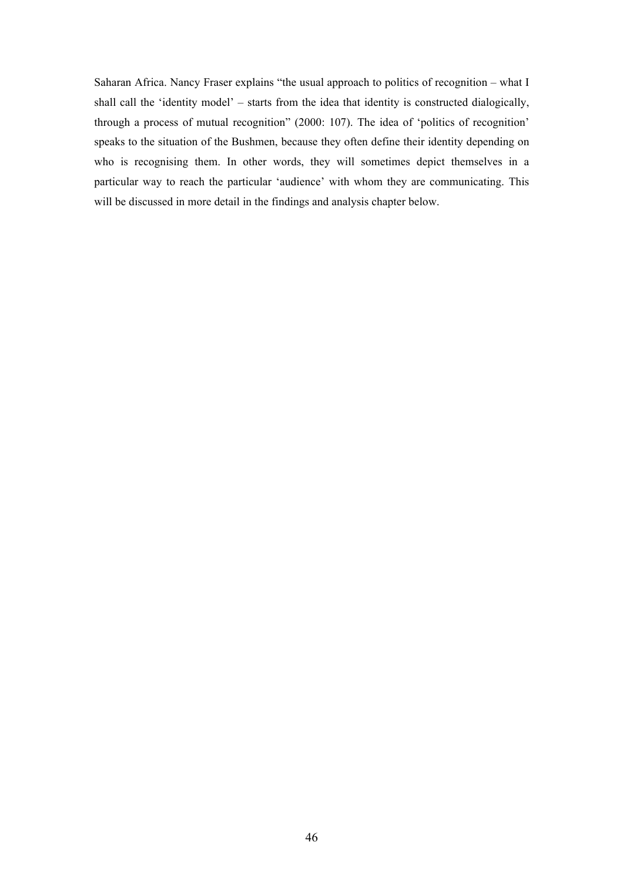Saharan Africa. Nancy Fraser explains "the usual approach to politics of recognition – what I shall call the 'identity model' – starts from the idea that identity is constructed dialogically, through a process of mutual recognition" (2000: 107). The idea of 'politics of recognition' speaks to the situation of the Bushmen, because they often define their identity depending on who is recognising them. In other words, they will sometimes depict themselves in a particular way to reach the particular 'audience' with whom they are communicating. This will be discussed in more detail in the findings and analysis chapter below.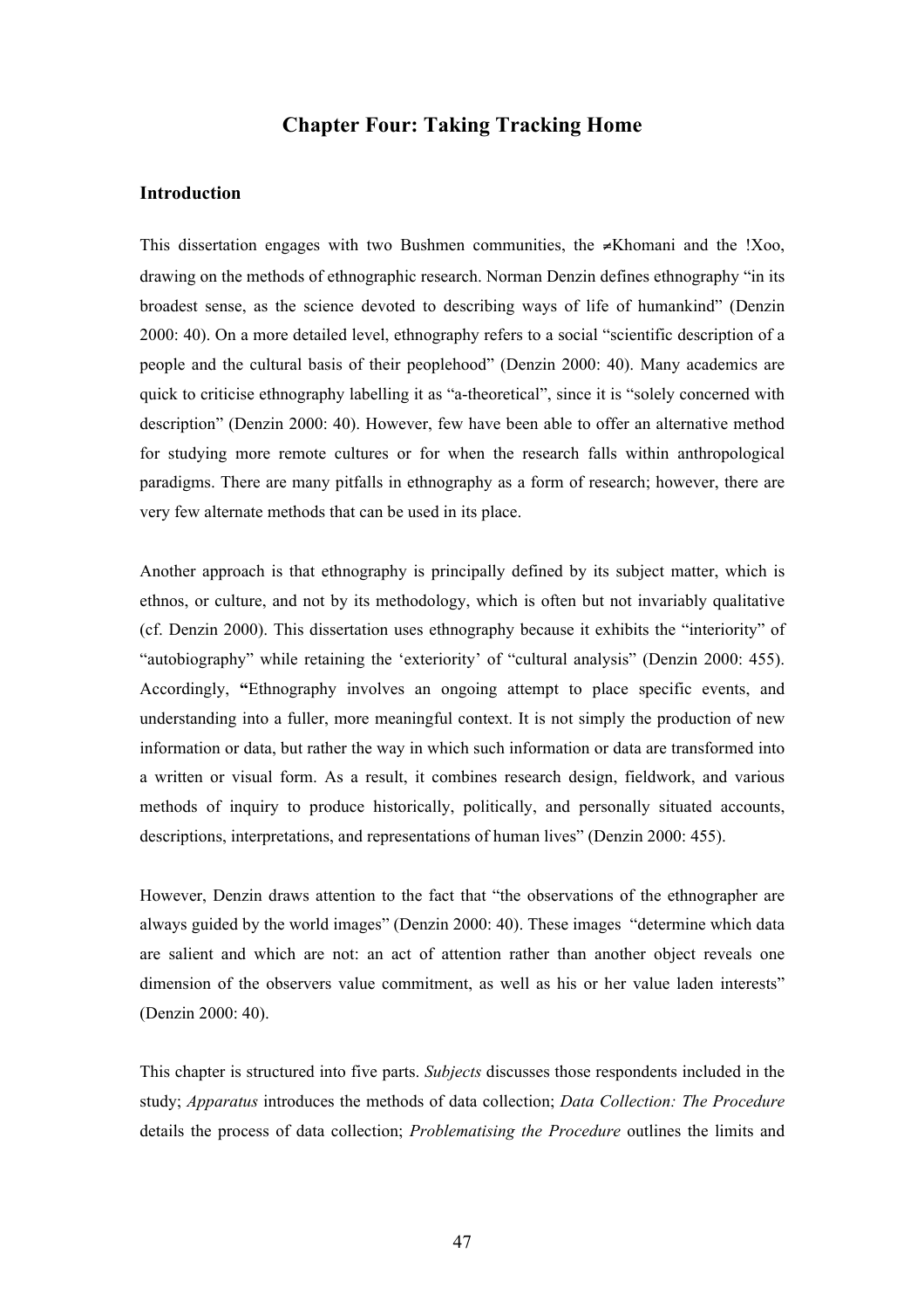# Chapter Four: Taking Tracking Home

## Introduction

This dissertation engages with two Bushmen communities, the ≠Khomani and the !Xoo, drawing on the methods of ethnographic research. Norman Denzin defines ethnography "in its broadest sense, as the science devoted to describing ways of life of humankind" (Denzin 2000: 40). On a more detailed level, ethnography refers to a social "scientific description of a people and the cultural basis of their peoplehood" (Denzin 2000: 40). Many academics are quick to criticise ethnography labelling it as "a-theoretical", since it is "solely concerned with description" (Denzin 2000: 40). However, few have been able to offer an alternative method for studying more remote cultures or for when the research falls within anthropological paradigms. There are many pitfalls in ethnography as a form of research; however, there are very few alternate methods that can be used in its place.

Another approach is that ethnography is principally defined by its subject matter, which is ethnos, or culture, and not by its methodology, which is often but not invariably qualitative (cf. Denzin 2000). This dissertation uses ethnography because it exhibits the "interiority" of "autobiography" while retaining the 'exteriority' of "cultural analysis" (Denzin 2000: 455). Accordingly, **"**Ethnography involves an ongoing attempt to place specific events, and understanding into a fuller, more meaningful context. It is not simply the production of new information or data, but rather the way in which such information or data are transformed into a written or visual form. As a result, it combines research design, fieldwork, and various methods of inquiry to produce historically, politically, and personally situated accounts, descriptions, interpretations, and representations of human lives" (Denzin 2000: 455).

However, Denzin draws attention to the fact that "the observations of the ethnographer are always guided by the world images" (Denzin 2000: 40). These images "determine which data are salient and which are not: an act of attention rather than another object reveals one dimension of the observers value commitment, as well as his or her value laden interests" (Denzin 2000: 40).

This chapter is structured into five parts. *Subjects* discusses those respondents included in the study; *Apparatus* introduces the methods of data collection; *Data Collection: The Procedure* details the process of data collection; *Problematising the Procedure* outlines the limits and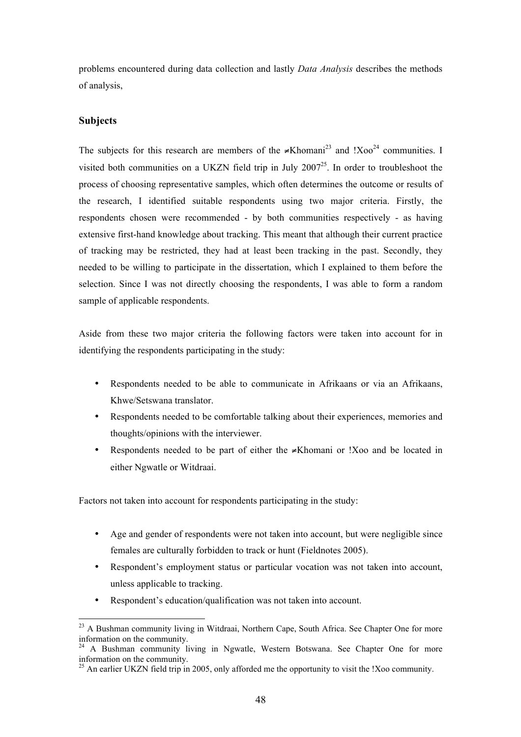problems encountered during data collection and lastly *Data Analysis* describes the methods of analysis,

## Subjects

The subjects for this research are members of the ≠Khomani[23] and !Xoo[24] communities. I visited both communities on a UKZN field trip in July 2007[25]. In order to troubleshoot the process of choosing representative samples, which often determines the outcome or results of the research, I identified suitable respondents using two major criteria. Firstly, the respondents chosen were recommended - by both communities respectively - as having extensive first-hand knowledge about tracking. This meant that although their current practice of tracking may be restricted, they had at least been tracking in the past. Secondly, they needed to be willing to participate in the dissertation, which I explained to them before the selection. Since I was not directly choosing the respondents, I was able to form a random sample of applicable respondents.

Aside from these two major criteria the following factors were taken into account for in identifying the respondents participating in the study:

- Respondents needed to be able to communicate in Afrikaans or via an Afrikaans, Khwe/Setswana translator.
- Respondents needed to be comfortable talking about their experiences, memories and thoughts/opinions with the interviewer.
- Respondents needed to be part of either the ≠Khomani or !Xoo and be located in either Ngwatle or Witdraai.

Factors not taken into account for respondents participating in the study:

- Age and gender of respondents were not taken into account, but were negligible since females are culturally forbidden to track or hunt (Fieldnotes 2005).
- Respondent's employment status or particular vocation was not taken into account, unless applicable to tracking.
- Respondent's education/qualification was not taken into account.

---

[23] A Bushman community living in Witdraai, Northern Cape, South Africa. See Chapter One for more information on the community.

[24] A Bushman community living in Ngwatle, Western Botswana. See Chapter One for more information on the community.

[25] An earlier UKZN field trip in 2005, only afforded me the opportunity to visit the !Xoo community.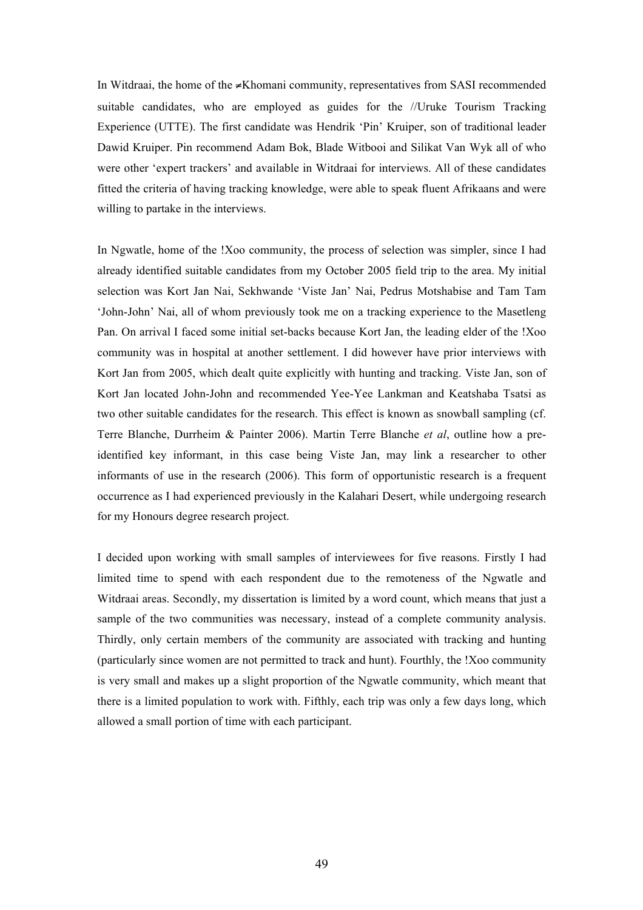In Witdraai, the home of the ≠Khomani community, representatives from SASI recommended suitable candidates, who are employed as guides for the //Uruke Tourism Tracking Experience (UTTE). The first candidate was Hendrik 'Pin' Kruiper, son of traditional leader Dawid Kruiper. Pin recommend Adam Bok, Blade Witbooi and Silikat Van Wyk all of who were other 'expert trackers' and available in Witdraai for interviews. All of these candidates fitted the criteria of having tracking knowledge, were able to speak fluent Afrikaans and were willing to partake in the interviews.

In Ngwatle, home of the !Xoo community, the process of selection was simpler, since I had already identified suitable candidates from my October 2005 field trip to the area. My initial selection was Kort Jan Nai, Sekhwande 'Viste Jan' Nai, Pedrus Motshabise and Tam Tam 'John-John' Nai, all of whom previously took me on a tracking experience to the Masetleng Pan. On arrival I faced some initial set-backs because Kort Jan, the leading elder of the !Xoo community was in hospital at another settlement. I did however have prior interviews with Kort Jan from 2005, which dealt quite explicitly with hunting and tracking. Viste Jan, son of Kort Jan located John-John and recommended Yee-Yee Lankman and Keatshaba Tsatsi as two other suitable candidates for the research. This effect is known as snowball sampling (cf. Terre Blanche, Durrheim & Painter 2006). Martin Terre Blanche *et al*, outline how a pre-identified key informant, in this case being Viste Jan, may link a researcher to other informants of use in the research (2006). This form of opportunistic research is a frequent occurrence as I had experienced previously in the Kalahari Desert, while undergoing research for my Honours degree research project.

I decided upon working with small samples of interviewees for five reasons. Firstly I had limited time to spend with each respondent due to the remoteness of the Ngwatle and Witdraai areas. Secondly, my dissertation is limited by a word count, which means that just a sample of the two communities was necessary, instead of a complete community analysis. Thirdly, only certain members of the community are associated with tracking and hunting (particularly since women are not permitted to track and hunt). Fourthly, the !Xoo community is very small and makes up a slight proportion of the Ngwatle community, which meant that there is a limited population to work with. Fifthly, each trip was only a few days long, which allowed a small portion of time with each participant.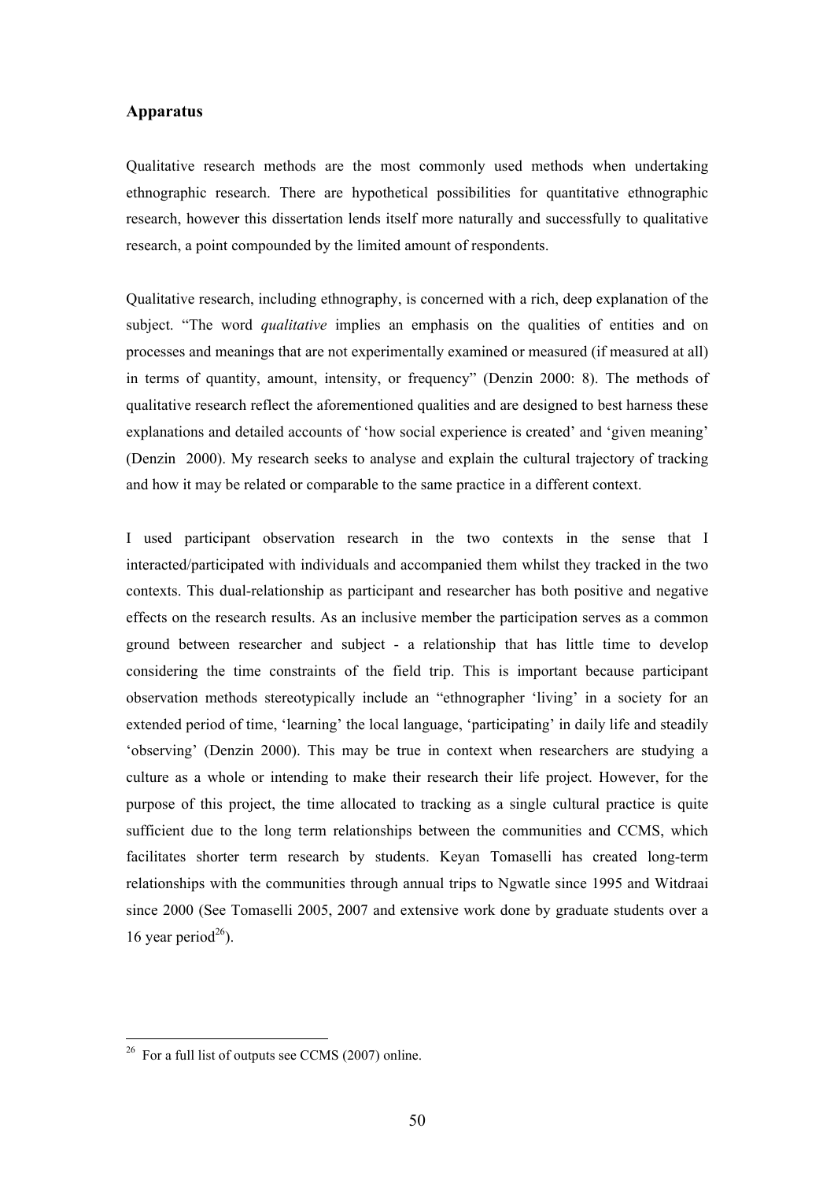### Apparatus

Qualitative research methods are the most commonly used methods when undertaking ethnographic research. There are hypothetical possibilities for quantitative ethnographic research, however this dissertation lends itself more naturally and successfully to qualitative research, a point compounded by the limited amount of respondents.

Qualitative research, including ethnography, is concerned with a rich, deep explanation of the subject. "The word *qualitative* implies an emphasis on the qualities of entities and on processes and meanings that are not experimentally examined or measured (if measured at all) in terms of quantity, amount, intensity, or frequency" (Denzin 2000: 8). The methods of qualitative research reflect the aforementioned qualities and are designed to best harness these explanations and detailed accounts of 'how social experience is created' and 'given meaning' (Denzin 2000). My research seeks to analyse and explain the cultural trajectory of tracking and how it may be related or comparable to the same practice in a different context.

I used participant observation research in the two contexts in the sense that I interacted/participated with individuals and accompanied them whilst they tracked in the two contexts. This dual-relationship as participant and researcher has both positive and negative effects on the research results. As an inclusive member the participation serves as a common ground between researcher and subject - a relationship that has little time to develop considering the time constraints of the field trip. This is important because participant observation methods stereotypically include an "ethnographer 'living' in a society for an extended period of time, 'learning' the local language, 'participating' in daily life and steadily 'observing' (Denzin 2000). This may be true in context when researchers are studying a culture as a whole or intending to make their research their life project. However, for the purpose of this project, the time allocated to tracking as a single cultural practice is quite sufficient due to the long term relationships between the communities and CCMS, which facilitates shorter term research by students. Keyan Tomaselli has created long-term relationships with the communities through annual trips to Ngwatle since 1995 and Witdraai since 2000 (See Tomaselli 2005, 2007 and extensive work done by graduate students over a 16 year period[26]).

[26] For a full list of outputs see CCMS (2007) online.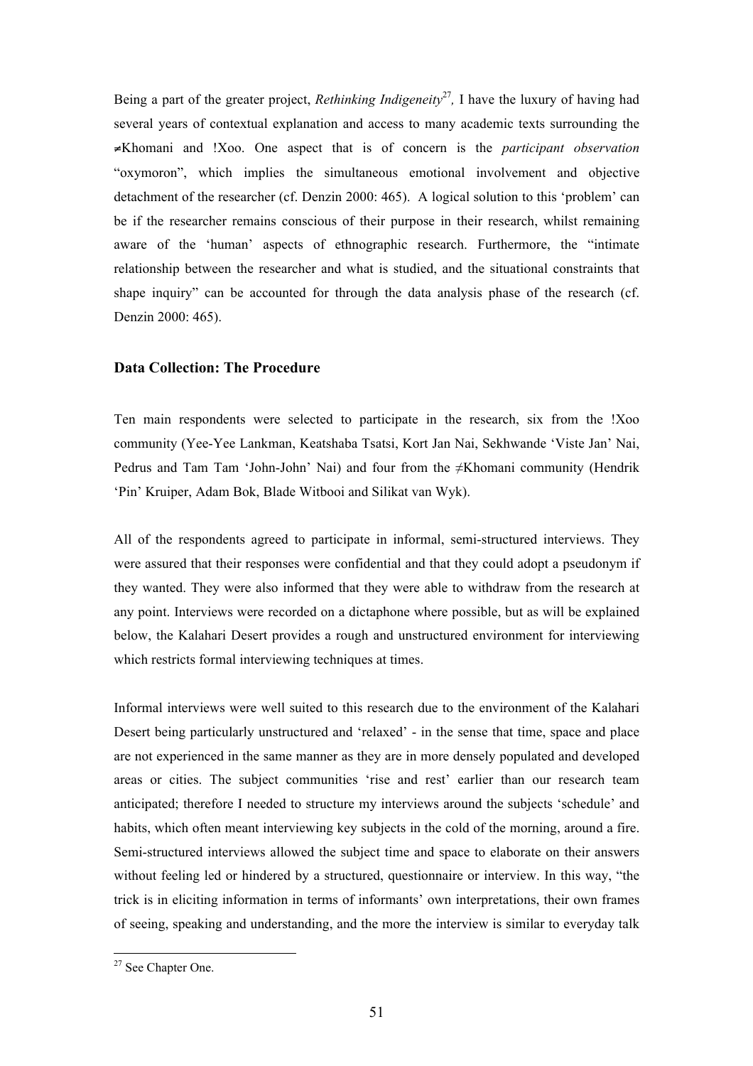Being a part of the greater project, *Rethinking Indigeneity*[27], I have the luxury of having had several years of contextual explanation and access to many academic texts surrounding the ≠Khomani and !Xoo. One aspect that is of concern is the *participant observation* "oxymoron", which implies the simultaneous emotional involvement and objective detachment of the researcher (cf. Denzin 2000: 465). A logical solution to this 'problem' can be if the researcher remains conscious of their purpose in their research, whilst remaining aware of the 'human' aspects of ethnographic research. Furthermore, the "intimate relationship between the researcher and what is studied, and the situational constraints that shape inquiry" can be accounted for through the data analysis phase of the research (cf. Denzin 2000: 465).

### Data Collection: The Procedure

Ten main respondents were selected to participate in the research, six from the !Xoo community (Yee-Yee Lankman, Keatshaba Tsatsi, Kort Jan Nai, Sekhwande 'Viste Jan' Nai, Pedrus and Tam Tam 'John-John' Nai) and four from the ≠Khomani community (Hendrik 'Pin' Kruiper, Adam Bok, Blade Witbooi and Silikat van Wyk).

All of the respondents agreed to participate in informal, semi-structured interviews. They were assured that their responses were confidential and that they could adopt a pseudonym if they wanted. They were also informed that they were able to withdraw from the research at any point. Interviews were recorded on a dictaphone where possible, but as will be explained below, the Kalahari Desert provides a rough and unstructured environment for interviewing which restricts formal interviewing techniques at times.

Informal interviews were well suited to this research due to the environment of the Kalahari Desert being particularly unstructured and 'relaxed' - in the sense that time, space and place are not experienced in the same manner as they are in more densely populated and developed areas or cities. The subject communities 'rise and rest' earlier than our research team anticipated; therefore I needed to structure my interviews around the subjects 'schedule' and habits, which often meant interviewing key subjects in the cold of the morning, around a fire. Semi-structured interviews allowed the subject time and space to elaborate on their answers without feeling led or hindered by a structured, questionnaire or interview. In this way, "the trick is in eliciting information in terms of informants' own interpretations, their own frames of seeing, speaking and understanding, and the more the interview is similar to everyday talk

---

[27] See Chapter One.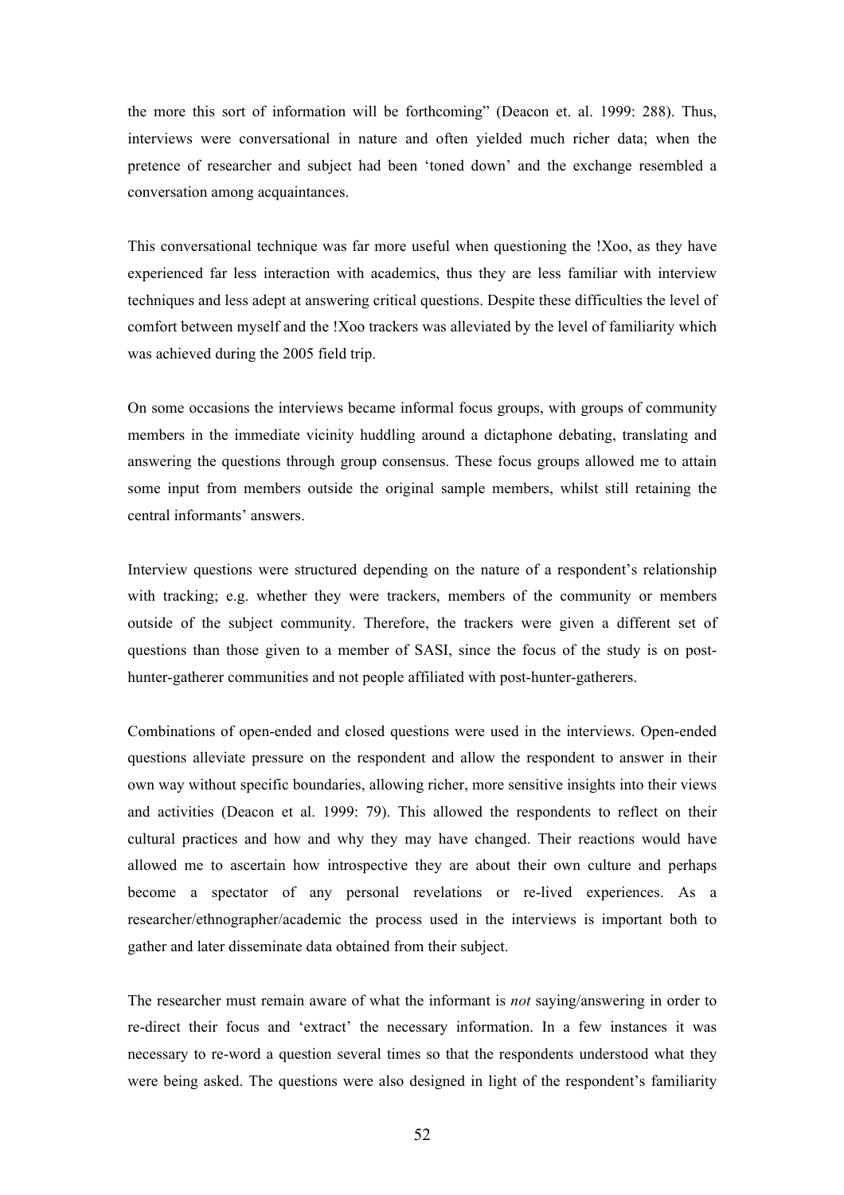the more this sort of information will be forthcoming" (Deacon et. al. 1999: 288). Thus, interviews were conversational in nature and often yielded much richer data; when the pretence of researcher and subject had been 'toned down' and the exchange resembled a conversation among acquaintances.

This conversational technique was far more useful when questioning the !Xoo, as they have experienced far less interaction with academics, thus they are less familiar with interview techniques and less adept at answering critical questions. Despite these difficulties the level of comfort between myself and the !Xoo trackers was alleviated by the level of familiarity which was achieved during the 2005 field trip.

On some occasions the interviews became informal focus groups, with groups of community members in the immediate vicinity huddling around a dictaphone debating, translating and answering the questions through group consensus. These focus groups allowed me to attain some input from members outside the original sample members, whilst still retaining the central informants' answers.

Interview questions were structured depending on the nature of a respondent's relationship with tracking; e.g. whether they were trackers, members of the community or members outside of the subject community. Therefore, the trackers were given a different set of questions than those given to a member of SASI, since the focus of the study is on post-hunter-gatherer communities and not people affiliated with post-hunter-gatherers.

Combinations of open-ended and closed questions were used in the interviews. Open-ended questions alleviate pressure on the respondent and allow the respondent to answer in their own way without specific boundaries, allowing richer, more sensitive insights into their views and activities (Deacon et al. 1999: 79). This allowed the respondents to reflect on their cultural practices and how and why they may have changed. Their reactions would have allowed me to ascertain how introspective they are about their own culture and perhaps become a spectator of any personal revelations or re-lived experiences. As a researcher/ethnographer/academic the process used in the interviews is important both to gather and later disseminate data obtained from their subject.

The researcher must remain aware of what the informant is *not* saying/answering in order to re-direct their focus and 'extract' the necessary information. In a few instances it was necessary to re-word a question several times so that the respondents understood what they were being asked. The questions were also designed in light of the respondent's familiarity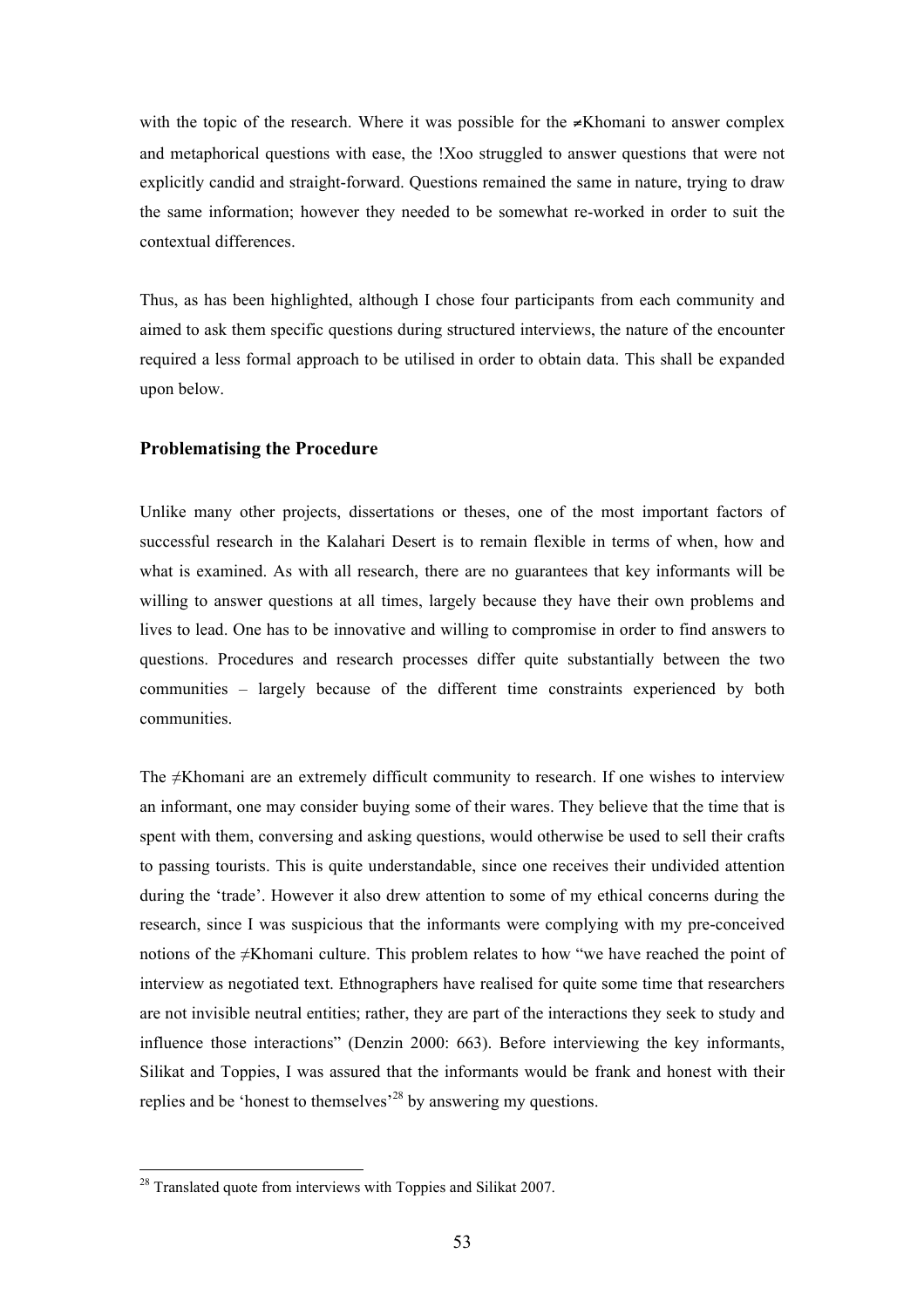with the topic of the research. Where it was possible for the ≠Khomani to answer complex and metaphorical questions with ease, the !Xoo struggled to answer questions that were not explicitly candid and straight-forward. Questions remained the same in nature, trying to draw the same information; however they needed to be somewhat re-worked in order to suit the contextual differences.

Thus, as has been highlighted, although I chose four participants from each community and aimed to ask them specific questions during structured interviews, the nature of the encounter required a less formal approach to be utilised in order to obtain data. This shall be expanded upon below.

### Problematising the Procedure

Unlike many other projects, dissertations or theses, one of the most important factors of successful research in the Kalahari Desert is to remain flexible in terms of when, how and what is examined. As with all research, there are no guarantees that key informants will be willing to answer questions at all times, largely because they have their own problems and lives to lead. One has to be innovative and willing to compromise in order to find answers to questions. Procedures and research processes differ quite substantially between the two communities – largely because of the different time constraints experienced by both communities.

The ≠Khomani are an extremely difficult community to research. If one wishes to interview an informant, one may consider buying some of their wares. They believe that the time that is spent with them, conversing and asking questions, would otherwise be used to sell their crafts to passing tourists. This is quite understandable, since one receives their undivided attention during the 'trade'. However it also drew attention to some of my ethical concerns during the research, since I was suspicious that the informants were complying with my pre-conceived notions of the ≠Khomani culture. This problem relates to how "we have reached the point of interview as negotiated text. Ethnographers have realised for quite some time that researchers are not invisible neutral entities; rather, they are part of the interactions they seek to study and influence those interactions" (Denzin 2000: 663). Before interviewing the key informants, Silikat and Toppies, I was assured that the informants would be frank and honest with their replies and be 'honest to themselves'[28] by answering my questions.

---

[28] Translated quote from interviews with Toppies and Silikat 2007.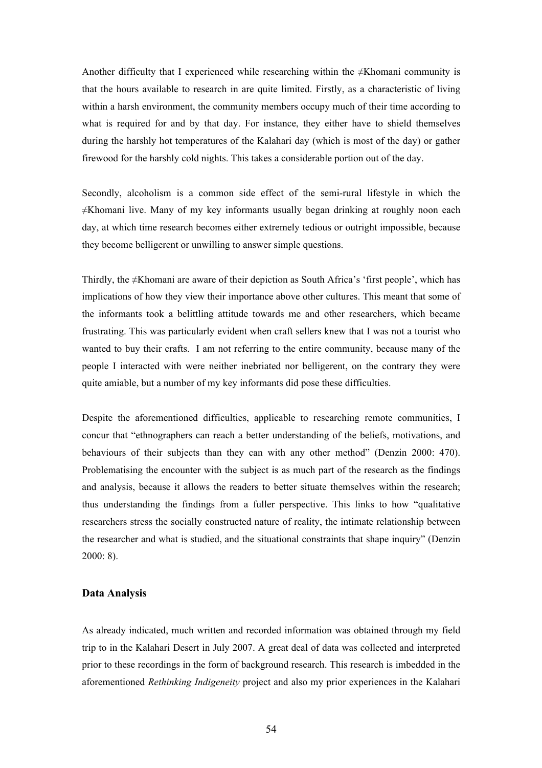Another difficulty that I experienced while researching within the ≠Khomani community is that the hours available to research in are quite limited. Firstly, as a characteristic of living within a harsh environment, the community members occupy much of their time according to what is required for and by that day. For instance, they either have to shield themselves during the harshly hot temperatures of the Kalahari day (which is most of the day) or gather firewood for the harshly cold nights. This takes a considerable portion out of the day.

Secondly, alcoholism is a common side effect of the semi-rural lifestyle in which the ≠Khomani live. Many of my key informants usually began drinking at roughly noon each day, at which time research becomes either extremely tedious or outright impossible, because they become belligerent or unwilling to answer simple questions.

Thirdly, the ≠Khomani are aware of their depiction as South Africa's 'first people', which has implications of how they view their importance above other cultures. This meant that some of the informants took a belittling attitude towards me and other researchers, which became frustrating. This was particularly evident when craft sellers knew that I was not a tourist who wanted to buy their crafts. I am not referring to the entire community, because many of the people I interacted with were neither inebriated nor belligerent, on the contrary they were quite amiable, but a number of my key informants did pose these difficulties.

Despite the aforementioned difficulties, applicable to researching remote communities, I concur that "ethnographers can reach a better understanding of the beliefs, motivations, and behaviours of their subjects than they can with any other method" (Denzin 2000: 470). Problematising the encounter with the subject is as much part of the research as the findings and analysis, because it allows the readers to better situate themselves within the research; thus understanding the findings from a fuller perspective. This links to how "qualitative researchers stress the socially constructed nature of reality, the intimate relationship between the researcher and what is studied, and the situational constraints that shape inquiry" (Denzin 2000: 8).

### Data Analysis

As already indicated, much written and recorded information was obtained through my field trip to in the Kalahari Desert in July 2007. A great deal of data was collected and interpreted prior to these recordings in the form of background research. This research is imbedded in the aforementioned *Rethinking Indigeneity* project and also my prior experiences in the Kalahari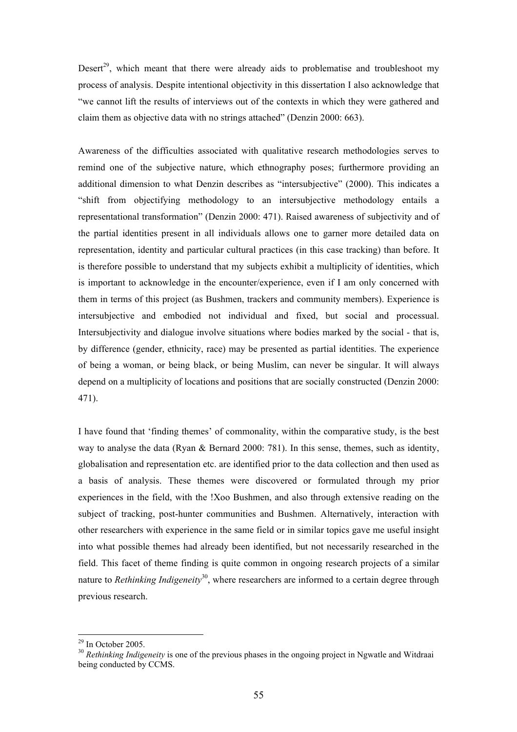Desert[29], which meant that there were already aids to problematise and troubleshoot my process of analysis. Despite intentional objectivity in this dissertation I also acknowledge that "we cannot lift the results of interviews out of the contexts in which they were gathered and claim them as objective data with no strings attached" (Denzin 2000: 663).

Awareness of the difficulties associated with qualitative research methodologies serves to remind one of the subjective nature, which ethnography poses; furthermore providing an additional dimension to what Denzin describes as "intersubjective" (2000). This indicates a "shift from objectifying methodology to an intersubjective methodology entails a representational transformation" (Denzin 2000: 471). Raised awareness of subjectivity and of the partial identities present in all individuals allows one to garner more detailed data on representation, identity and particular cultural practices (in this case tracking) than before. It is therefore possible to understand that my subjects exhibit a multiplicity of identities, which is important to acknowledge in the encounter/experience, even if I am only concerned with them in terms of this project (as Bushmen, trackers and community members). Experience is intersubjective and embodied not individual and fixed, but social and processual. Intersubjectivity and dialogue involve situations where bodies marked by the social - that is, by difference (gender, ethnicity, race) may be presented as partial identities. The experience of being a woman, or being black, or being Muslim, can never be singular. It will always depend on a multiplicity of locations and positions that are socially constructed (Denzin 2000: 471).

I have found that 'finding themes' of commonality, within the comparative study, is the best way to analyse the data (Ryan & Bernard 2000: 781). In this sense, themes, such as identity, globalisation and representation etc. are identified prior to the data collection and then used as a basis of analysis. These themes were discovered or formulated through my prior experiences in the field, with the !Xoo Bushmen, and also through extensive reading on the subject of tracking, post-hunter communities and Bushmen. Alternatively, interaction with other researchers with experience in the same field or in similar topics gave me useful insight into what possible themes had already been identified, but not necessarily researched in the field. This facet of theme finding is quite common in ongoing research projects of a similar nature to *Rethinking Indigeneity*[30], where researchers are informed to a certain degree through previous research.

---

[29] In October 2005.

[30] *Rethinking Indigeneity* is one of the previous phases in the ongoing project in Ngwatle and Witdraai being conducted by CCMS.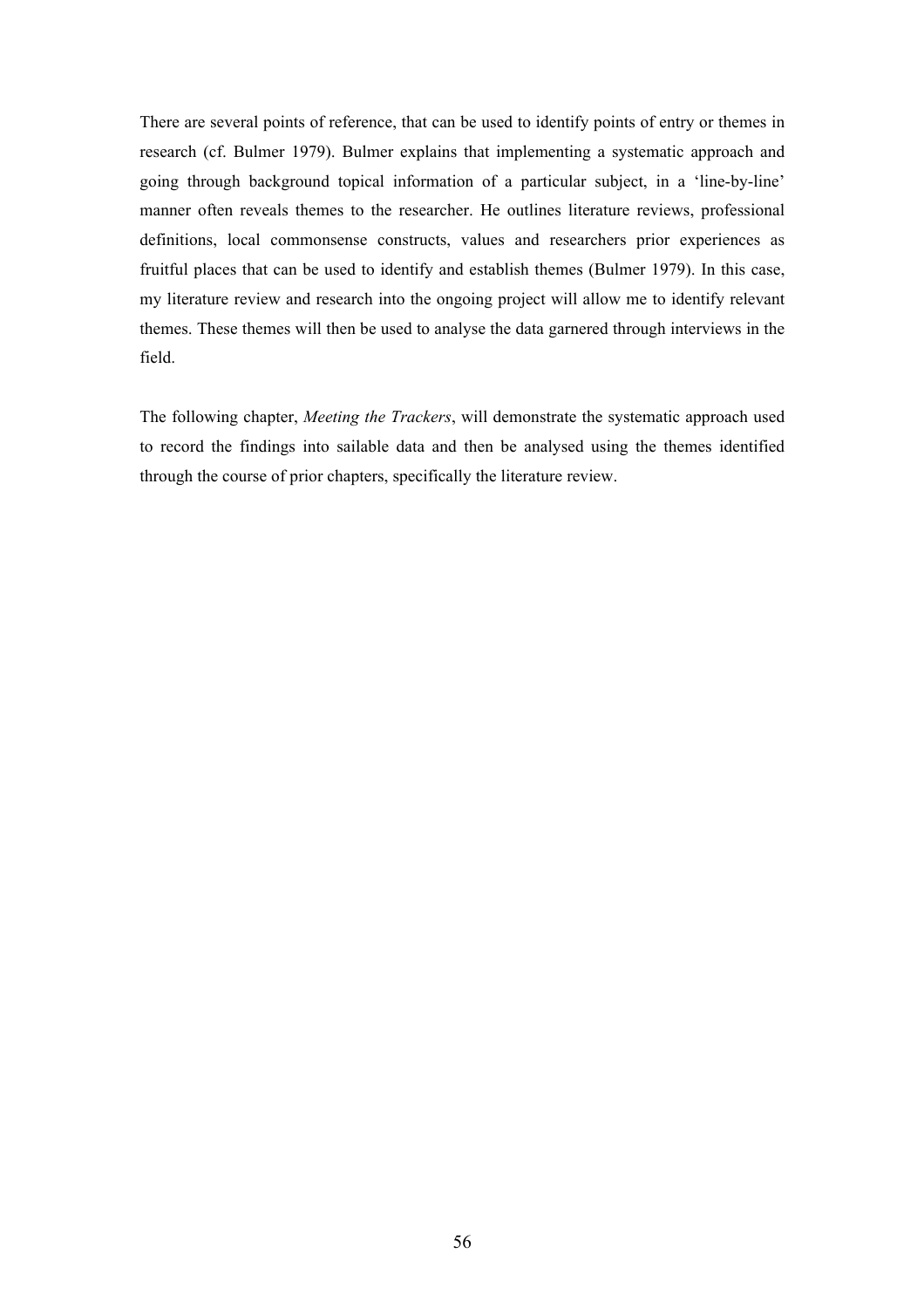There are several points of reference, that can be used to identify points of entry or themes in research (cf. Bulmer 1979). Bulmer explains that implementing a systematic approach and going through background topical information of a particular subject, in a 'line-by-line' manner often reveals themes to the researcher. He outlines literature reviews, professional definitions, local commonsense constructs, values and researchers prior experiences as fruitful places that can be used to identify and establish themes (Bulmer 1979). In this case, my literature review and research into the ongoing project will allow me to identify relevant themes. These themes will then be used to analyse the data garnered through interviews in the field.

The following chapter, *Meeting the Trackers*, will demonstrate the systematic approach used to record the findings into sailable data and then be analysed using the themes identified through the course of prior chapters, specifically the literature review.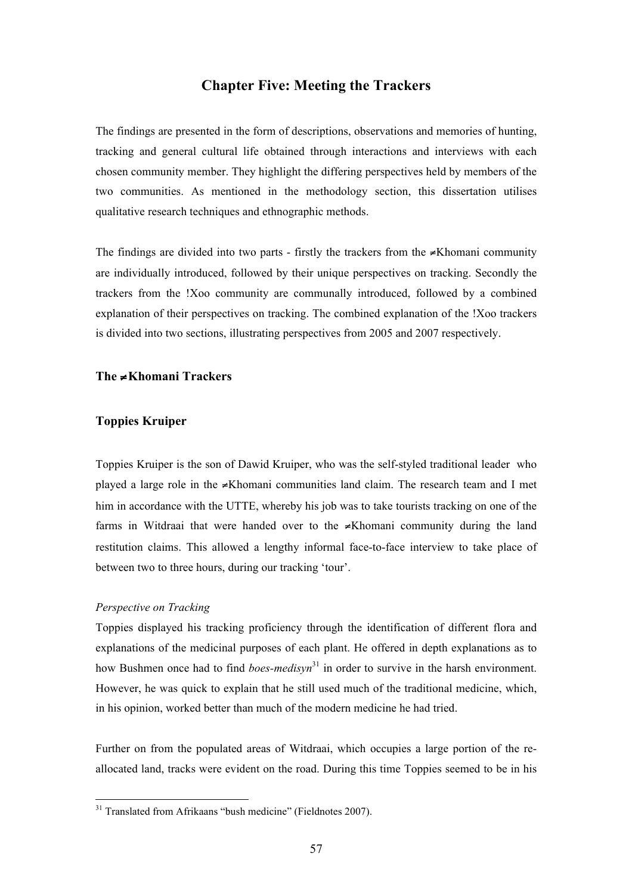# Chapter Five: Meeting the Trackers

The findings are presented in the form of descriptions, observations and memories of hunting, tracking and general cultural life obtained through interactions and interviews with each chosen community member. They highlight the differing perspectives held by members of the two communities. As mentioned in the methodology section, this dissertation utilises qualitative research techniques and ethnographic methods.

The findings are divided into two parts - firstly the trackers from the ≠Khomani community are individually introduced, followed by their unique perspectives on tracking. Secondly the trackers from the !Xoo community are communally introduced, followed by a combined explanation of their perspectives on tracking. The combined explanation of the !Xoo trackers is divided into two sections, illustrating perspectives from 2005 and 2007 respectively.

## The ≠Khomani Trackers

### Toppies Kruiper

Toppies Kruiper is the son of Dawid Kruiper, who was the self-styled traditional leader who played a large role in the ≠Khomani communities land claim. The research team and I met him in accordance with the UTTE, whereby his job was to take tourists tracking on one of the farms in Witdraai that were handed over to the ≠Khomani community during the land restitution claims. This allowed a lengthy informal face-to-face interview to take place of between two to three hours, during our tracking 'tour'.

*Perspective on Tracking*

Toppies displayed his tracking proficiency through the identification of different flora and explanations of the medicinal purposes of each plant. He offered in depth explanations as to how Bushmen once had to find *boes-medisyn*[31] in order to survive in the harsh environment. However, he was quick to explain that he still used much of the traditional medicine, which, in his opinion, worked better than much of the modern medicine he had tried.

Further on from the populated areas of Witdraai, which occupies a large portion of the re-allocated land, tracks were evident on the road. During this time Toppies seemed to be in his

[31] Translated from Afrikaans "bush medicine" (Fieldnotes 2007).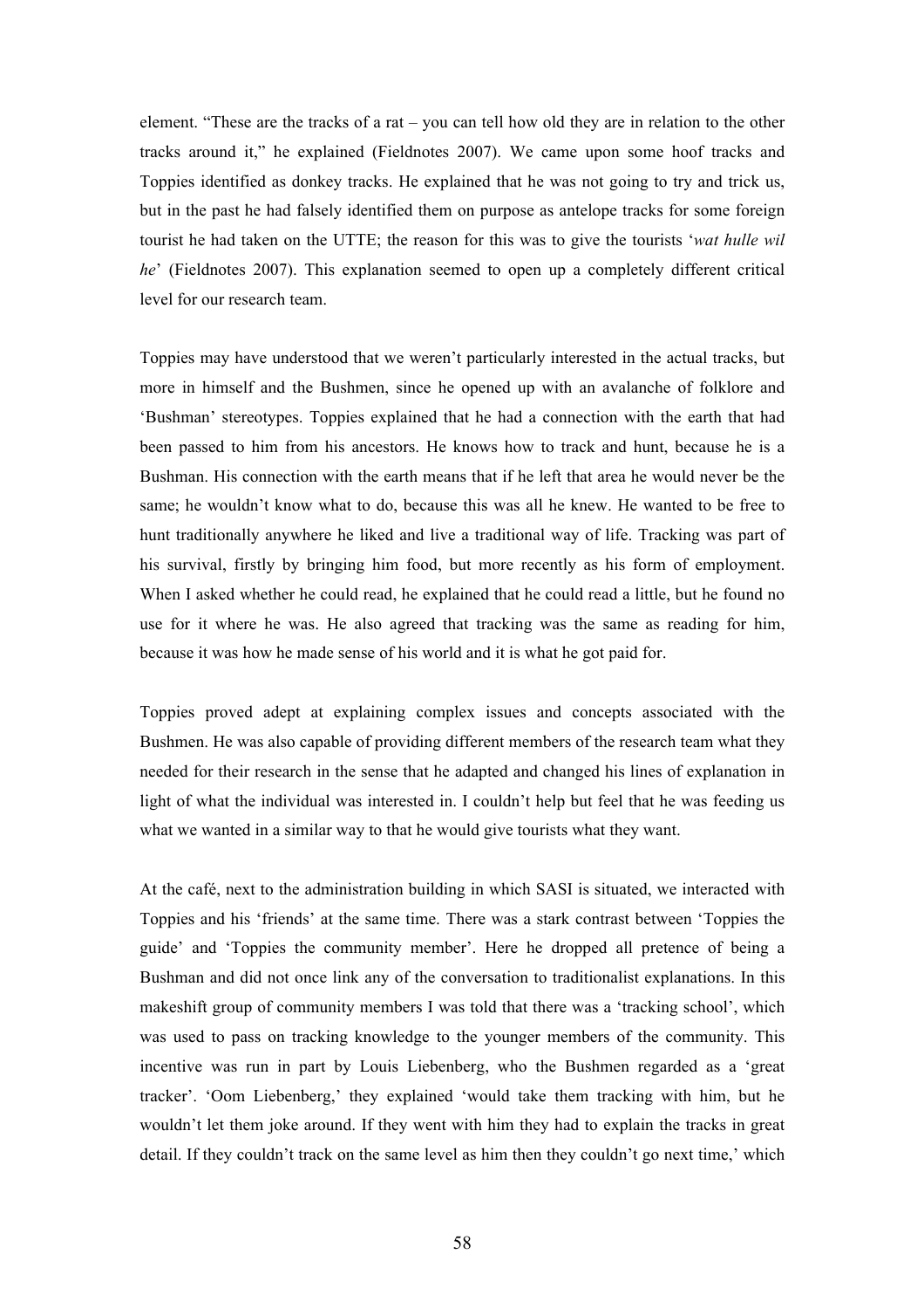element. “These are the tracks of a rat – you can tell how old they are in relation to the other tracks around it,” he explained (Fieldnotes 2007). We came upon some hoof tracks and Toppies identified as donkey tracks. He explained that he was not going to try and trick us, but in the past he had falsely identified them on purpose as antelope tracks for some foreign tourist he had taken on the UTTE; the reason for this was to give the tourists ‘*wat hulle wil he*’ (Fieldnotes 2007). This explanation seemed to open up a completely different critical level for our research team.

Toppies may have understood that we weren’t particularly interested in the actual tracks, but more in himself and the Bushmen, since he opened up with an avalanche of folklore and ‘Bushman’ stereotypes. Toppies explained that he had a connection with the earth that had been passed to him from his ancestors. He knows how to track and hunt, because he is a Bushman. His connection with the earth means that if he left that area he would never be the same; he wouldn’t know what to do, because this was all he knew. He wanted to be free to hunt traditionally anywhere he liked and live a traditional way of life. Tracking was part of his survival, firstly by bringing him food, but more recently as his form of employment. When I asked whether he could read, he explained that he could read a little, but he found no use for it where he was. He also agreed that tracking was the same as reading for him, because it was how he made sense of his world and it is what he got paid for.

Toppies proved adept at explaining complex issues and concepts associated with the Bushmen. He was also capable of providing different members of the research team what they needed for their research in the sense that he adapted and changed his lines of explanation in light of what the individual was interested in. I couldn’t help but feel that he was feeding us what we wanted in a similar way to that he would give tourists what they want.

At the café, next to the administration building in which SASI is situated, we interacted with Toppies and his ‘friends’ at the same time. There was a stark contrast between ‘Toppies the guide’ and ‘Toppies the community member’. Here he dropped all pretence of being a Bushman and did not once link any of the conversation to traditionalist explanations. In this makeshift group of community members I was told that there was a ‘tracking school’, which was used to pass on tracking knowledge to the younger members of the community. This incentive was run in part by Louis Liebenberg, who the Bushmen regarded as a ‘great tracker’. ‘Oom Liebenberg,’ they explained ‘would take them tracking with him, but he wouldn’t let them joke around. If they went with him they had to explain the tracks in great detail. If they couldn’t track on the same level as him then they couldn’t go next time,’ which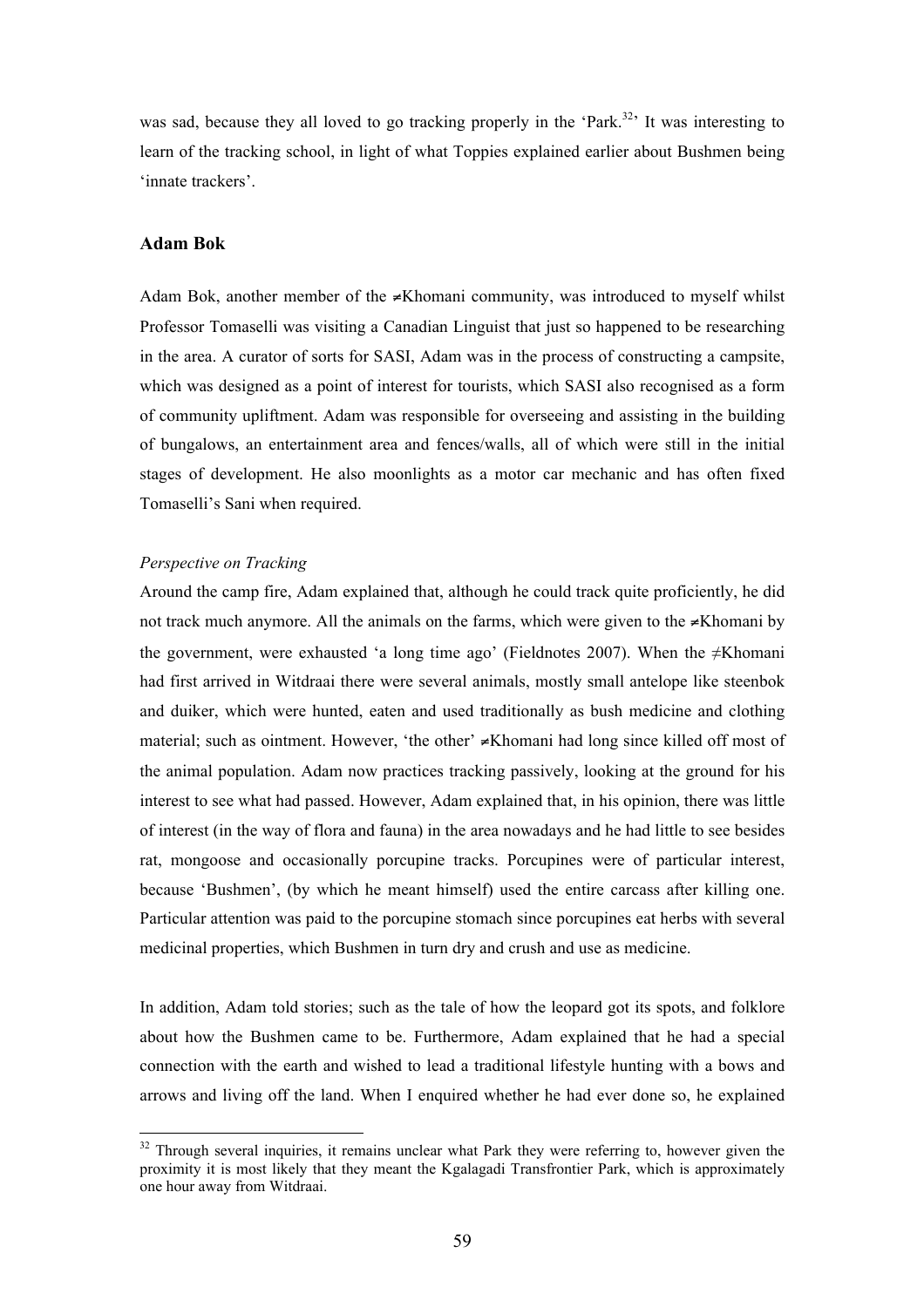was sad, because they all loved to go tracking properly in the 'Park.[32]' It was interesting to learn of the tracking school, in light of what Toppies explained earlier about Bushmen being 'innate trackers'.

### Adam Bok

Adam Bok, another member of the ≠Khomani community, was introduced to myself whilst Professor Tomaselli was visiting a Canadian Linguist that just so happened to be researching in the area. A curator of sorts for SASI, Adam was in the process of constructing a campsite, which was designed as a point of interest for tourists, which SASI also recognised as a form of community upliftment. Adam was responsible for overseeing and assisting in the building of bungalows, an entertainment area and fences/walls, all of which were still in the initial stages of development. He also moonlights as a motor car mechanic and has often fixed Tomaselli's Sani when required.

*Perspective on Tracking*

Around the camp fire, Adam explained that, although he could track quite proficiently, he did not track much anymore. All the animals on the farms, which were given to the ≠Khomani by the government, were exhausted 'a long time ago' (Fieldnotes 2007). When the ≠Khomani had first arrived in Witdraai there were several animals, mostly small antelope like steenbok and duiker, which were hunted, eaten and used traditionally as bush medicine and clothing material; such as ointment. However, 'the other' ≠Khomani had long since killed off most of the animal population. Adam now practices tracking passively, looking at the ground for his interest to see what had passed. However, Adam explained that, in his opinion, there was little of interest (in the way of flora and fauna) in the area nowadays and he had little to see besides rat, mongoose and occasionally porcupine tracks. Porcupines were of particular interest, because 'Bushmen', (by which he meant himself) used the entire carcass after killing one. Particular attention was paid to the porcupine stomach since porcupines eat herbs with several medicinal properties, which Bushmen in turn dry and crush and use as medicine.

In addition, Adam told stories; such as the tale of how the leopard got its spots, and folklore about how the Bushmen came to be. Furthermore, Adam explained that he had a special connection with the earth and wished to lead a traditional lifestyle hunting with a bows and arrows and living off the land. When I enquired whether he had ever done so, he explained

[32] Through several inquiries, it remains unclear what Park they were referring to, however given the proximity it is most likely that they meant the Kgalagadi Transfrontier Park, which is approximately one hour away from Witdraai.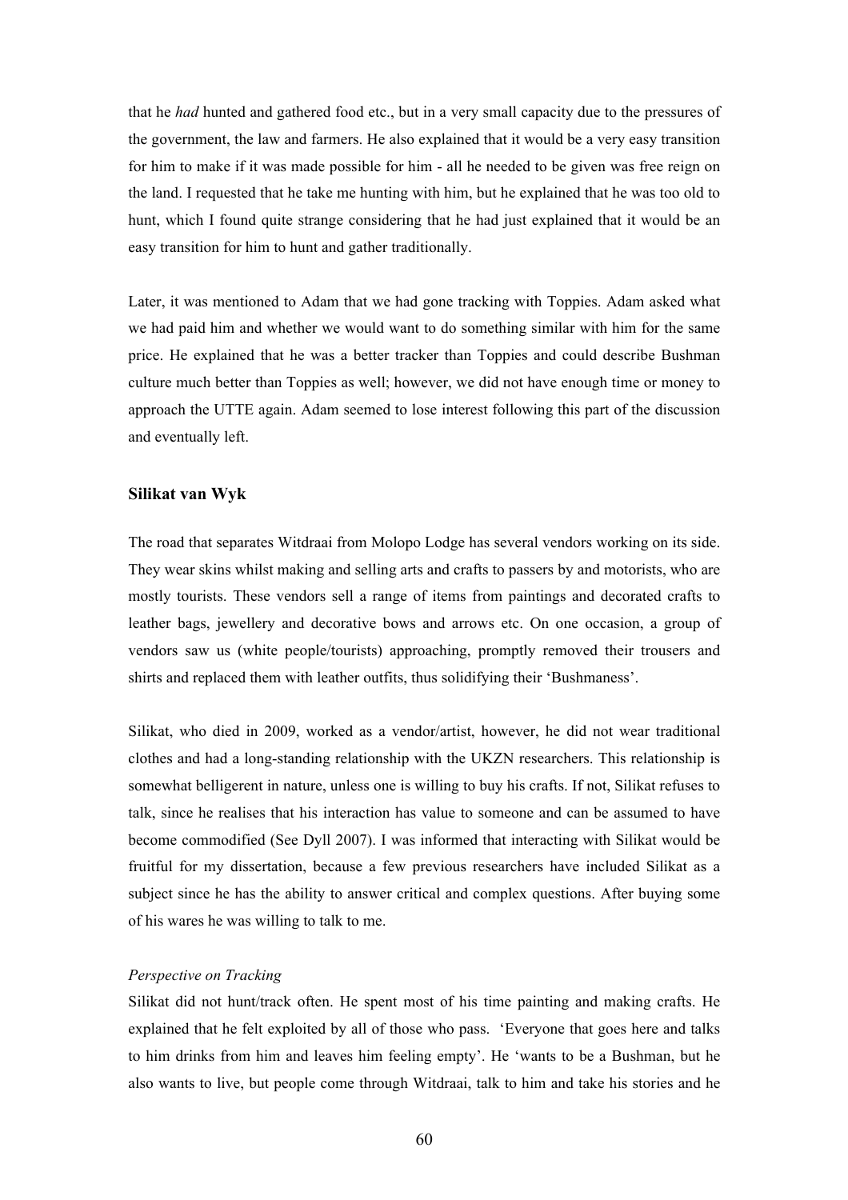that he *had* hunted and gathered food etc., but in a very small capacity due to the pressures of the government, the law and farmers. He also explained that it would be a very easy transition for him to make if it was made possible for him - all he needed to be given was free reign on the land. I requested that he take me hunting with him, but he explained that he was too old to hunt, which I found quite strange considering that he had just explained that it would be an easy transition for him to hunt and gather traditionally.

Later, it was mentioned to Adam that we had gone tracking with Toppies. Adam asked what we had paid him and whether we would want to do something similar with him for the same price. He explained that he was a better tracker than Toppies and could describe Bushman culture much better than Toppies as well; however, we did not have enough time or money to approach the UTTE again. Adam seemed to lose interest following this part of the discussion and eventually left.

### Silikat van Wyk

The road that separates Witdraai from Molopo Lodge has several vendors working on its side. They wear skins whilst making and selling arts and crafts to passers by and motorists, who are mostly tourists. These vendors sell a range of items from paintings and decorated crafts to leather bags, jewellery and decorative bows and arrows etc. On one occasion, a group of vendors saw us (white people/tourists) approaching, promptly removed their trousers and shirts and replaced them with leather outfits, thus solidifying their 'Bushmaness'.

Silikat, who died in 2009, worked as a vendor/artist, however, he did not wear traditional clothes and had a long-standing relationship with the UKZN researchers. This relationship is somewhat belligerent in nature, unless one is willing to buy his crafts. If not, Silikat refuses to talk, since he realises that his interaction has value to someone and can be assumed to have become commodified (See Dyll 2007). I was informed that interacting with Silikat would be fruitful for my dissertation, because a few previous researchers have included Silikat as a subject since he has the ability to answer critical and complex questions. After buying some of his wares he was willing to talk to me.

*Perspective on Tracking*

Silikat did not hunt/track often. He spent most of his time painting and making crafts. He explained that he felt exploited by all of those who pass. 'Everyone that goes here and talks to him drinks from him and leaves him feeling empty'. He 'wants to be a Bushman, but he also wants to live, but people come through Witdraai, talk to him and take his stories and he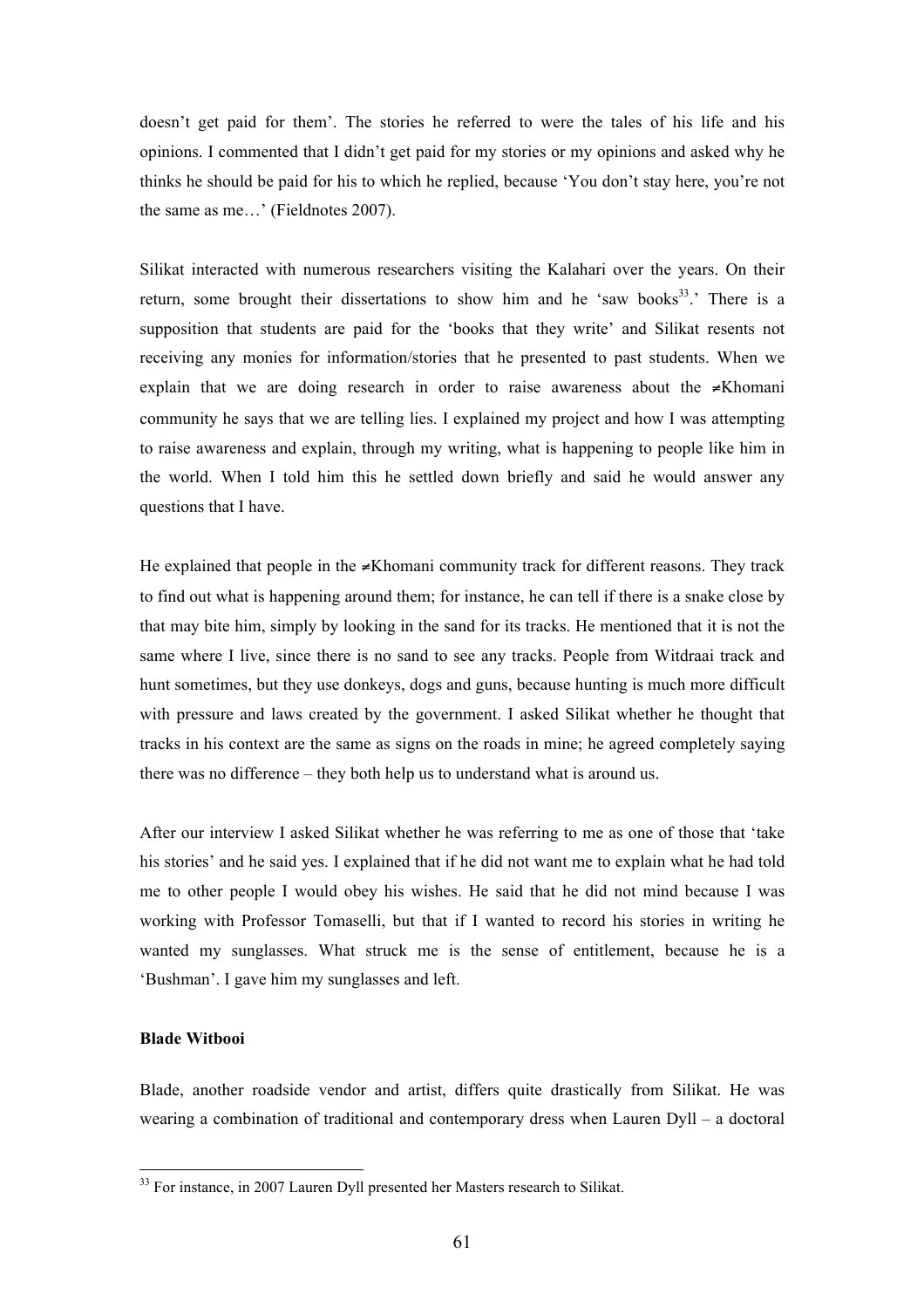doesn't get paid for them'. The stories he referred to were the tales of his life and his opinions. I commented that I didn't get paid for my stories or my opinions and asked why he thinks he should be paid for his to which he replied, because 'You don't stay here, you're not the same as me…' (Fieldnotes 2007).

Silikat interacted with numerous researchers visiting the Kalahari over the years. On their return, some brought their dissertations to show him and he 'saw books[33].' There is a supposition that students are paid for the 'books that they write' and Silikat resents not receiving any monies for information/stories that he presented to past students. When we explain that we are doing research in order to raise awareness about the ≠Khomani community he says that we are telling lies. I explained my project and how I was attempting to raise awareness and explain, through my writing, what is happening to people like him in the world. When I told him this he settled down briefly and said he would answer any questions that I have.

He explained that people in the ≠Khomani community track for different reasons. They track to find out what is happening around them; for instance, he can tell if there is a snake close by that may bite him, simply by looking in the sand for its tracks. He mentioned that it is not the same where I live, since there is no sand to see any tracks. People from Witdraai track and hunt sometimes, but they use donkeys, dogs and guns, because hunting is much more difficult with pressure and laws created by the government. I asked Silikat whether he thought that tracks in his context are the same as signs on the roads in mine; he agreed completely saying there was no difference – they both help us to understand what is around us.

After our interview I asked Silikat whether he was referring to me as one of those that 'take his stories' and he said yes. I explained that if he did not want me to explain what he had told me to other people I would obey his wishes. He said that he did not mind because I was working with Professor Tomaselli, but that if I wanted to record his stories in writing he wanted my sunglasses. What struck me is the sense of entitlement, because he is a 'Bushman'. I gave him my sunglasses and left.

**Blade Witbooi**

Blade, another roadside vendor and artist, differs quite drastically from Silikat. He was wearing a combination of traditional and contemporary dress when Lauren Dyll – a doctoral

[33] For instance, in 2007 Lauren Dyll presented her Masters research to Silikat.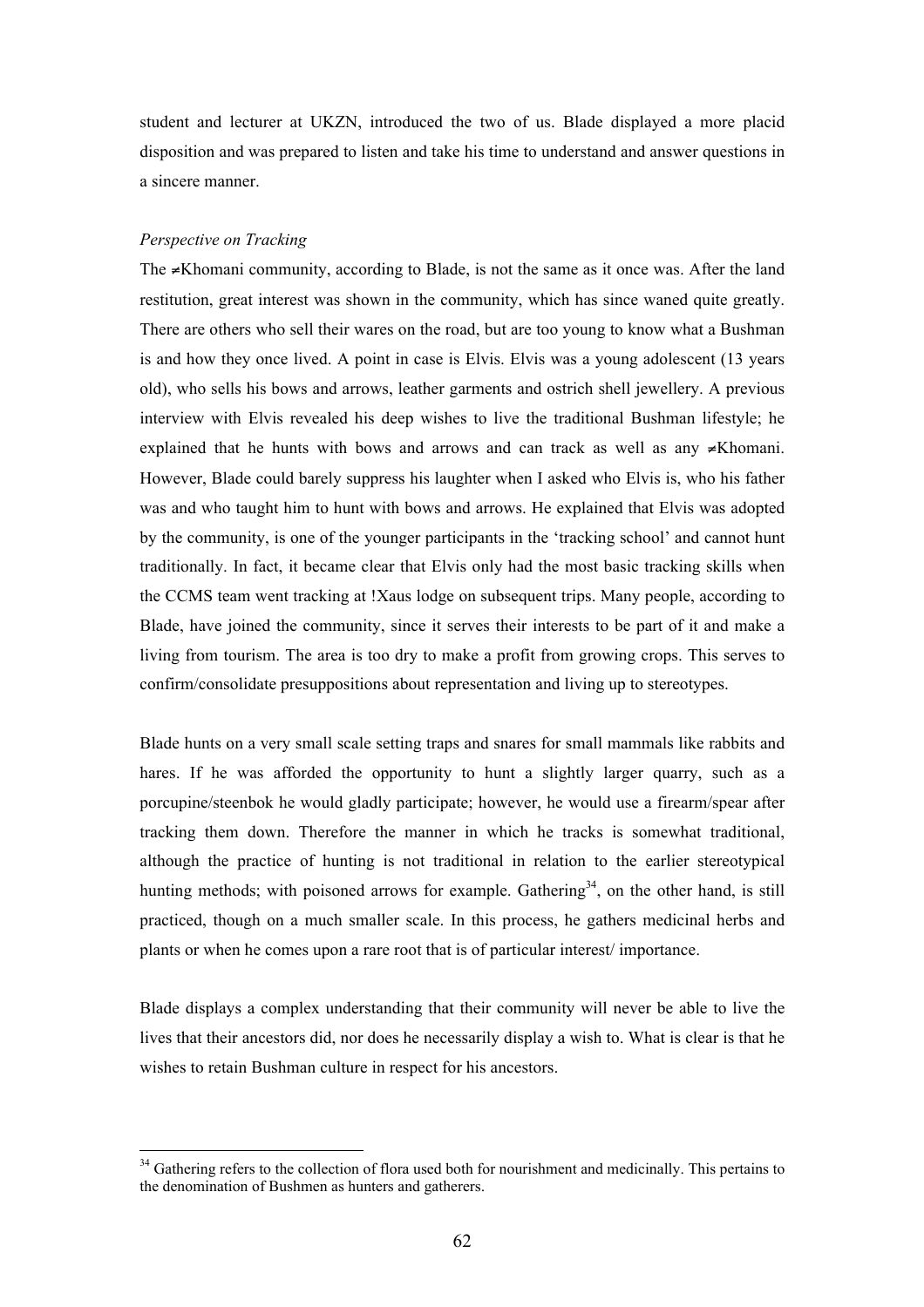student and lecturer at UKZN, introduced the two of us. Blade displayed a more placid disposition and was prepared to listen and take his time to understand and answer questions in a sincere manner.

*Perspective on Tracking*

The ≠Khomani community, according to Blade, is not the same as it once was. After the land restitution, great interest was shown in the community, which has since waned quite greatly. There are others who sell their wares on the road, but are too young to know what a Bushman is and how they once lived. A point in case is Elvis. Elvis was a young adolescent (13 years old), who sells his bows and arrows, leather garments and ostrich shell jewellery. A previous interview with Elvis revealed his deep wishes to live the traditional Bushman lifestyle; he explained that he hunts with bows and arrows and can track as well as any ≠Khomani. However, Blade could barely suppress his laughter when I asked who Elvis is, who his father was and who taught him to hunt with bows and arrows. He explained that Elvis was adopted by the community, is one of the younger participants in the 'tracking school' and cannot hunt traditionally. In fact, it became clear that Elvis only had the most basic tracking skills when the CCMS team went tracking at !Xaus lodge on subsequent trips. Many people, according to Blade, have joined the community, since it serves their interests to be part of it and make a living from tourism. The area is too dry to make a profit from growing crops. This serves to confirm/consolidate presuppositions about representation and living up to stereotypes.

Blade hunts on a very small scale setting traps and snares for small mammals like rabbits and hares. If he was afforded the opportunity to hunt a slightly larger quarry, such as a porcupine/steenbok he would gladly participate; however, he would use a firearm/spear after tracking them down. Therefore the manner in which he tracks is somewhat traditional, although the practice of hunting is not traditional in relation to the earlier stereotypical hunting methods; with poisoned arrows for example. Gathering[34], on the other hand, is still practiced, though on a much smaller scale. In this process, he gathers medicinal herbs and plants or when he comes upon a rare root that is of particular interest/ importance.

Blade displays a complex understanding that their community will never be able to live the lives that their ancestors did, nor does he necessarily display a wish to. What is clear is that he wishes to retain Bushman culture in respect for his ancestors.

---

[34] Gathering refers to the collection of flora used both for nourishment and medicinally. This pertains to the denomination of Bushmen as hunters and gatherers.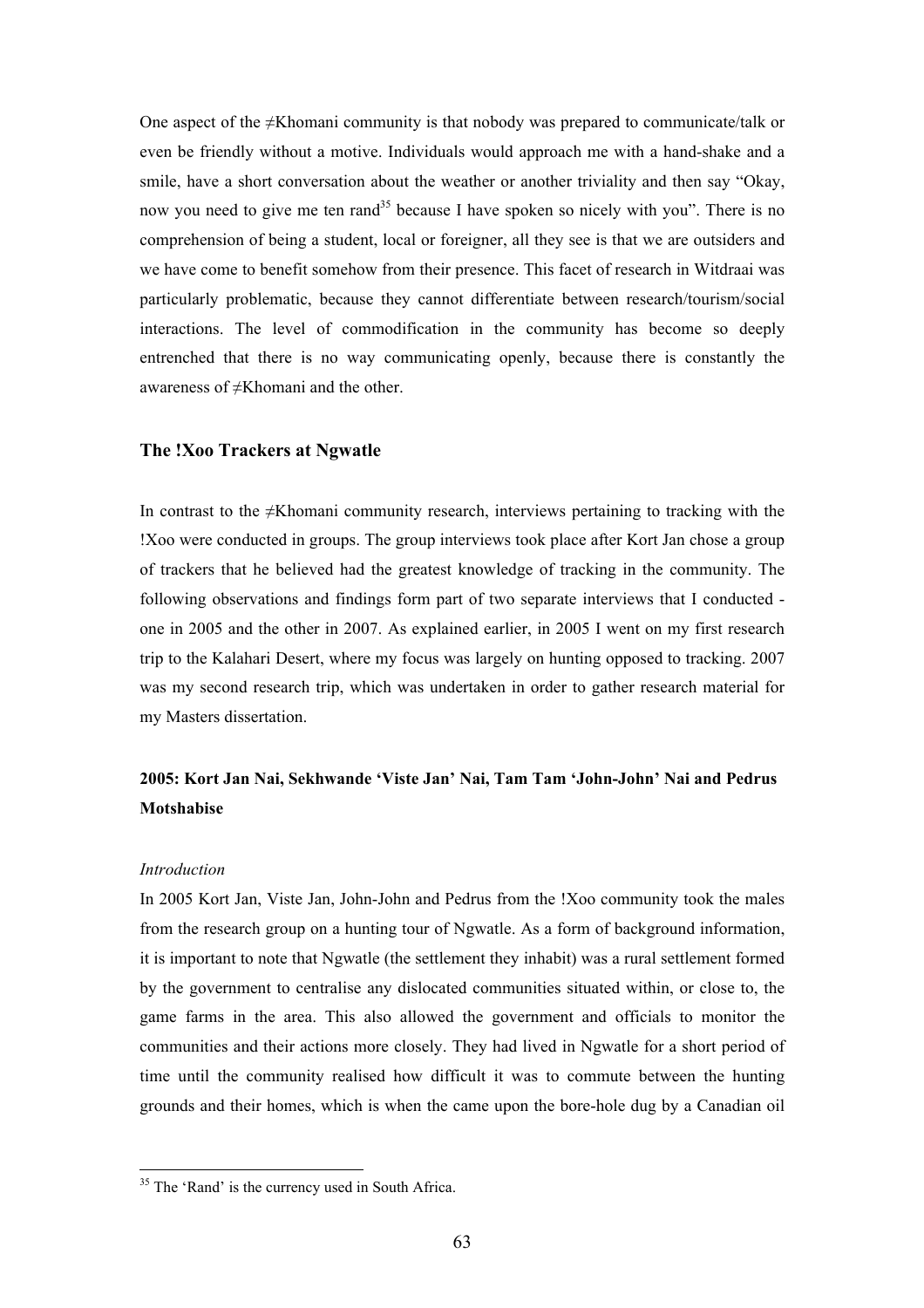One aspect of the ≠Khomani community is that nobody was prepared to communicate/talk or even be friendly without a motive. Individuals would approach me with a hand-shake and a smile, have a short conversation about the weather or another triviality and then say "Okay, now you need to give me ten rand[35] because I have spoken so nicely with you". There is no comprehension of being a student, local or foreigner, all they see is that we are outsiders and we have come to benefit somehow from their presence. This facet of research in Witdraai was particularly problematic, because they cannot differentiate between research/tourism/social interactions. The level of commodification in the community has become so deeply entrenched that there is no way communicating openly, because there is constantly the awareness of ≠Khomani and the other.

## The !Xoo Trackers at Ngwatle

In contrast to the ≠Khomani community research, interviews pertaining to tracking with the !Xoo were conducted in groups. The group interviews took place after Kort Jan chose a group of trackers that he believed had the greatest knowledge of tracking in the community. The following observations and findings form part of two separate interviews that I conducted - one in 2005 and the other in 2007. As explained earlier, in 2005 I went on my first research trip to the Kalahari Desert, where my focus was largely on hunting opposed to tracking. 2007 was my second research trip, which was undertaken in order to gather research material for my Masters dissertation.

### 2005: Kort Jan Nai, Sekhwande 'Viste Jan' Nai, Tam Tam 'John-John' Nai and Pedrus Motshabise

*Introduction*

In 2005 Kort Jan, Viste Jan, John-John and Pedrus from the !Xoo community took the males from the research group on a hunting tour of Ngwatle. As a form of background information, it is important to note that Ngwatle (the settlement they inhabit) was a rural settlement formed by the government to centralise any dislocated communities situated within, or close to, the game farms in the area. This also allowed the government and officials to monitor the communities and their actions more closely. They had lived in Ngwatle for a short period of time until the community realised how difficult it was to commute between the hunting grounds and their homes, which is when the came upon the bore-hole dug by a Canadian oil

[35] The 'Rand' is the currency used in South Africa.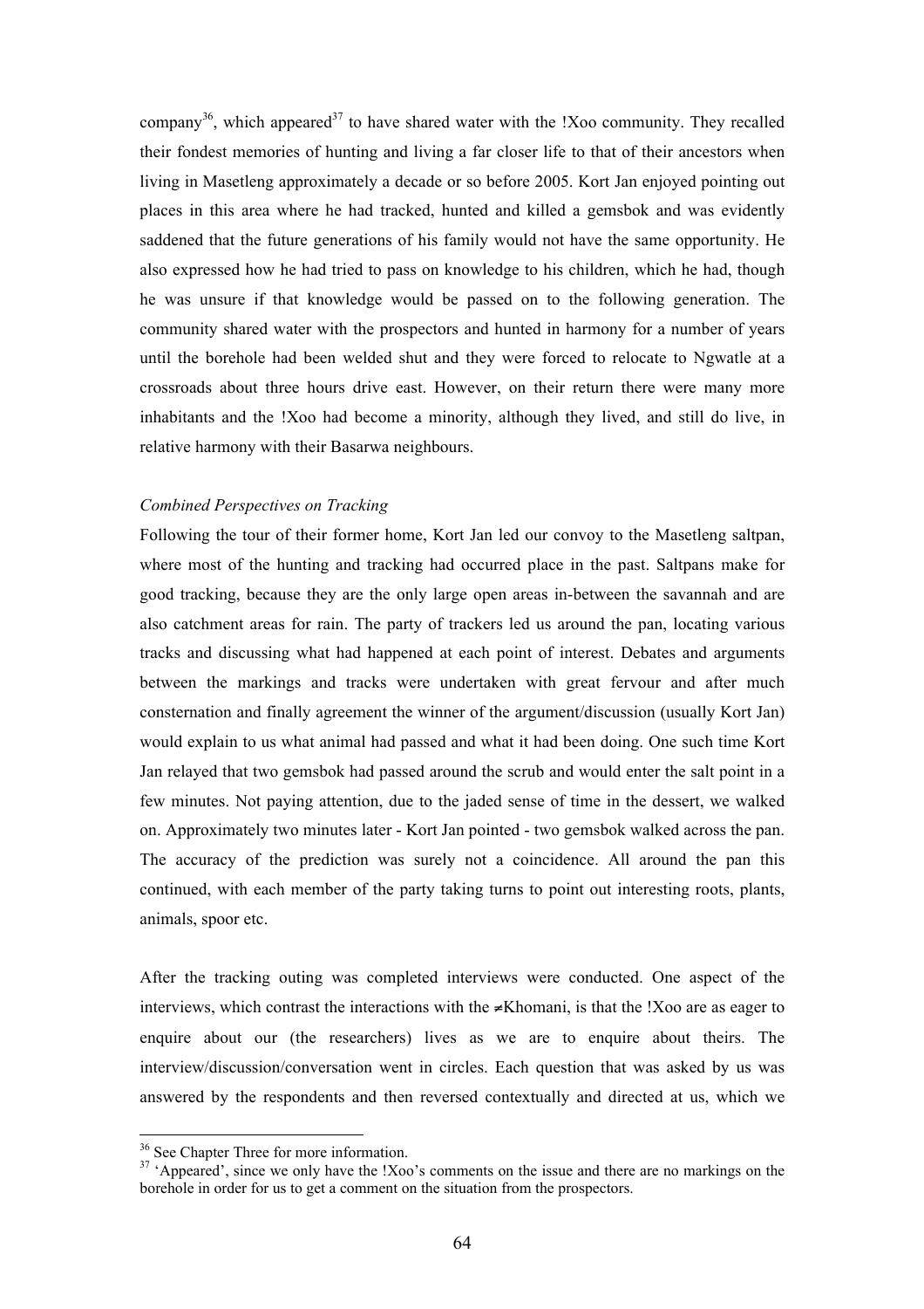company[36], which appeared[37] to have shared water with the !Xoo community. They recalled their fondest memories of hunting and living a far closer life to that of their ancestors when living in Masetleng approximately a decade or so before 2005. Kort Jan enjoyed pointing out places in this area where he had tracked, hunted and killed a gemsbok and was evidently saddened that the future generations of his family would not have the same opportunity. He also expressed how he had tried to pass on knowledge to his children, which he had, though he was unsure if that knowledge would be passed on to the following generation. The community shared water with the prospectors and hunted in harmony for a number of years until the borehole had been welded shut and they were forced to relocate to Ngwatle at a crossroads about three hours drive east. However, on their return there were many more inhabitants and the !Xoo had become a minority, although they lived, and still do live, in relative harmony with their Basarwa neighbours.

*Combined Perspectives on Tracking*

Following the tour of their former home, Kort Jan led our convoy to the Masetleng saltpan, where most of the hunting and tracking had occurred place in the past. Saltpans make for good tracking, because they are the only large open areas in-between the savannah and are also catchment areas for rain. The party of trackers led us around the pan, locating various tracks and discussing what had happened at each point of interest. Debates and arguments between the markings and tracks were undertaken with great fervour and after much consternation and finally agreement the winner of the argument/discussion (usually Kort Jan) would explain to us what animal had passed and what it had been doing. One such time Kort Jan relayed that two gemsbok had passed around the scrub and would enter the salt point in a few minutes. Not paying attention, due to the jaded sense of time in the dessert, we walked on. Approximately two minutes later - Kort Jan pointed - two gemsbok walked across the pan. The accuracy of the prediction was surely not a coincidence. All around the pan this continued, with each member of the party taking turns to point out interesting roots, plants, animals, spoor etc.

After the tracking outing was completed interviews were conducted. One aspect of the interviews, which contrast the interactions with the ≠Khomani, is that the !Xoo are as eager to enquire about our (the researchers) lives as we are to enquire about theirs. The interview/discussion/conversation went in circles. Each question that was asked by us was answered by the respondents and then reversed contextually and directed at us, which we

---

[36] See Chapter Three for more information.

[37] 'Appeared', since we only have the !Xoo's comments on the issue and there are no markings on the borehole in order for us to get a comment on the situation from the prospectors.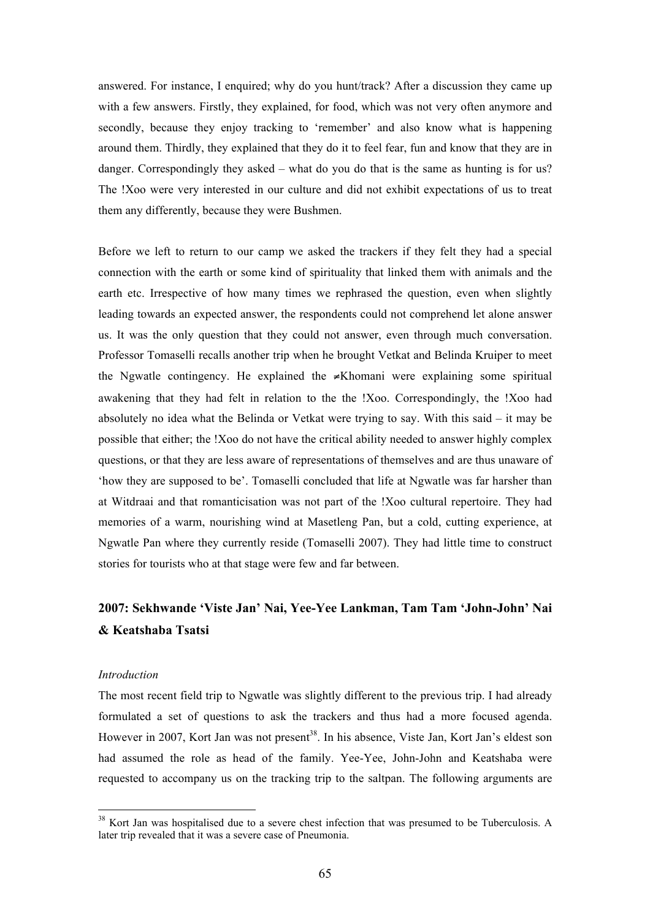answered. For instance, I enquired; why do you hunt/track? After a discussion they came up with a few answers. Firstly, they explained, for food, which was not very often anymore and secondly, because they enjoy tracking to 'remember' and also know what is happening around them. Thirdly, they explained that they do it to feel fear, fun and know that they are in danger. Correspondingly they asked – what do you do that is the same as hunting is for us? The !Xoo were very interested in our culture and did not exhibit expectations of us to treat them any differently, because they were Bushmen.

Before we left to return to our camp we asked the trackers if they felt they had a special connection with the earth or some kind of spirituality that linked them with animals and the earth etc. Irrespective of how many times we rephrased the question, even when slightly leading towards an expected answer, the respondents could not comprehend let alone answer us. It was the only question that they could not answer, even through much conversation. Professor Tomaselli recalls another trip when he brought Vetkat and Belinda Kruiper to meet the Ngwatle contingency. He explained the ≠Khomani were explaining some spiritual awakening that they had felt in relation to the the !Xoo. Correspondingly, the !Xoo had absolutely no idea what the Belinda or Vetkat were trying to say. With this said – it may be possible that either; the !Xoo do not have the critical ability needed to answer highly complex questions, or that they are less aware of representations of themselves and are thus unaware of 'how they are supposed to be'. Tomaselli concluded that life at Ngwatle was far harsher than at Witdraai and that romanticisation was not part of the !Xoo cultural repertoire. They had memories of a warm, nourishing wind at Masetleng Pan, but a cold, cutting experience, at Ngwatle Pan where they currently reside (Tomaselli 2007). They had little time to construct stories for tourists who at that stage were few and far between.

## 2007: Sekhwande 'Viste Jan' Nai, Yee-Yee Lankman, Tam Tam 'John-John' Nai & Keatshaba Tsatsi

*Introduction*

The most recent field trip to Ngwatle was slightly different to the previous trip. I had already formulated a set of questions to ask the trackers and thus had a more focused agenda. However in 2007, Kort Jan was not present[38]. In his absence, Viste Jan, Kort Jan's eldest son had assumed the role as head of the family. Yee-Yee, John-John and Keatshaba were requested to accompany us on the tracking trip to the saltpan. The following arguments are

[38] Kort Jan was hospitalised due to a severe chest infection that was presumed to be Tuberculosis. A later trip revealed that it was a severe case of Pneumonia.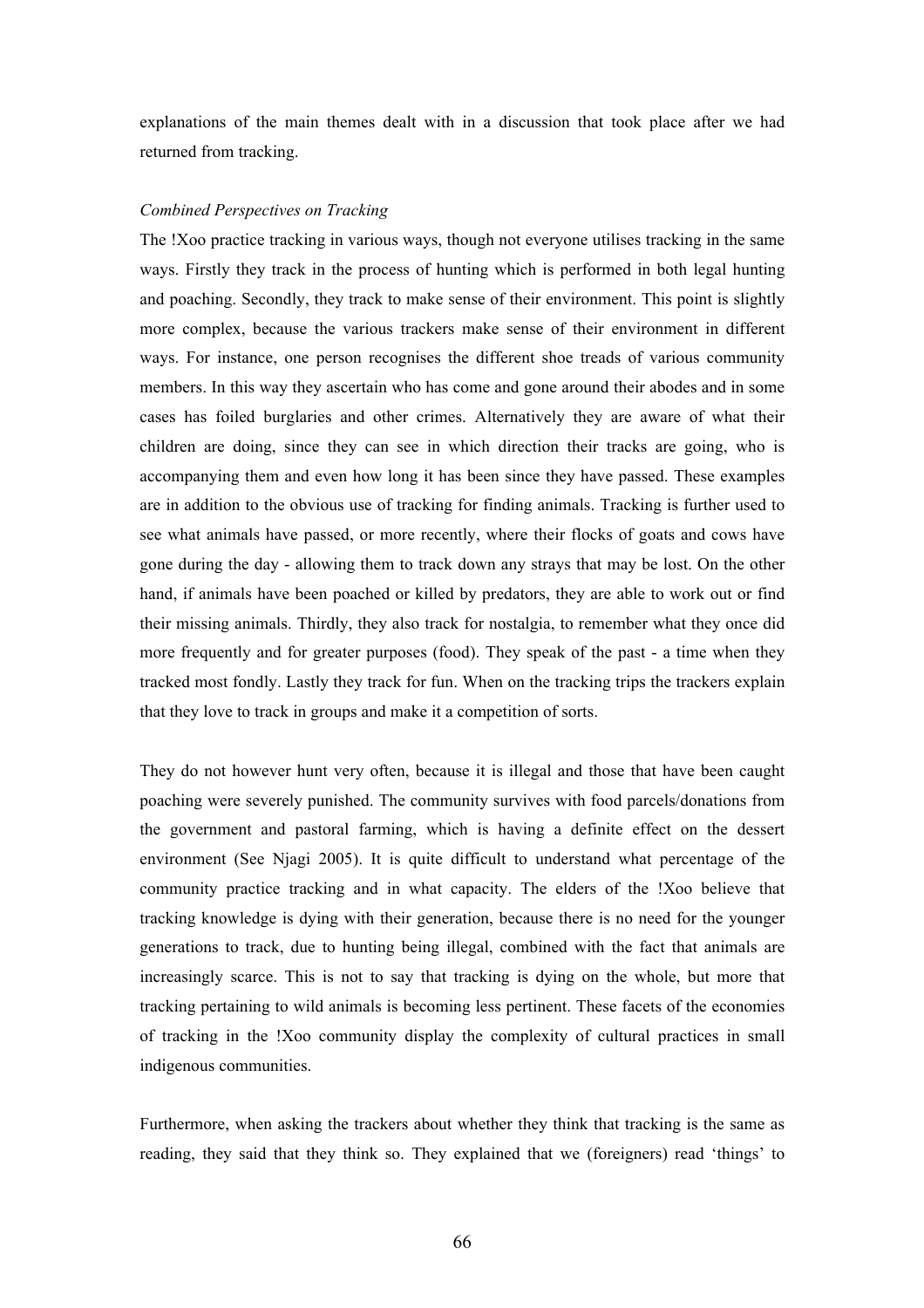explanations of the main themes dealt with in a discussion that took place after we had returned from tracking.

*Combined Perspectives on Tracking*

The !Xoo practice tracking in various ways, though not everyone utilises tracking in the same ways. Firstly they track in the process of hunting which is performed in both legal hunting and poaching. Secondly, they track to make sense of their environment. This point is slightly more complex, because the various trackers make sense of their environment in different ways. For instance, one person recognises the different shoe treads of various community members. In this way they ascertain who has come and gone around their abodes and in some cases has foiled burglaries and other crimes. Alternatively they are aware of what their children are doing, since they can see in which direction their tracks are going, who is accompanying them and even how long it has been since they have passed. These examples are in addition to the obvious use of tracking for finding animals. Tracking is further used to see what animals have passed, or more recently, where their flocks of goats and cows have gone during the day - allowing them to track down any strays that may be lost. On the other hand, if animals have been poached or killed by predators, they are able to work out or find their missing animals. Thirdly, they also track for nostalgia, to remember what they once did more frequently and for greater purposes (food). They speak of the past - a time when they tracked most fondly. Lastly they track for fun. When on the tracking trips the trackers explain that they love to track in groups and make it a competition of sorts.

They do not however hunt very often, because it is illegal and those that have been caught poaching were severely punished. The community survives with food parcels/donations from the government and pastoral farming, which is having a definite effect on the dessert environment (See Njagi 2005). It is quite difficult to understand what percentage of the community practice tracking and in what capacity. The elders of the !Xoo believe that tracking knowledge is dying with their generation, because there is no need for the younger generations to track, due to hunting being illegal, combined with the fact that animals are increasingly scarce. This is not to say that tracking is dying on the whole, but more that tracking pertaining to wild animals is becoming less pertinent. These facets of the economies of tracking in the !Xoo community display the complexity of cultural practices in small indigenous communities.

Furthermore, when asking the trackers about whether they think that tracking is the same as reading, they said that they think so. They explained that we (foreigners) read 'things' to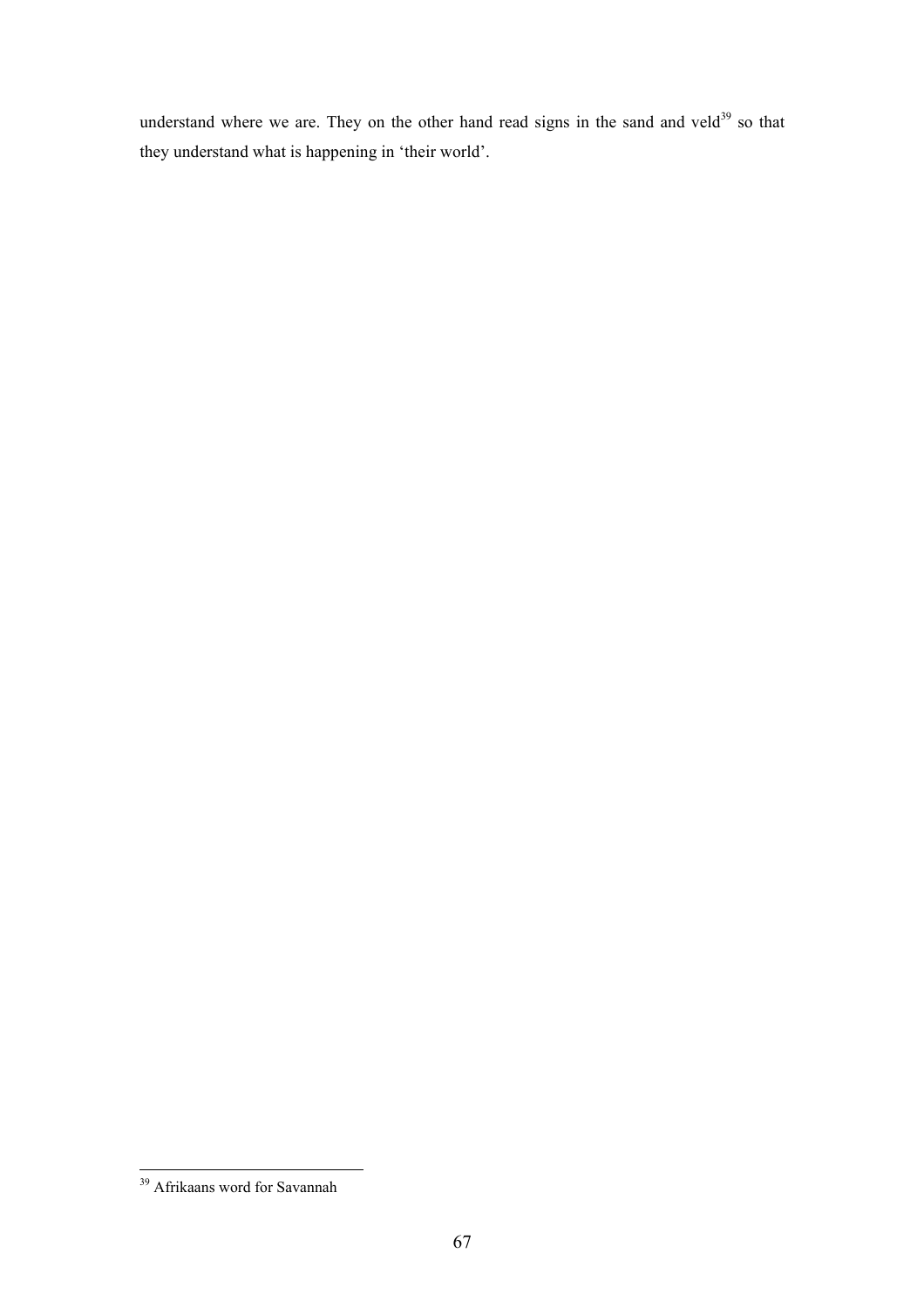understand where we are. They on the other hand read signs in the sand and veld[39] so that they understand what is happening in 'their world'.

[39] Afrikaans word for Savannah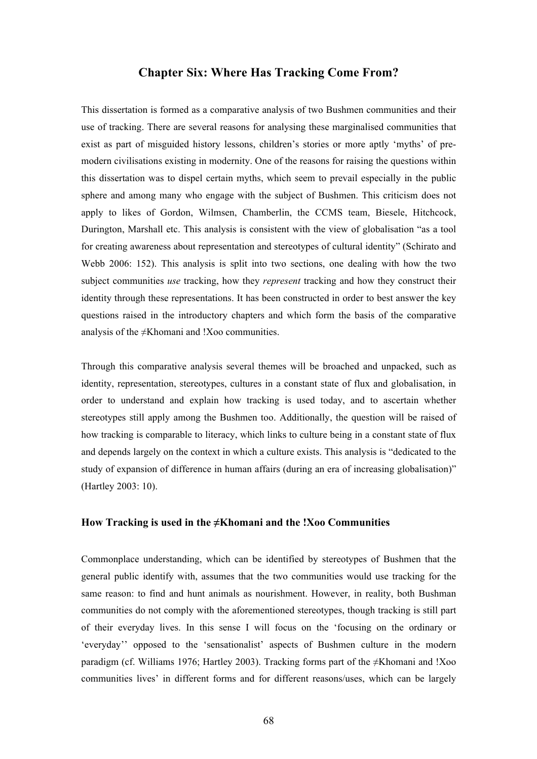## Chapter Six: Where Has Tracking Come From?

This dissertation is formed as a comparative analysis of two Bushmen communities and their use of tracking. There are several reasons for analysing these marginalised communities that exist as part of misguided history lessons, children's stories or more aptly 'myths' of pre-modern civilisations existing in modernity. One of the reasons for raising the questions within this dissertation was to dispel certain myths, which seem to prevail especially in the public sphere and among many who engage with the subject of Bushmen. This criticism does not apply to likes of Gordon, Wilmsen, Chamberlin, the CCMS team, Biesele, Hitchcock, Durington, Marshall etc. This analysis is consistent with the view of globalisation "as a tool for creating awareness about representation and stereotypes of cultural identity" (Schirato and Webb 2006: 152). This analysis is split into two sections, one dealing with how the two subject communities *use* tracking, how they *represent* tracking and how they construct their identity through these representations. It has been constructed in order to best answer the key questions raised in the introductory chapters and which form the basis of the comparative analysis of the ≠Khomani and !Xoo communities.

Through this comparative analysis several themes will be broached and unpacked, such as identity, representation, stereotypes, cultures in a constant state of flux and globalisation, in order to understand and explain how tracking is used today, and to ascertain whether stereotypes still apply among the Bushmen too. Additionally, the question will be raised of how tracking is comparable to literacy, which links to culture being in a constant state of flux and depends largely on the context in which a culture exists. This analysis is "dedicated to the study of expansion of difference in human affairs (during an era of increasing globalisation)" (Hartley 2003: 10).

### How Tracking is used in the ≠Khomani and the !Xoo Communities

Commonplace understanding, which can be identified by stereotypes of Bushmen that the general public identify with, assumes that the two communities would use tracking for the same reason: to find and hunt animals as nourishment. However, in reality, both Bushman communities do not comply with the aforementioned stereotypes, though tracking is still part of their everyday lives. In this sense I will focus on the 'focusing on the ordinary or 'everyday'' opposed to the 'sensationalist' aspects of Bushmen culture in the modern paradigm (cf. Williams 1976; Hartley 2003). Tracking forms part of the ≠Khomani and !Xoo communities lives' in different forms and for different reasons/uses, which can be largely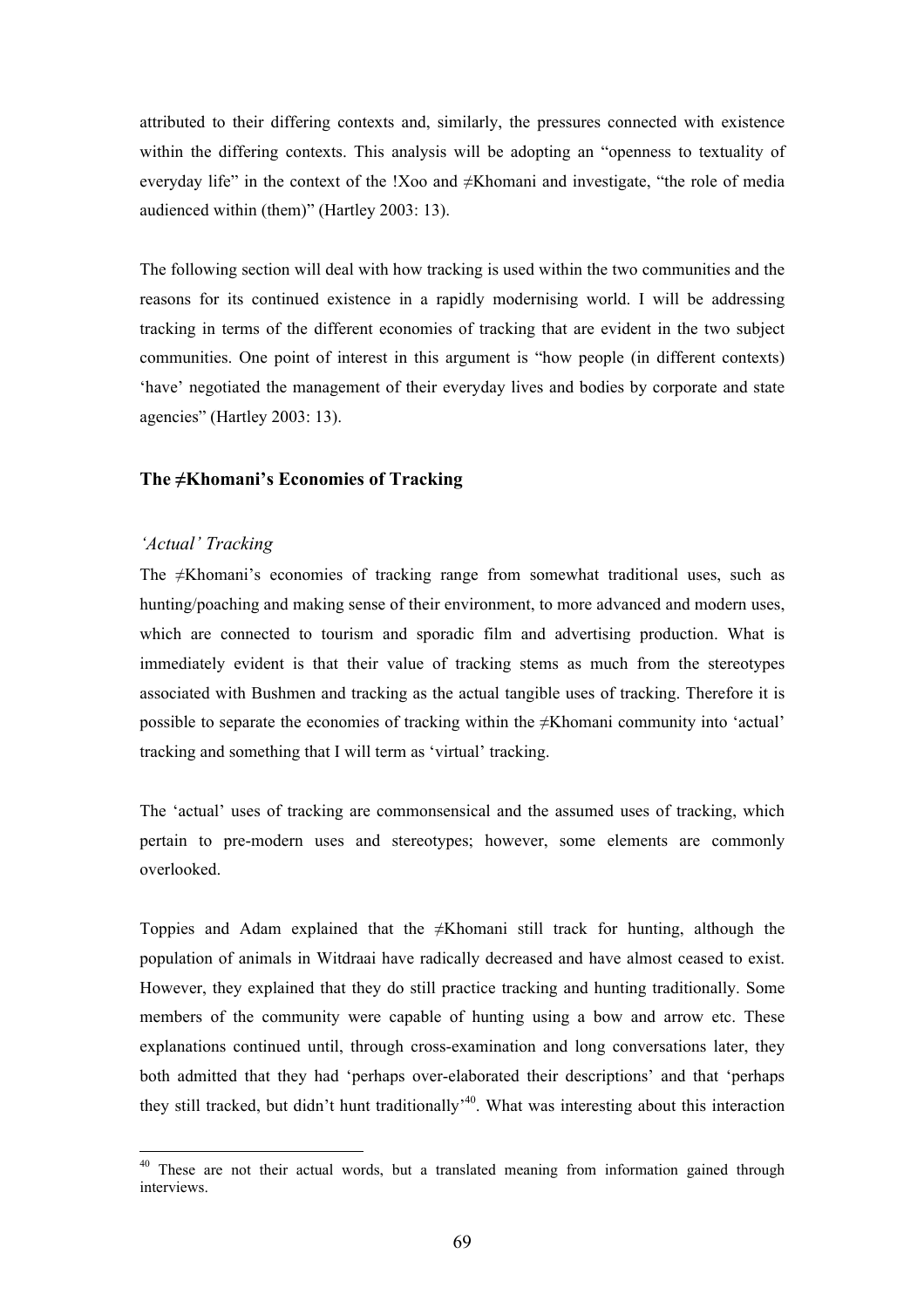attributed to their differing contexts and, similarly, the pressures connected with existence within the differing contexts. This analysis will be adopting an "openness to textuality of everyday life" in the context of the !Xoo and ≠Khomani and investigate, "the role of media audienced within (them)" (Hartley 2003: 13).

The following section will deal with how tracking is used within the two communities and the reasons for its continued existence in a rapidly modernising world. I will be addressing tracking in terms of the different economies of tracking that are evident in the two subject communities. One point of interest in this argument is "how people (in different contexts) 'have' negotiated the management of their everyday lives and bodies by corporate and state agencies" (Hartley 2003: 13).

### The ≠Khomani's Economies of Tracking

#### *'Actual' Tracking*

The ≠Khomani's economies of tracking range from somewhat traditional uses, such as hunting/poaching and making sense of their environment, to more advanced and modern uses, which are connected to tourism and sporadic film and advertising production. What is immediately evident is that their value of tracking stems as much from the stereotypes associated with Bushmen and tracking as the actual tangible uses of tracking. Therefore it is possible to separate the economies of tracking within the ≠Khomani community into 'actual' tracking and something that I will term as 'virtual' tracking.

The 'actual' uses of tracking are commonsensical and the assumed uses of tracking, which pertain to pre-modern uses and stereotypes; however, some elements are commonly overlooked.

Toppies and Adam explained that the ≠Khomani still track for hunting, although the population of animals in Witdraai have radically decreased and have almost ceased to exist. However, they explained that they do still practice tracking and hunting traditionally. Some members of the community were capable of hunting using a bow and arrow etc. These explanations continued until, through cross-examination and long conversations later, they both admitted that they had 'perhaps over-elaborated their descriptions' and that 'perhaps they still tracked, but didn't hunt traditionally'[40]. What was interesting about this interaction

[40] These are not their actual words, but a translated meaning from information gained through interviews.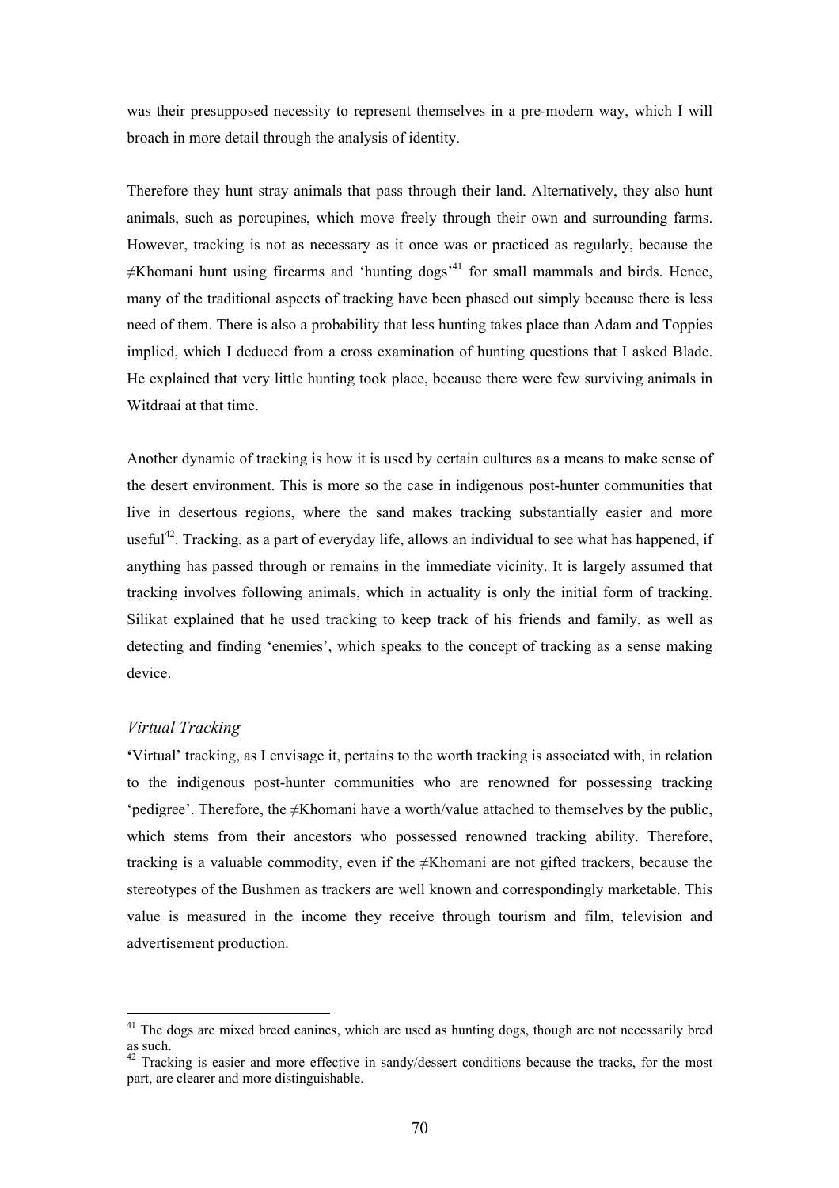was their presupposed necessity to represent themselves in a pre-modern way, which I will broach in more detail through the analysis of identity.

Therefore they hunt stray animals that pass through their land. Alternatively, they also hunt animals, such as porcupines, which move freely through their own and surrounding farms. However, tracking is not as necessary as it once was or practiced as regularly, because the ≠Khomani hunt using firearms and 'hunting dogs'[41] for small mammals and birds. Hence, many of the traditional aspects of tracking have been phased out simply because there is less need of them. There is also a probability that less hunting takes place than Adam and Toppies implied, which I deduced from a cross examination of hunting questions that I asked Blade. He explained that very little hunting took place, because there were few surviving animals in Witdraai at that time.

Another dynamic of tracking is how it is used by certain cultures as a means to make sense of the desert environment. This is more so the case in indigenous post-hunter communities that live in desertous regions, where the sand makes tracking substantially easier and more useful[42]. Tracking, as a part of everyday life, allows an individual to see what has happened, if anything has passed through or remains in the immediate vicinity. It is largely assumed that tracking involves following animals, which in actuality is only the initial form of tracking. Silikat explained that he used tracking to keep track of his friends and family, as well as detecting and finding 'enemies', which speaks to the concept of tracking as a sense making device.

### *Virtual Tracking*

'Virtual' tracking, as I envisage it, pertains to the worth tracking is associated with, in relation to the indigenous post-hunter communities who are renowned for possessing tracking 'pedigree'. Therefore, the ≠Khomani have a worth/value attached to themselves by the public, which stems from their ancestors who possessed renowned tracking ability. Therefore, tracking is a valuable commodity, even if the ≠Khomani are not gifted trackers, because the stereotypes of the Bushmen as trackers are well known and correspondingly marketable. This value is measured in the income they receive through tourism and film, television and advertisement production.

---

[41] The dogs are mixed breed canines, which are used as hunting dogs, though are not necessarily bred as such.

[42] Tracking is easier and more effective in sandy/dessert conditions because the tracks, for the most part, are clearer and more distinguishable.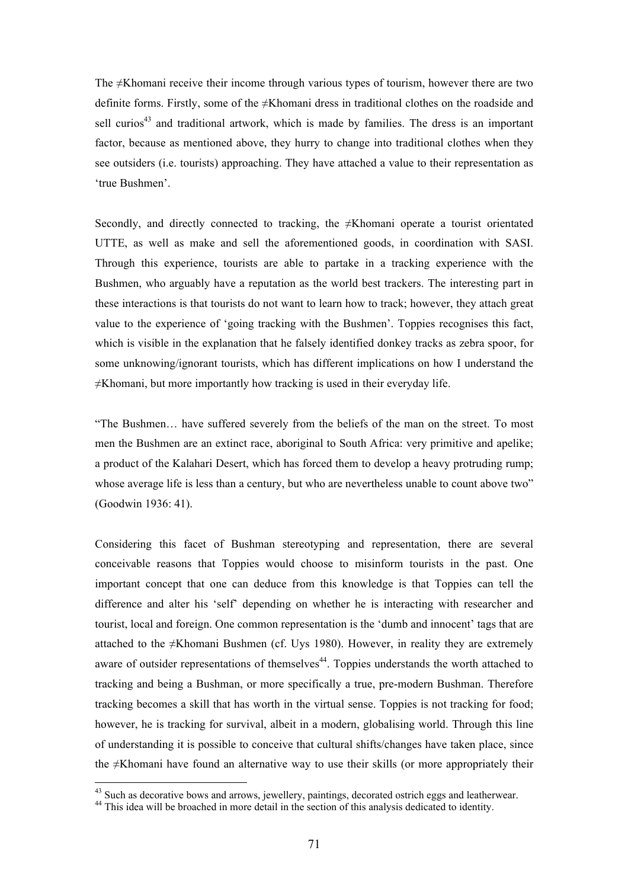The ≠Khomani receive their income through various types of tourism, however there are two definite forms. Firstly, some of the ≠Khomani dress in traditional clothes on the roadside and sell curios[43] and traditional artwork, which is made by families. The dress is an important factor, because as mentioned above, they hurry to change into traditional clothes when they see outsiders (i.e. tourists) approaching. They have attached a value to their representation as 'true Bushmen'.

Secondly, and directly connected to tracking, the ≠Khomani operate a tourist orientated UTTE, as well as make and sell the aforementioned goods, in coordination with SASI. Through this experience, tourists are able to partake in a tracking experience with the Bushmen, who arguably have a reputation as the world best trackers. The interesting part in these interactions is that tourists do not want to learn how to track; however, they attach great value to the experience of 'going tracking with the Bushmen'. Toppies recognises this fact, which is visible in the explanation that he falsely identified donkey tracks as zebra spoor, for some unknowing/ignorant tourists, which has different implications on how I understand the ≠Khomani, but more importantly how tracking is used in their everyday life.

"The Bushmen… have suffered severely from the beliefs of the man on the street. To most men the Bushmen are an extinct race, aboriginal to South Africa: very primitive and apelike; a product of the Kalahari Desert, which has forced them to develop a heavy protruding rump; whose average life is less than a century, but who are nevertheless unable to count above two" (Goodwin 1936: 41).

Considering this facet of Bushman stereotyping and representation, there are several conceivable reasons that Toppies would choose to misinform tourists in the past. One important concept that one can deduce from this knowledge is that Toppies can tell the difference and alter his 'self' depending on whether he is interacting with researcher and tourist, local and foreign. One common representation is the 'dumb and innocent' tags that are attached to the ≠Khomani Bushmen (cf. Uys 1980). However, in reality they are extremely aware of outsider representations of themselves[44]. Toppies understands the worth attached to tracking and being a Bushman, or more specifically a true, pre-modern Bushman. Therefore tracking becomes a skill that has worth in the virtual sense. Toppies is not tracking for food; however, he is tracking for survival, albeit in a modern, globalising world. Through this line of understanding it is possible to conceive that cultural shifts/changes have taken place, since the ≠Khomani have found an alternative way to use their skills (or more appropriately their

[43] Such as decorative bows and arrows, jewellery, paintings, decorated ostrich eggs and leatherwear.

[44] This idea will be broached in more detail in the section of this analysis dedicated to identity.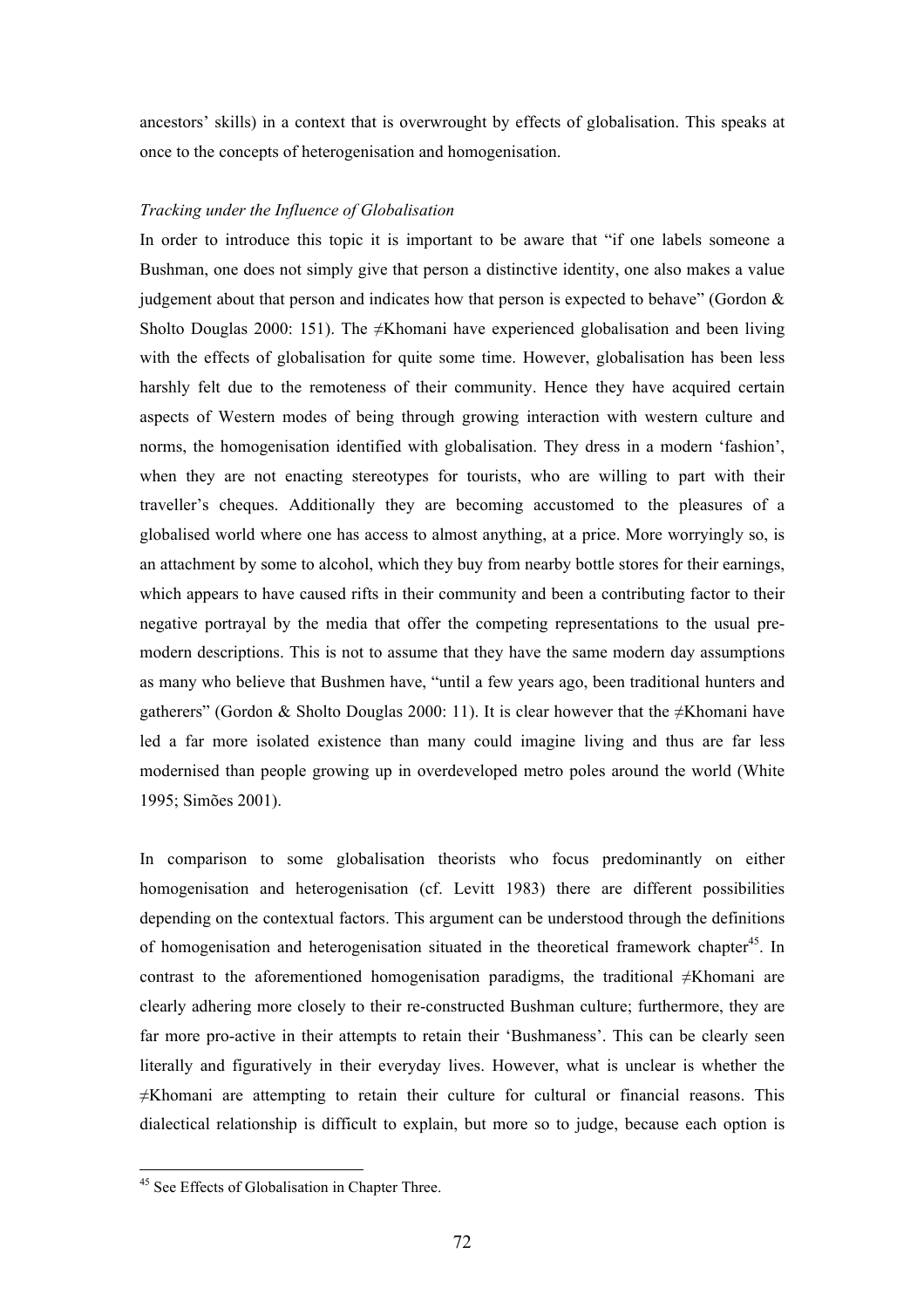ancestors' skills) in a context that is overwrought by effects of globalisation. This speaks at once to the concepts of heterogenisation and homogenisation.

*Tracking under the Influence of Globalisation*

In order to introduce this topic it is important to be aware that "if one labels someone a Bushman, one does not simply give that person a distinctive identity, one also makes a value judgement about that person and indicates how that person is expected to behave" (Gordon & Sholto Douglas 2000: 151). The ≠Khomani have experienced globalisation and been living with the effects of globalisation for quite some time. However, globalisation has been less harshly felt due to the remoteness of their community. Hence they have acquired certain aspects of Western modes of being through growing interaction with western culture and norms, the homogenisation identified with globalisation. They dress in a modern 'fashion', when they are not enacting stereotypes for tourists, who are willing to part with their traveller's cheques. Additionally they are becoming accustomed to the pleasures of a globalised world where one has access to almost anything, at a price. More worryingly so, is an attachment by some to alcohol, which they buy from nearby bottle stores for their earnings, which appears to have caused rifts in their community and been a contributing factor to their negative portrayal by the media that offer the competing representations to the usual pre-modern descriptions. This is not to assume that they have the same modern day assumptions as many who believe that Bushmen have, "until a few years ago, been traditional hunters and gatherers" (Gordon & Sholto Douglas 2000: 11). It is clear however that the ≠Khomani have led a far more isolated existence than many could imagine living and thus are far less modernised than people growing up in overdeveloped metro poles around the world (White 1995; Simões 2001).

In comparison to some globalisation theorists who focus predominantly on either homogenisation and heterogenisation (cf. Levitt 1983) there are different possibilities depending on the contextual factors. This argument can be understood through the definitions of homogenisation and heterogenisation situated in the theoretical framework chapter[45]. In contrast to the aforementioned homogenisation paradigms, the traditional ≠Khomani are clearly adhering more closely to their re-constructed Bushman culture; furthermore, they are far more pro-active in their attempts to retain their 'Bushmaness'. This can be clearly seen literally and figuratively in their everyday lives. However, what is unclear is whether the ≠Khomani are attempting to retain their culture for cultural or financial reasons. This dialectical relationship is difficult to explain, but more so to judge, because each option is

[45] See Effects of Globalisation in Chapter Three.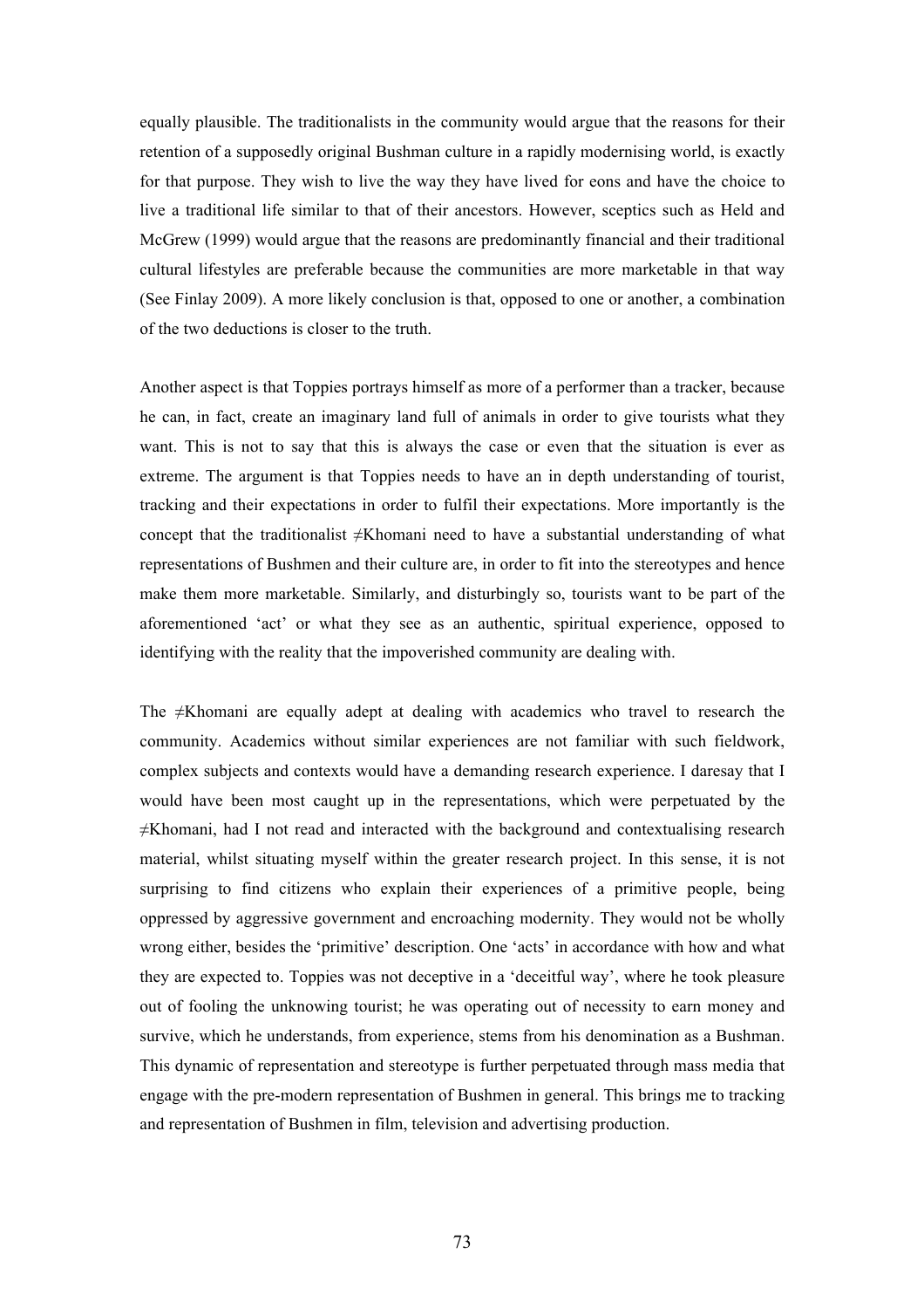equally plausible. The traditionalists in the community would argue that the reasons for their retention of a supposedly original Bushman culture in a rapidly modernising world, is exactly for that purpose. They wish to live the way they have lived for eons and have the choice to live a traditional life similar to that of their ancestors. However, sceptics such as Held and McGrew (1999) would argue that the reasons are predominantly financial and their traditional cultural lifestyles are preferable because the communities are more marketable in that way (See Finlay 2009). A more likely conclusion is that, opposed to one or another, a combination of the two deductions is closer to the truth.

Another aspect is that Toppies portrays himself as more of a performer than a tracker, because he can, in fact, create an imaginary land full of animals in order to give tourists what they want. This is not to say that this is always the case or even that the situation is ever as extreme. The argument is that Toppies needs to have an in depth understanding of tourist, tracking and their expectations in order to fulfil their expectations. More importantly is the concept that the traditionalist ≠Khomani need to have a substantial understanding of what representations of Bushmen and their culture are, in order to fit into the stereotypes and hence make them more marketable. Similarly, and disturbingly so, tourists want to be part of the aforementioned 'act' or what they see as an authentic, spiritual experience, opposed to identifying with the reality that the impoverished community are dealing with.

The ≠Khomani are equally adept at dealing with academics who travel to research the community. Academics without similar experiences are not familiar with such fieldwork, complex subjects and contexts would have a demanding research experience. I daresay that I would have been most caught up in the representations, which were perpetuated by the ≠Khomani, had I not read and interacted with the background and contextualising research material, whilst situating myself within the greater research project. In this sense, it is not surprising to find citizens who explain their experiences of a primitive people, being oppressed by aggressive government and encroaching modernity. They would not be wholly wrong either, besides the 'primitive' description. One 'acts' in accordance with how and what they are expected to. Toppies was not deceptive in a 'deceitful way', where he took pleasure out of fooling the unknowing tourist; he was operating out of necessity to earn money and survive, which he understands, from experience, stems from his denomination as a Bushman. This dynamic of representation and stereotype is further perpetuated through mass media that engage with the pre-modern representation of Bushmen in general. This brings me to tracking and representation of Bushmen in film, television and advertising production.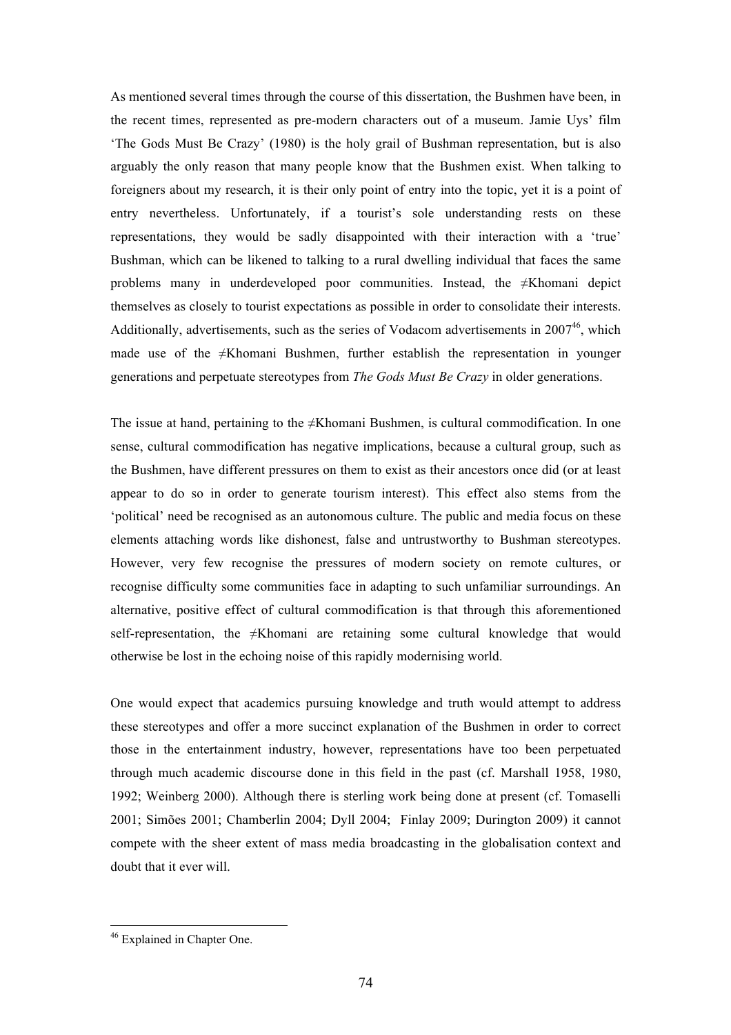As mentioned several times through the course of this dissertation, the Bushmen have been, in the recent times, represented as pre-modern characters out of a museum. Jamie Uys' film 'The Gods Must Be Crazy' (1980) is the holy grail of Bushman representation, but is also arguably the only reason that many people know that the Bushmen exist. When talking to foreigners about my research, it is their only point of entry into the topic, yet it is a point of entry nevertheless. Unfortunately, if a tourist's sole understanding rests on these representations, they would be sadly disappointed with their interaction with a 'true' Bushman, which can be likened to talking to a rural dwelling individual that faces the same problems many in underdeveloped poor communities. Instead, the ≠Khomani depict themselves as closely to tourist expectations as possible in order to consolidate their interests. Additionally, advertisements, such as the series of Vodacom advertisements in 2007[46], which made use of the ≠Khomani Bushmen, further establish the representation in younger generations and perpetuate stereotypes from *The Gods Must Be Crazy* in older generations.

The issue at hand, pertaining to the ≠Khomani Bushmen, is cultural commodification. In one sense, cultural commodification has negative implications, because a cultural group, such as the Bushmen, have different pressures on them to exist as their ancestors once did (or at least appear to do so in order to generate tourism interest). This effect also stems from the 'political' need be recognised as an autonomous culture. The public and media focus on these elements attaching words like dishonest, false and untrustworthy to Bushman stereotypes. However, very few recognise the pressures of modern society on remote cultures, or recognise difficulty some communities face in adapting to such unfamiliar surroundings. An alternative, positive effect of cultural commodification is that through this aforementioned self-representation, the ≠Khomani are retaining some cultural knowledge that would otherwise be lost in the echoing noise of this rapidly modernising world.

One would expect that academics pursuing knowledge and truth would attempt to address these stereotypes and offer a more succinct explanation of the Bushmen in order to correct those in the entertainment industry, however, representations have too been perpetuated through much academic discourse done in this field in the past (cf. Marshall 1958, 1980, 1992; Weinberg 2000). Although there is sterling work being done at present (cf. Tomaselli 2001; Simões 2001; Chamberlin 2004; Dyll 2004; Finlay 2009; Durington 2009) it cannot compete with the sheer extent of mass media broadcasting in the globalisation context and doubt that it ever will.

---

[46] Explained in Chapter One.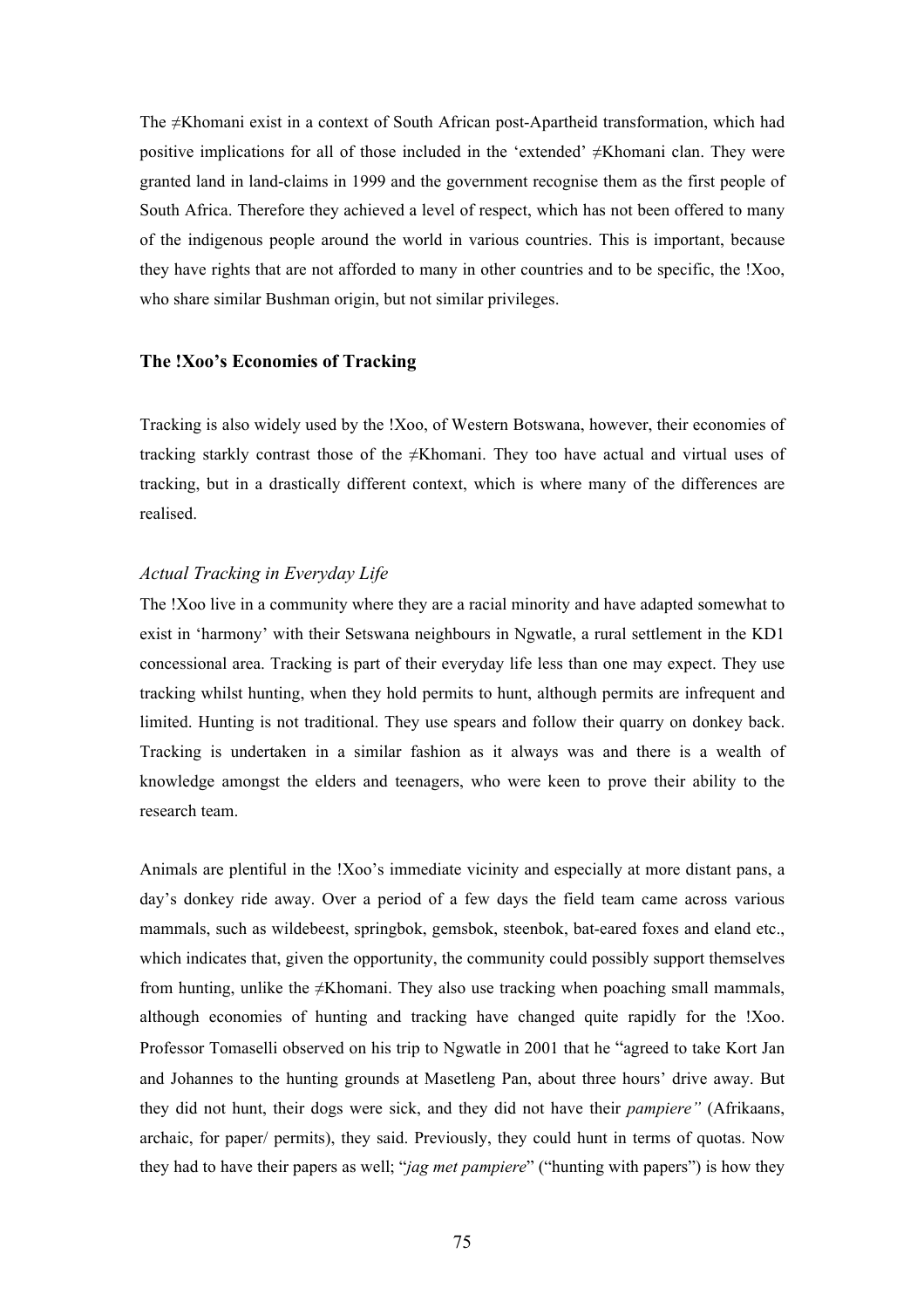The ≠Khomani exist in a context of South African post-Apartheid transformation, which had positive implications for all of those included in the 'extended' ≠Khomani clan. They were granted land in land-claims in 1999 and the government recognise them as the first people of South Africa. Therefore they achieved a level of respect, which has not been offered to many of the indigenous people around the world in various countries. This is important, because they have rights that are not afforded to many in other countries and to be specific, the !Xoo, who share similar Bushman origin, but not similar privileges.

## The !Xoo's Economies of Tracking

Tracking is also widely used by the !Xoo, of Western Botswana, however, their economies of tracking starkly contrast those of the ≠Khomani. They too have actual and virtual uses of tracking, but in a drastically different context, which is where many of the differences are realised.

### *Actual Tracking in Everyday Life*

The !Xoo live in a community where they are a racial minority and have adapted somewhat to exist in 'harmony' with their Setswana neighbours in Ngwatle, a rural settlement in the KD1 concessional area. Tracking is part of their everyday life less than one may expect. They use tracking whilst hunting, when they hold permits to hunt, although permits are infrequent and limited. Hunting is not traditional. They use spears and follow their quarry on donkey back. Tracking is undertaken in a similar fashion as it always was and there is a wealth of knowledge amongst the elders and teenagers, who were keen to prove their ability to the research team.

Animals are plentiful in the !Xoo's immediate vicinity and especially at more distant pans, a day's donkey ride away. Over a period of a few days the field team came across various mammals, such as wildebeest, springbok, gemsbok, steenbok, bat-eared foxes and eland etc., which indicates that, given the opportunity, the community could possibly support themselves from hunting, unlike the ≠Khomani. They also use tracking when poaching small mammals, although economies of hunting and tracking have changed quite rapidly for the !Xoo. Professor Tomaselli observed on his trip to Ngwatle in 2001 that he "agreed to take Kort Jan and Johannes to the hunting grounds at Masetleng Pan, about three hours' drive away. But they did not hunt, their dogs were sick, and they did not have their *pampiere"* (Afrikaans, archaic, for paper/ permits), they said. Previously, they could hunt in terms of quotas. Now they had to have their papers as well; "*jag met pampiere*" ("hunting with papers") is how they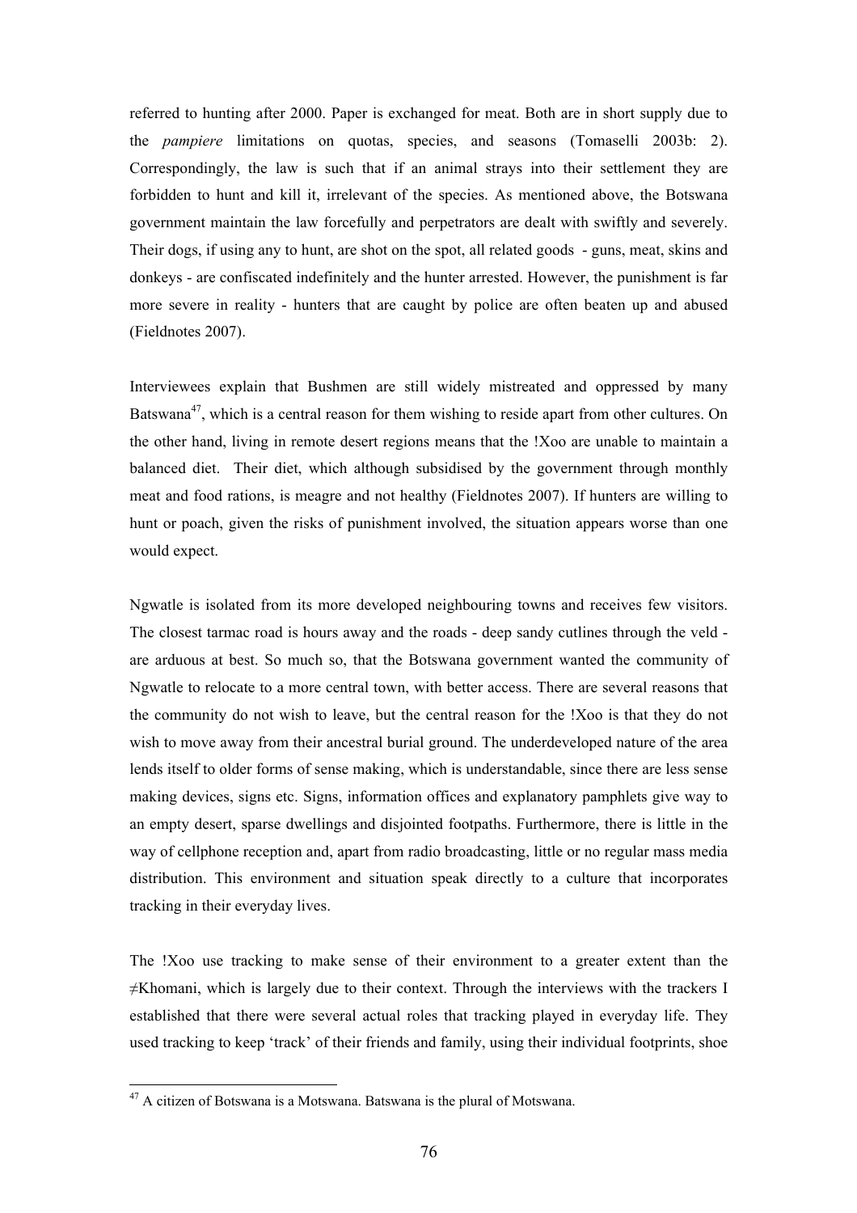referred to hunting after 2000. Paper is exchanged for meat. Both are in short supply due to the *pampiere* limitations on quotas, species, and seasons (Tomaselli 2003b: 2). Correspondingly, the law is such that if an animal strays into their settlement they are forbidden to hunt and kill it, irrelevant of the species. As mentioned above, the Botswana government maintain the law forcefully and perpetrators are dealt with swiftly and severely. Their dogs, if using any to hunt, are shot on the spot, all related goods - guns, meat, skins and donkeys - are confiscated indefinitely and the hunter arrested. However, the punishment is far more severe in reality - hunters that are caught by police are often beaten up and abused (Fieldnotes 2007).

Interviewees explain that Bushmen are still widely mistreated and oppressed by many Batswana[47], which is a central reason for them wishing to reside apart from other cultures. On the other hand, living in remote desert regions means that the !Xoo are unable to maintain a balanced diet. Their diet, which although subsidised by the government through monthly meat and food rations, is meagre and not healthy (Fieldnotes 2007). If hunters are willing to hunt or poach, given the risks of punishment involved, the situation appears worse than one would expect.

Ngwatle is isolated from its more developed neighbouring towns and receives few visitors. The closest tarmac road is hours away and the roads - deep sandy cutlines through the veld - are arduous at best. So much so, that the Botswana government wanted the community of Ngwatle to relocate to a more central town, with better access. There are several reasons that the community do not wish to leave, but the central reason for the !Xoo is that they do not wish to move away from their ancestral burial ground. The underdeveloped nature of the area lends itself to older forms of sense making, which is understandable, since there are less sense making devices, signs etc. Signs, information offices and explanatory pamphlets give way to an empty desert, sparse dwellings and disjointed footpaths. Furthermore, there is little in the way of cellphone reception and, apart from radio broadcasting, little or no regular mass media distribution. This environment and situation speak directly to a culture that incorporates tracking in their everyday lives.

The !Xoo use tracking to make sense of their environment to a greater extent than the ≠Khomani, which is largely due to their context. Through the interviews with the trackers I established that there were several actual roles that tracking played in everyday life. They used tracking to keep 'track' of their friends and family, using their individual footprints, shoe

[47] A citizen of Botswana is a Motswana. Batswana is the plural of Motswana.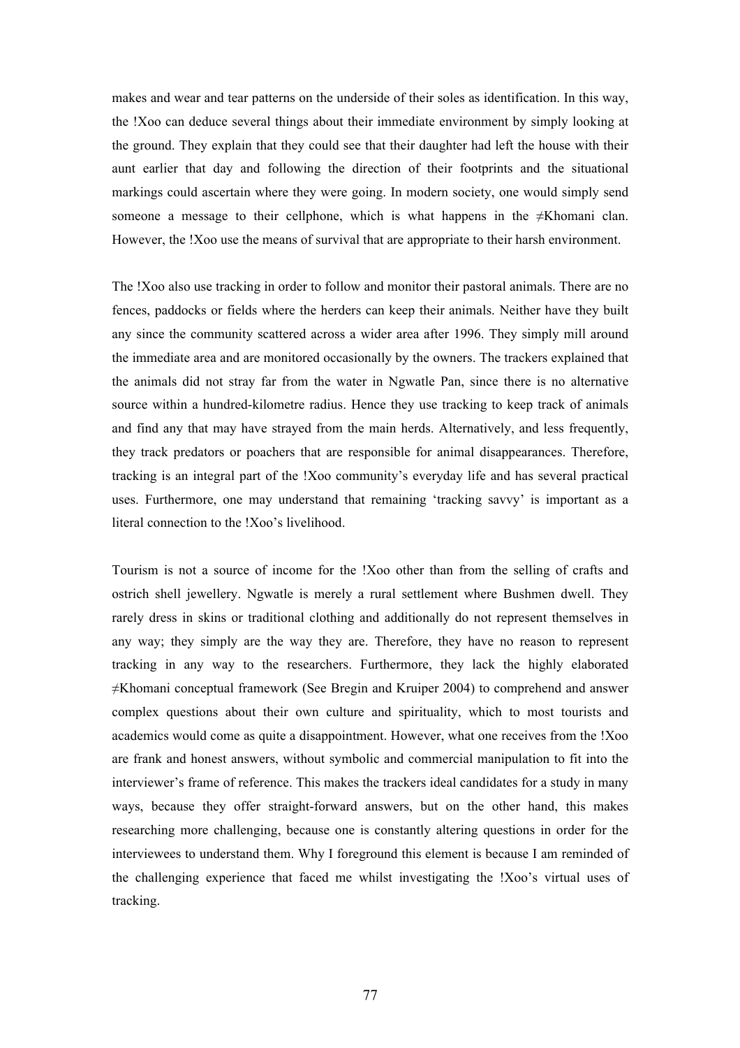makes and wear and tear patterns on the underside of their soles as identification. In this way, the !Xoo can deduce several things about their immediate environment by simply looking at the ground. They explain that they could see that their daughter had left the house with their aunt earlier that day and following the direction of their footprints and the situational markings could ascertain where they were going. In modern society, one would simply send someone a message to their cellphone, which is what happens in the ≠Khomani clan. However, the !Xoo use the means of survival that are appropriate to their harsh environment.

The !Xoo also use tracking in order to follow and monitor their pastoral animals. There are no fences, paddocks or fields where the herders can keep their animals. Neither have they built any since the community scattered across a wider area after 1996. They simply mill around the immediate area and are monitored occasionally by the owners. The trackers explained that the animals did not stray far from the water in Ngwatle Pan, since there is no alternative source within a hundred-kilometre radius. Hence they use tracking to keep track of animals and find any that may have strayed from the main herds. Alternatively, and less frequently, they track predators or poachers that are responsible for animal disappearances. Therefore, tracking is an integral part of the !Xoo community's everyday life and has several practical uses. Furthermore, one may understand that remaining 'tracking savvy' is important as a literal connection to the !Xoo's livelihood.

Tourism is not a source of income for the !Xoo other than from the selling of crafts and ostrich shell jewellery. Ngwatle is merely a rural settlement where Bushmen dwell. They rarely dress in skins or traditional clothing and additionally do not represent themselves in any way; they simply are the way they are. Therefore, they have no reason to represent tracking in any way to the researchers. Furthermore, they lack the highly elaborated ≠Khomani conceptual framework (See Bregin and Kruiper 2004) to comprehend and answer complex questions about their own culture and spirituality, which to most tourists and academics would come as quite a disappointment. However, what one receives from the !Xoo are frank and honest answers, without symbolic and commercial manipulation to fit into the interviewer's frame of reference. This makes the trackers ideal candidates for a study in many ways, because they offer straight-forward answers, but on the other hand, this makes researching more challenging, because one is constantly altering questions in order for the interviewees to understand them. Why I foreground this element is because I am reminded of the challenging experience that faced me whilst investigating the !Xoo's virtual uses of tracking.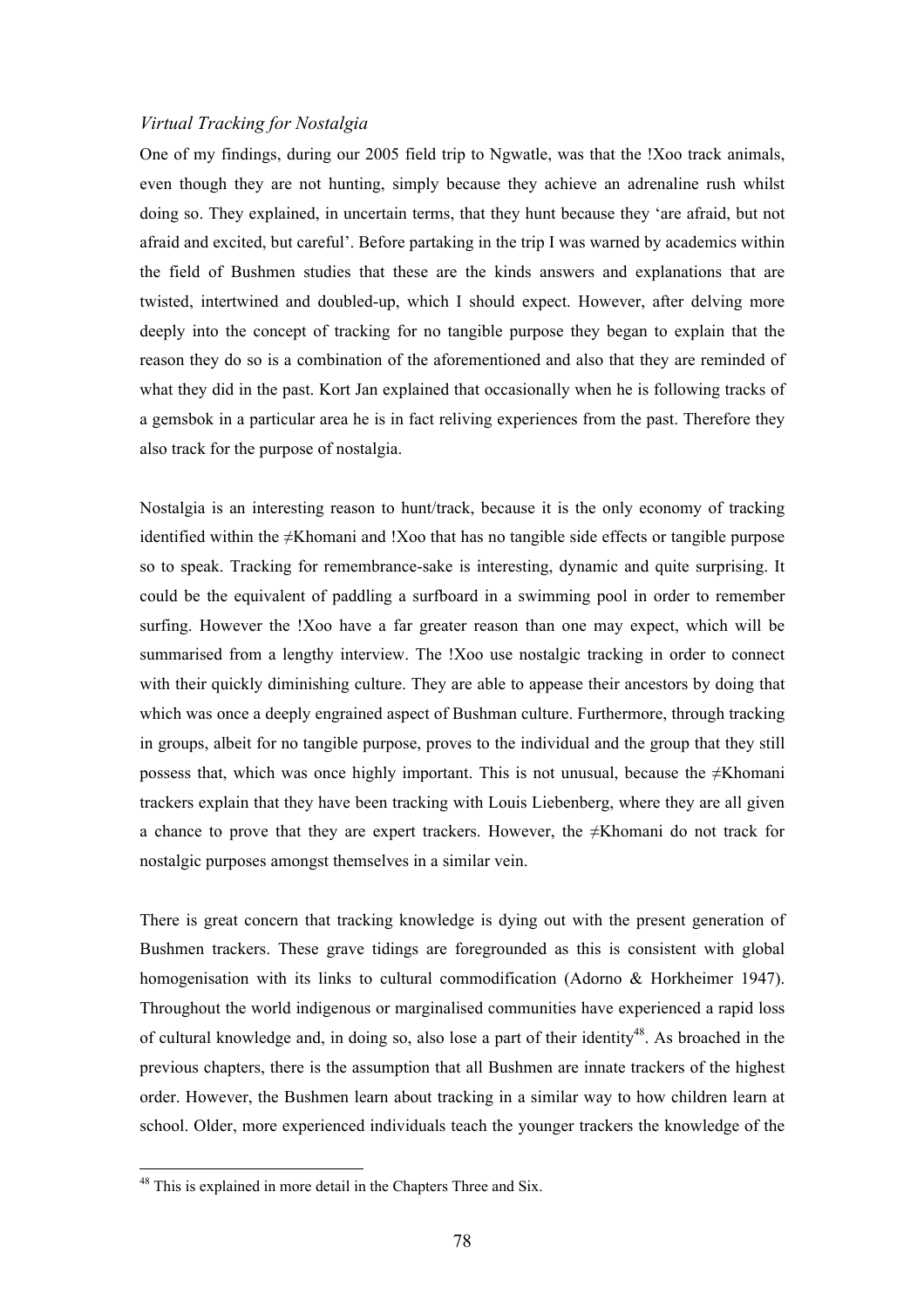*Virtual Tracking for Nostalgia*

One of my findings, during our 2005 field trip to Ngwatle, was that the !Xoo track animals, even though they are not hunting, simply because they achieve an adrenaline rush whilst doing so. They explained, in uncertain terms, that they hunt because they 'are afraid, but not afraid and excited, but careful'. Before partaking in the trip I was warned by academics within the field of Bushmen studies that these are the kinds answers and explanations that are twisted, intertwined and doubled-up, which I should expect. However, after delving more deeply into the concept of tracking for no tangible purpose they began to explain that the reason they do so is a combination of the aforementioned and also that they are reminded of what they did in the past. Kort Jan explained that occasionally when he is following tracks of a gemsbok in a particular area he is in fact reliving experiences from the past. Therefore they also track for the purpose of nostalgia.

Nostalgia is an interesting reason to hunt/track, because it is the only economy of tracking identified within the ≠Khomani and !Xoo that has no tangible side effects or tangible purpose so to speak. Tracking for remembrance-sake is interesting, dynamic and quite surprising. It could be the equivalent of paddling a surfboard in a swimming pool in order to remember surfing. However the !Xoo have a far greater reason than one may expect, which will be summarised from a lengthy interview. The !Xoo use nostalgic tracking in order to connect with their quickly diminishing culture. They are able to appease their ancestors by doing that which was once a deeply engrained aspect of Bushman culture. Furthermore, through tracking in groups, albeit for no tangible purpose, proves to the individual and the group that they still possess that, which was once highly important. This is not unusual, because the ≠Khomani trackers explain that they have been tracking with Louis Liebenberg, where they are all given a chance to prove that they are expert trackers. However, the ≠Khomani do not track for nostalgic purposes amongst themselves in a similar vein.

There is great concern that tracking knowledge is dying out with the present generation of Bushmen trackers. These grave tidings are foregrounded as this is consistent with global homogenisation with its links to cultural commodification (Adorno & Horkheimer 1947). Throughout the world indigenous or marginalised communities have experienced a rapid loss of cultural knowledge and, in doing so, also lose a part of their identity[48]. As broached in the previous chapters, there is the assumption that all Bushmen are innate trackers of the highest order. However, the Bushmen learn about tracking in a similar way to how children learn at school. Older, more experienced individuals teach the younger trackers the knowledge of the

[48] This is explained in more detail in the Chapters Three and Six.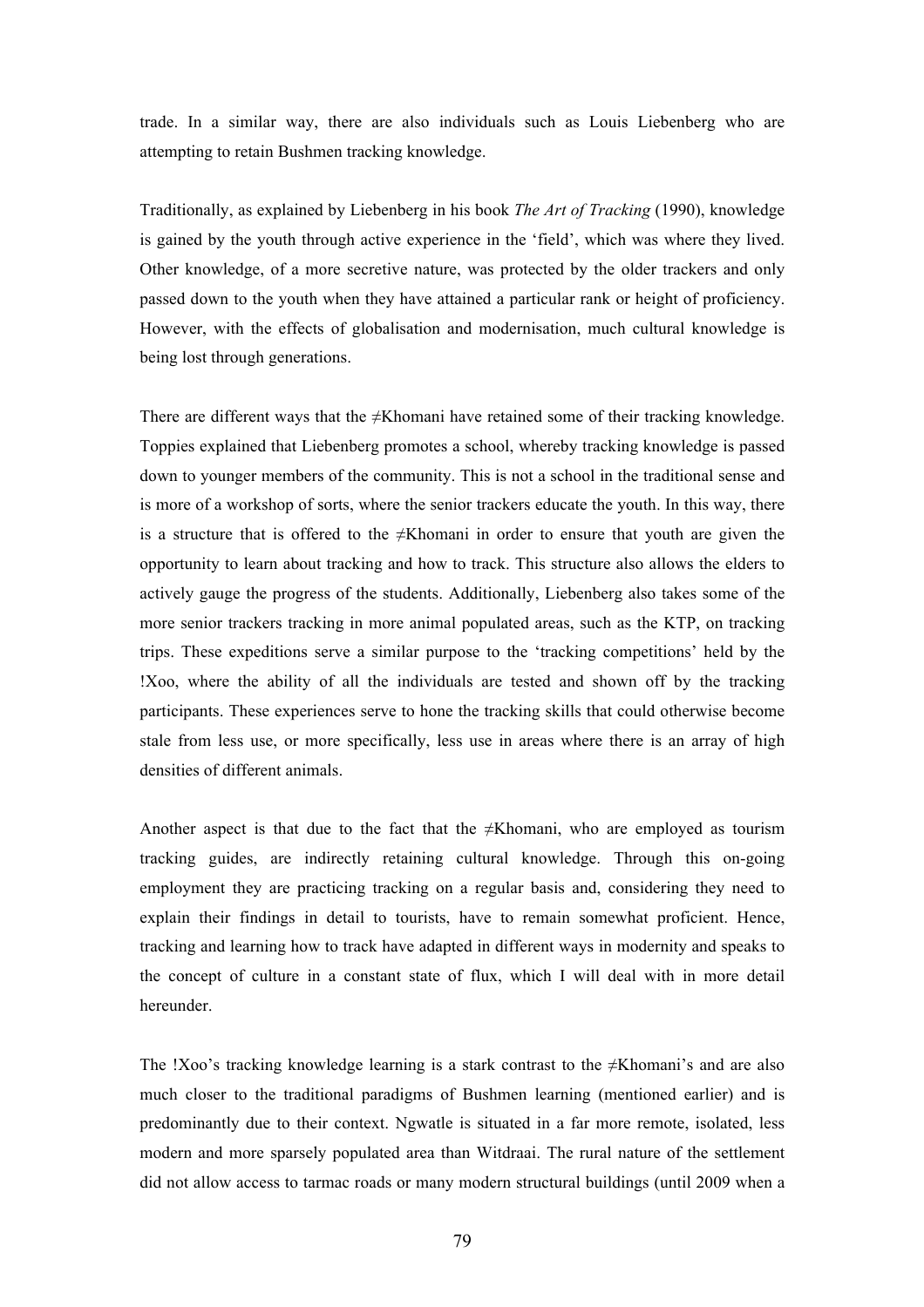trade. In a similar way, there are also individuals such as Louis Liebenberg who are attempting to retain Bushmen tracking knowledge.

Traditionally, as explained by Liebenberg in his book *The Art of Tracking* (1990), knowledge is gained by the youth through active experience in the 'field', which was where they lived. Other knowledge, of a more secretive nature, was protected by the older trackers and only passed down to the youth when they have attained a particular rank or height of proficiency. However, with the effects of globalisation and modernisation, much cultural knowledge is being lost through generations.

There are different ways that the ≠Khomani have retained some of their tracking knowledge. Toppies explained that Liebenberg promotes a school, whereby tracking knowledge is passed down to younger members of the community. This is not a school in the traditional sense and is more of a workshop of sorts, where the senior trackers educate the youth. In this way, there is a structure that is offered to the ≠Khomani in order to ensure that youth are given the opportunity to learn about tracking and how to track. This structure also allows the elders to actively gauge the progress of the students. Additionally, Liebenberg also takes some of the more senior trackers tracking in more animal populated areas, such as the KTP, on tracking trips. These expeditions serve a similar purpose to the 'tracking competitions' held by the !Xoo, where the ability of all the individuals are tested and shown off by the tracking participants. These experiences serve to hone the tracking skills that could otherwise become stale from less use, or more specifically, less use in areas where there is an array of high densities of different animals.

Another aspect is that due to the fact that the ≠Khomani, who are employed as tourism tracking guides, are indirectly retaining cultural knowledge. Through this on-going employment they are practicing tracking on a regular basis and, considering they need to explain their findings in detail to tourists, have to remain somewhat proficient. Hence, tracking and learning how to track have adapted in different ways in modernity and speaks to the concept of culture in a constant state of flux, which I will deal with in more detail hereunder.

The !Xoo's tracking knowledge learning is a stark contrast to the ≠Khomani's and are also much closer to the traditional paradigms of Bushmen learning (mentioned earlier) and is predominantly due to their context. Ngwatle is situated in a far more remote, isolated, less modern and more sparsely populated area than Witdraai. The rural nature of the settlement did not allow access to tarmac roads or many modern structural buildings (until 2009 when a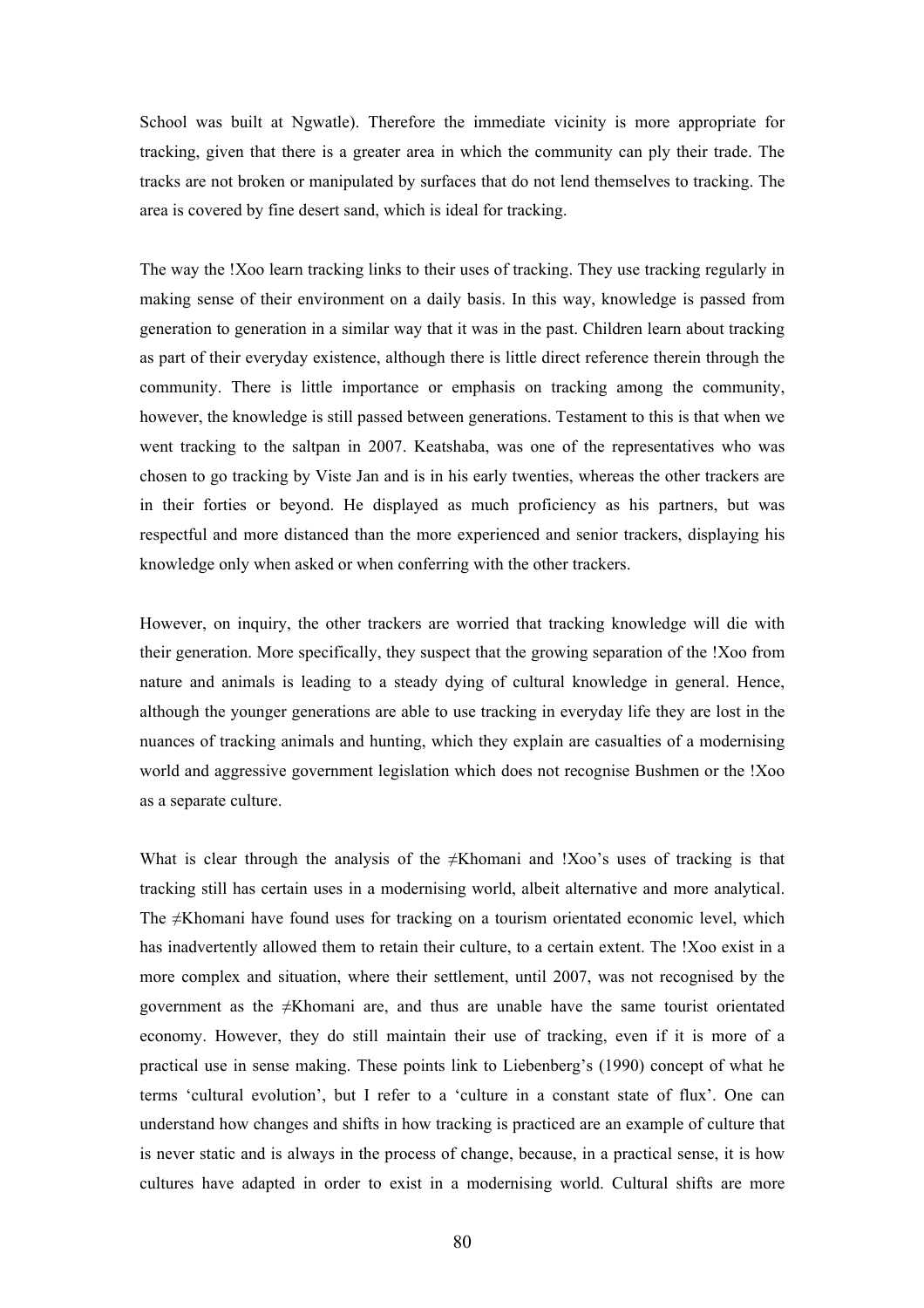School was built at Ngwatle). Therefore the immediate vicinity is more appropriate for tracking, given that there is a greater area in which the community can ply their trade. The tracks are not broken or manipulated by surfaces that do not lend themselves to tracking. The area is covered by fine desert sand, which is ideal for tracking.

The way the !Xoo learn tracking links to their uses of tracking. They use tracking regularly in making sense of their environment on a daily basis. In this way, knowledge is passed from generation to generation in a similar way that it was in the past. Children learn about tracking as part of their everyday existence, although there is little direct reference therein through the community. There is little importance or emphasis on tracking among the community, however, the knowledge is still passed between generations. Testament to this is that when we went tracking to the saltpan in 2007. Keatshaba, was one of the representatives who was chosen to go tracking by Viste Jan and is in his early twenties, whereas the other trackers are in their forties or beyond. He displayed as much proficiency as his partners, but was respectful and more distanced than the more experienced and senior trackers, displaying his knowledge only when asked or when conferring with the other trackers.

However, on inquiry, the other trackers are worried that tracking knowledge will die with their generation. More specifically, they suspect that the growing separation of the !Xoo from nature and animals is leading to a steady dying of cultural knowledge in general. Hence, although the younger generations are able to use tracking in everyday life they are lost in the nuances of tracking animals and hunting, which they explain are casualties of a modernising world and aggressive government legislation which does not recognise Bushmen or the !Xoo as a separate culture.

What is clear through the analysis of the ≠Khomani and !Xoo's uses of tracking is that tracking still has certain uses in a modernising world, albeit alternative and more analytical. The ≠Khomani have found uses for tracking on a tourism orientated economic level, which has inadvertently allowed them to retain their culture, to a certain extent. The !Xoo exist in a more complex and situation, where their settlement, until 2007, was not recognised by the government as the ≠Khomani are, and thus are unable have the same tourist orientated economy. However, they do still maintain their use of tracking, even if it is more of a practical use in sense making. These points link to Liebenberg's (1990) concept of what he terms 'cultural evolution', but I refer to a 'culture in a constant state of flux'. One can understand how changes and shifts in how tracking is practiced are an example of culture that is never static and is always in the process of change, because, in a practical sense, it is how cultures have adapted in order to exist in a modernising world. Cultural shifts are more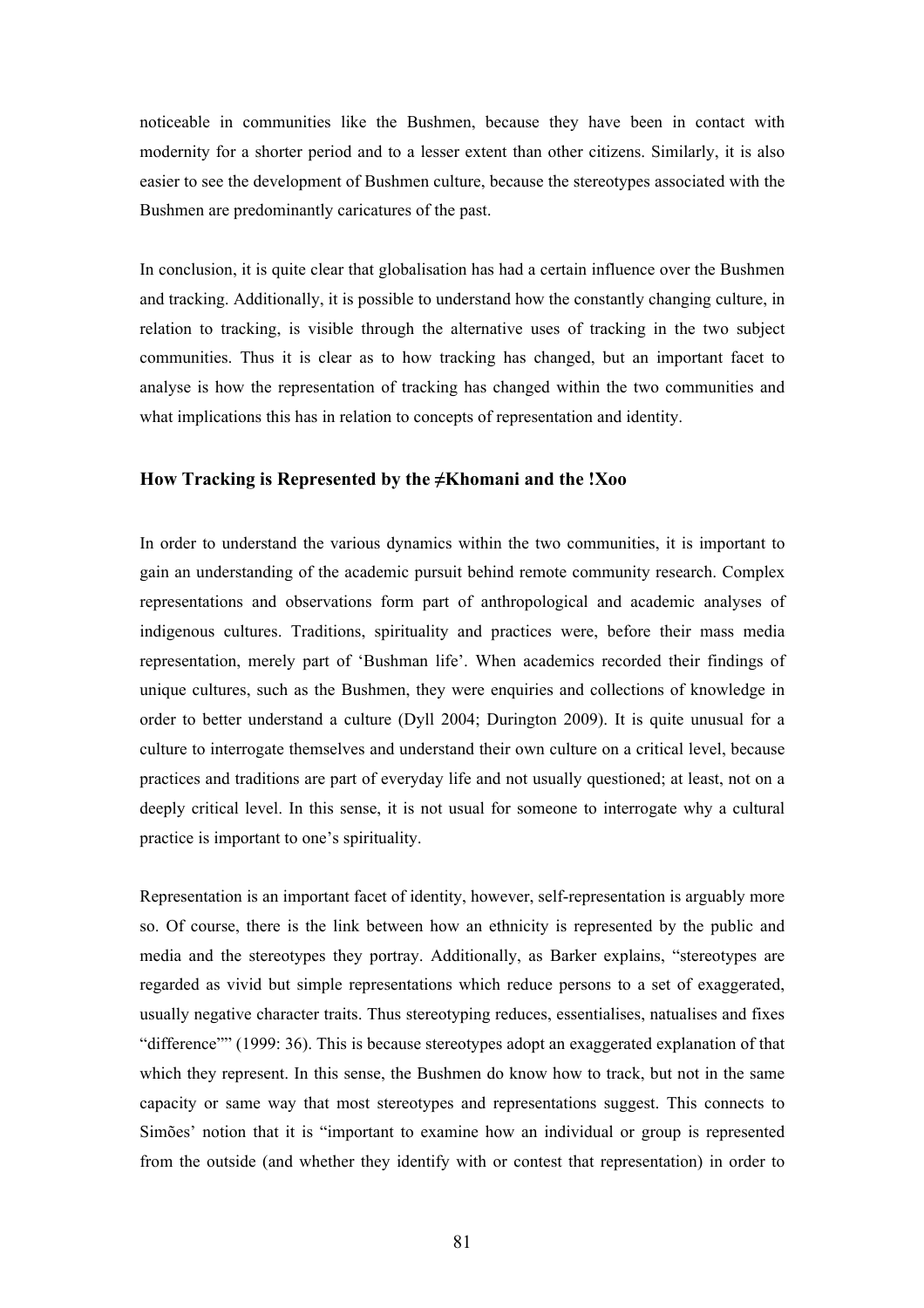noticeable in communities like the Bushmen, because they have been in contact with modernity for a shorter period and to a lesser extent than other citizens. Similarly, it is also easier to see the development of Bushmen culture, because the stereotypes associated with the Bushmen are predominantly caricatures of the past.

In conclusion, it is quite clear that globalisation has had a certain influence over the Bushmen and tracking. Additionally, it is possible to understand how the constantly changing culture, in relation to tracking, is visible through the alternative uses of tracking in the two subject communities. Thus it is clear as to how tracking has changed, but an important facet to analyse is how the representation of tracking has changed within the two communities and what implications this has in relation to concepts of representation and identity.

### How Tracking is Represented by the ≠Khomani and the !Xoo

In order to understand the various dynamics within the two communities, it is important to gain an understanding of the academic pursuit behind remote community research. Complex representations and observations form part of anthropological and academic analyses of indigenous cultures. Traditions, spirituality and practices were, before their mass media representation, merely part of 'Bushman life'. When academics recorded their findings of unique cultures, such as the Bushmen, they were enquiries and collections of knowledge in order to better understand a culture (Dyll 2004; Durington 2009). It is quite unusual for a culture to interrogate themselves and understand their own culture on a critical level, because practices and traditions are part of everyday life and not usually questioned; at least, not on a deeply critical level. In this sense, it is not usual for someone to interrogate why a cultural practice is important to one's spirituality.

Representation is an important facet of identity, however, self-representation is arguably more so. Of course, there is the link between how an ethnicity is represented by the public and media and the stereotypes they portray. Additionally, as Barker explains, "stereotypes are regarded as vivid but simple representations which reduce persons to a set of exaggerated, usually negative character traits. Thus stereotyping reduces, essentialises, natualises and fixes "difference"" (1999: 36). This is because stereotypes adopt an exaggerated explanation of that which they represent. In this sense, the Bushmen do know how to track, but not in the same capacity or same way that most stereotypes and representations suggest. This connects to Simões' notion that it is "important to examine how an individual or group is represented from the outside (and whether they identify with or contest that representation) in order to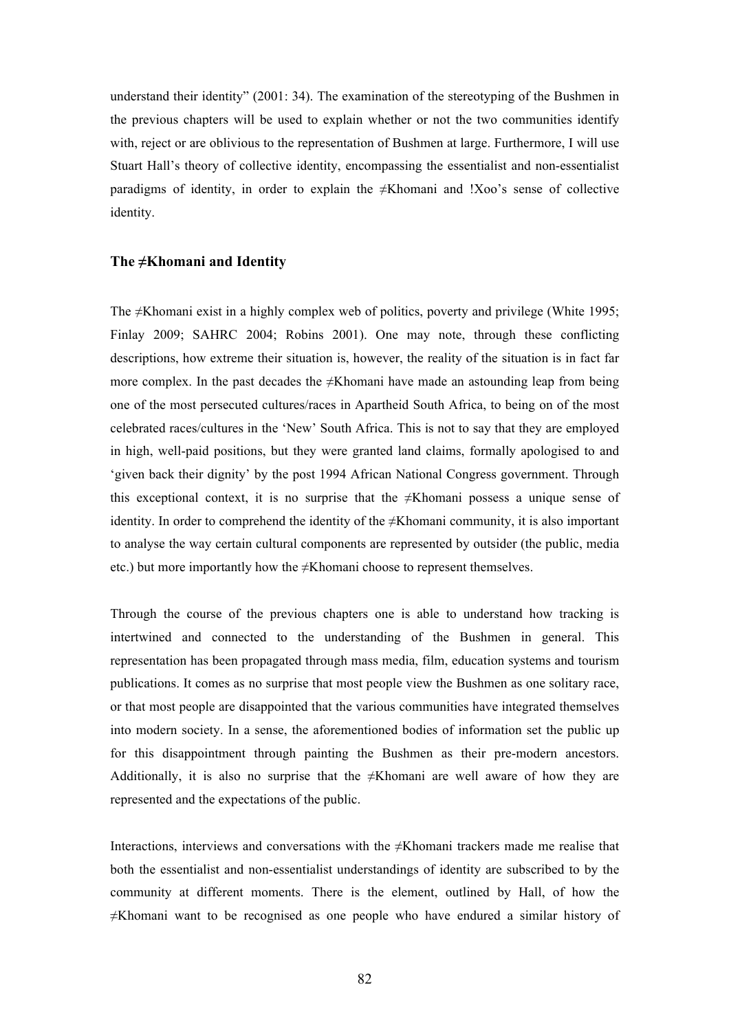understand their identity" (2001: 34). The examination of the stereotyping of the Bushmen in the previous chapters will be used to explain whether or not the two communities identify with, reject or are oblivious to the representation of Bushmen at large. Furthermore, I will use Stuart Hall's theory of collective identity, encompassing the essentialist and non-essentialist paradigms of identity, in order to explain the ≠Khomani and !Xoo's sense of collective identity.

## The ≠Khomani and Identity

The ≠Khomani exist in a highly complex web of politics, poverty and privilege (White 1995; Finlay 2009; SAHRC 2004; Robins 2001). One may note, through these conflicting descriptions, how extreme their situation is, however, the reality of the situation is in fact far more complex. In the past decades the ≠Khomani have made an astounding leap from being one of the most persecuted cultures/races in Apartheid South Africa, to being on of the most celebrated races/cultures in the 'New' South Africa. This is not to say that they are employed in high, well-paid positions, but they were granted land claims, formally apologised to and 'given back their dignity' by the post 1994 African National Congress government. Through this exceptional context, it is no surprise that the ≠Khomani possess a unique sense of identity. In order to comprehend the identity of the ≠Khomani community, it is also important to analyse the way certain cultural components are represented by outsider (the public, media etc.) but more importantly how the ≠Khomani choose to represent themselves.

Through the course of the previous chapters one is able to understand how tracking is intertwined and connected to the understanding of the Bushmen in general. This representation has been propagated through mass media, film, education systems and tourism publications. It comes as no surprise that most people view the Bushmen as one solitary race, or that most people are disappointed that the various communities have integrated themselves into modern society. In a sense, the aforementioned bodies of information set the public up for this disappointment through painting the Bushmen as their pre-modern ancestors. Additionally, it is also no surprise that the ≠Khomani are well aware of how they are represented and the expectations of the public.

Interactions, interviews and conversations with the ≠Khomani trackers made me realise that both the essentialist and non-essentialist understandings of identity are subscribed to by the community at different moments. There is the element, outlined by Hall, of how the ≠Khomani want to be recognised as one people who have endured a similar history of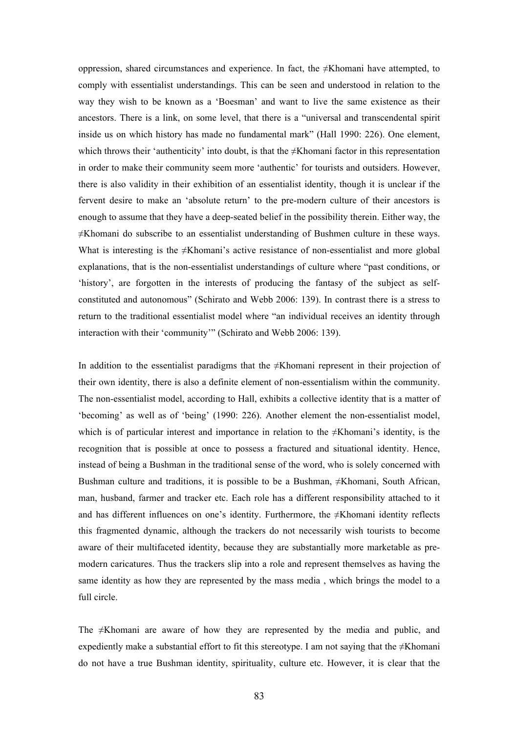oppression, shared circumstances and experience. In fact, the ≠Khomani have attempted, to comply with essentialist understandings. This can be seen and understood in relation to the way they wish to be known as a 'Boesman' and want to live the same existence as their ancestors. There is a link, on some level, that there is a "universal and transcendental spirit inside us on which history has made no fundamental mark" (Hall 1990: 226). One element, which throws their 'authenticity' into doubt, is that the ≠Khomani factor in this representation in order to make their community seem more 'authentic' for tourists and outsiders. However, there is also validity in their exhibition of an essentialist identity, though it is unclear if the fervent desire to make an 'absolute return' to the pre-modern culture of their ancestors is enough to assume that they have a deep-seated belief in the possibility therein. Either way, the ≠Khomani do subscribe to an essentialist understanding of Bushmen culture in these ways. What is interesting is the ≠Khomani's active resistance of non-essentialist and more global explanations, that is the non-essentialist understandings of culture where "past conditions, or 'history', are forgotten in the interests of producing the fantasy of the subject as self-constituted and autonomous" (Schirato and Webb 2006: 139). In contrast there is a stress to return to the traditional essentialist model where "an individual receives an identity through interaction with their 'community'" (Schirato and Webb 2006: 139).

In addition to the essentialist paradigms that the ≠Khomani represent in their projection of their own identity, there is also a definite element of non-essentialism within the community. The non-essentialist model, according to Hall, exhibits a collective identity that is a matter of 'becoming' as well as of 'being' (1990: 226). Another element the non-essentialist model, which is of particular interest and importance in relation to the ≠Khomani's identity, is the recognition that is possible at once to possess a fractured and situational identity. Hence, instead of being a Bushman in the traditional sense of the word, who is solely concerned with Bushman culture and traditions, it is possible to be a Bushman, ≠Khomani, South African, man, husband, farmer and tracker etc. Each role has a different responsibility attached to it and has different influences on one's identity. Furthermore, the ≠Khomani identity reflects this fragmented dynamic, although the trackers do not necessarily wish tourists to become aware of their multifaceted identity, because they are substantially more marketable as pre-modern caricatures. Thus the trackers slip into a role and represent themselves as having the same identity as how they are represented by the mass media , which brings the model to a full circle.

The ≠Khomani are aware of how they are represented by the media and public, and expediently make a substantial effort to fit this stereotype. I am not saying that the ≠Khomani do not have a true Bushman identity, spirituality, culture etc. However, it is clear that the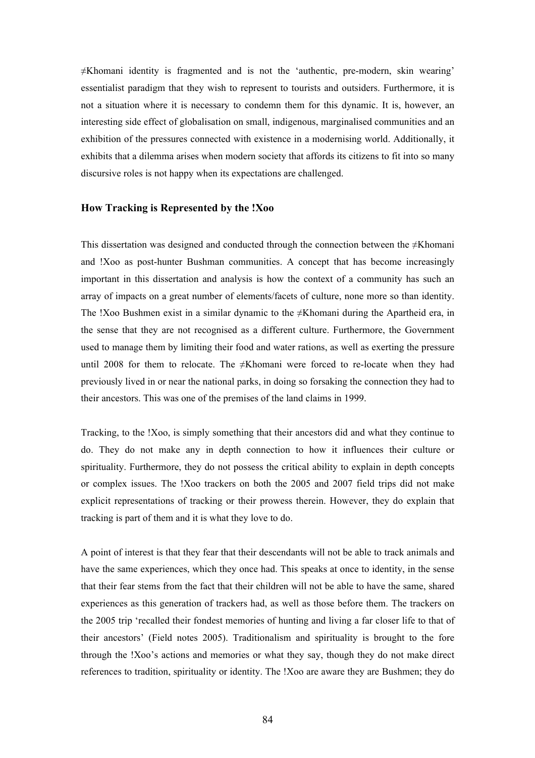≠Khomani identity is fragmented and is not the 'authentic, pre-modern, skin wearing' essentialist paradigm that they wish to represent to tourists and outsiders. Furthermore, it is not a situation where it is necessary to condemn them for this dynamic. It is, however, an interesting side effect of globalisation on small, indigenous, marginalised communities and an exhibition of the pressures connected with existence in a modernising world. Additionally, it exhibits that a dilemma arises when modern society that affords its citizens to fit into so many discursive roles is not happy when its expectations are challenged.

### How Tracking is Represented by the !Xoo

This dissertation was designed and conducted through the connection between the ≠Khomani and !Xoo as post-hunter Bushman communities. A concept that has become increasingly important in this dissertation and analysis is how the context of a community has such an array of impacts on a great number of elements/facets of culture, none more so than identity. The !Xoo Bushmen exist in a similar dynamic to the ≠Khomani during the Apartheid era, in the sense that they are not recognised as a different culture. Furthermore, the Government used to manage them by limiting their food and water rations, as well as exerting the pressure until 2008 for them to relocate. The ≠Khomani were forced to re-locate when they had previously lived in or near the national parks, in doing so forsaking the connection they had to their ancestors. This was one of the premises of the land claims in 1999.

Tracking, to the !Xoo, is simply something that their ancestors did and what they continue to do. They do not make any in depth connection to how it influences their culture or spirituality. Furthermore, they do not possess the critical ability to explain in depth concepts or complex issues. The !Xoo trackers on both the 2005 and 2007 field trips did not make explicit representations of tracking or their prowess therein. However, they do explain that tracking is part of them and it is what they love to do.

A point of interest is that they fear that their descendants will not be able to track animals and have the same experiences, which they once had. This speaks at once to identity, in the sense that their fear stems from the fact that their children will not be able to have the same, shared experiences as this generation of trackers had, as well as those before them. The trackers on the 2005 trip 'recalled their fondest memories of hunting and living a far closer life to that of their ancestors' (Field notes 2005). Traditionalism and spirituality is brought to the fore through the !Xoo's actions and memories or what they say, though they do not make direct references to tradition, spirituality or identity. The !Xoo are aware they are Bushmen; they do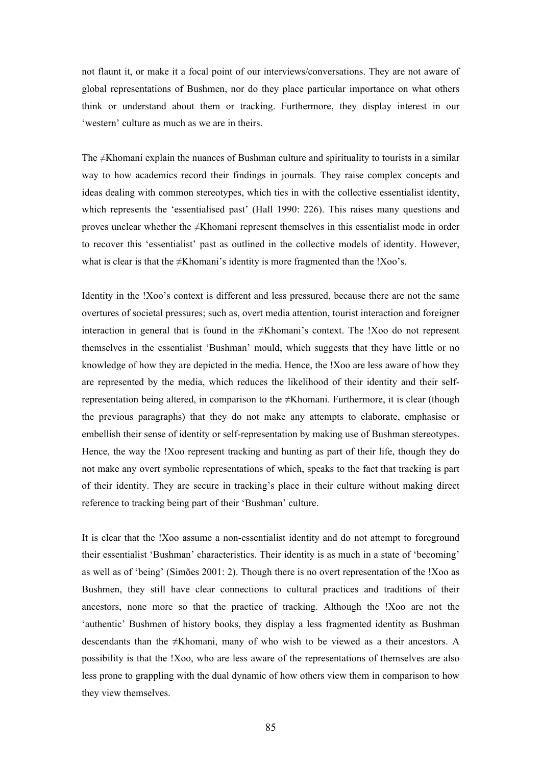not flaunt it, or make it a focal point of our interviews/conversations. They are not aware of global representations of Bushmen, nor do they place particular importance on what others think or understand about them or tracking. Furthermore, they display interest in our 'western' culture as much as we are in theirs.

The ≠Khomani explain the nuances of Bushman culture and spirituality to tourists in a similar way to how academics record their findings in journals. They raise complex concepts and ideas dealing with common stereotypes, which ties in with the collective essentialist identity, which represents the 'essentialised past' (Hall 1990: 226). This raises many questions and proves unclear whether the ≠Khomani represent themselves in this essentialist mode in order to recover this 'essentialist' past as outlined in the collective models of identity. However, what is clear is that the ≠Khomani's identity is more fragmented than the !Xoo's.

Identity in the !Xoo's context is different and less pressured, because there are not the same overtures of societal pressures; such as, overt media attention, tourist interaction and foreigner interaction in general that is found in the ≠Khomani's context. The !Xoo do not represent themselves in the essentialist 'Bushman' mould, which suggests that they have little or no knowledge of how they are depicted in the media. Hence, the !Xoo are less aware of how they are represented by the media, which reduces the likelihood of their identity and their self-representation being altered, in comparison to the ≠Khomani. Furthermore, it is clear (though the previous paragraphs) that they do not make any attempts to elaborate, emphasise or embellish their sense of identity or self-representation by making use of Bushman stereotypes. Hence, the way the !Xoo represent tracking and hunting as part of their life, though they do not make any overt symbolic representations of which, speaks to the fact that tracking is part of their identity. They are secure in tracking's place in their culture without making direct reference to tracking being part of their 'Bushman' culture.

It is clear that the !Xoo assume a non-essentialist identity and do not attempt to foreground their essentialist 'Bushman' characteristics. Their identity is as much in a state of 'becoming' as well as of 'being' (Simões 2001: 2). Though there is no overt representation of the !Xoo as Bushmen, they still have clear connections to cultural practices and traditions of their ancestors, none more so that the practice of tracking. Although the !Xoo are not the 'authentic' Bushmen of history books, they display a less fragmented identity as Bushman descendants than the ≠Khomani, many of who wish to be viewed as a their ancestors. A possibility is that the !Xoo, who are less aware of the representations of themselves are also less prone to grappling with the dual dynamic of how others view them in comparison to how they view themselves.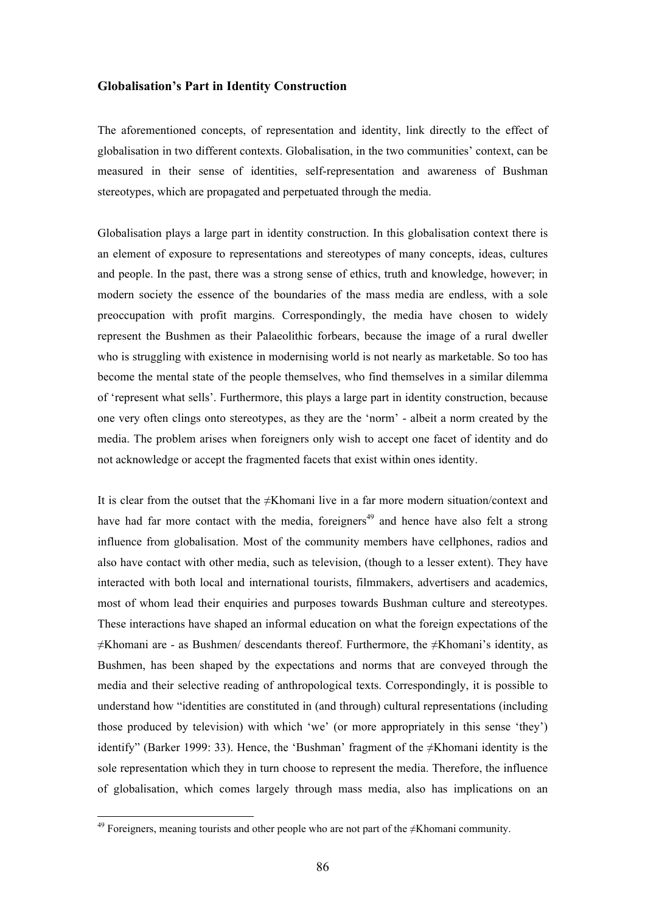### Globalisation's Part in Identity Construction

The aforementioned concepts, of representation and identity, link directly to the effect of globalisation in two different contexts. Globalisation, in the two communities' context, can be measured in their sense of identities, self-representation and awareness of Bushman stereotypes, which are propagated and perpetuated through the media.

Globalisation plays a large part in identity construction. In this globalisation context there is an element of exposure to representations and stereotypes of many concepts, ideas, cultures and people. In the past, there was a strong sense of ethics, truth and knowledge, however; in modern society the essence of the boundaries of the mass media are endless, with a sole preoccupation with profit margins. Correspondingly, the media have chosen to widely represent the Bushmen as their Palaeolithic forbears, because the image of a rural dweller who is struggling with existence in modernising world is not nearly as marketable. So too has become the mental state of the people themselves, who find themselves in a similar dilemma of 'represent what sells'. Furthermore, this plays a large part in identity construction, because one very often clings onto stereotypes, as they are the 'norm' - albeit a norm created by the media. The problem arises when foreigners only wish to accept one facet of identity and do not acknowledge or accept the fragmented facets that exist within ones identity.

It is clear from the outset that the ≠Khomani live in a far more modern situation/context and have had far more contact with the media, foreigners[49] and hence have also felt a strong influence from globalisation. Most of the community members have cellphones, radios and also have contact with other media, such as television, (though to a lesser extent). They have interacted with both local and international tourists, filmmakers, advertisers and academics, most of whom lead their enquiries and purposes towards Bushman culture and stereotypes. These interactions have shaped an informal education on what the foreign expectations of the ≠Khomani are - as Bushmen/ descendants thereof. Furthermore, the ≠Khomani's identity, as Bushmen, has been shaped by the expectations and norms that are conveyed through the media and their selective reading of anthropological texts. Correspondingly, it is possible to understand how "identities are constituted in (and through) cultural representations (including those produced by television) with which 'we' (or more appropriately in this sense 'they') identify" (Barker 1999: 33). Hence, the 'Bushman' fragment of the ≠Khomani identity is the sole representation which they in turn choose to represent the media. Therefore, the influence of globalisation, which comes largely through mass media, also has implications on an

[49] Foreigners, meaning tourists and other people who are not part of the ≠Khomani community.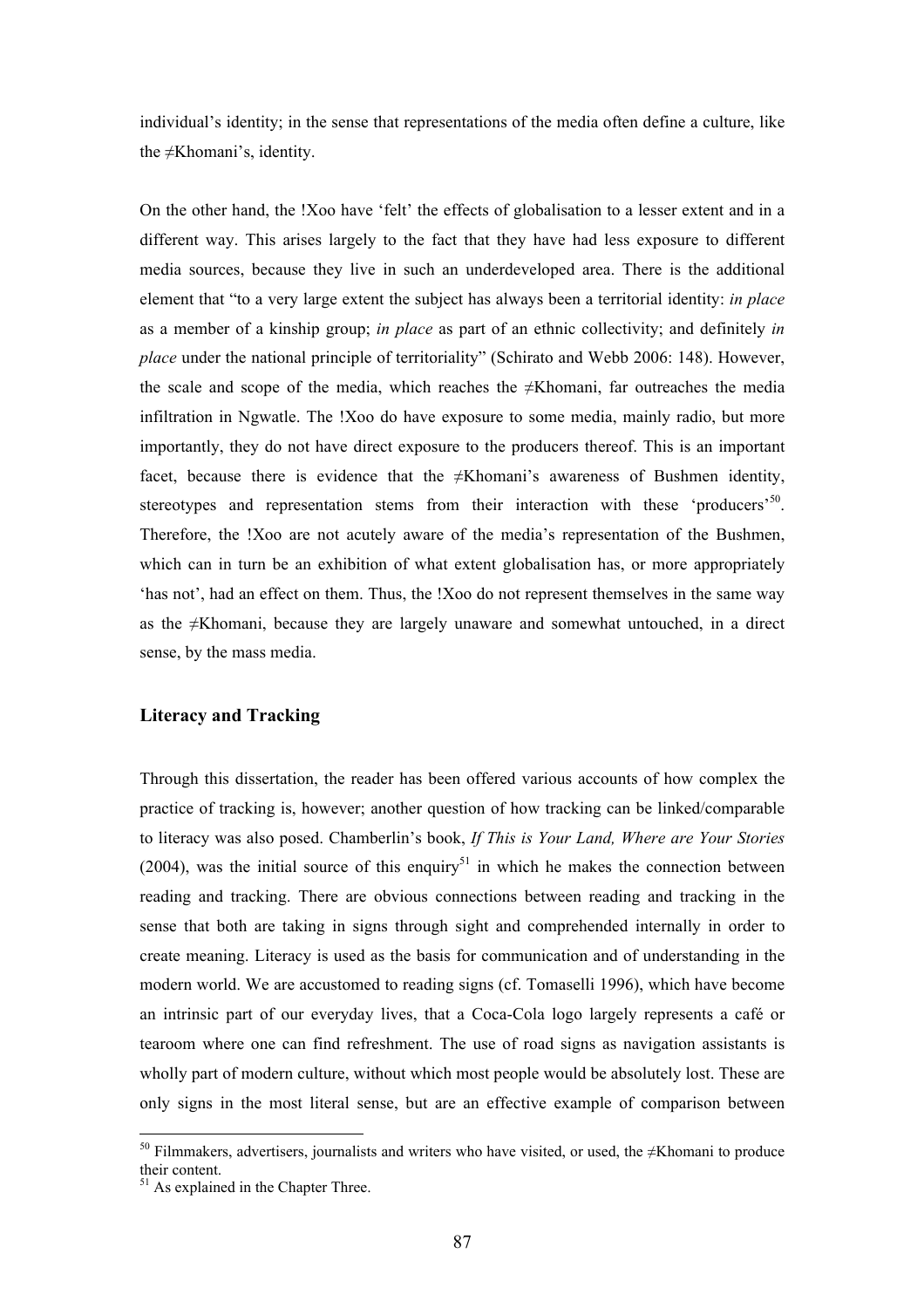individual's identity; in the sense that representations of the media often define a culture, like the ≠Khomani's, identity.

On the other hand, the !Xoo have 'felt' the effects of globalisation to a lesser extent and in a different way. This arises largely to the fact that they have had less exposure to different media sources, because they live in such an underdeveloped area. There is the additional element that "to a very large extent the subject has always been a territorial identity: *in place* as a member of a kinship group; *in place* as part of an ethnic collectivity; and definitely *in place* under the national principle of territoriality" (Schirato and Webb 2006: 148). However, the scale and scope of the media, which reaches the ≠Khomani, far outreaches the media infiltration in Ngwatle. The !Xoo do have exposure to some media, mainly radio, but more importantly, they do not have direct exposure to the producers thereof. This is an important facet, because there is evidence that the ≠Khomani's awareness of Bushmen identity, stereotypes and representation stems from their interaction with these 'producers'[50]. Therefore, the !Xoo are not acutely aware of the media's representation of the Bushmen, which can in turn be an exhibition of what extent globalisation has, or more appropriately 'has not', had an effect on them. Thus, the !Xoo do not represent themselves in the same way as the ≠Khomani, because they are largely unaware and somewhat untouched, in a direct sense, by the mass media.

### Literacy and Tracking

Through this dissertation, the reader has been offered various accounts of how complex the practice of tracking is, however; another question of how tracking can be linked/comparable to literacy was also posed. Chamberlin's book, *If This is Your Land, Where are Your Stories* (2004), was the initial source of this enquiry[51] in which he makes the connection between reading and tracking. There are obvious connections between reading and tracking in the sense that both are taking in signs through sight and comprehended internally in order to create meaning. Literacy is used as the basis for communication and of understanding in the modern world. We are accustomed to reading signs (cf. Tomaselli 1996), which have become an intrinsic part of our everyday lives, that a Coca-Cola logo largely represents a café or tearoom where one can find refreshment. The use of road signs as navigation assistants is wholly part of modern culture, without which most people would be absolutely lost. These are only signs in the most literal sense, but are an effective example of comparison between

[50] Filmmakers, advertisers, journalists and writers who have visited, or used, the ≠Khomani to produce their content.

[51] As explained in the Chapter Three.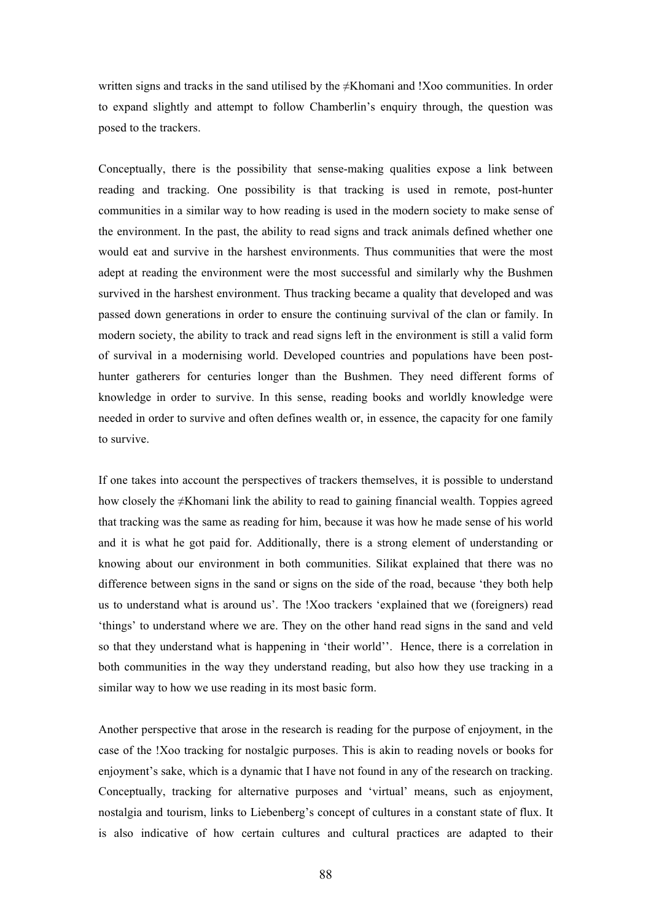written signs and tracks in the sand utilised by the ≠Khomani and !Xoo communities. In order to expand slightly and attempt to follow Chamberlin's enquiry through, the question was posed to the trackers.

Conceptually, there is the possibility that sense-making qualities expose a link between reading and tracking. One possibility is that tracking is used in remote, post-hunter communities in a similar way to how reading is used in the modern society to make sense of the environment. In the past, the ability to read signs and track animals defined whether one would eat and survive in the harshest environments. Thus communities that were the most adept at reading the environment were the most successful and similarly why the Bushmen survived in the harshest environment. Thus tracking became a quality that developed and was passed down generations in order to ensure the continuing survival of the clan or family. In modern society, the ability to track and read signs left in the environment is still a valid form of survival in a modernising world. Developed countries and populations have been post-hunter gatherers for centuries longer than the Bushmen. They need different forms of knowledge in order to survive. In this sense, reading books and worldly knowledge were needed in order to survive and often defines wealth or, in essence, the capacity for one family to survive.

If one takes into account the perspectives of trackers themselves, it is possible to understand how closely the ≠Khomani link the ability to read to gaining financial wealth. Toppies agreed that tracking was the same as reading for him, because it was how he made sense of his world and it is what he got paid for. Additionally, there is a strong element of understanding or knowing about our environment in both communities. Silikat explained that there was no difference between signs in the sand or signs on the side of the road, because 'they both help us to understand what is around us'. The !Xoo trackers 'explained that we (foreigners) read 'things' to understand where we are. They on the other hand read signs in the sand and veld so that they understand what is happening in 'their world''. Hence, there is a correlation in both communities in the way they understand reading, but also how they use tracking in a similar way to how we use reading in its most basic form.

Another perspective that arose in the research is reading for the purpose of enjoyment, in the case of the !Xoo tracking for nostalgic purposes. This is akin to reading novels or books for enjoyment's sake, which is a dynamic that I have not found in any of the research on tracking. Conceptually, tracking for alternative purposes and 'virtual' means, such as enjoyment, nostalgia and tourism, links to Liebenberg's concept of cultures in a constant state of flux. It is also indicative of how certain cultures and cultural practices are adapted to their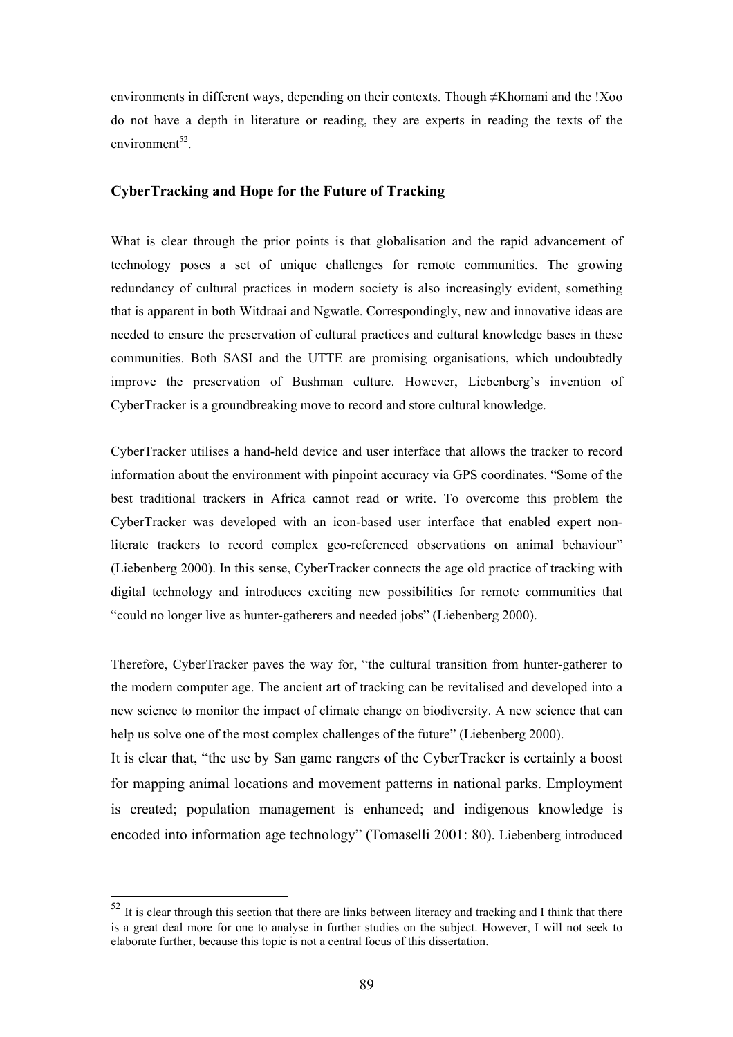environments in different ways, depending on their contexts. Though ≠Khomani and the !Xoo do not have a depth in literature or reading, they are experts in reading the texts of the environment[52].

### CyberTracking and Hope for the Future of Tracking

What is clear through the prior points is that globalisation and the rapid advancement of technology poses a set of unique challenges for remote communities. The growing redundancy of cultural practices in modern society is also increasingly evident, something that is apparent in both Witdraai and Ngwatle. Correspondingly, new and innovative ideas are needed to ensure the preservation of cultural practices and cultural knowledge bases in these communities. Both SASI and the UTTE are promising organisations, which undoubtedly improve the preservation of Bushman culture. However, Liebenberg's invention of CyberTracker is a groundbreaking move to record and store cultural knowledge.

CyberTracker utilises a hand-held device and user interface that allows the tracker to record information about the environment with pinpoint accuracy via GPS coordinates. "Some of the best traditional trackers in Africa cannot read or write. To overcome this problem the CyberTracker was developed with an icon-based user interface that enabled expert non-literate trackers to record complex geo-referenced observations on animal behaviour" (Liebenberg 2000). In this sense, CyberTracker connects the age old practice of tracking with digital technology and introduces exciting new possibilities for remote communities that "could no longer live as hunter-gatherers and needed jobs" (Liebenberg 2000).

Therefore, CyberTracker paves the way for, "the cultural transition from hunter-gatherer to the modern computer age. The ancient art of tracking can be revitalised and developed into a new science to monitor the impact of climate change on biodiversity. A new science that can help us solve one of the most complex challenges of the future" (Liebenberg 2000).
It is clear that, "the use by San game rangers of the CyberTracker is certainly a boost for mapping animal locations and movement patterns in national parks. Employment is created; population management is enhanced; and indigenous knowledge is encoded into information age technology" (Tomaselli 2001: 80). Liebenberg introduced

---

[52] It is clear through this section that there are links between literacy and tracking and I think that there is a great deal more for one to analyse in further studies on the subject. However, I will not seek to elaborate further, because this topic is not a central focus of this dissertation.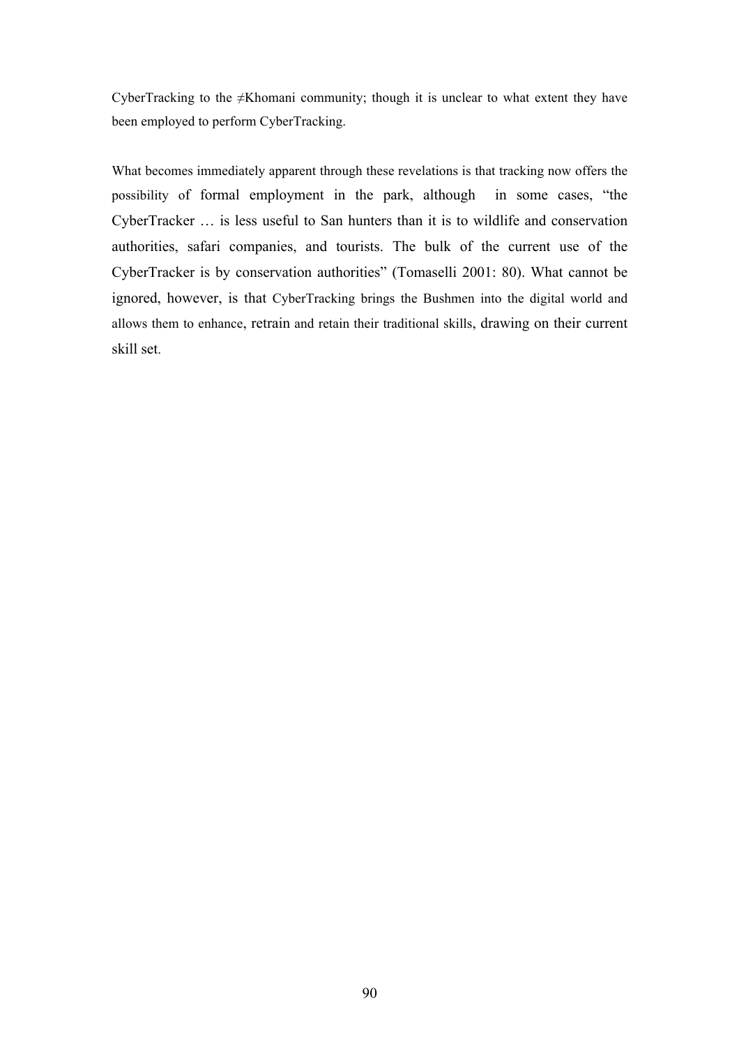CyberTracking to the ≠Khomani community; though it is unclear to what extent they have been employed to perform CyberTracking.

What becomes immediately apparent through these revelations is that tracking now offers the possibility of formal employment in the park, although in some cases, "the CyberTracker … is less useful to San hunters than it is to wildlife and conservation authorities, safari companies, and tourists. The bulk of the current use of the CyberTracker is by conservation authorities" (Tomaselli 2001: 80). What cannot be ignored, however, is that CyberTracking brings the Bushmen into the digital world and allows them to enhance, retrain and retain their traditional skills, drawing on their current skill set.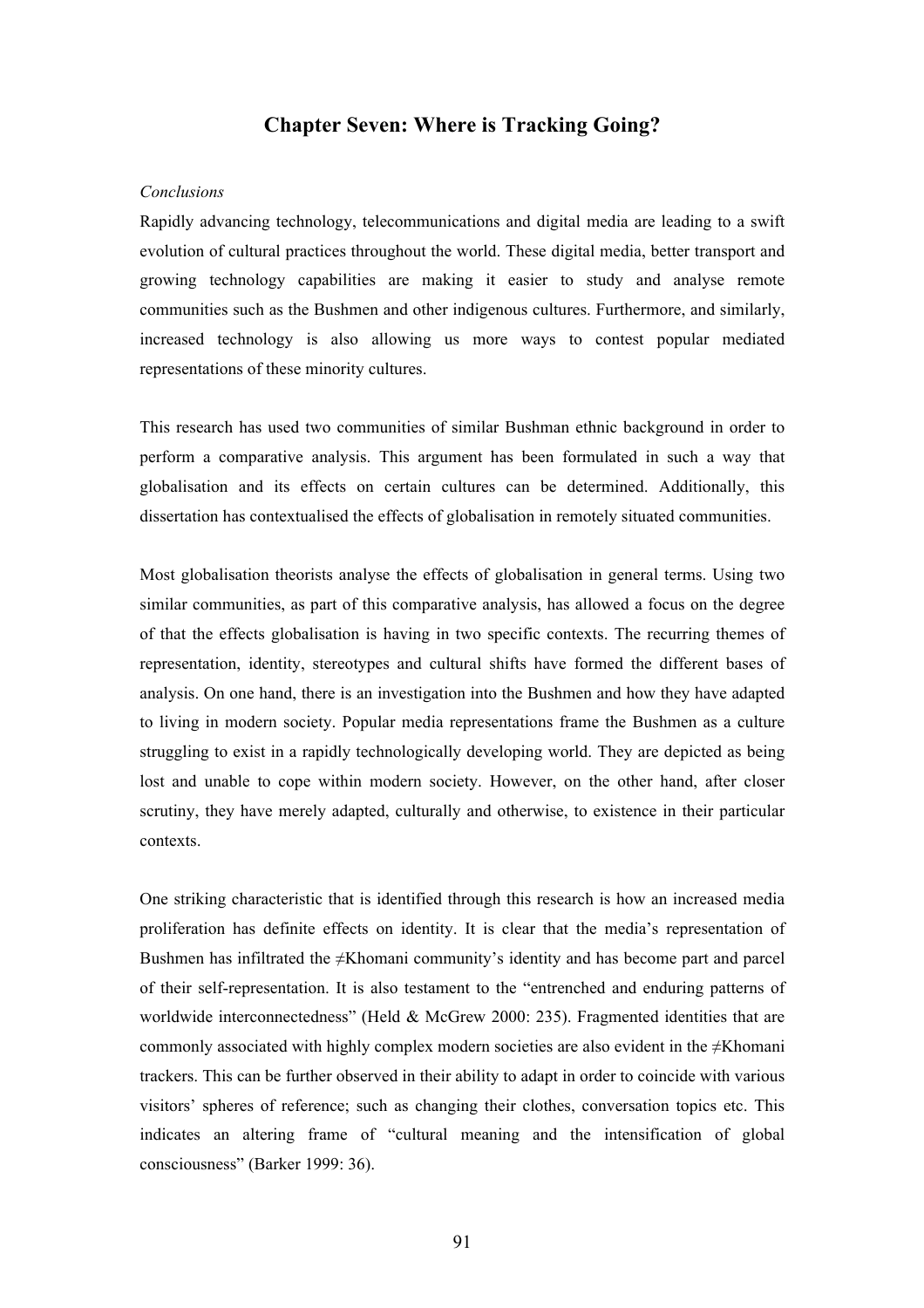# Chapter Seven: Where is Tracking Going?

*Conclusions*

Rapidly advancing technology, telecommunications and digital media are leading to a swift evolution of cultural practices throughout the world. These digital media, better transport and growing technology capabilities are making it easier to study and analyse remote communities such as the Bushmen and other indigenous cultures. Furthermore, and similarly, increased technology is also allowing us more ways to contest popular mediated representations of these minority cultures.

This research has used two communities of similar Bushman ethnic background in order to perform a comparative analysis. This argument has been formulated in such a way that globalisation and its effects on certain cultures can be determined. Additionally, this dissertation has contextualised the effects of globalisation in remotely situated communities.

Most globalisation theorists analyse the effects of globalisation in general terms. Using two similar communities, as part of this comparative analysis, has allowed a focus on the degree of that the effects globalisation is having in two specific contexts. The recurring themes of representation, identity, stereotypes and cultural shifts have formed the different bases of analysis. On one hand, there is an investigation into the Bushmen and how they have adapted to living in modern society. Popular media representations frame the Bushmen as a culture struggling to exist in a rapidly technologically developing world. They are depicted as being lost and unable to cope within modern society. However, on the other hand, after closer scrutiny, they have merely adapted, culturally and otherwise, to existence in their particular contexts.

One striking characteristic that is identified through this research is how an increased media proliferation has definite effects on identity. It is clear that the media's representation of Bushmen has infiltrated the ≠Khomani community's identity and has become part and parcel of their self-representation. It is also testament to the "entrenched and enduring patterns of worldwide interconnectedness" (Held & McGrew 2000: 235). Fragmented identities that are commonly associated with highly complex modern societies are also evident in the ≠Khomani trackers. This can be further observed in their ability to adapt in order to coincide with various visitors' spheres of reference; such as changing their clothes, conversation topics etc. This indicates an altering frame of "cultural meaning and the intensification of global consciousness" (Barker 1999: 36).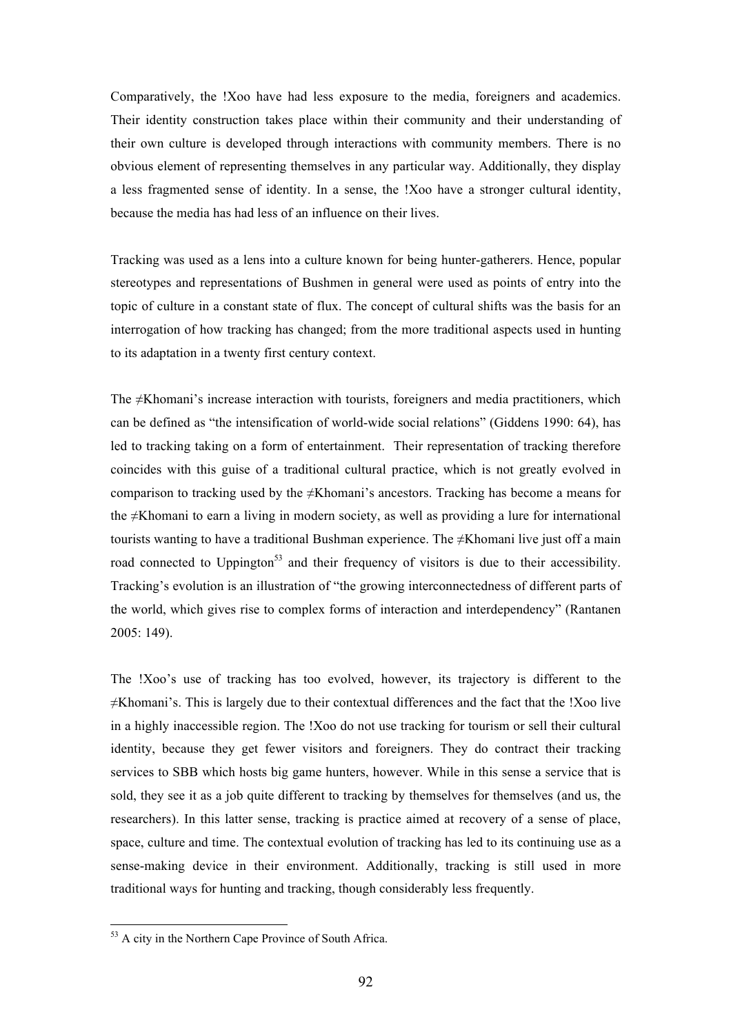Comparatively, the !Xoo have had less exposure to the media, foreigners and academics. Their identity construction takes place within their community and their understanding of their own culture is developed through interactions with community members. There is no obvious element of representing themselves in any particular way. Additionally, they display a less fragmented sense of identity. In a sense, the !Xoo have a stronger cultural identity, because the media has had less of an influence on their lives.

Tracking was used as a lens into a culture known for being hunter-gatherers. Hence, popular stereotypes and representations of Bushmen in general were used as points of entry into the topic of culture in a constant state of flux. The concept of cultural shifts was the basis for an interrogation of how tracking has changed; from the more traditional aspects used in hunting to its adaptation in a twenty first century context.

The ≠Khomani's increase interaction with tourists, foreigners and media practitioners, which can be defined as "the intensification of world-wide social relations" (Giddens 1990: 64), has led to tracking taking on a form of entertainment. Their representation of tracking therefore coincides with this guise of a traditional cultural practice, which is not greatly evolved in comparison to tracking used by the ≠Khomani's ancestors. Tracking has become a means for the ≠Khomani to earn a living in modern society, as well as providing a lure for international tourists wanting to have a traditional Bushman experience. The ≠Khomani live just off a main road connected to Upington[53] and their frequency of visitors is due to their accessibility. Tracking's evolution is an illustration of "the growing interconnectedness of different parts of the world, which gives rise to complex forms of interaction and interdependency" (Rantanen 2005: 149).

The !Xoo's use of tracking has too evolved, however, its trajectory is different to the ≠Khomani's. This is largely due to their contextual differences and the fact that the !Xoo live in a highly inaccessible region. The !Xoo do not use tracking for tourism or sell their cultural identity, because they get fewer visitors and foreigners. They do contract their tracking services to SBB which hosts big game hunters, however. While in this sense a service that is sold, they see it as a job quite different to tracking by themselves for themselves (and us, the researchers). In this latter sense, tracking is practice aimed at recovery of a sense of place, space, culture and time. The contextual evolution of tracking has led to its continuing use as a sense-making device in their environment. Additionally, tracking is still used in more traditional ways for hunting and tracking, though considerably less frequently.

[53] A city in the Northern Cape Province of South Africa.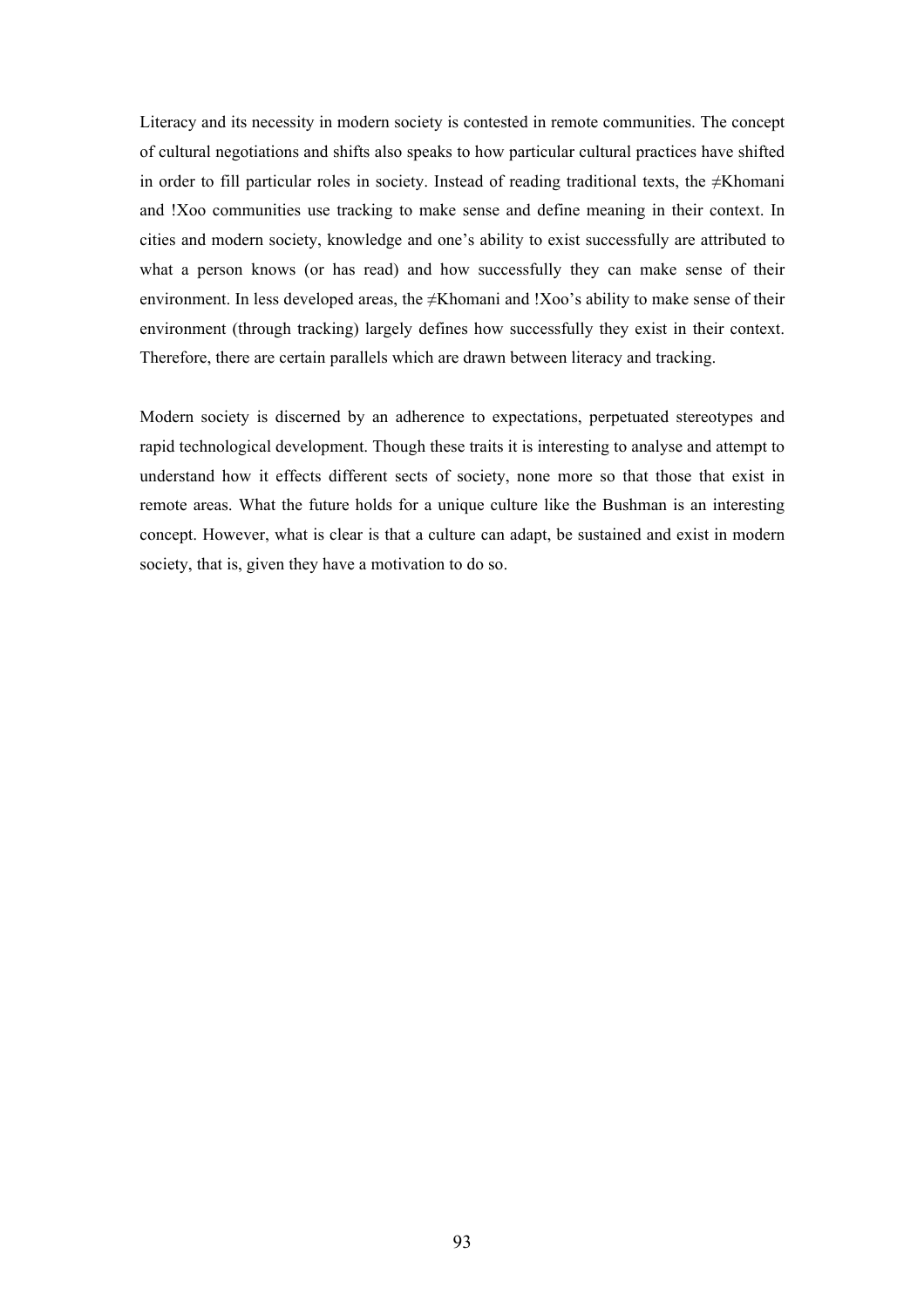Literacy and its necessity in modern society is contested in remote communities. The concept of cultural negotiations and shifts also speaks to how particular cultural practices have shifted in order to fill particular roles in society. Instead of reading traditional texts, the ≠Khomani and !Xoo communities use tracking to make sense and define meaning in their context. In cities and modern society, knowledge and one's ability to exist successfully are attributed to what a person knows (or has read) and how successfully they can make sense of their environment. In less developed areas, the ≠Khomani and !Xoo's ability to make sense of their environment (through tracking) largely defines how successfully they exist in their context. Therefore, there are certain parallels which are drawn between literacy and tracking.

Modern society is discerned by an adherence to expectations, perpetuated stereotypes and rapid technological development. Though these traits it is interesting to analyse and attempt to understand how it effects different sects of society, none more so that those that exist in remote areas. What the future holds for a unique culture like the Bushman is an interesting concept. However, what is clear is that a culture can adapt, be sustained and exist in modern society, that is, given they have a motivation to do so.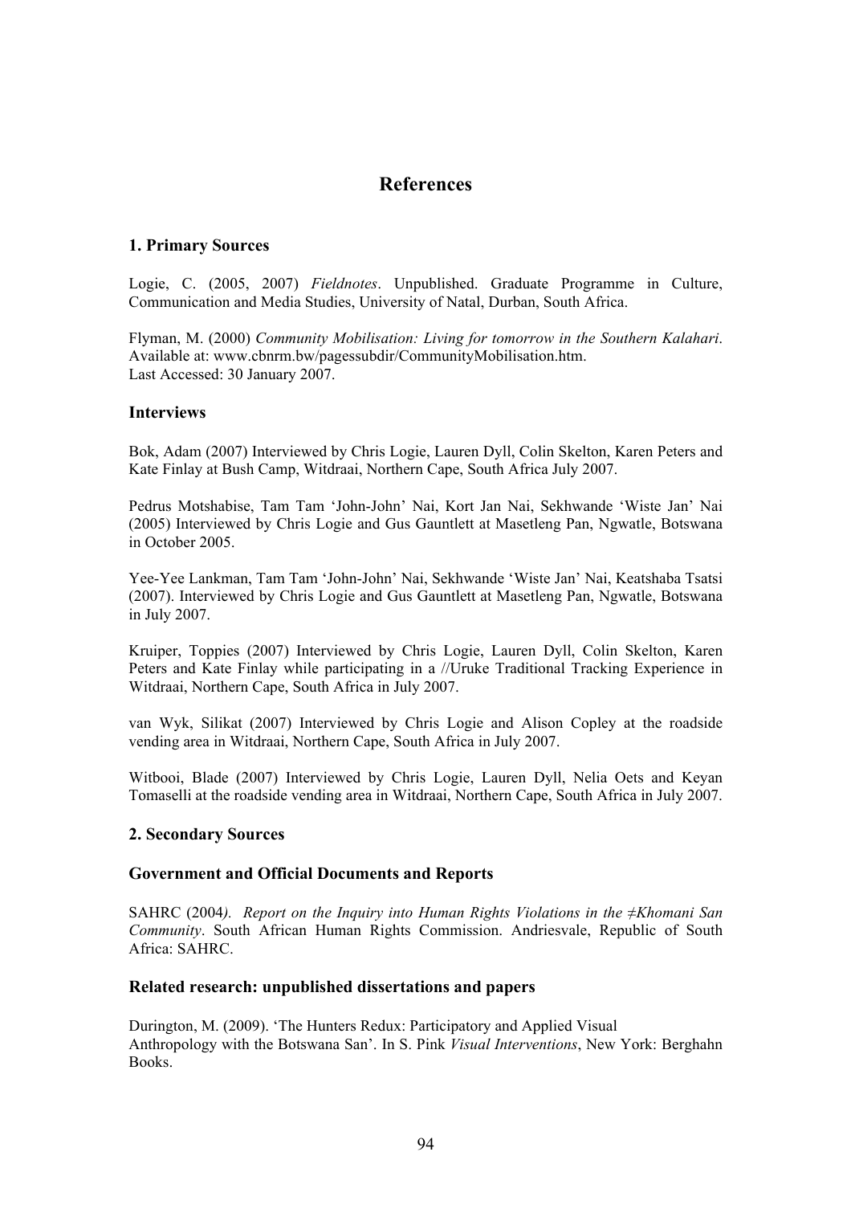# References

## 1. Primary Sources

Logie, C. (2005, 2007) *Fieldnotes*. Unpublished. Graduate Programme in Culture, Communication and Media Studies, University of Natal, Durban, South Africa.

Flyman, M. (2000) *Community Mobilisation: Living for tomorrow in the Southern Kalahari*. Available at: www.cbnrm.bw/pagessubdir/CommunityMobilisation.htm.
Last Accessed: 30 January 2007.

### Interviews

Bok, Adam (2007) Interviewed by Chris Logie, Lauren Dyll, Colin Skelton, Karen Peters and Kate Finlay at Bush Camp, Witdraai, Northern Cape, South Africa July 2007.

Pedrus Motshabise, Tam Tam 'John-John' Nai, Kort Jan Nai, Sekhwande 'Wiste Jan' Nai (2005) Interviewed by Chris Logie and Gus Gauntlett at Masetleng Pan, Ngwatle, Botswana in October 2005.

Yee-Yee Lankman, Tam Tam 'John-John' Nai, Sekhwande 'Wiste Jan' Nai, Keatshaba Tsatsi (2007). Interviewed by Chris Logie and Gus Gauntlett at Masetleng Pan, Ngwatle, Botswana in July 2007.

Kruiper, Toppies (2007) Interviewed by Chris Logie, Lauren Dyll, Colin Skelton, Karen Peters and Kate Finlay while participating in a //Uruke Traditional Tracking Experience in Witdraai, Northern Cape, South Africa in July 2007.

van Wyk, Silikat (2007) Interviewed by Chris Logie and Alison Copley at the roadside vending area in Witdraai, Northern Cape, South Africa in July 2007.

Witbooi, Blade (2007) Interviewed by Chris Logie, Lauren Dyll, Nelia Oets and Keyan Tomaselli at the roadside vending area in Witdraai, Northern Cape, South Africa in July 2007.

## 2. Secondary Sources

### Government and Official Documents and Reports

SAHRC (2004). *Report on the Inquiry into Human Rights Violations in the ≠Khomani San Community*. South African Human Rights Commission. Andriesvale, Republic of South Africa: SAHRC.

### Related research: unpublished dissertations and papers

Durington, M. (2009). 'The Hunters Redux: Participatory and Applied Visual Anthropology with the Botswana San'. In S. Pink *Visual Interventions*, New York: Berghahn Books.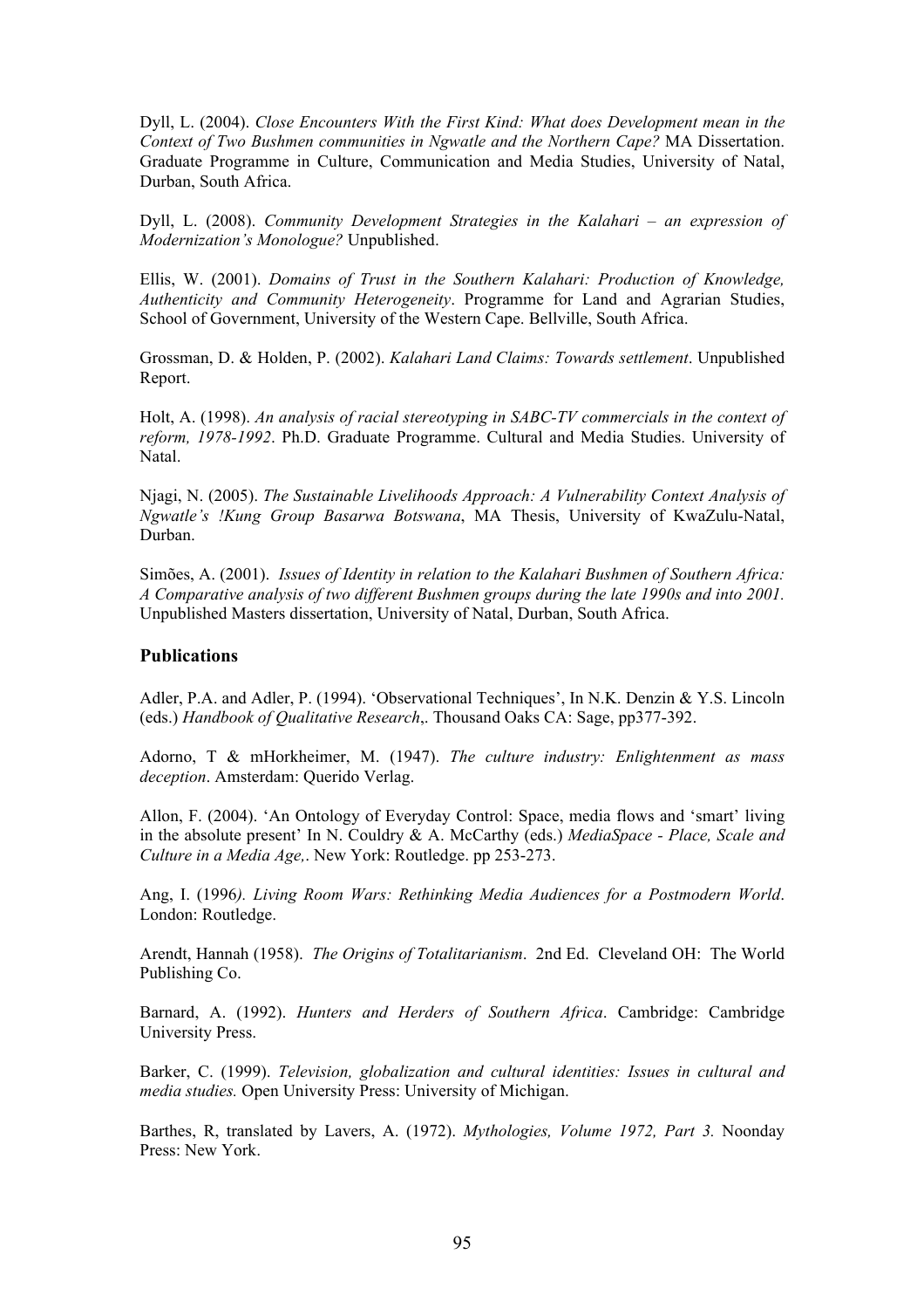Dyll, L. (2004). *Close Encounters With the First Kind: What does Development mean in the Context of Two Bushmen communities in Ngwatle and the Northern Cape?* MA Dissertation. Graduate Programme in Culture, Communication and Media Studies, University of Natal, Durban, South Africa.

Dyll, L. (2008). *Community Development Strategies in the Kalahari – an expression of Modernization's Monologue?* Unpublished.

Ellis, W. (2001). *Domains of Trust in the Southern Kalahari: Production of Knowledge, Authenticity and Community Heterogeneity*. Programme for Land and Agrarian Studies, School of Government, University of the Western Cape. Bellville, South Africa.

Grossman, D. & Holden, P. (2002). *Kalahari Land Claims: Towards settlement*. Unpublished Report.

Holt, A. (1998). *An analysis of racial stereotyping in SABC-TV commercials in the context of reform, 1978-1992*. Ph.D. Graduate Programme. Cultural and Media Studies. University of Natal.

Njagi, N. (2005). *The Sustainable Livelihoods Approach: A Vulnerability Context Analysis of Ngwatle's !Kung Group Basarwa Botswana*, MA Thesis, University of KwaZulu-Natal, Durban.

Simões, A. (2001). *Issues of Identity in relation to the Kalahari Bushmen of Southern Africa: A Comparative analysis of two different Bushmen groups during the late 1990s and into 2001.* Unpublished Masters dissertation, University of Natal, Durban, South Africa.

### Publications

Adler, P.A. and Adler, P. (1994). 'Observational Techniques', In N.K. Denzin & Y.S. Lincoln (eds.) *Handbook of Qualitative Research*,. Thousand Oaks CA: Sage, pp377-392.

Adorno, T & mHorkheimer, M. (1947). *The culture industry: Enlightenment as mass deception*. Amsterdam: Querido Verlag.

Allon, F. (2004). 'An Ontology of Everyday Control: Space, media flows and 'smart' living in the absolute present' In N. Couldry & A. McCarthy (eds.) *MediaSpace - Place, Scale and Culture in a Media Age,*. New York: Routledge. pp 253-273.

Ang, I. (1996*). Living Room Wars: Rethinking Media Audiences for a Postmodern World*. London: Routledge.

Arendt, Hannah (1958). *The Origins of Totalitarianism*. 2nd Ed. Cleveland OH: The World Publishing Co.

Barnard, A. (1992). *Hunters and Herders of Southern Africa*. Cambridge: Cambridge University Press.

Barker, C. (1999). *Television, globalization and cultural identities: Issues in cultural and media studies.* Open University Press: University of Michigan.

Barthes, R, translated by Lavers, A. (1972). *Mythologies, Volume 1972, Part 3.* Noonday Press: New York.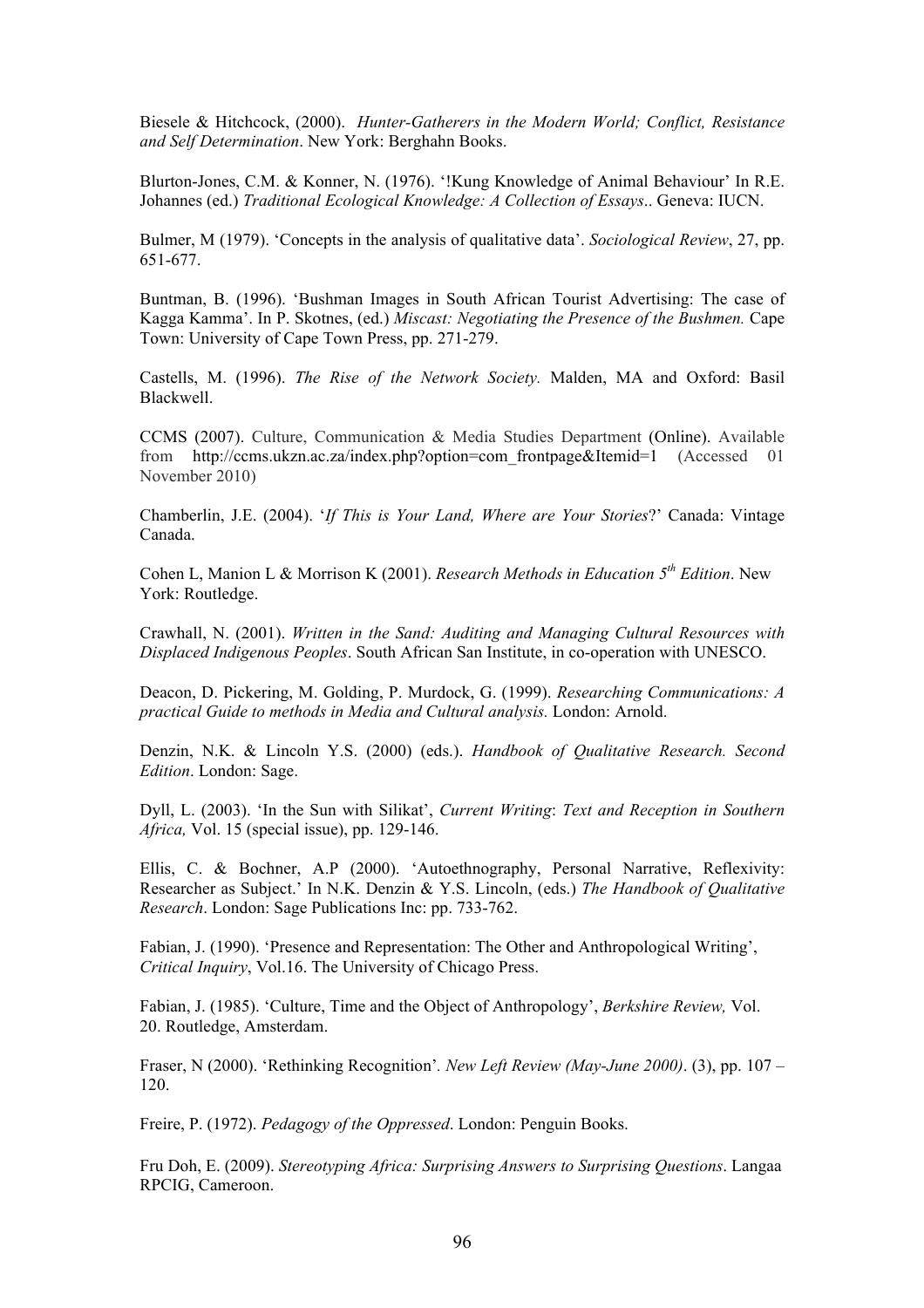Biesele & Hitchcock, (2000). *Hunter-Gatherers in the Modern World; Conflict, Resistance and Self Determination*. New York: Berghahn Books.

Blurton-Jones, C.M. & Konner, N. (1976). '!Kung Knowledge of Animal Behaviour' In R.E. Johannes (ed.) *Traditional Ecological Knowledge: A Collection of Essays*.. Geneva: IUCN.

Bulmer, M (1979). 'Concepts in the analysis of qualitative data'. *Sociological Review*, 27, pp. 651-677.

Buntman, B. (1996). 'Bushman Images in South African Tourist Advertising: The case of Kagga Kamma'. In P. Skotnes, (ed.) *Miscast: Negotiating the Presence of the Bushmen.* Cape Town: University of Cape Town Press, pp. 271-279.

Castells, M. (1996). *The Rise of the Network Society.* Malden, MA and Oxford: Basil Blackwell.

CCMS (2007). Culture, Communication & Media Studies Department (Online). Available from http://ccms.ukzn.ac.za/index.php?option=com_frontpage&Itemid=1 (Accessed 01 November 2010)

Chamberlin, J.E. (2004). '*If This is Your Land, Where are Your Stories*?' Canada: Vintage Canada.

Cohen L, Manion L & Morrison K (2001). *Research Methods in Education 5th Edition*. New York: Routledge.

Crawhall, N. (2001). *Written in the Sand: Auditing and Managing Cultural Resources with Displaced Indigenous Peoples*. South African San Institute, in co-operation with UNESCO.

Deacon, D. Pickering, M. Golding, P. Murdock, G. (1999). *Researching Communications: A practical Guide to methods in Media and Cultural analysis.* London: Arnold.

Denzin, N.K. & Lincoln Y.S. (2000) (eds.). *Handbook of Qualitative Research. Second Edition*. London: Sage.

Dyll, L. (2003). 'In the Sun with Silikat', *Current Writing*: *Text and Reception in Southern Africa,* Vol. 15 (special issue), pp. 129-146.

Ellis, C. & Bochner, A.P (2000). 'Autoethnography, Personal Narrative, Reflexivity: Researcher as Subject.' In N.K. Denzin & Y.S. Lincoln, (eds.) *The Handbook of Qualitative Research*. London: Sage Publications Inc: pp. 733-762.

Fabian, J. (1990). 'Presence and Representation: The Other and Anthropological Writing', *Critical Inquiry*, Vol.16. The University of Chicago Press.

Fabian, J. (1985). 'Culture, Time and the Object of Anthropology', *Berkshire Review,* Vol. 20. Routledge, Amsterdam.

Fraser, N (2000). 'Rethinking Recognition'. *New Left Review (May-June 2000)*. (3), pp. 107 – 120.

Freire, P. (1972). *Pedagogy of the Oppressed*. London: Penguin Books.

Fru Doh, E. (2009). *Stereotyping Africa: Surprising Answers to Surprising Questions*. Langaa RPCIG, Cameroon.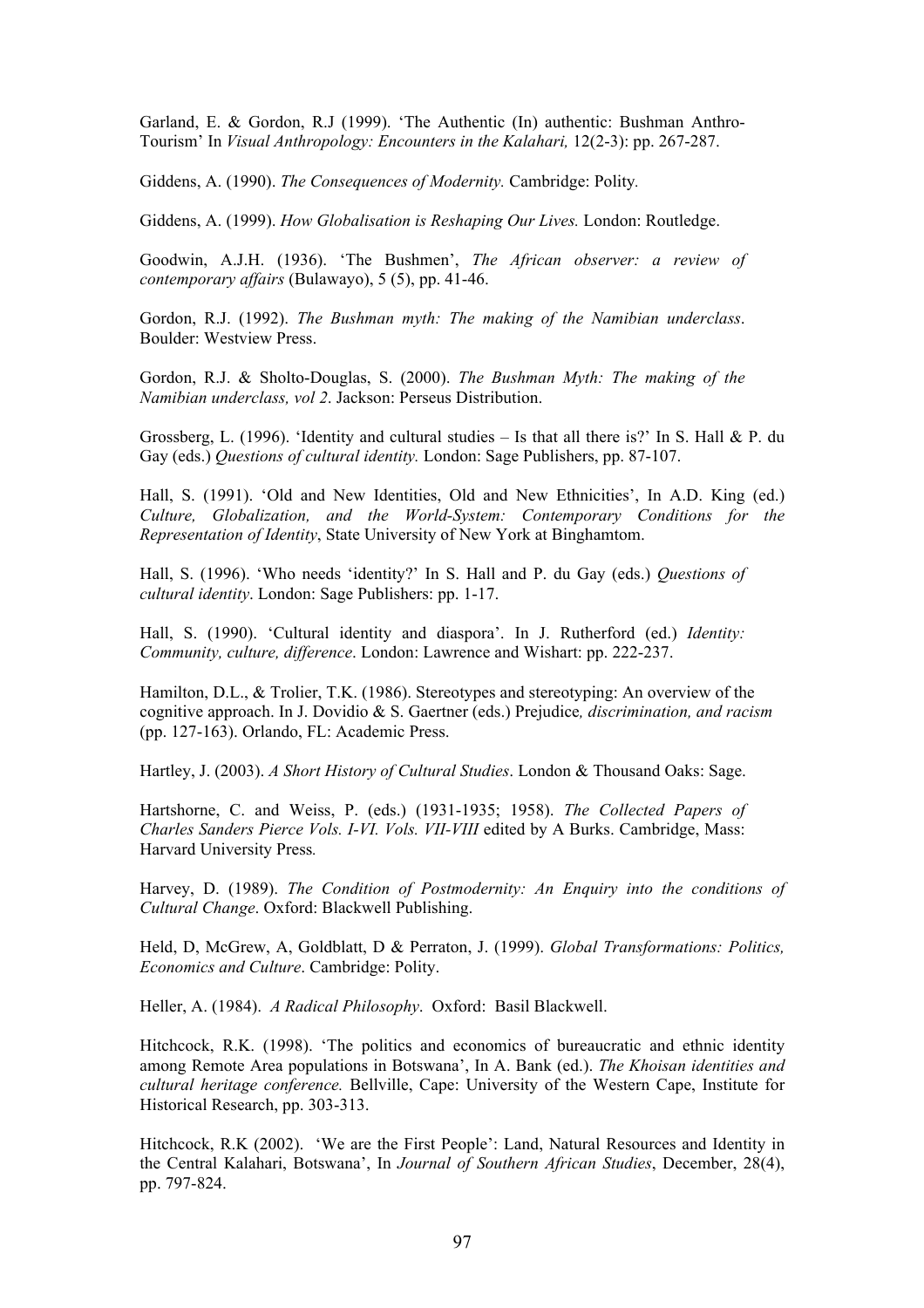Garland, E. & Gordon, R.J (1999). 'The Authentic (In) authentic: Bushman Anthro-Tourism' In *Visual Anthropology: Encounters in the Kalahari,* 12(2-3): pp. 267-287.

Giddens, A. (1990). *The Consequences of Modernity.* Cambridge: Polity.

Giddens, A. (1999). *How Globalisation is Reshaping Our Lives.* London: Routledge.

Goodwin, A.J.H. (1936). 'The Bushmen', *The African observer: a review of contemporary affairs* (Bulawayo), 5 (5), pp. 41-46.

Gordon, R.J. (1992). *The Bushman myth: The making of the Namibian underclass*. Boulder: Westview Press.

Gordon, R.J. & Sholto-Douglas, S. (2000). *The Bushman Myth: The making of the Namibian underclass, vol 2*. Jackson: Perseus Distribution.

Grossberg, L. (1996). 'Identity and cultural studies – Is that all there is?' In S. Hall & P. du Gay (eds.) *Questions of cultural identity.* London: Sage Publishers, pp. 87-107.

Hall, S. (1991). 'Old and New Identities, Old and New Ethnicities', In A.D. King (ed.) *Culture, Globalization, and the World-System: Contemporary Conditions for the Representation of Identity*, State University of New York at Binghamtom.

Hall, S. (1996). 'Who needs 'identity?' In S. Hall and P. du Gay (eds.) *Questions of cultural identity*. London: Sage Publishers: pp. 1-17.

Hall, S. (1990). 'Cultural identity and diaspora'. In J. Rutherford (ed.) *Identity: Community, culture, difference*. London: Lawrence and Wishart: pp. 222-237.

Hamilton, D.L., & Trolier, T.K. (1986). Stereotypes and stereotyping: An overview of the cognitive approach. In J. Dovidio & S. Gaertner (eds.) Prejudice*, discrimination, and racism* (pp. 127-163). Orlando, FL: Academic Press.

Hartley, J. (2003). *A Short History of Cultural Studies*. London & Thousand Oaks: Sage.

Hartshorne, C. and Weiss, P. (eds.) (1931-1935; 1958). *The Collected Papers of Charles Sanders Pierce Vols. I-VI. Vols. VII-VIII* edited by A Burks. Cambridge, Mass: Harvard University Press*.*

Harvey, D. (1989). *The Condition of Postmodernity: An Enquiry into the conditions of Cultural Change*. Oxford: Blackwell Publishing.

Held, D, McGrew, A, Goldblatt, D & Perraton, J. (1999). *Global Transformations: Politics, Economics and Culture*. Cambridge: Polity.

Heller, A. (1984). *A Radical Philosophy*. Oxford: Basil Blackwell.

Hitchcock, R.K. (1998). 'The politics and economics of bureaucratic and ethnic identity among Remote Area populations in Botswana', In A. Bank (ed.). *The Khoisan identities and cultural heritage conference.* Bellville, Cape: University of the Western Cape, Institute for Historical Research, pp. 303-313.

Hitchcock, R.K (2002). 'We are the First People': Land, Natural Resources and Identity in the Central Kalahari, Botswana', In *Journal of Southern African Studies*, December, 28(4), pp. 797-824.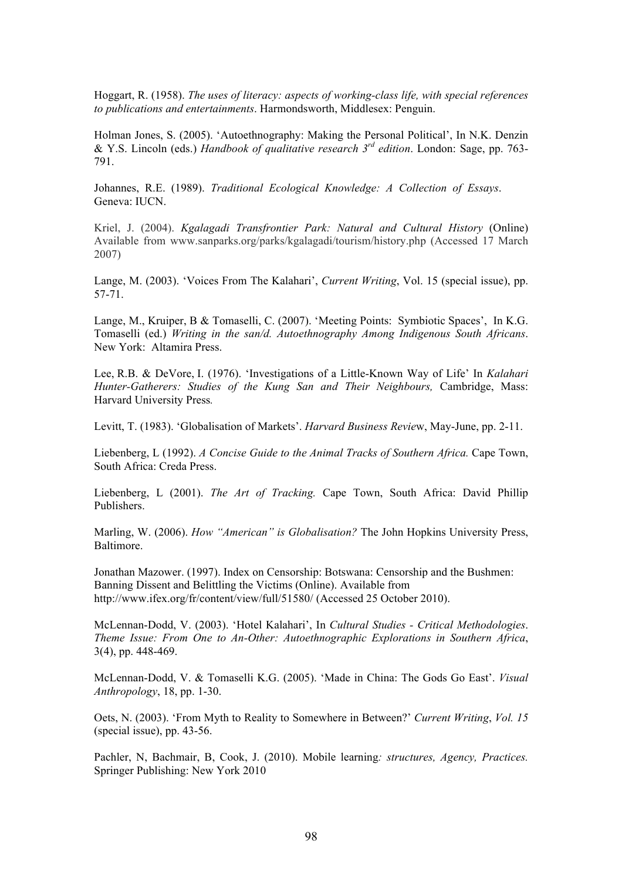Hoggart, R. (1958). *The uses of literacy: aspects of working-class life, with special references to publications and entertainments*. Harmondsworth, Middlesex: Penguin.

Holman Jones, S. (2005). 'Autoethnography: Making the Personal Political', In N.K. Denzin & Y.S. Lincoln (eds.) *Handbook of qualitative research 3rd edition*. London: Sage, pp. 763-791.

Johannes, R.E. (1989). *Traditional Ecological Knowledge: A Collection of Essays*. Geneva: IUCN.

Kriel, J. (2004). *Kgalagadi Transfrontier Park: Natural and Cultural History* (Online) Available from www.sanparks.org/parks/kgalagadi/tourism/history.php (Accessed 17 March 2007)

Lange, M. (2003). 'Voices From The Kalahari', *Current Writing*, Vol. 15 (special issue), pp. 57-71.

Lange, M., Kruiper, B & Tomaselli, C. (2007). 'Meeting Points: Symbiotic Spaces', In K.G. Tomaselli (ed.) *Writing in the san/d. Autoethnography Among Indigenous South Africans*. New York: Altamira Press.

Lee, R.B. & DeVore, I. (1976). 'Investigations of a Little-Known Way of Life' In *Kalahari Hunter-Gatherers: Studies of the Kung San and Their Neighbours,* Cambridge, Mass: Harvard University Press.

Levitt, T. (1983). 'Globalisation of Markets'. *Harvard Business Review*, May-June, pp. 2-11.

Liebenberg, L (1992). *A Concise Guide to the Animal Tracks of Southern Africa.* Cape Town, South Africa: Creda Press.

Liebenberg, L (2001). *The Art of Tracking.* Cape Town, South Africa: David Phillip Publishers.

Marling, W. (2006). *How "American" is Globalisation?* The John Hopkins University Press, Baltimore.

Jonathan Mazower. (1997). Index on Censorship: Botswana: Censorship and the Bushmen: Banning Dissent and Belittling the Victims (Online). Available from http://www.ifex.org/fr/content/view/full/51580/ (Accessed 25 October 2010).

McLennan-Dodd, V. (2003). 'Hotel Kalahari', In *Cultural Studies - Critical Methodologies*. *Theme Issue: From One to An-Other: Autoethnographic Explorations in Southern Africa*, 3(4), pp. 448-469.

McLennan-Dodd, V. & Tomaselli K.G. (2005). 'Made in China: The Gods Go East'. *Visual Anthropology*, 18, pp. 1-30.

Oets, N. (2003). 'From Myth to Reality to Somewhere in Between?' *Current Writing*, *Vol. 15* (special issue), pp. 43-56.

Pachler, N, Bachmair, B, Cook, J. (2010). Mobile learning*: structures, Agency, Practices.* Springer Publishing: New York 2010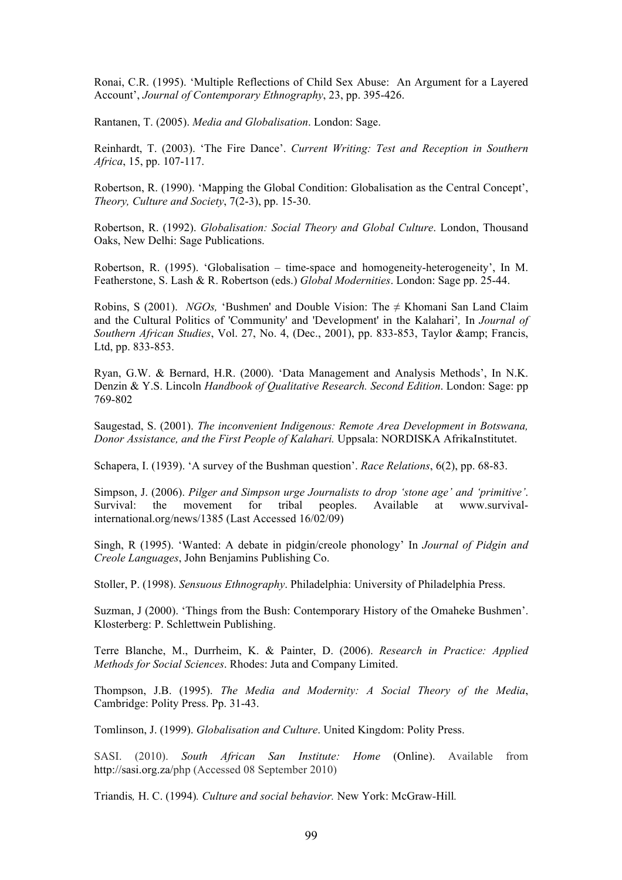Ronai, C.R. (1995). 'Multiple Reflections of Child Sex Abuse: An Argument for a Layered Account', *Journal of Contemporary Ethnography*, 23, pp. 395-426.

Rantanen, T. (2005). *Media and Globalisation*. London: Sage.

Reinhardt, T. (2003). 'The Fire Dance'. *Current Writing: Test and Reception in Southern Africa*, 15, pp. 107-117.

Robertson, R. (1990). 'Mapping the Global Condition: Globalisation as the Central Concept', *Theory, Culture and Society*, 7(2-3), pp. 15-30.

Robertson, R. (1992). *Globalisation: Social Theory and Global Culture*. London, Thousand Oaks, New Delhi: Sage Publications.

Robertson, R. (1995). 'Globalisation – time-space and homogeneity-heterogeneity', In M. Featherstone, S. Lash & R. Robertson (eds.) *Global Modernities*. London: Sage pp. 25-44.

Robins, S (2001). *NGOs,* 'Bushmen' and Double Vision: The ≠ Khomani San Land Claim and the Cultural Politics of 'Community' and 'Development' in the Kalahari'*,* In *Journal of Southern African Studies*, Vol. 27, No. 4, (Dec., 2001), pp. 833-853, Taylor &amp; Francis, Ltd, pp. 833-853.

Ryan, G.W. & Bernard, H.R. (2000). 'Data Management and Analysis Methods', In N.K. Denzin & Y.S. Lincoln *Handbook of Qualitative Research. Second Edition*. London: Sage: pp 769-802

Saugestad, S. (2001). *The inconvenient Indigenous: Remote Area Development in Botswana, Donor Assistance, and the First People of Kalahari.* Uppsala: NORDISKA AfrikaInstitutet.

Schapera, I. (1939). 'A survey of the Bushman question'. *Race Relations*, 6(2), pp. 68-83.

Simpson, J. (2006). *Pilger and Simpson urge Journalists to drop 'stone age' and 'primitive'*. Survival: the movement for tribal peoples. Available at www.survival-international.org/news/1385 (Last Accessed 16/02/09)

Singh, R (1995). 'Wanted: A debate in pidgin/creole phonology' In *Journal of Pidgin and Creole Languages*, John Benjamins Publishing Co.

Stoller, P. (1998). *Sensuous Ethnography*. Philadelphia: University of Philadelphia Press.

Suzman, J (2000). 'Things from the Bush: Contemporary History of the Omaheke Bushmen'. Klosterberg: P. Schlettwein Publishing.

Terre Blanche, M., Durrheim, K. & Painter, D. (2006). *Research in Practice: Applied Methods for Social Sciences*. Rhodes: Juta and Company Limited.

Thompson, J.B. (1995). *The Media and Modernity: A Social Theory of the Media*, Cambridge: Polity Press. Pp. 31-43.

Tomlinson, J. (1999). *Globalisation and Culture*. United Kingdom: Polity Press.

SASI. (2010). *South African San Institute: Home* (Online). Available from http://sasi.org.za/php (Accessed 08 September 2010)

Triandis*,* H. C. (1994)*. Culture and social behavior.* New York: McGraw-Hill*.*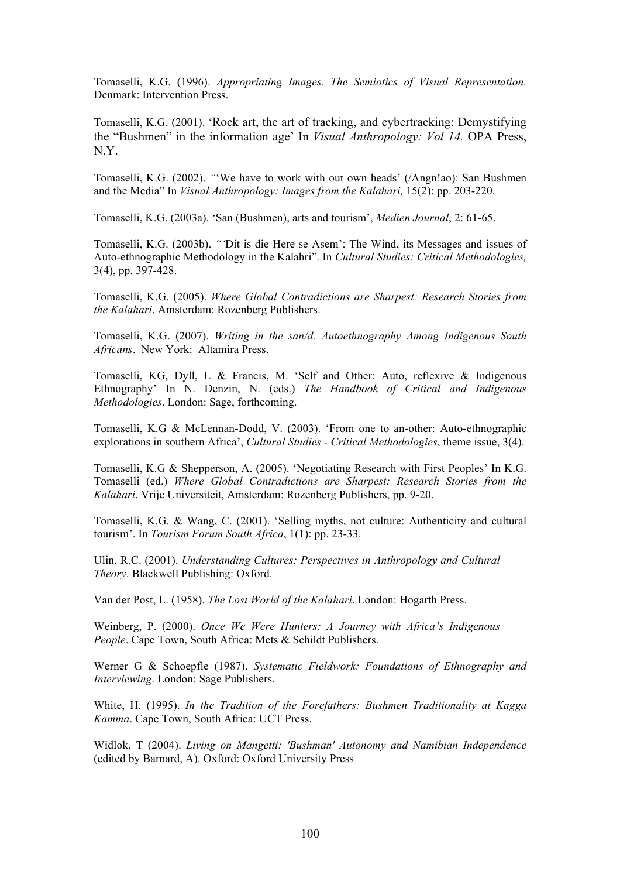Tomaselli, K.G. (1996). *Appropriating Images. The Semiotics of Visual Representation.* Denmark: Intervention Press.

Tomaselli, K.G. (2001). 'Rock art, the art of tracking, and cybertracking: Demystifying the "Bushmen" in the information age' In *Visual Anthropology: Vol 14.* OPA Press, N.Y.

Tomaselli, K.G. (2002). "'We have to work with out own heads' (/Angn!ao): San Bushmen and the Media" In *Visual Anthropology: Images from the Kalahari,* 15(2): pp. 203-220.

Tomaselli, K.G. (2003a). 'San (Bushmen), arts and tourism', *Medien Journal*, 2: 61-65.

Tomaselli, K.G. (2003b). "'Dit is die Here se Asem': The Wind, its Messages and issues of Auto-ethnographic Methodology in the Kalahri". In *Cultural Studies: Critical Methodologies,* 3(4), pp. 397-428.

Tomaselli, K.G. (2005). *Where Global Contradictions are Sharpest: Research Stories from the Kalahari*. Amsterdam: Rozenberg Publishers.

Tomaselli, K.G. (2007). *Writing in the san/d. Autoethnography Among Indigenous South Africans*. New York: Altamira Press.

Tomaselli, KG, Dyll, L & Francis, M. 'Self and Other: Auto, reflexive & Indigenous Ethnography' In N. Denzin, N. (eds.) *The Handbook of Critical and Indigenous Methodologies*. London: Sage, forthcoming.

Tomaselli, K.G & McLennan-Dodd, V. (2003). 'From one to an-other: Auto-ethnographic explorations in southern Africa', *Cultural Studies - Critical Methodologies*, theme issue, 3(4).

Tomaselli, K.G & Shepperson, A. (2005). 'Negotiating Research with First Peoples' In K.G. Tomaselli (ed.) *Where Global Contradictions are Sharpest: Research Stories from the Kalahari*. Vrije Universiteit, Amsterdam: Rozenberg Publishers, pp. 9-20.

Tomaselli, K.G. & Wang, C. (2001). 'Selling myths, not culture: Authenticity and cultural tourism'. In *Tourism Forum South Africa*, 1(1): pp. 23-33.

Ulin, R.C. (2001). *Understanding Cultures: Perspectives in Anthropology and Cultural Theory*. Blackwell Publishing: Oxford.

Van der Post, L. (1958). *The Lost World of the Kalahari*. London: Hogarth Press.

Weinberg, P. (2000). *Once We Were Hunters: A Journey with Africa's Indigenous People*. Cape Town, South Africa: Mets & Schildt Publishers.

Werner G & Schoepfle (1987). *Systematic Fieldwork: Foundations of Ethnography and Interviewing*. London: Sage Publishers.

White, H. (1995). *In the Tradition of the Forefathers: Bushmen Traditionality at Kagga Kamma*. Cape Town, South Africa: UCT Press.

Widlok, T (2004). *Living on Mangetti: 'Bushman' Autonomy and Namibian Independence* (edited by Barnard, A). Oxford: Oxford University Press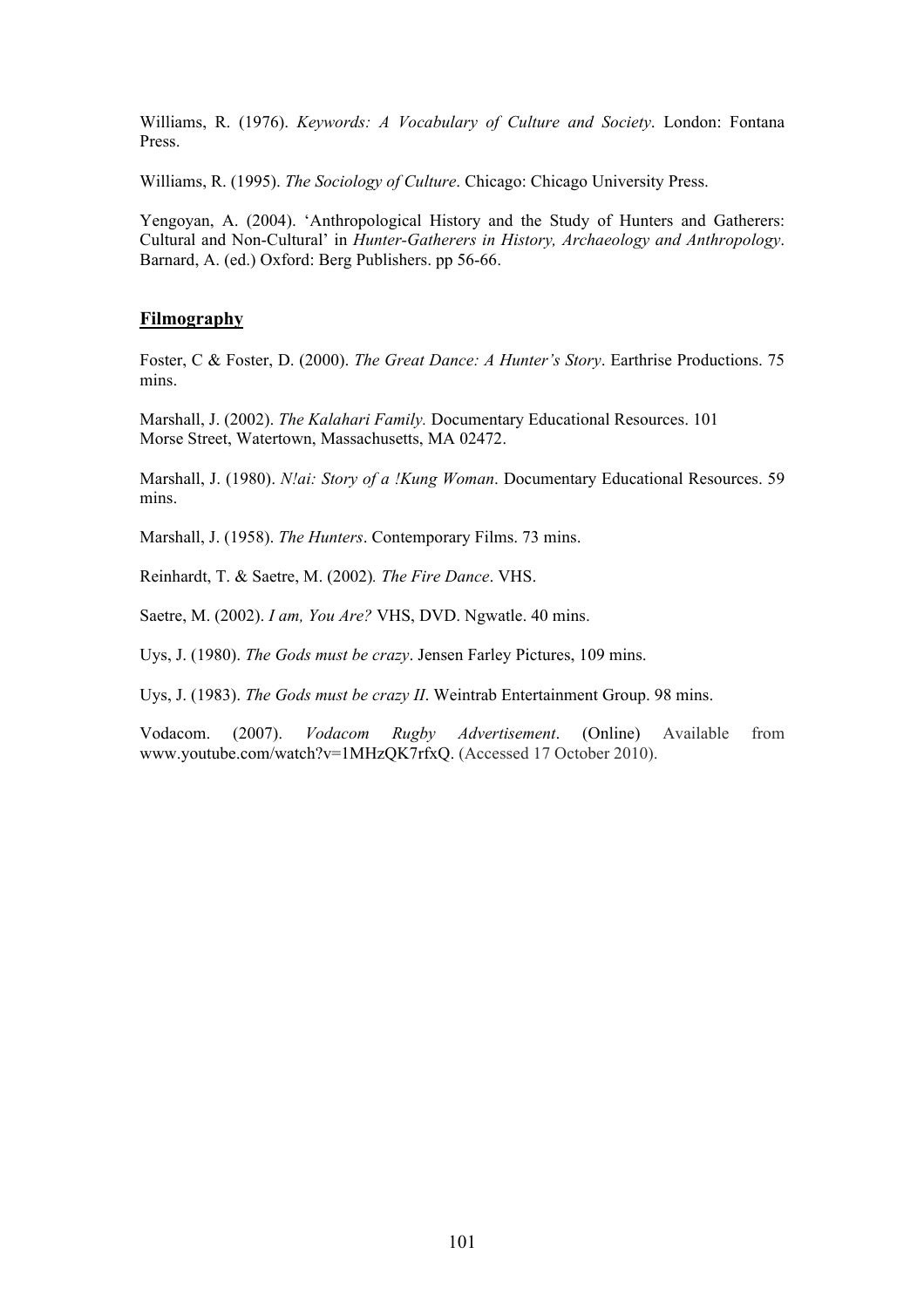Williams, R. (1976). *Keywords: A Vocabulary of Culture and Society*. London: Fontana Press.

Williams, R. (1995). *The Sociology of Culture*. Chicago: Chicago University Press.

Yengoyan, A. (2004). 'Anthropological History and the Study of Hunters and Gatherers: Cultural and Non-Cultural' in *Hunter-Gatherers in History, Archaeology and Anthropology*. Barnard, A. (ed.) Oxford: Berg Publishers. pp 56-66.

## Filmography

Foster, C & Foster, D. (2000). *The Great Dance: A Hunter's Story*. Earthrise Productions. 75 mins.

Marshall, J. (2002). *The Kalahari Family.* Documentary Educational Resources. 101 Morse Street, Watertown, Massachusetts, MA 02472.

Marshall, J. (1980). *N!ai: Story of a !Kung Woman*. Documentary Educational Resources. 59 mins.

Marshall, J. (1958). *The Hunters*. Contemporary Films. 73 mins.

Reinhardt, T. & Saetre, M. (2002)*. The Fire Dance*. VHS.

Saetre, M. (2002). *I am, You Are?* VHS, DVD. Ngwatle. 40 mins.

Uys, J. (1980). *The Gods must be crazy*. Jensen Farley Pictures, 109 mins.

Uys, J. (1983). *The Gods must be crazy II*. Weintrab Entertainment Group. 98 mins.

Vodacom. (2007). *Vodacom Rugby Advertisement*. (Online) Available from www.youtube.com/watch?v=1MHzQK7rfxQ. (Accessed 17 October 2010).